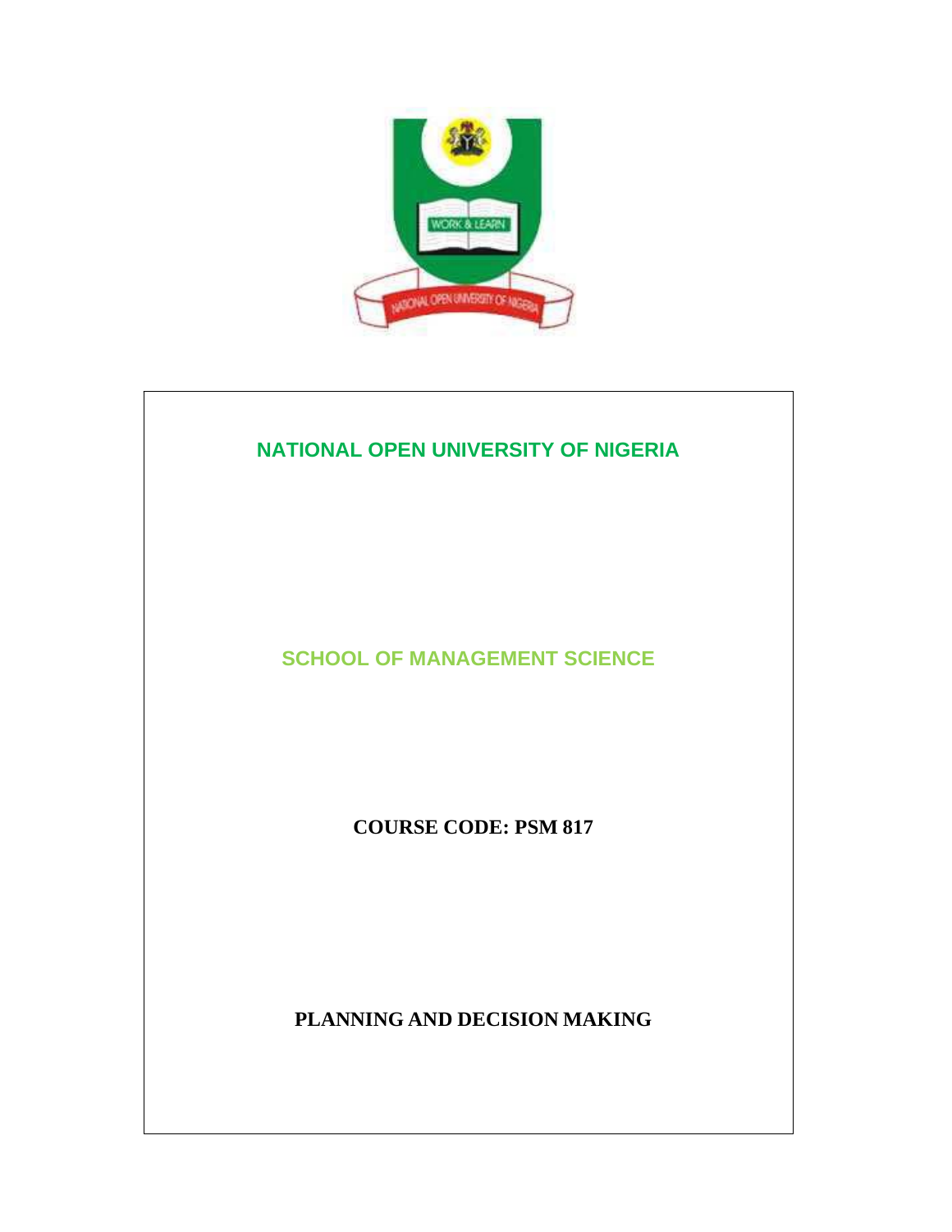# NATIONAL OPEN UNIVERSITY OF NIGERIA

## SCHOOL OF MANAGEMENT SCIENCE

**COURSE CODE: PSM 817**

**PLANNING AND DECISION MAKING**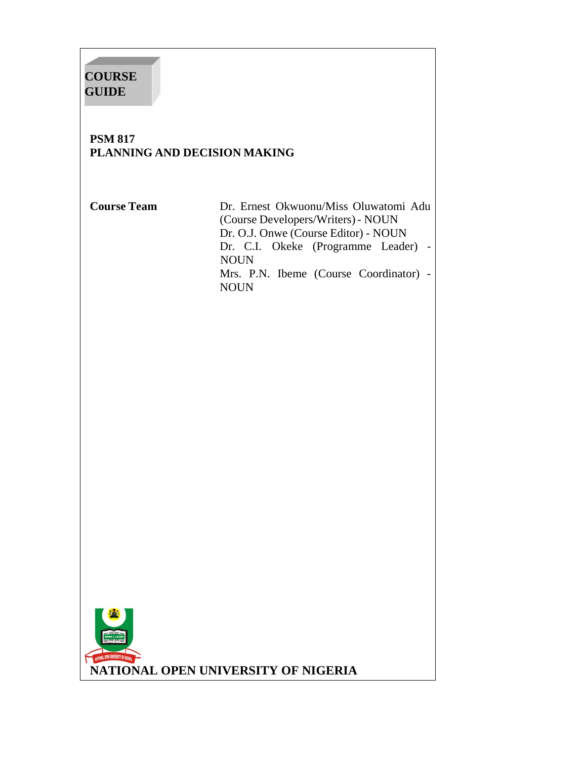**COURSE GUIDE**

**PSM 817**
**PLANNING AND DECISION MAKING**

**Course Team**

Dr. Ernest Okwuonu/Miss Oluwatomi Adu (Course Developers/Writers) - NOUN
Dr. O.J. Onwe (Course Editor) - NOUN
Dr. C.I. Okeke (Programme Leader) - NOUN
Mrs. P.N. Ibeme (Course Coordinator) - NOUN

**NATIONAL OPEN UNIVERSITY OF NIGERIA**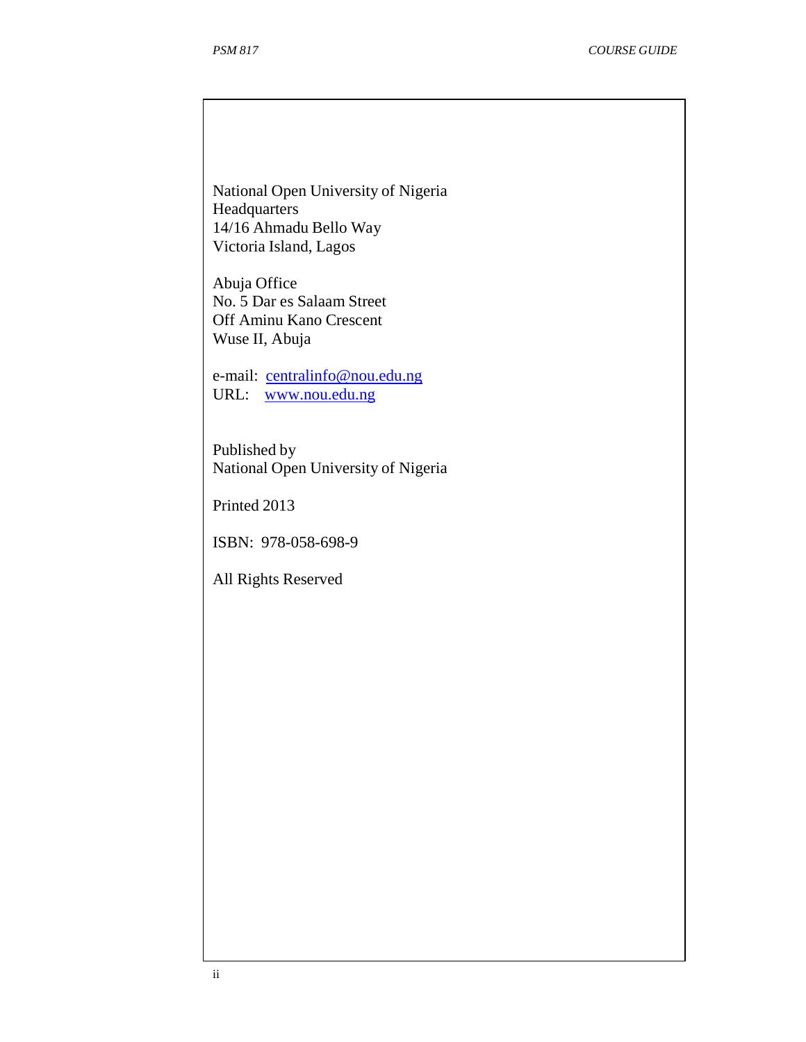National Open University of Nigeria
Headquarters
14/16 Ahmadu Bello Way
Victoria Island, Lagos

Abuja Office
No. 5 Dar es Salaam Street
Off Aminu Kano Crescent
Wuse II, Abuja

e-mail: centralinfo@nou.edu.ng
URL: www.nou.edu.ng

Published by
National Open University of Nigeria

Printed 2013

ISBN: 978-058-698-9

All Rights Reserved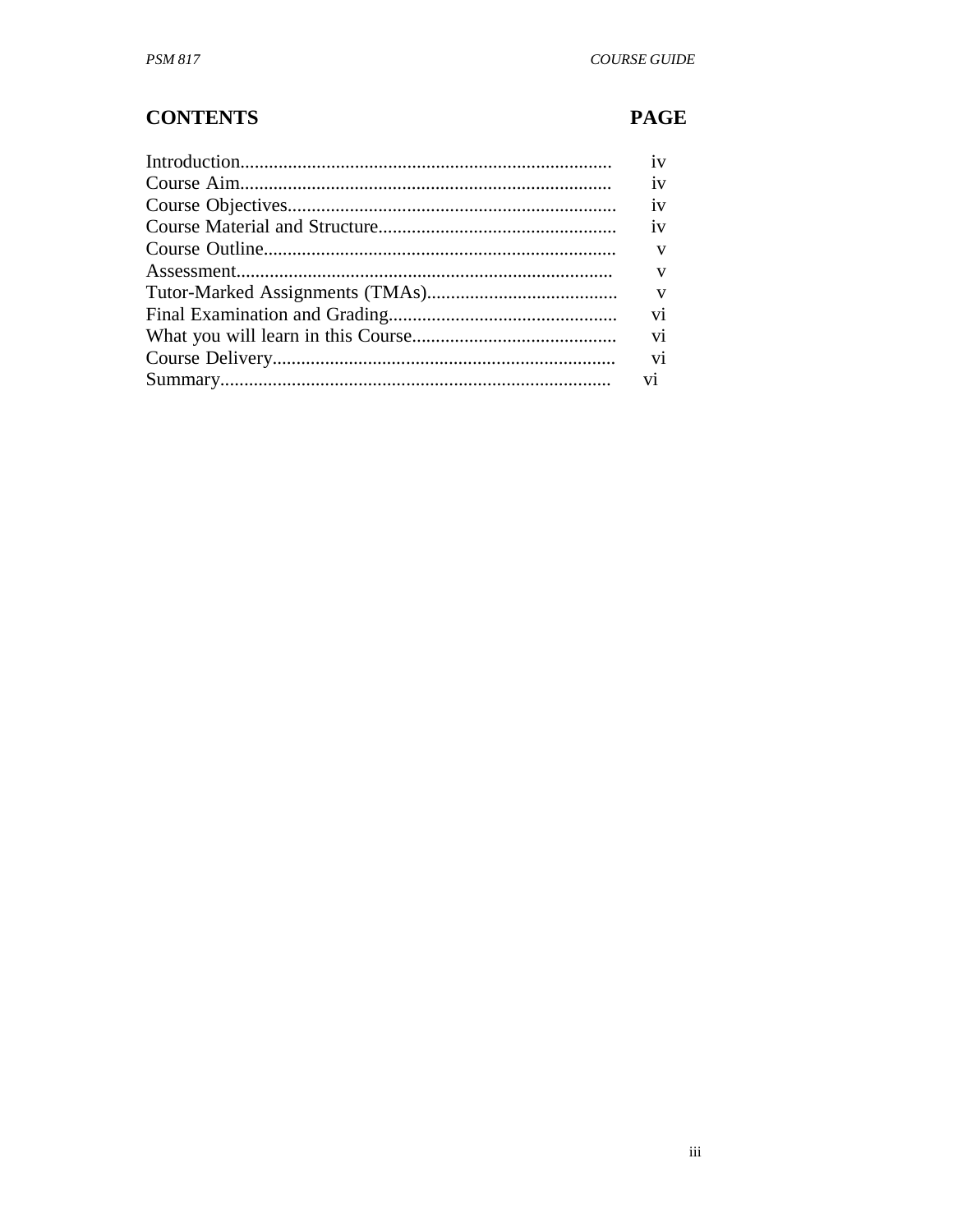## CONTENTS PAGE

| CONTENTS | PAGE |
|---|---|
| Introduction | iv |
| Course Aim | iv |
| Course Objectives | iv |
| Course Material and Structure | iv |
| Course Outline | v |
| Assessment | v |
| Tutor-Marked Assignments (TMAs) | v |
| Final Examination and Grading | vi |
| What you will learn in this Course | vi |
| Course Delivery | vi |
| Summary | vi |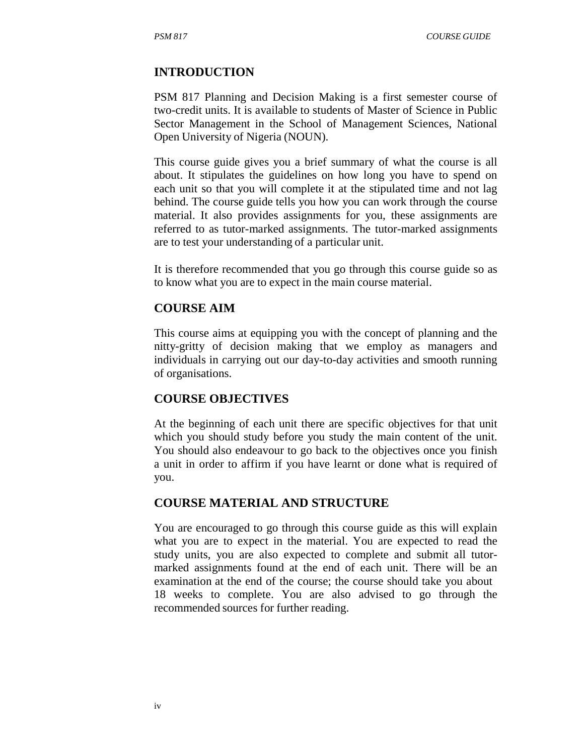## INTRODUCTION

PSM 817 Planning and Decision Making is a first semester course of two-credit units. It is available to students of Master of Science in Public Sector Management in the School of Management Sciences, National Open University of Nigeria (NOUN).

This course guide gives you a brief summary of what the course is all about. It stipulates the guidelines on how long you have to spend on each unit so that you will complete it at the stipulated time and not lag behind. The course guide tells you how you can work through the course material. It also provides assignments for you, these assignments are referred to as tutor-marked assignments. The tutor-marked assignments are to test your understanding of a particular unit.

It is therefore recommended that you go through this course guide so as to know what you are to expect in the main course material.

## COURSE AIM

This course aims at equipping you with the concept of planning and the nitty-gritty of decision making that we employ as managers and individuals in carrying out our day-to-day activities and smooth running of organisations.

## COURSE OBJECTIVES

At the beginning of each unit there are specific objectives for that unit which you should study before you study the main content of the unit. You should also endeavour to go back to the objectives once you finish a unit in order to affirm if you have learnt or done what is required of you.

## COURSE MATERIAL AND STRUCTURE

You are encouraged to go through this course guide as this will explain what you are to expect in the material. You are expected to read the study units, you are also expected to complete and submit all tutor-marked assignments found at the end of each unit. There will be an examination at the end of the course; the course should take you about 18 weeks to complete. You are also advised to go through the recommended sources for further reading.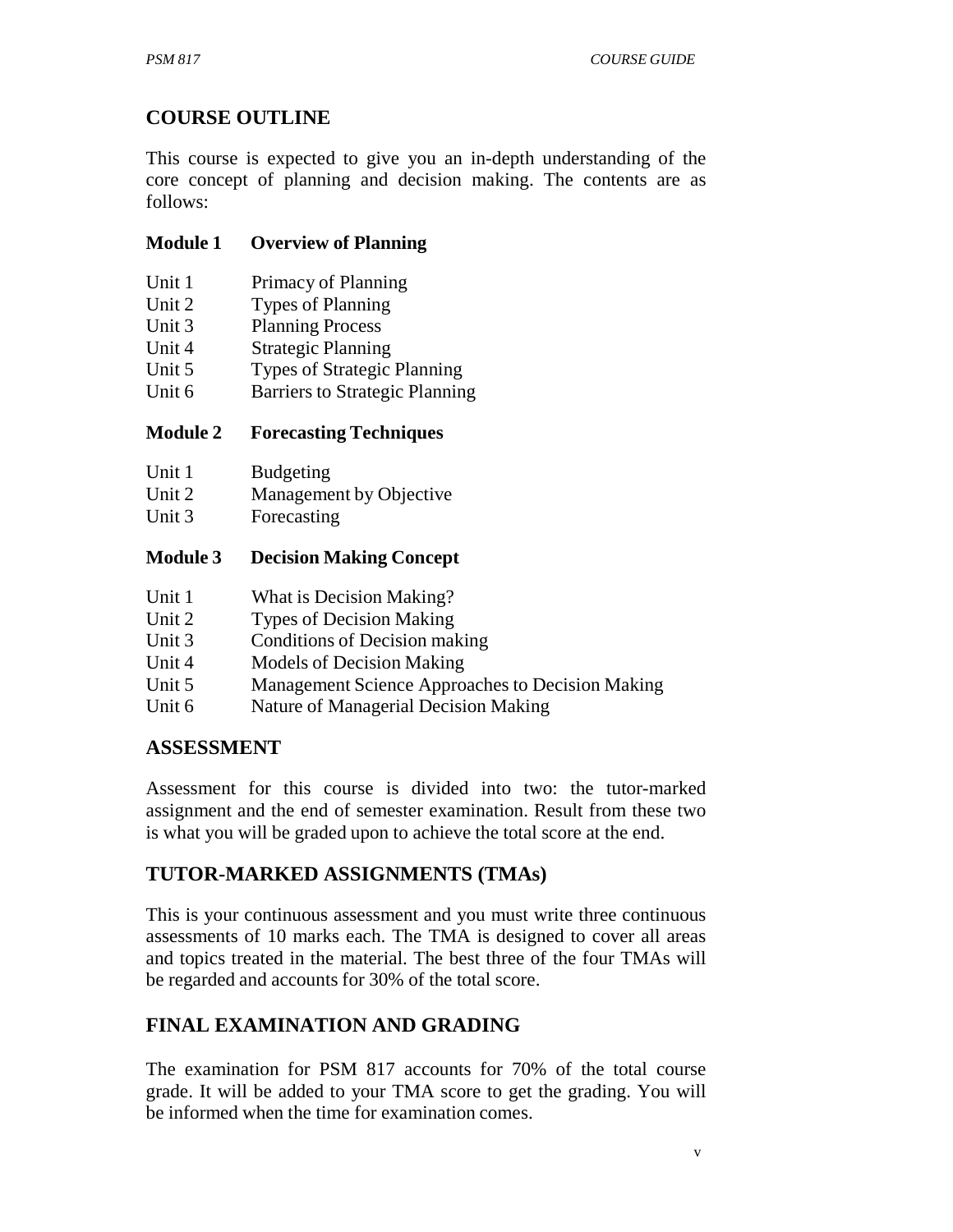## COURSE OUTLINE

This course is expected to give you an in-depth understanding of the core concept of planning and decision making. The contents are as follows:

**Module 1 Overview of Planning**

Unit 1 Primacy of Planning
Unit 2 Types of Planning
Unit 3 Planning Process
Unit 4 Strategic Planning
Unit 5 Types of Strategic Planning
Unit 6 Barriers to Strategic Planning

**Module 2 Forecasting Techniques**

Unit 1 Budgeting
Unit 2 Management by Objective
Unit 3 Forecasting

**Module 3 Decision Making Concept**

Unit 1 What is Decision Making?
Unit 2 Types of Decision Making
Unit 3 Conditions of Decision making
Unit 4 Models of Decision Making
Unit 5 Management Science Approaches to Decision Making
Unit 6 Nature of Managerial Decision Making

## ASSESSMENT

Assessment for this course is divided into two: the tutor-marked assignment and the end of semester examination. Result from these two is what you will be graded upon to achieve the total score at the end.

## TUTOR-MARKED ASSIGNMENTS (TMAs)

This is your continuous assessment and you must write three continuous assessments of 10 marks each. The TMA is designed to cover all areas and topics treated in the material. The best three of the four TMAs will be regarded and accounts for 30% of the total score.

## FINAL EXAMINATION AND GRADING

The examination for PSM 817 accounts for 70% of the total course grade. It will be added to your TMA score to get the grading. You will be informed when the time for examination comes.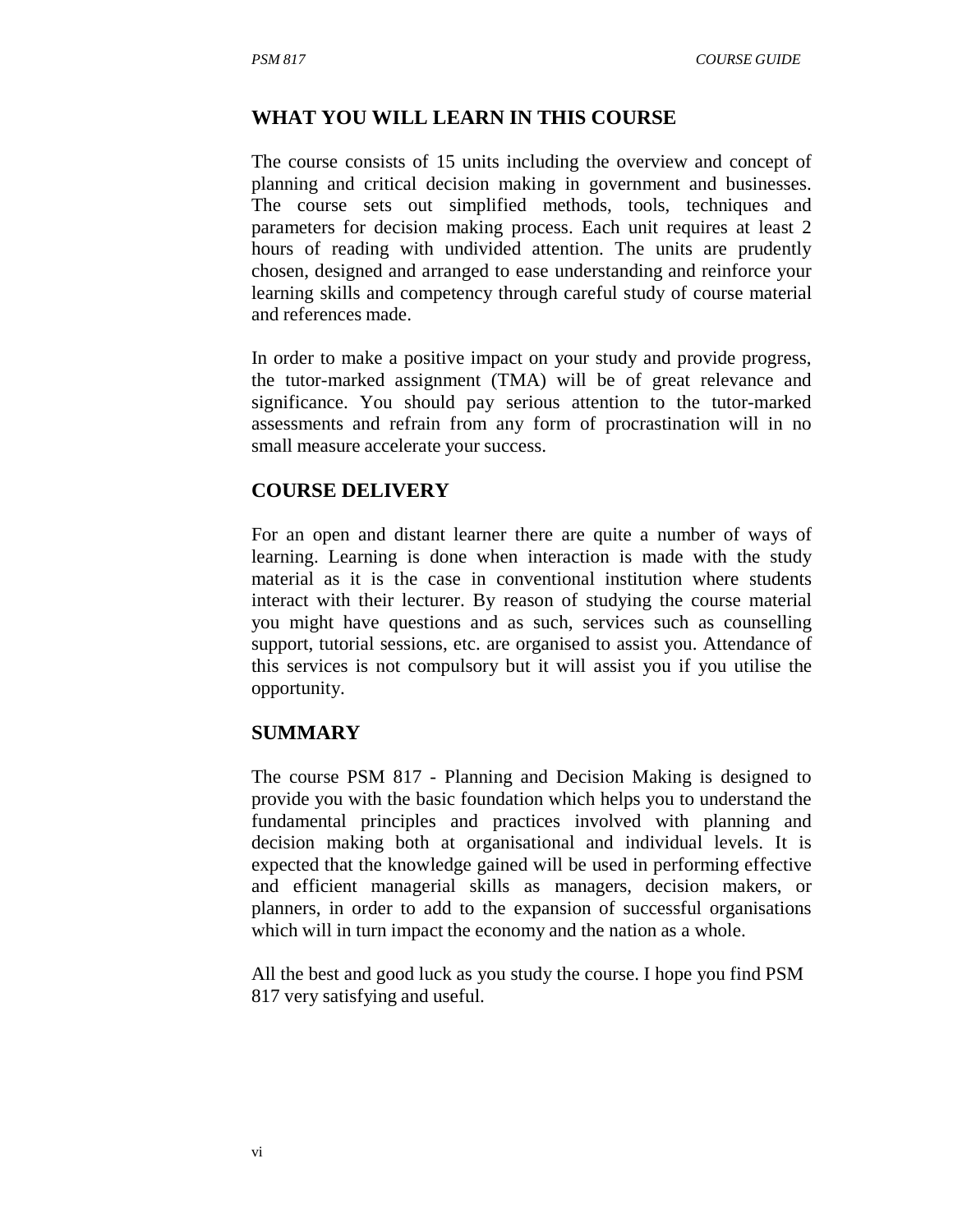## WHAT YOU WILL LEARN IN THIS COURSE

The course consists of 15 units including the overview and concept of planning and critical decision making in government and businesses. The course sets out simplified methods, tools, techniques and parameters for decision making process. Each unit requires at least 2 hours of reading with undivided attention. The units are prudently chosen, designed and arranged to ease understanding and reinforce your learning skills and competency through careful study of course material and references made.

In order to make a positive impact on your study and provide progress, the tutor-marked assignment (TMA) will be of great relevance and significance. You should pay serious attention to the tutor-marked assessments and refrain from any form of procrastination will in no small measure accelerate your success.

## COURSE DELIVERY

For an open and distant learner there are quite a number of ways of learning. Learning is done when interaction is made with the study material as it is the case in conventional institution where students interact with their lecturer. By reason of studying the course material you might have questions and as such, services such as counselling support, tutorial sessions, etc. are organised to assist you. Attendance of this services is not compulsory but it will assist you if you utilise the opportunity.

## SUMMARY

The course PSM 817 - Planning and Decision Making is designed to provide you with the basic foundation which helps you to understand the fundamental principles and practices involved with planning and decision making both at organisational and individual levels. It is expected that the knowledge gained will be used in performing effective and efficient managerial skills as managers, decision makers, or planners, in order to add to the expansion of successful organisations which will in turn impact the economy and the nation as a whole.

All the best and good luck as you study the course. I hope you find PSM 817 very satisfying and useful.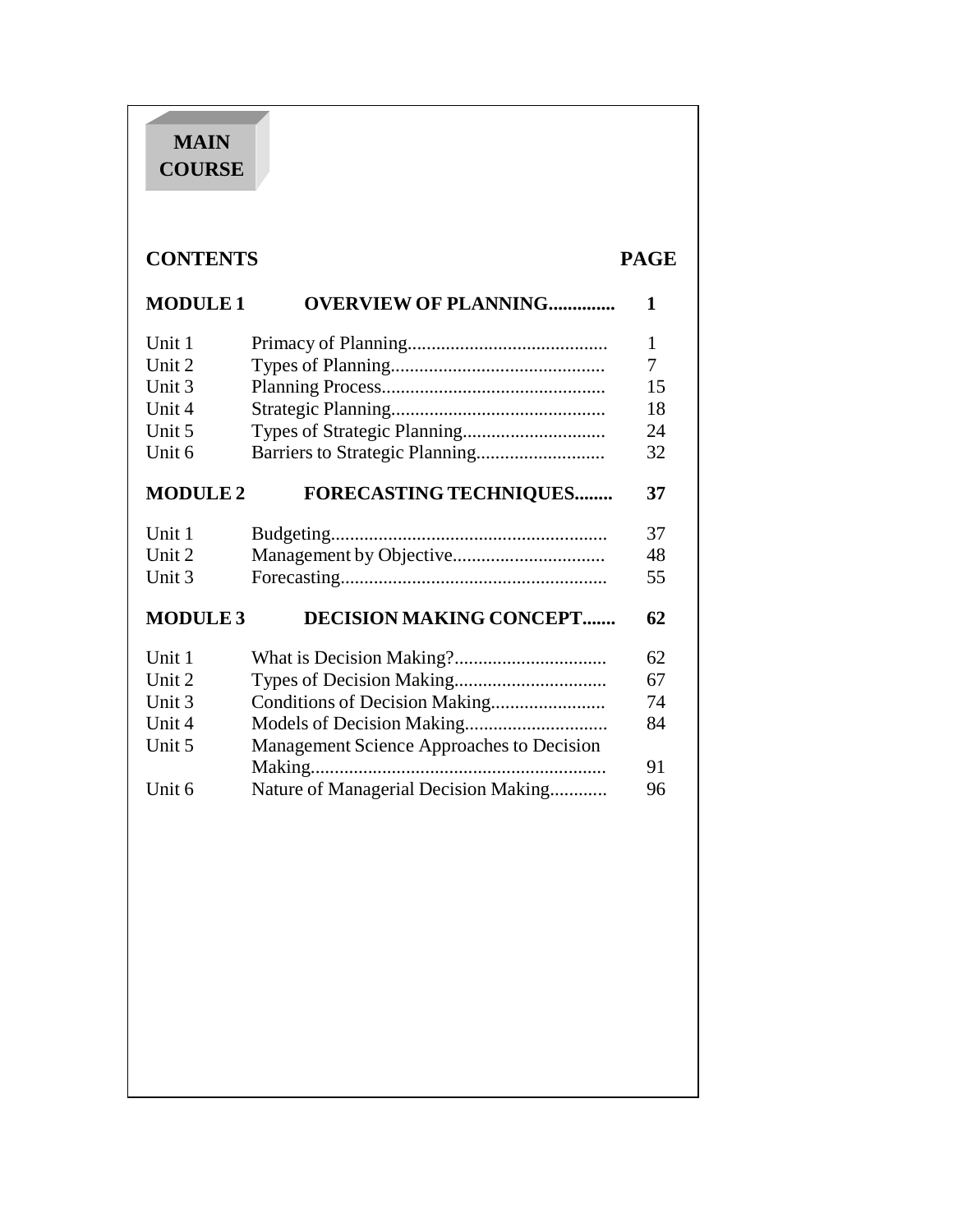# MAIN COURSE

| CONTENTS | | PAGE |
|---|---|---|
| **MODULE 1** | **OVERVIEW OF PLANNING.............** | **1** |
| Unit 1 | Primacy of Planning......................................... | 1 |
| Unit 2 | Types of Planning............................................ | 7 |
| Unit 3 | Planning Process.............................................. | 15 |
| Unit 4 | Strategic Planning............................................ | 18 |
| Unit 5 | Types of Strategic Planning............................. | 24 |
| Unit 6 | Barriers to Strategic Planning.......................... | 32 |
| **MODULE 2** | **FORECASTING TECHNIQUES........** | **37** |
| Unit 1 | Budgeting......................................................... | 37 |
| Unit 2 | Management by Objective............................... | 48 |
| Unit 3 | Forecasting....................................................... | 55 |
| **MODULE 3** | **DECISION MAKING CONCEPT.......** | **62** |
| Unit 1 | What is Decision Making?............................... | 62 |
| Unit 2 | Types of Decision Making............................... | 67 |
| Unit 3 | Conditions of Decision Making....................... | 74 |
| Unit 4 | Models of Decision Making............................. | 84 |
| Unit 5 | Management Science Approaches to Decision Making............................................................ | 91 |
| Unit 6 | Nature of Managerial Decision Making............ | 96 |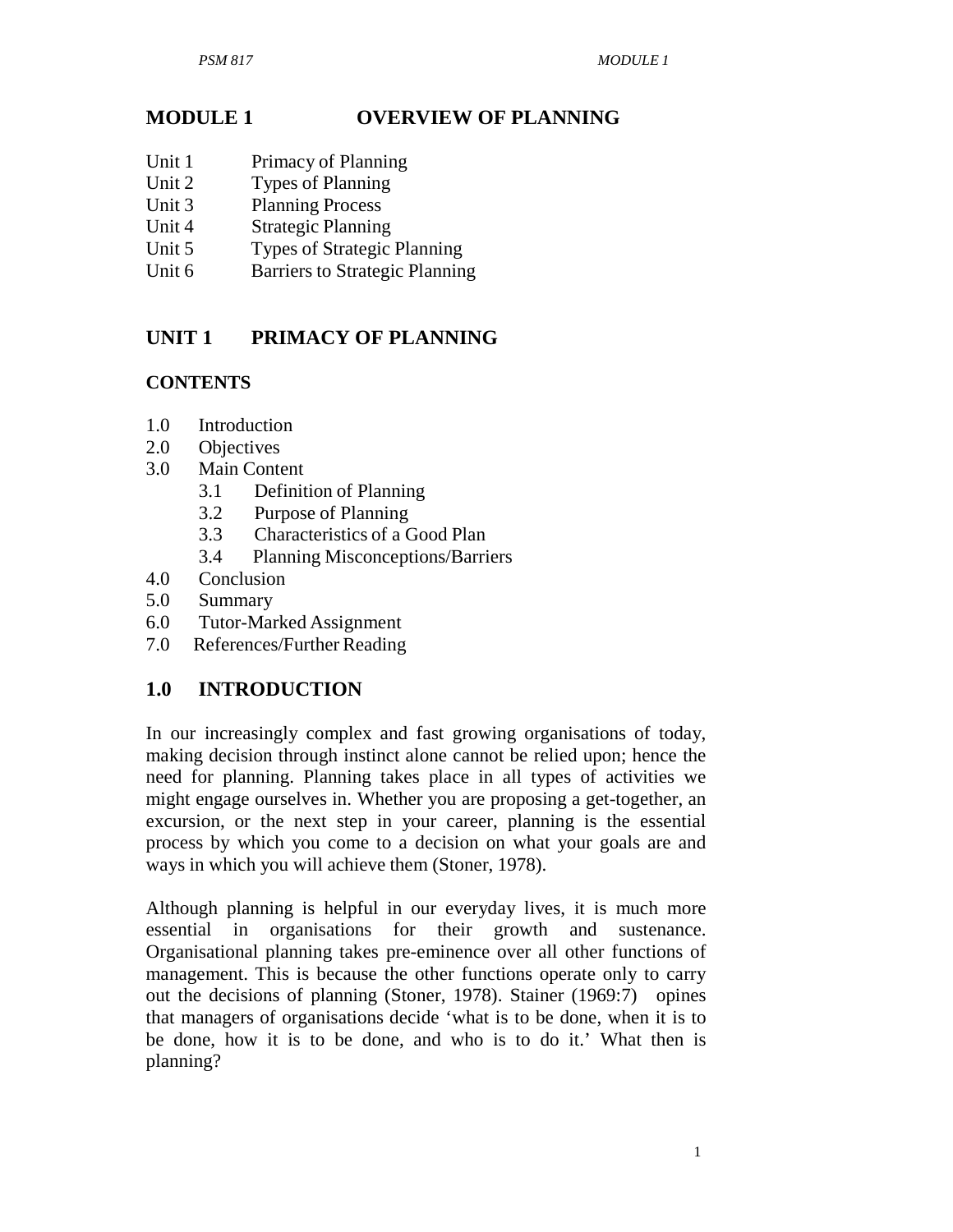# MODULE 1 OVERVIEW OF PLANNING

Unit 1 Primacy of Planning
Unit 2 Types of Planning
Unit 3 Planning Process
Unit 4 Strategic Planning
Unit 5 Types of Strategic Planning
Unit 6 Barriers to Strategic Planning

## UNIT 1 PRIMACY OF PLANNING

### CONTENTS

1.0 Introduction
2.0 Objectives
3.0 Main Content
  3.1 Definition of Planning
  3.2 Purpose of Planning
  3.3 Characteristics of a Good Plan
  3.4 Planning Misconceptions/Barriers
4.0 Conclusion
5.0 Summary
6.0 Tutor-Marked Assignment
7.0 References/Further Reading

## 1.0 INTRODUCTION

In our increasingly complex and fast growing organisations of today, making decision through instinct alone cannot be relied upon; hence the need for planning. Planning takes place in all types of activities we might engage ourselves in. Whether you are proposing a get-together, an excursion, or the next step in your career, planning is the essential process by which you come to a decision on what your goals are and ways in which you will achieve them (Stoner, 1978).

Although planning is helpful in our everyday lives, it is much more essential in organisations for their growth and sustenance. Organisational planning takes pre-eminence over all other functions of management. This is because the other functions operate only to carry out the decisions of planning (Stoner, 1978). Stainer (1969:7) opines that managers of organisations decide 'what is to be done, when it is to be done, how it is to be done, and who is to do it.' What then is planning?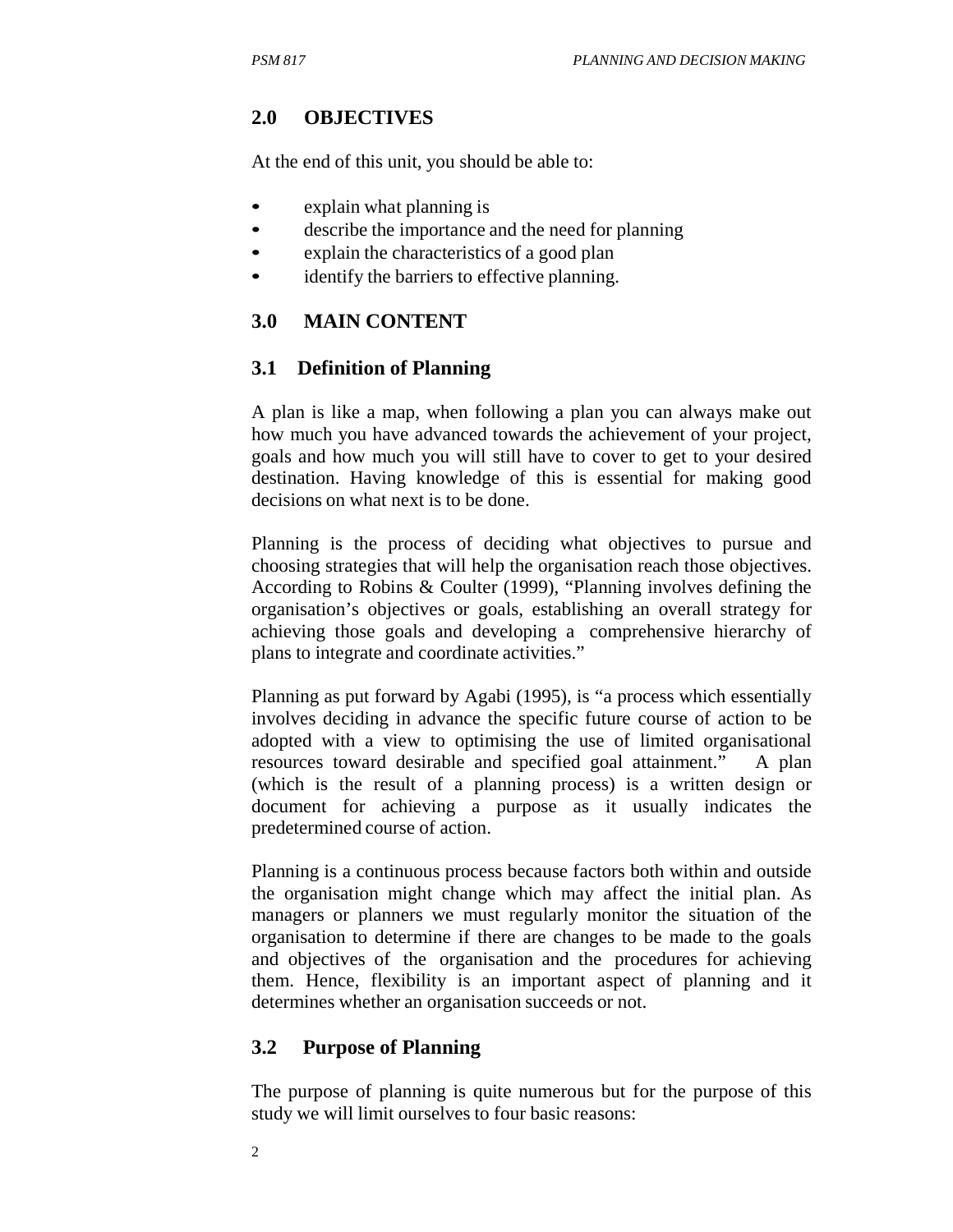## 2.0 OBJECTIVES

At the end of this unit, you should be able to:

- explain what planning is
- describe the importance and the need for planning
- explain the characteristics of a good plan
- identify the barriers to effective planning.

## 3.0 MAIN CONTENT

### 3.1 Definition of Planning

A plan is like a map, when following a plan you can always make out how much you have advanced towards the achievement of your project, goals and how much you will still have to cover to get to your desired destination. Having knowledge of this is essential for making good decisions on what next is to be done.

Planning is the process of deciding what objectives to pursue and choosing strategies that will help the organisation reach those objectives. According to Robins & Coulter (1999), "Planning involves defining the organisation's objectives or goals, establishing an overall strategy for achieving those goals and developing a comprehensive hierarchy of plans to integrate and coordinate activities."

Planning as put forward by Agabi (1995), is "a process which essentially involves deciding in advance the specific future course of action to be adopted with a view to optimising the use of limited organisational resources toward desirable and specified goal attainment." A plan (which is the result of a planning process) is a written design or document for achieving a purpose as it usually indicates the predetermined course of action.

Planning is a continuous process because factors both within and outside the organisation might change which may affect the initial plan. As managers or planners we must regularly monitor the situation of the organisation to determine if there are changes to be made to the goals and objectives of the organisation and the procedures for achieving them. Hence, flexibility is an important aspect of planning and it determines whether an organisation succeeds or not.

### 3.2 Purpose of Planning

The purpose of planning is quite numerous but for the purpose of this study we will limit ourselves to four basic reasons: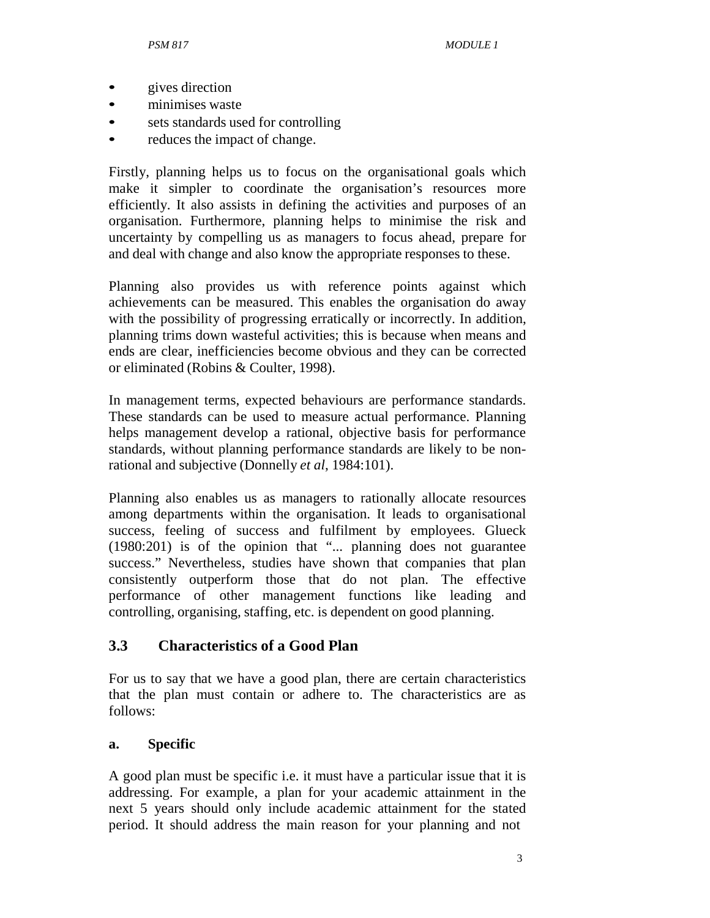- gives direction
- minimises waste
- sets standards used for controlling
- reduces the impact of change.

Firstly, planning helps us to focus on the organisational goals which make it simpler to coordinate the organisation's resources more efficiently. It also assists in defining the activities and purposes of an organisation. Furthermore, planning helps to minimise the risk and uncertainty by compelling us as managers to focus ahead, prepare for and deal with change and also know the appropriate responses to these.

Planning also provides us with reference points against which achievements can be measured. This enables the organisation do away with the possibility of progressing erratically or incorrectly. In addition, planning trims down wasteful activities; this is because when means and ends are clear, inefficiencies become obvious and they can be corrected or eliminated (Robins & Coulter, 1998).

In management terms, expected behaviours are performance standards. These standards can be used to measure actual performance. Planning helps management develop a rational, objective basis for performance standards, without planning performance standards are likely to be non-rational and subjective (Donnelly *et al*, 1984:101).

Planning also enables us as managers to rationally allocate resources among departments within the organisation. It leads to organisational success, feeling of success and fulfilment by employees. Glueck (1980:201) is of the opinion that "... planning does not guarantee success." Nevertheless, studies have shown that companies that plan consistently outperform those that do not plan. The effective performance of other management functions like leading and controlling, organising, staffing, etc. is dependent on good planning.

## 3.3 Characteristics of a Good Plan

For us to say that we have a good plan, there are certain characteristics that the plan must contain or adhere to. The characteristics are as follows:

**a. Specific**

A good plan must be specific i.e. it must have a particular issue that it is addressing. For example, a plan for your academic attainment in the next 5 years should only include academic attainment for the stated period. It should address the main reason for your planning and not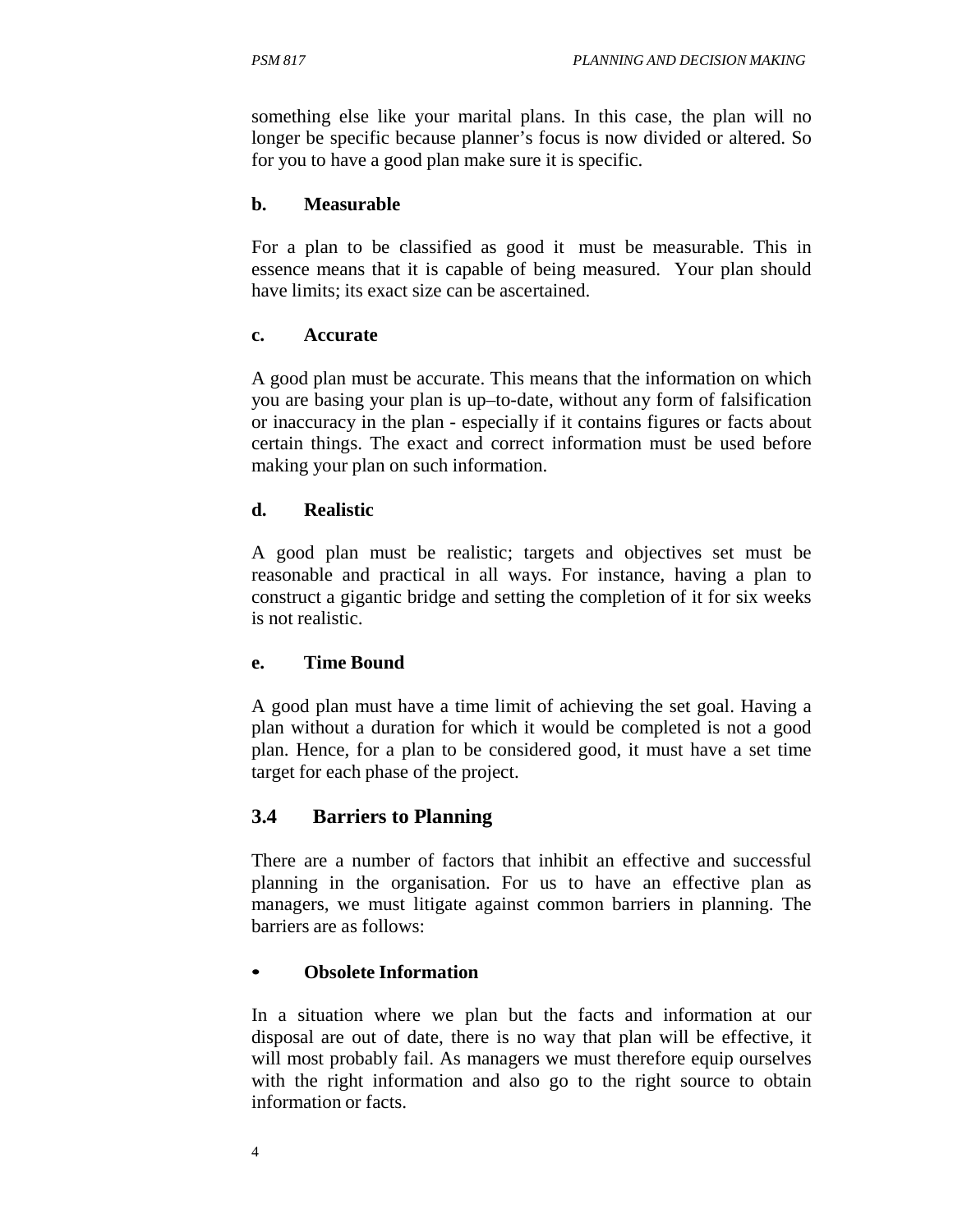something else like your marital plans. In this case, the plan will no longer be specific because planner's focus is now divided or altered. So for you to have a good plan make sure it is specific.

**b. Measurable**

For a plan to be classified as good it must be measurable. This in essence means that it is capable of being measured. Your plan should have limits; its exact size can be ascertained.

**c. Accurate**

A good plan must be accurate. This means that the information on which you are basing your plan is up–to-date, without any form of falsification or inaccuracy in the plan - especially if it contains figures or facts about certain things. The exact and correct information must be used before making your plan on such information.

**d. Realistic**

A good plan must be realistic; targets and objectives set must be reasonable and practical in all ways. For instance, having a plan to construct a gigantic bridge and setting the completion of it for six weeks is not realistic.

**e. Time Bound**

A good plan must have a time limit of achieving the set goal. Having a plan without a duration for which it would be completed is not a good plan. Hence, for a plan to be considered good, it must have a set time target for each phase of the project.

## 3.4 Barriers to Planning

There are a number of factors that inhibit an effective and successful planning in the organisation. For us to have an effective plan as managers, we must litigate against common barriers in planning. The barriers are as follows:

- **Obsolete Information**

In a situation where we plan but the facts and information at our disposal are out of date, there is no way that plan will be effective, it will most probably fail. As managers we must therefore equip ourselves with the right information and also go to the right source to obtain information or facts.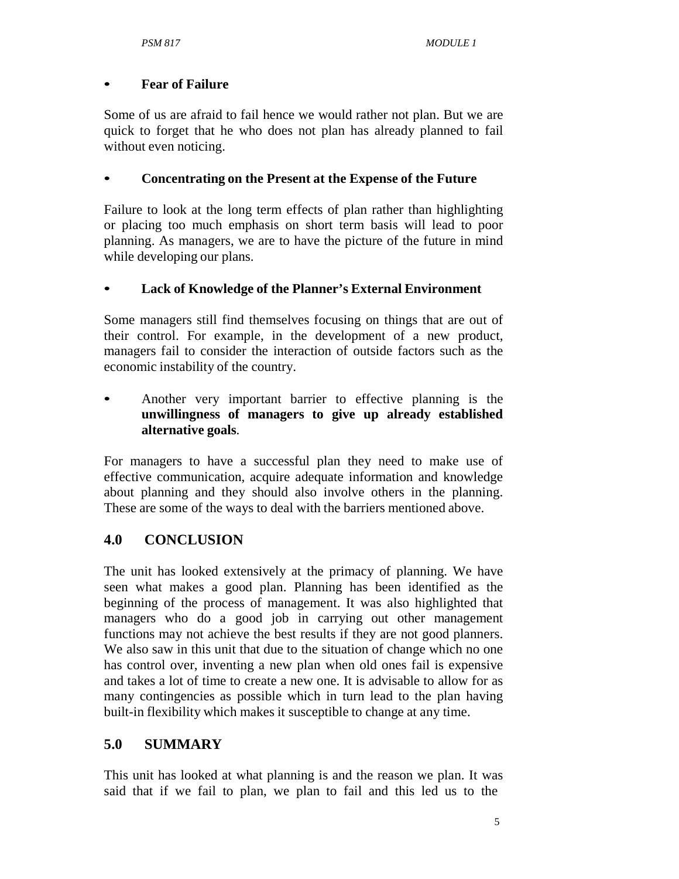- **Fear of Failure**

Some of us are afraid to fail hence we would rather not plan. But we are quick to forget that he who does not plan has already planned to fail without even noticing.

- **Concentrating on the Present at the Expense of the Future**

Failure to look at the long term effects of plan rather than highlighting or placing too much emphasis on short term basis will lead to poor planning. As managers, we are to have the picture of the future in mind while developing our plans.

- **Lack of Knowledge of the Planner's External Environment**

Some managers still find themselves focusing on things that are out of their control. For example, in the development of a new product, managers fail to consider the interaction of outside factors such as the economic instability of the country.

- Another very important barrier to effective planning is the **unwillingness of managers to give up already established alternative goals**.

For managers to have a successful plan they need to make use of effective communication, acquire adequate information and knowledge about planning and they should also involve others in the planning. These are some of the ways to deal with the barriers mentioned above.

## 4.0 CONCLUSION

The unit has looked extensively at the primacy of planning. We have seen what makes a good plan. Planning has been identified as the beginning of the process of management. It was also highlighted that managers who do a good job in carrying out other management functions may not achieve the best results if they are not good planners. We also saw in this unit that due to the situation of change which no one has control over, inventing a new plan when old ones fail is expensive and takes a lot of time to create a new one. It is advisable to allow for as many contingencies as possible which in turn lead to the plan having built-in flexibility which makes it susceptible to change at any time.

## 5.0 SUMMARY

This unit has looked at what planning is and the reason we plan. It was said that if we fail to plan, we plan to fail and this led us to the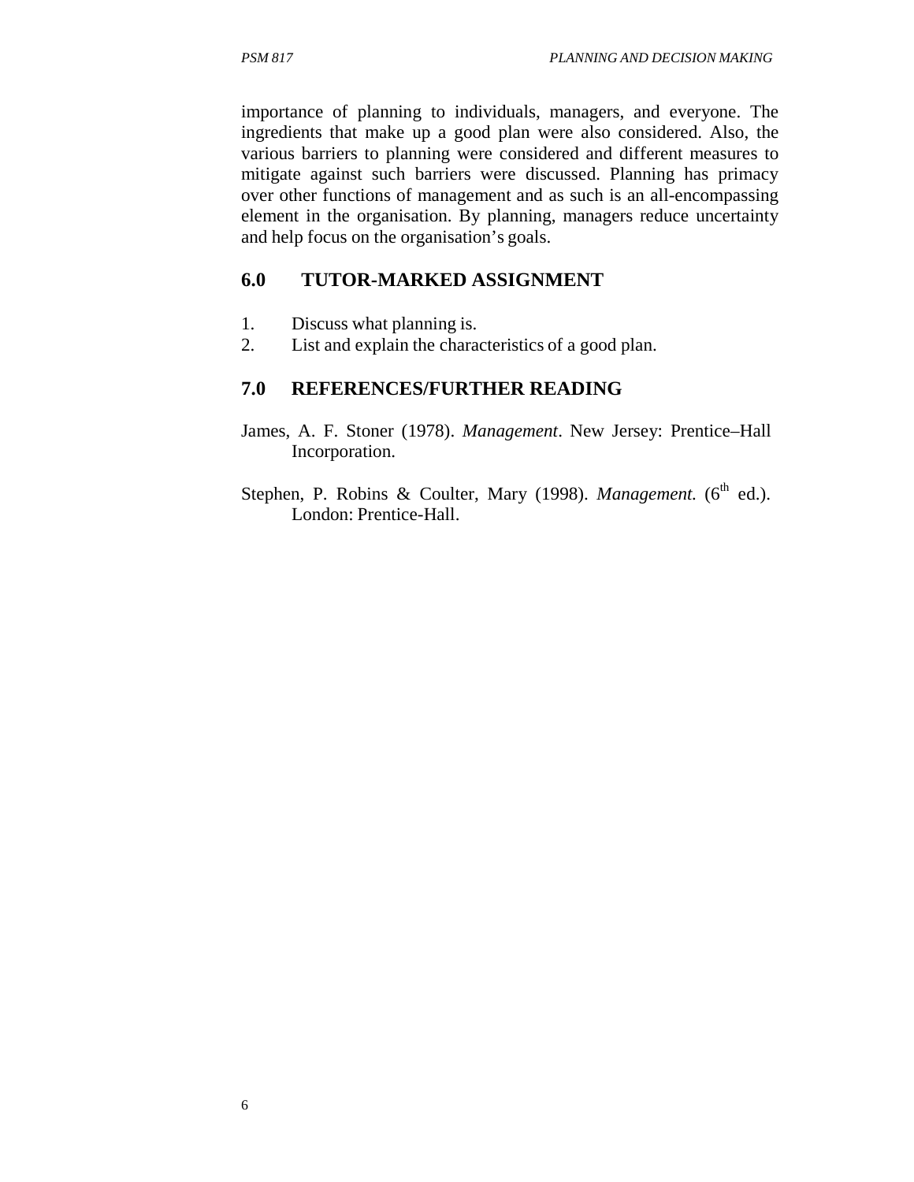importance of planning to individuals, managers, and everyone. The ingredients that make up a good plan were also considered. Also, the various barriers to planning were considered and different measures to mitigate against such barriers were discussed. Planning has primacy over other functions of management and as such is an all-encompassing element in the organisation. By planning, managers reduce uncertainty and help focus on the organisation's goals.

## 6.0 TUTOR-MARKED ASSIGNMENT

1. Discuss what planning is.
2. List and explain the characteristics of a good plan.

## 7.0 REFERENCES/FURTHER READING

James, A. F. Stoner (1978). *Management*. New Jersey: Prentice–Hall Incorporation.

Stephen, P. Robins & Coulter, Mary (1998). *Management.* (6th ed.). London: Prentice-Hall.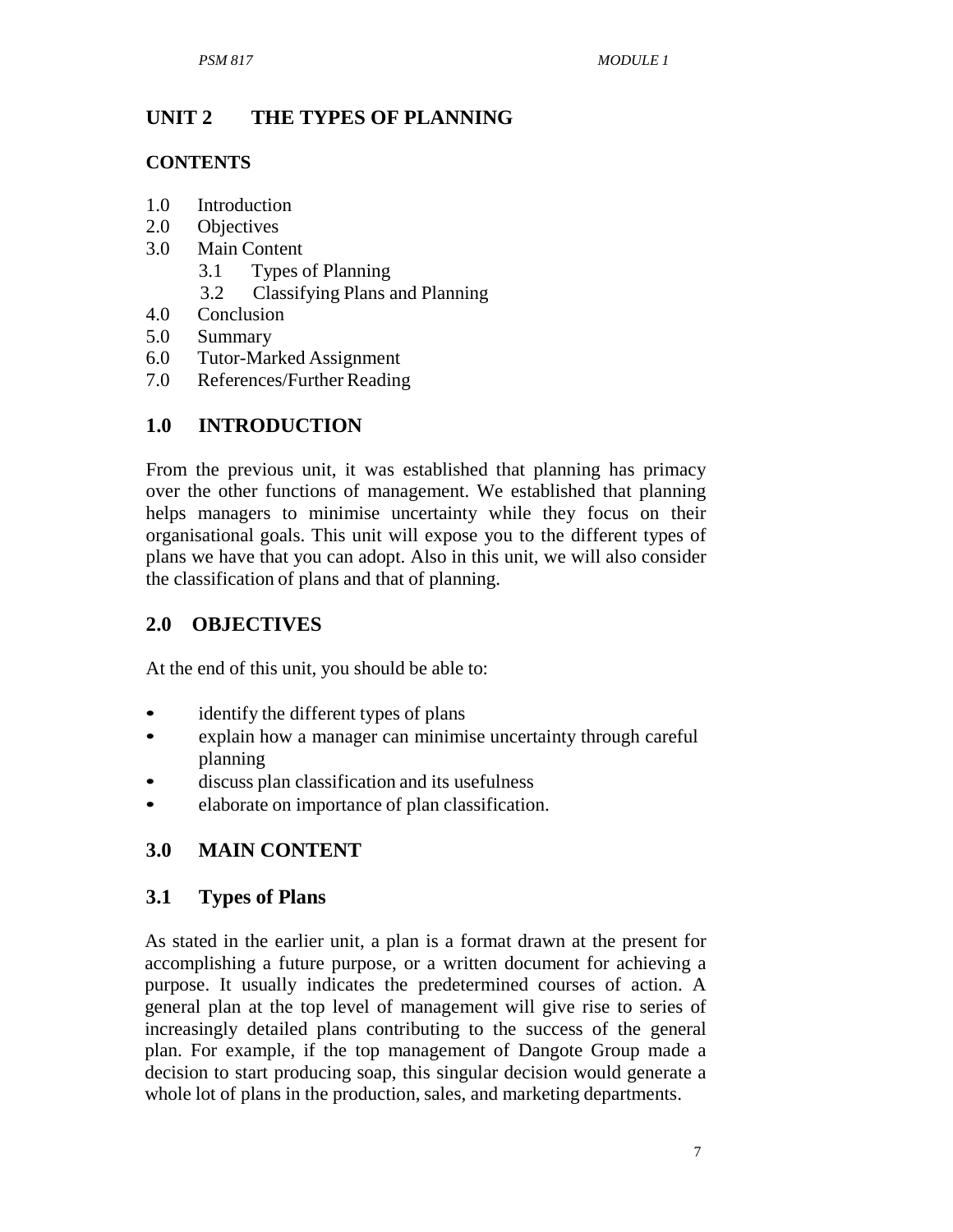## UNIT 2 THE TYPES OF PLANNING

### CONTENTS

1.0 Introduction
2.0 Objectives
3.0 Main Content
   3.1 Types of Planning
   3.2 Classifying Plans and Planning
4.0 Conclusion
5.0 Summary
6.0 Tutor-Marked Assignment
7.0 References/Further Reading

## 1.0 INTRODUCTION

From the previous unit, it was established that planning has primacy over the other functions of management. We established that planning helps managers to minimise uncertainty while they focus on their organisational goals. This unit will expose you to the different types of plans we have that you can adopt. Also in this unit, we will also consider the classification of plans and that of planning.

## 2.0 OBJECTIVES

At the end of this unit, you should be able to:

- identify the different types of plans
- explain how a manager can minimise uncertainty through careful planning
- discuss plan classification and its usefulness
- elaborate on importance of plan classification.

## 3.0 MAIN CONTENT

### 3.1 Types of Plans

As stated in the earlier unit, a plan is a format drawn at the present for accomplishing a future purpose, or a written document for achieving a purpose. It usually indicates the predetermined courses of action. A general plan at the top level of management will give rise to series of increasingly detailed plans contributing to the success of the general plan. For example, if the top management of Dangote Group made a decision to start producing soap, this singular decision would generate a whole lot of plans in the production, sales, and marketing departments.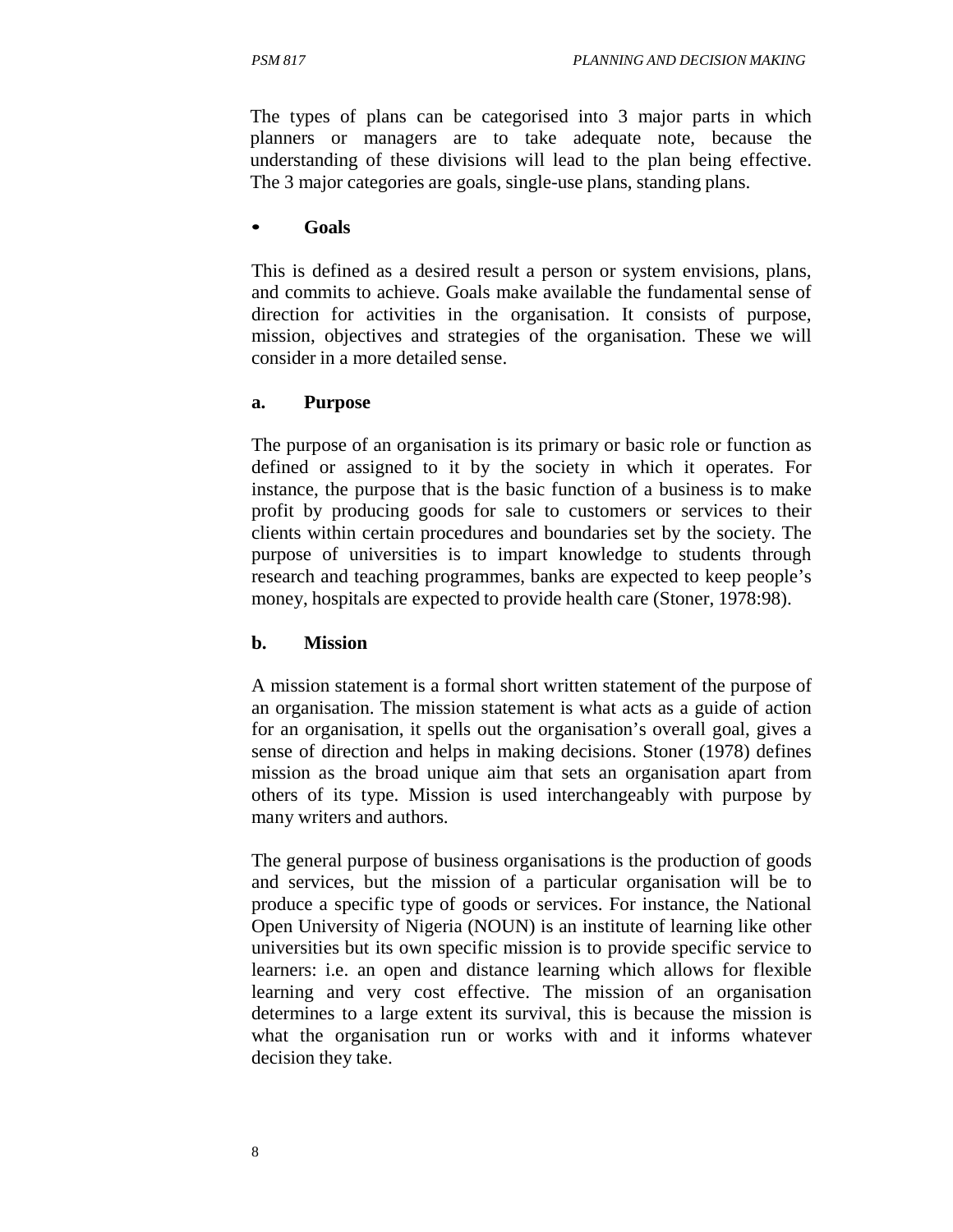The types of plans can be categorised into 3 major parts in which planners or managers are to take adequate note, because the understanding of these divisions will lead to the plan being effective. The 3 major categories are goals, single-use plans, standing plans.

- **Goals**

This is defined as a desired result a person or system envisions, plans, and commits to achieve. Goals make available the fundamental sense of direction for activities in the organisation. It consists of purpose, mission, objectives and strategies of the organisation. These we will consider in a more detailed sense.

**a. Purpose**

The purpose of an organisation is its primary or basic role or function as defined or assigned to it by the society in which it operates. For instance, the purpose that is the basic function of a business is to make profit by producing goods for sale to customers or services to their clients within certain procedures and boundaries set by the society. The purpose of universities is to impart knowledge to students through research and teaching programmes, banks are expected to keep people's money, hospitals are expected to provide health care (Stoner, 1978:98).

**b. Mission**

A mission statement is a formal short written statement of the purpose of an organisation. The mission statement is what acts as a guide of action for an organisation, it spells out the organisation's overall goal, gives a sense of direction and helps in making decisions. Stoner (1978) defines mission as the broad unique aim that sets an organisation apart from others of its type. Mission is used interchangeably with purpose by many writers and authors.

The general purpose of business organisations is the production of goods and services, but the mission of a particular organisation will be to produce a specific type of goods or services. For instance, the National Open University of Nigeria (NOUN) is an institute of learning like other universities but its own specific mission is to provide specific service to learners: i.e. an open and distance learning which allows for flexible learning and very cost effective. The mission of an organisation determines to a large extent its survival, this is because the mission is what the organisation run or works with and it informs whatever decision they take.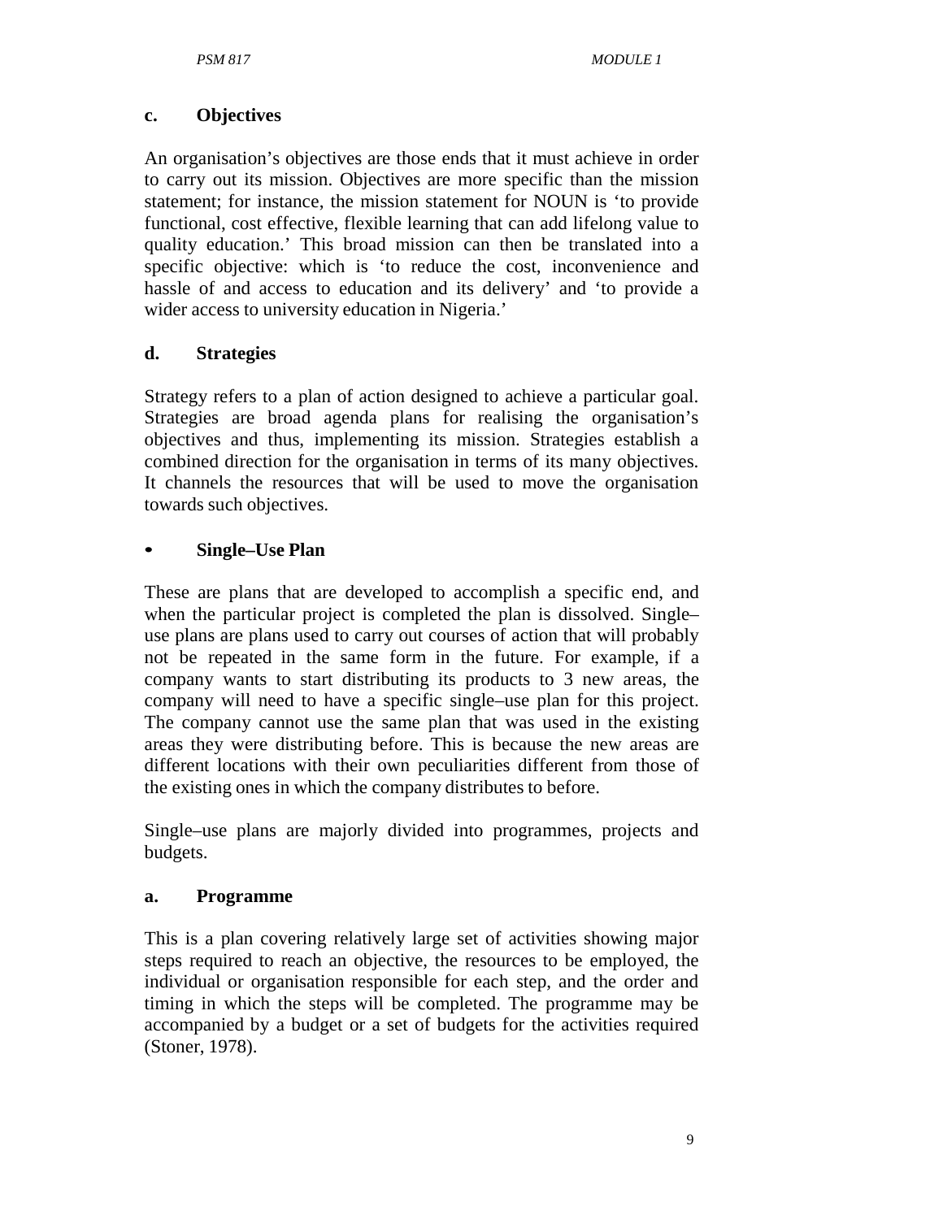#### c. Objectives

An organisation's objectives are those ends that it must achieve in order to carry out its mission. Objectives are more specific than the mission statement; for instance, the mission statement for NOUN is 'to provide functional, cost effective, flexible learning that can add lifelong value to quality education.' This broad mission can then be translated into a specific objective: which is 'to reduce the cost, inconvenience and hassle of and access to education and its delivery' and 'to provide a wider access to university education in Nigeria.'

#### d. Strategies

Strategy refers to a plan of action designed to achieve a particular goal. Strategies are broad agenda plans for realising the organisation's objectives and thus, implementing its mission. Strategies establish a combined direction for the organisation in terms of its many objectives. It channels the resources that will be used to move the organisation towards such objectives.

- **Single–Use Plan**

These are plans that are developed to accomplish a specific end, and when the particular project is completed the plan is dissolved. Single–use plans are plans used to carry out courses of action that will probably not be repeated in the same form in the future. For example, if a company wants to start distributing its products to 3 new areas, the company will need to have a specific single–use plan for this project. The company cannot use the same plan that was used in the existing areas they were distributing before. This is because the new areas are different locations with their own peculiarities different from those of the existing ones in which the company distributes to before.

Single–use plans are majorly divided into programmes, projects and budgets.

#### a. Programme

This is a plan covering relatively large set of activities showing major steps required to reach an objective, the resources to be employed, the individual or organisation responsible for each step, and the order and timing in which the steps will be completed. The programme may be accompanied by a budget or a set of budgets for the activities required (Stoner, 1978).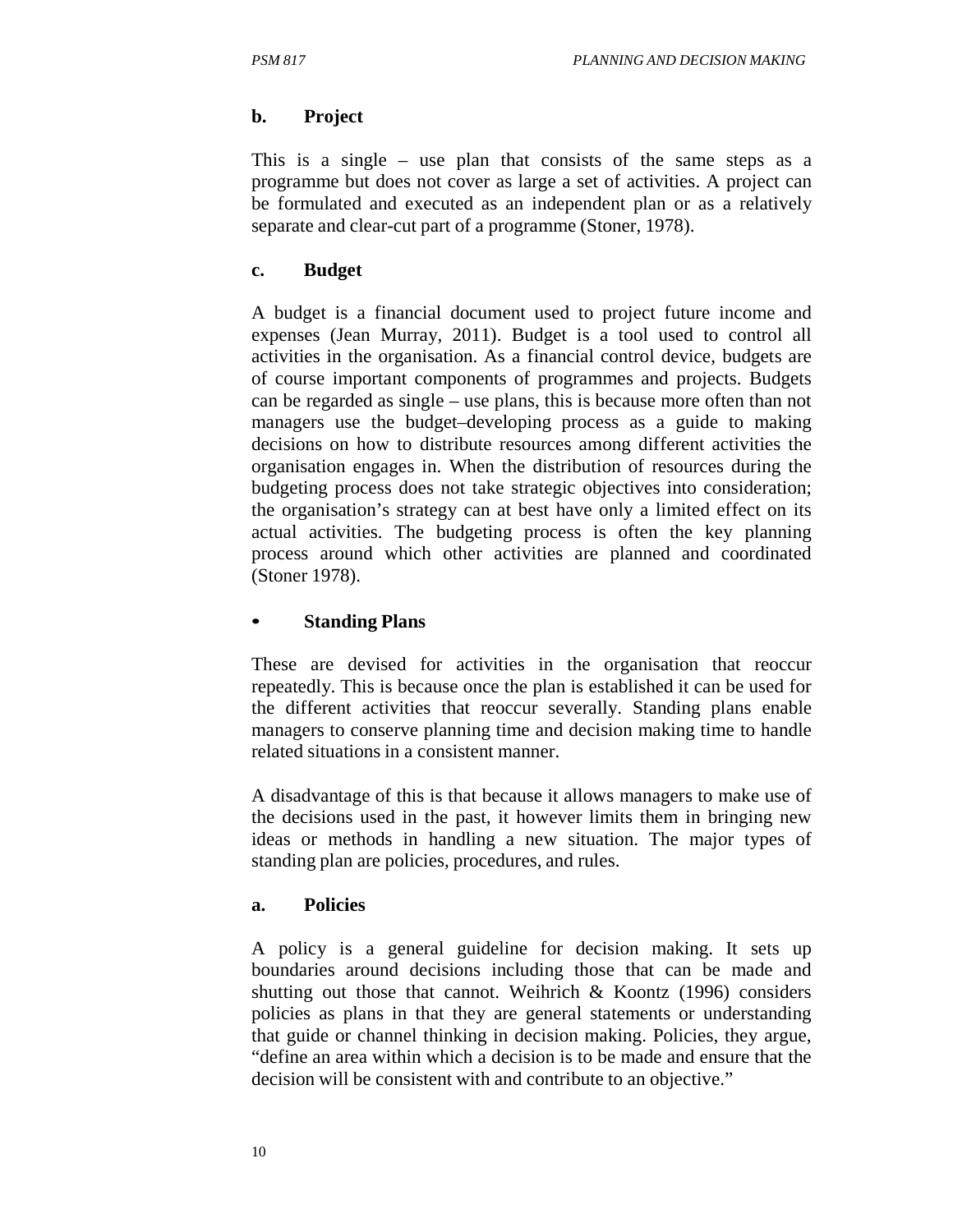**b. Project**

This is a single – use plan that consists of the same steps as a programme but does not cover as large a set of activities. A project can be formulated and executed as an independent plan or as a relatively separate and clear-cut part of a programme (Stoner, 1978).

**c. Budget**

A budget is a financial document used to project future income and expenses (Jean Murray, 2011). Budget is a tool used to control all activities in the organisation. As a financial control device, budgets are of course important components of programmes and projects. Budgets can be regarded as single – use plans, this is because more often than not managers use the budget–developing process as a guide to making decisions on how to distribute resources among different activities the organisation engages in. When the distribution of resources during the budgeting process does not take strategic objectives into consideration; the organisation's strategy can at best have only a limited effect on its actual activities. The budgeting process is often the key planning process around which other activities are planned and coordinated (Stoner 1978).

- **Standing Plans**

These are devised for activities in the organisation that reoccur repeatedly. This is because once the plan is established it can be used for the different activities that reoccur severally. Standing plans enable managers to conserve planning time and decision making time to handle related situations in a consistent manner.

A disadvantage of this is that because it allows managers to make use of the decisions used in the past, it however limits them in bringing new ideas or methods in handling a new situation. The major types of standing plan are policies, procedures, and rules.

**a. Policies**

A policy is a general guideline for decision making. It sets up boundaries around decisions including those that can be made and shutting out those that cannot. Weihrich & Koontz (1996) considers policies as plans in that they are general statements or understanding that guide or channel thinking in decision making. Policies, they argue, "define an area within which a decision is to be made and ensure that the decision will be consistent with and contribute to an objective."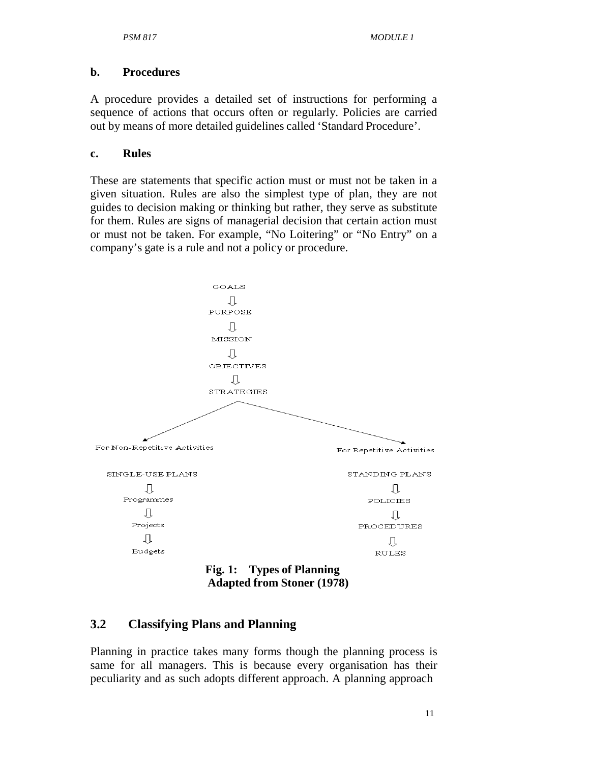### b. Procedures

A procedure provides a detailed set of instructions for performing a sequence of actions that occurs often or regularly. Policies are carried out by means of more detailed guidelines called 'Standard Procedure'.

### c. Rules

These are statements that specific action must or must not be taken in a given situation. Rules are also the simplest type of plan, they are not guides to decision making or thinking but rather, they serve as substitute for them. Rules are signs of managerial decision that certain action must or must not be taken. For example, "No Loitering" or "No Entry" on a company's gate is a rule and not a policy or procedure.

GOALS
⇩
PURPOSE
⇩
MISSION
⇩
OBJECTIVES
⇩
STRATEGIES

For Non-Repetitive Activities

SINGLE-USE PLANS
⇩
Programmes
⇩
Projects
⇩
Budgets

For Repetitive Activities

STANDING PLANS
⇩
POLICIES
⇩
PROCEDURES
⇩
RULES

**Fig. 1: Types of Planning**
**Adapted from Stoner (1978)**

## 3.2 Classifying Plans and Planning

Planning in practice takes many forms though the planning process is same for all managers. This is because every organisation has their peculiarity and as such adopts different approach. A planning approach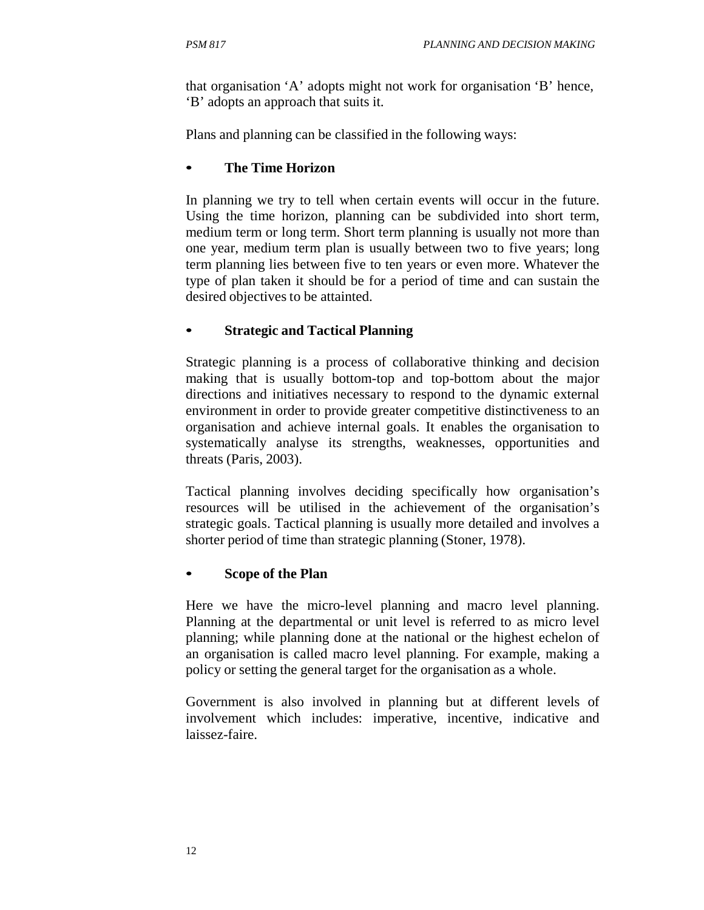that organisation 'A' adopts might not work for organisation 'B' hence, 'B' adopts an approach that suits it.

Plans and planning can be classified in the following ways:

- **The Time Horizon**

In planning we try to tell when certain events will occur in the future. Using the time horizon, planning can be subdivided into short term, medium term or long term. Short term planning is usually not more than one year, medium term plan is usually between two to five years; long term planning lies between five to ten years or even more. Whatever the type of plan taken it should be for a period of time and can sustain the desired objectives to be attainted.

- **Strategic and Tactical Planning**

Strategic planning is a process of collaborative thinking and decision making that is usually bottom-top and top-bottom about the major directions and initiatives necessary to respond to the dynamic external environment in order to provide greater competitive distinctiveness to an organisation and achieve internal goals. It enables the organisation to systematically analyse its strengths, weaknesses, opportunities and threats (Paris, 2003).

Tactical planning involves deciding specifically how organisation's resources will be utilised in the achievement of the organisation's strategic goals. Tactical planning is usually more detailed and involves a shorter period of time than strategic planning (Stoner, 1978).

- **Scope of the Plan**

Here we have the micro-level planning and macro level planning. Planning at the departmental or unit level is referred to as micro level planning; while planning done at the national or the highest echelon of an organisation is called macro level planning. For example, making a policy or setting the general target for the organisation as a whole.

Government is also involved in planning but at different levels of involvement which includes: imperative, incentive, indicative and laissez-faire.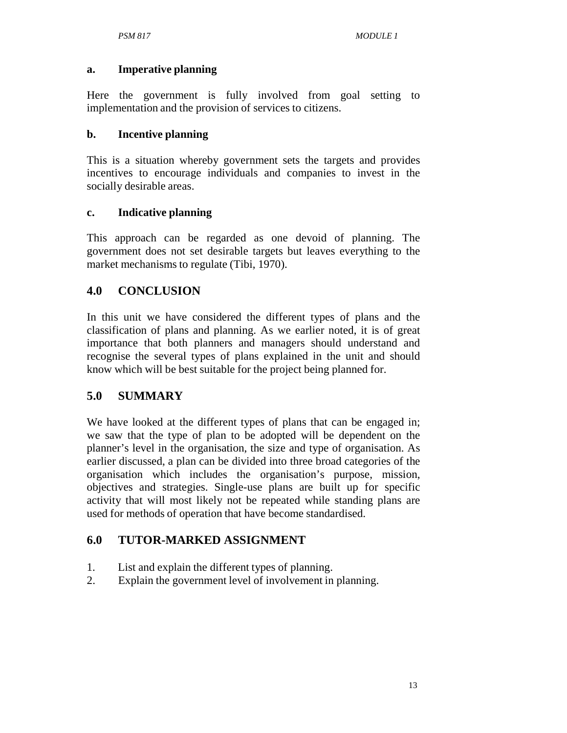**a. Imperative planning**

Here the government is fully involved from goal setting to implementation and the provision of services to citizens.

**b. Incentive planning**

This is a situation whereby government sets the targets and provides incentives to encourage individuals and companies to invest in the socially desirable areas.

**c. Indicative planning**

This approach can be regarded as one devoid of planning. The government does not set desirable targets but leaves everything to the market mechanisms to regulate (Tibi, 1970).

## 4.0 CONCLUSION

In this unit we have considered the different types of plans and the classification of plans and planning. As we earlier noted, it is of great importance that both planners and managers should understand and recognise the several types of plans explained in the unit and should know which will be best suitable for the project being planned for.

## 5.0 SUMMARY

We have looked at the different types of plans that can be engaged in; we saw that the type of plan to be adopted will be dependent on the planner's level in the organisation, the size and type of organisation. As earlier discussed, a plan can be divided into three broad categories of the organisation which includes the organisation's purpose, mission, objectives and strategies. Single-use plans are built up for specific activity that will most likely not be repeated while standing plans are used for methods of operation that have become standardised.

## 6.0 TUTOR-MARKED ASSIGNMENT

1. List and explain the different types of planning.
2. Explain the government level of involvement in planning.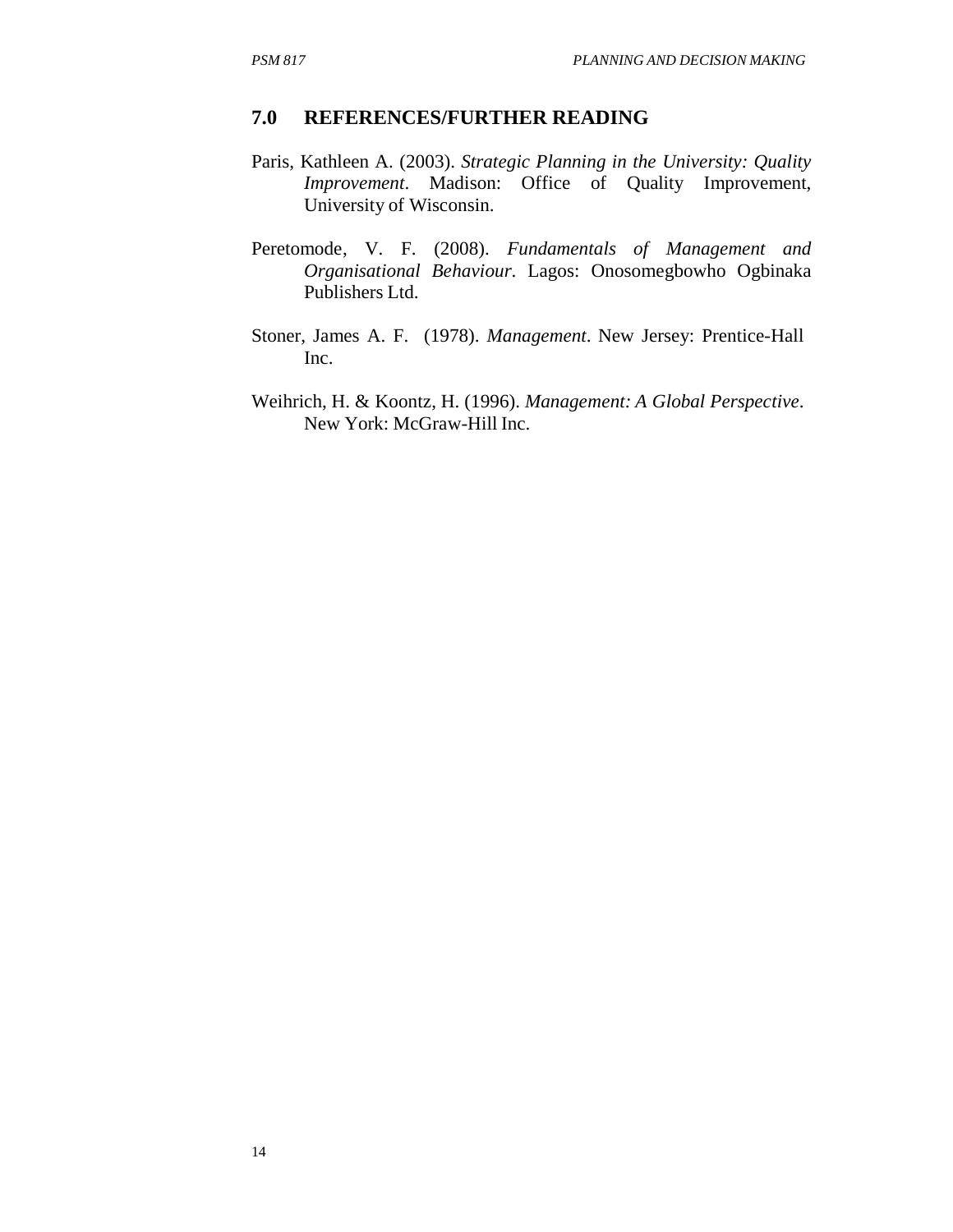## 7.0 REFERENCES/FURTHER READING

Paris, Kathleen A. (2003). *Strategic Planning in the University: Quality Improvement*. Madison: Office of Quality Improvement, University of Wisconsin.

Peretomode, V. F. (2008). *Fundamentals of Management and Organisational Behaviour*. Lagos: Onosomegbowho Ogbinaka Publishers Ltd.

Stoner, James A. F. (1978). *Management*. New Jersey: Prentice-Hall Inc.

Weihrich, H. & Koontz, H. (1996). *Management: A Global Perspective*. New York: McGraw-Hill Inc.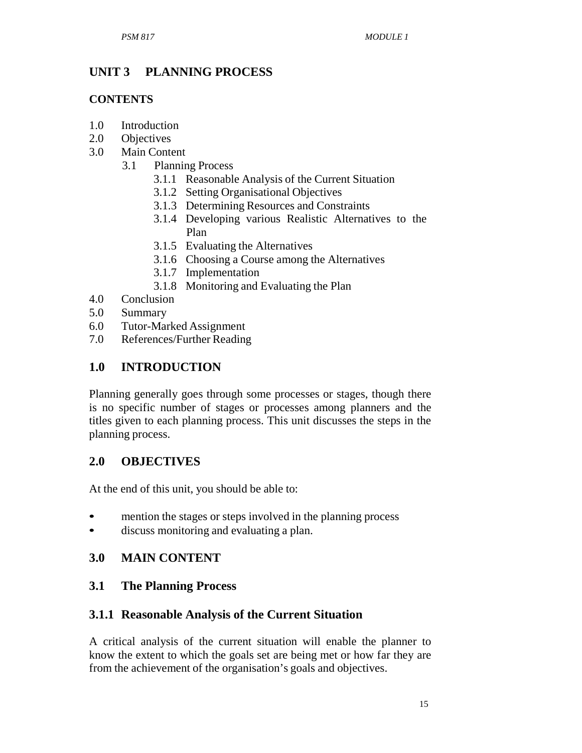## UNIT 3 PLANNING PROCESS

### CONTENTS

1.0 Introduction
2.0 Objectives
3.0 Main Content
   3.1 Planning Process
      3.1.1 Reasonable Analysis of the Current Situation
      3.1.2 Setting Organisational Objectives
      3.1.3 Determining Resources and Constraints
      3.1.4 Developing various Realistic Alternatives to the Plan
      3.1.5 Evaluating the Alternatives
      3.1.6 Choosing a Course among the Alternatives
      3.1.7 Implementation
      3.1.8 Monitoring and Evaluating the Plan
4.0 Conclusion
5.0 Summary
6.0 Tutor-Marked Assignment
7.0 References/Further Reading

## 1.0 INTRODUCTION

Planning generally goes through some processes or stages, though there is no specific number of stages or processes among planners and the titles given to each planning process. This unit discusses the steps in the planning process.

## 2.0 OBJECTIVES

At the end of this unit, you should be able to:

- mention the stages or steps involved in the planning process
- discuss monitoring and evaluating a plan.

## 3.0 MAIN CONTENT

### 3.1 The Planning Process

#### 3.1.1 Reasonable Analysis of the Current Situation

A critical analysis of the current situation will enable the planner to know the extent to which the goals set are being met or how far they are from the achievement of the organisation's goals and objectives.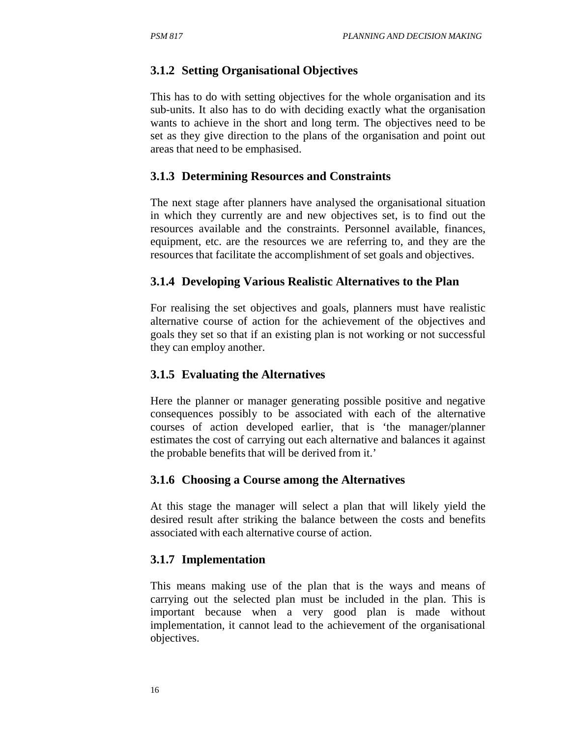### 3.1.2 Setting Organisational Objectives

This has to do with setting objectives for the whole organisation and its sub-units. It also has to do with deciding exactly what the organisation wants to achieve in the short and long term. The objectives need to be set as they give direction to the plans of the organisation and point out areas that need to be emphasised.

### 3.1.3 Determining Resources and Constraints

The next stage after planners have analysed the organisational situation in which they currently are and new objectives set, is to find out the resources available and the constraints. Personnel available, finances, equipment, etc. are the resources we are referring to, and they are the resources that facilitate the accomplishment of set goals and objectives.

### 3.1.4 Developing Various Realistic Alternatives to the Plan

For realising the set objectives and goals, planners must have realistic alternative course of action for the achievement of the objectives and goals they set so that if an existing plan is not working or not successful they can employ another.

### 3.1.5 Evaluating the Alternatives

Here the planner or manager generating possible positive and negative consequences possibly to be associated with each of the alternative courses of action developed earlier, that is 'the manager/planner estimates the cost of carrying out each alternative and balances it against the probable benefits that will be derived from it.'

### 3.1.6 Choosing a Course among the Alternatives

At this stage the manager will select a plan that will likely yield the desired result after striking the balance between the costs and benefits associated with each alternative course of action.

### 3.1.7 Implementation

This means making use of the plan that is the ways and means of carrying out the selected plan must be included in the plan. This is important because when a very good plan is made without implementation, it cannot lead to the achievement of the organisational objectives.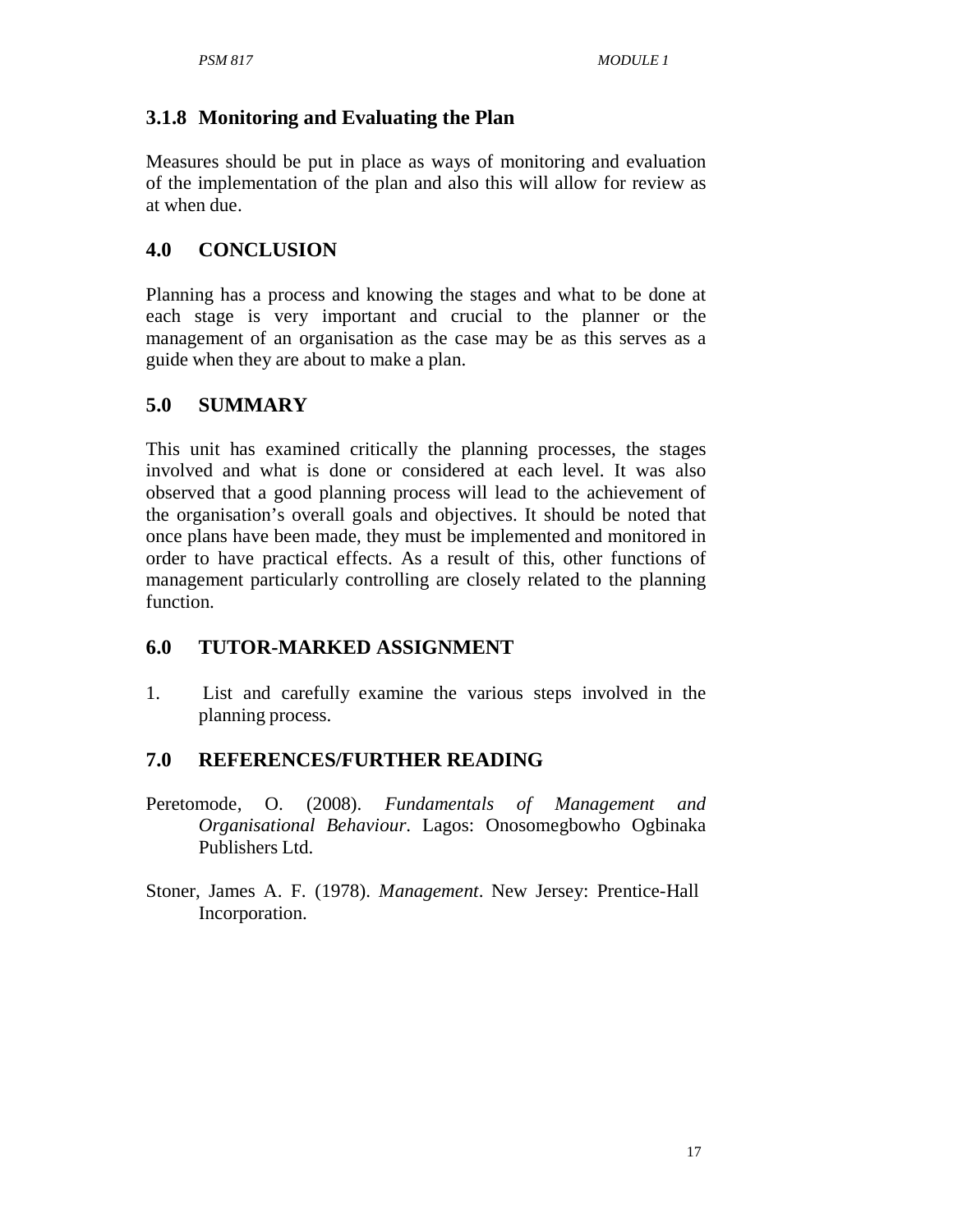### 3.1.8 Monitoring and Evaluating the Plan

Measures should be put in place as ways of monitoring and evaluation of the implementation of the plan and also this will allow for review as at when due.

## 4.0 CONCLUSION

Planning has a process and knowing the stages and what to be done at each stage is very important and crucial to the planner or the management of an organisation as the case may be as this serves as a guide when they are about to make a plan.

## 5.0 SUMMARY

This unit has examined critically the planning processes, the stages involved and what is done or considered at each level. It was also observed that a good planning process will lead to the achievement of the organisation's overall goals and objectives. It should be noted that once plans have been made, they must be implemented and monitored in order to have practical effects. As a result of this, other functions of management particularly controlling are closely related to the planning function.

## 6.0 TUTOR-MARKED ASSIGNMENT

1. List and carefully examine the various steps involved in the planning process.

## 7.0 REFERENCES/FURTHER READING

Peretomode, O. (2008). *Fundamentals of Management and Organisational Behaviour*. Lagos: Onosomegbowho Ogbinaka Publishers Ltd.

Stoner, James A. F. (1978). *Management*. New Jersey: Prentice-Hall Incorporation.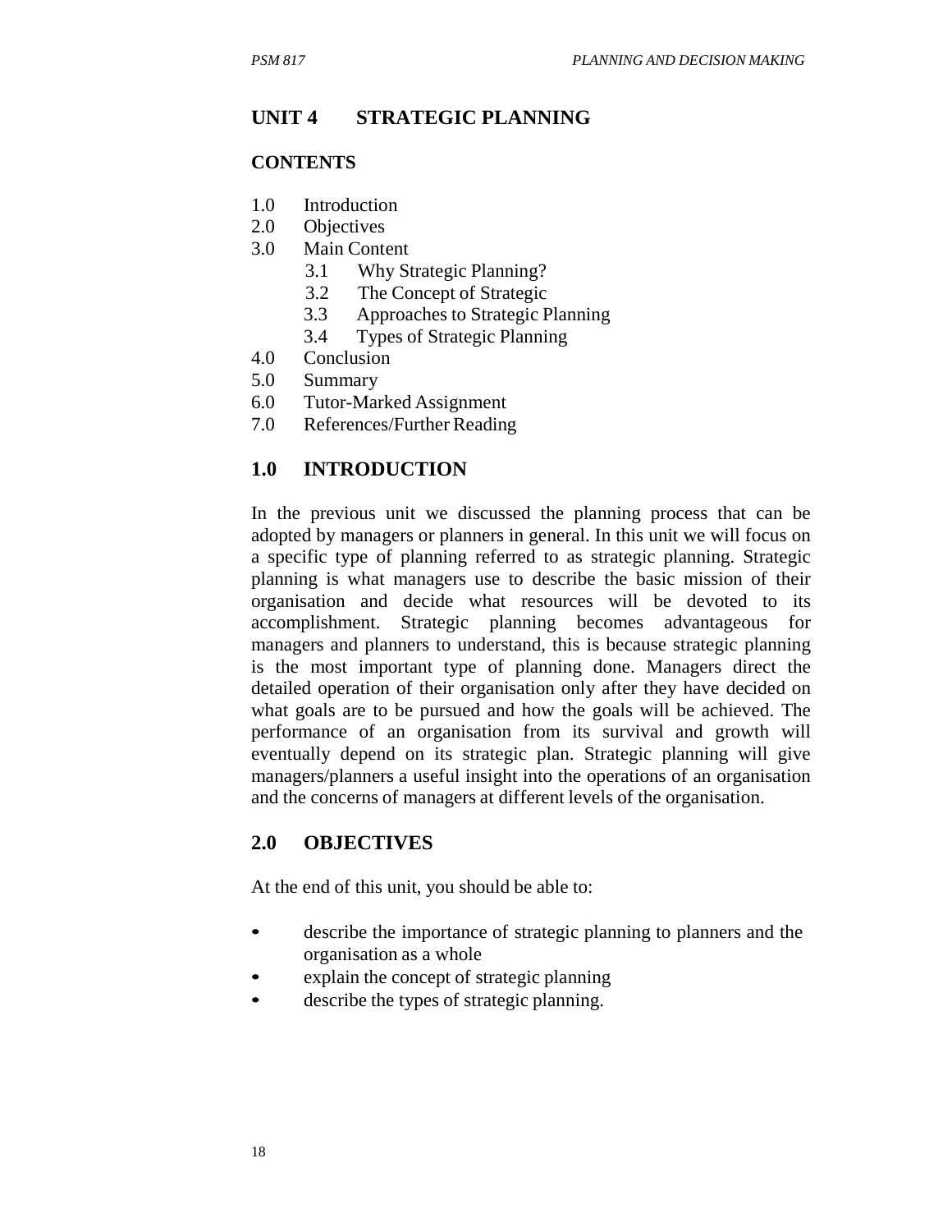# UNIT 4 STRATEGIC PLANNING

## CONTENTS

1.0 Introduction
2.0 Objectives
3.0 Main Content
  3.1 Why Strategic Planning?
  3.2 The Concept of Strategic
  3.3 Approaches to Strategic Planning
  3.4 Types of Strategic Planning
4.0 Conclusion
5.0 Summary
6.0 Tutor-Marked Assignment
7.0 References/Further Reading

## 1.0 INTRODUCTION

In the previous unit we discussed the planning process that can be adopted by managers or planners in general. In this unit we will focus on a specific type of planning referred to as strategic planning. Strategic planning is what managers use to describe the basic mission of their organisation and decide what resources will be devoted to its accomplishment. Strategic planning becomes advantageous for managers and planners to understand, this is because strategic planning is the most important type of planning done. Managers direct the detailed operation of their organisation only after they have decided on what goals are to be pursued and how the goals will be achieved. The performance of an organisation from its survival and growth will eventually depend on its strategic plan. Strategic planning will give managers/planners a useful insight into the operations of an organisation and the concerns of managers at different levels of the organisation.

## 2.0 OBJECTIVES

At the end of this unit, you should be able to:

- describe the importance of strategic planning to planners and the organisation as a whole
- explain the concept of strategic planning
- describe the types of strategic planning.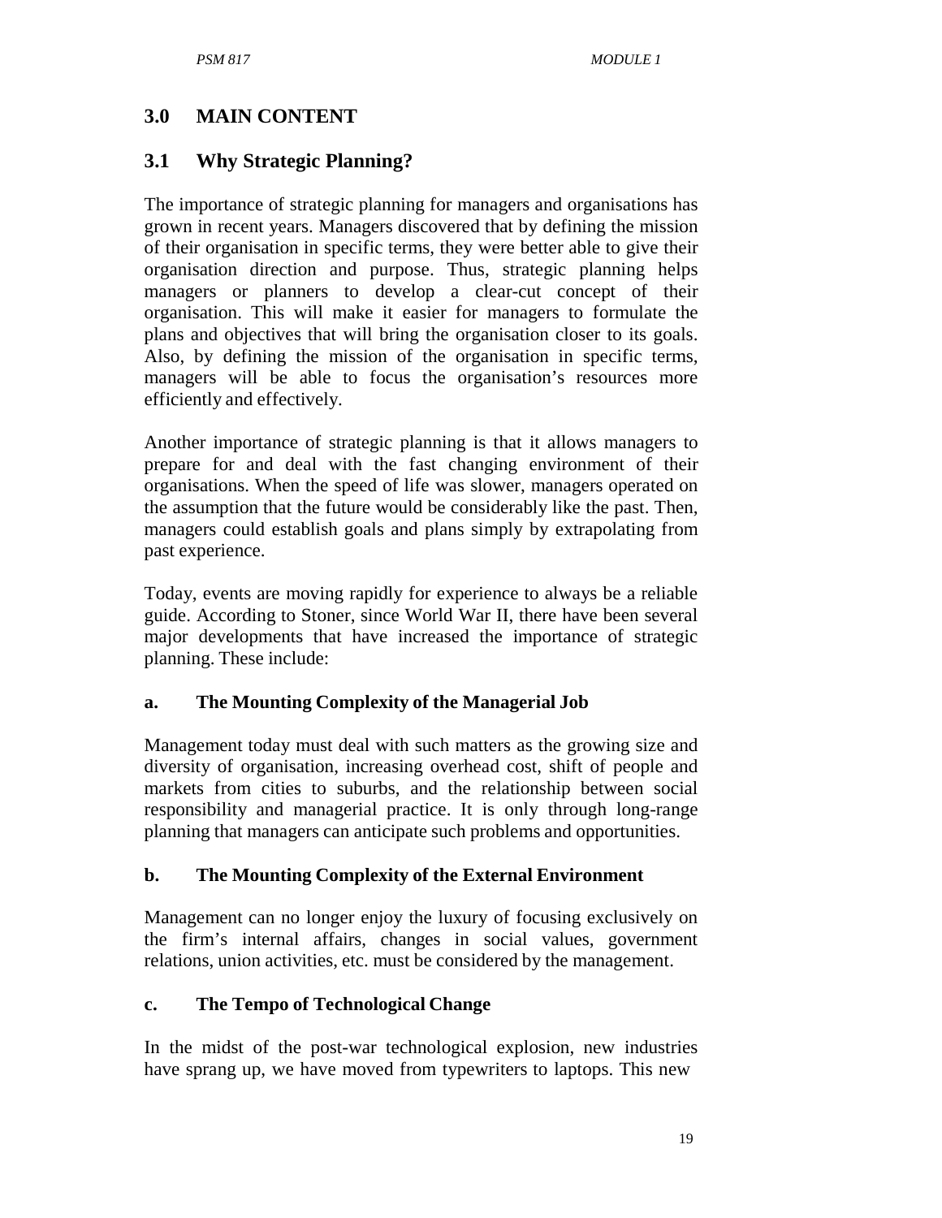## 3.0 MAIN CONTENT

### 3.1 Why Strategic Planning?

The importance of strategic planning for managers and organisations has grown in recent years. Managers discovered that by defining the mission of their organisation in specific terms, they were better able to give their organisation direction and purpose. Thus, strategic planning helps managers or planners to develop a clear-cut concept of their organisation. This will make it easier for managers to formulate the plans and objectives that will bring the organisation closer to its goals. Also, by defining the mission of the organisation in specific terms, managers will be able to focus the organisation's resources more efficiently and effectively.

Another importance of strategic planning is that it allows managers to prepare for and deal with the fast changing environment of their organisations. When the speed of life was slower, managers operated on the assumption that the future would be considerably like the past. Then, managers could establish goals and plans simply by extrapolating from past experience.

Today, events are moving rapidly for experience to always be a reliable guide. According to Stoner, since World War II, there have been several major developments that have increased the importance of strategic planning. These include:

#### a. The Mounting Complexity of the Managerial Job

Management today must deal with such matters as the growing size and diversity of organisation, increasing overhead cost, shift of people and markets from cities to suburbs, and the relationship between social responsibility and managerial practice. It is only through long-range planning that managers can anticipate such problems and opportunities.

#### b. The Mounting Complexity of the External Environment

Management can no longer enjoy the luxury of focusing exclusively on the firm's internal affairs, changes in social values, government relations, union activities, etc. must be considered by the management.

#### c. The Tempo of Technological Change

In the midst of the post-war technological explosion, new industries have sprang up, we have moved from typewriters to laptops. This new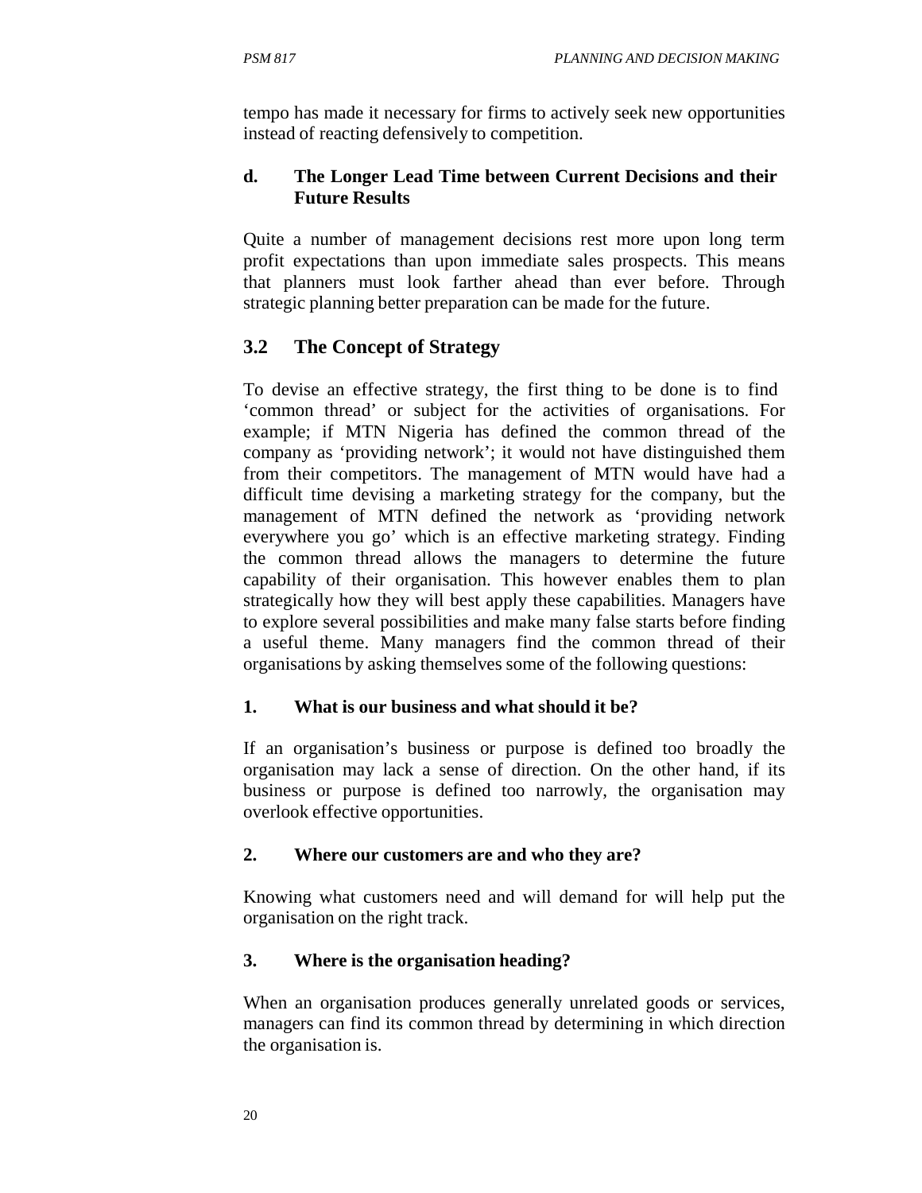tempo has made it necessary for firms to actively seek new opportunities instead of reacting defensively to competition.

**d. The Longer Lead Time between Current Decisions and their Future Results**

Quite a number of management decisions rest more upon long term profit expectations than upon immediate sales prospects. This means that planners must look farther ahead than ever before. Through strategic planning better preparation can be made for the future.

## 3.2 The Concept of Strategy

To devise an effective strategy, the first thing to be done is to find 'common thread' or subject for the activities of organisations. For example; if MTN Nigeria has defined the common thread of the company as 'providing network'; it would not have distinguished them from their competitors. The management of MTN would have had a difficult time devising a marketing strategy for the company, but the management of MTN defined the network as 'providing network everywhere you go' which is an effective marketing strategy. Finding the common thread allows the managers to determine the future capability of their organisation. This however enables them to plan strategically how they will best apply these capabilities. Managers have to explore several possibilities and make many false starts before finding a useful theme. Many managers find the common thread of their organisations by asking themselves some of the following questions:

**1. What is our business and what should it be?**

If an organisation's business or purpose is defined too broadly the organisation may lack a sense of direction. On the other hand, if its business or purpose is defined too narrowly, the organisation may overlook effective opportunities.

**2. Where our customers are and who they are?**

Knowing what customers need and will demand for will help put the organisation on the right track.

**3. Where is the organisation heading?**

When an organisation produces generally unrelated goods or services, managers can find its common thread by determining in which direction the organisation is.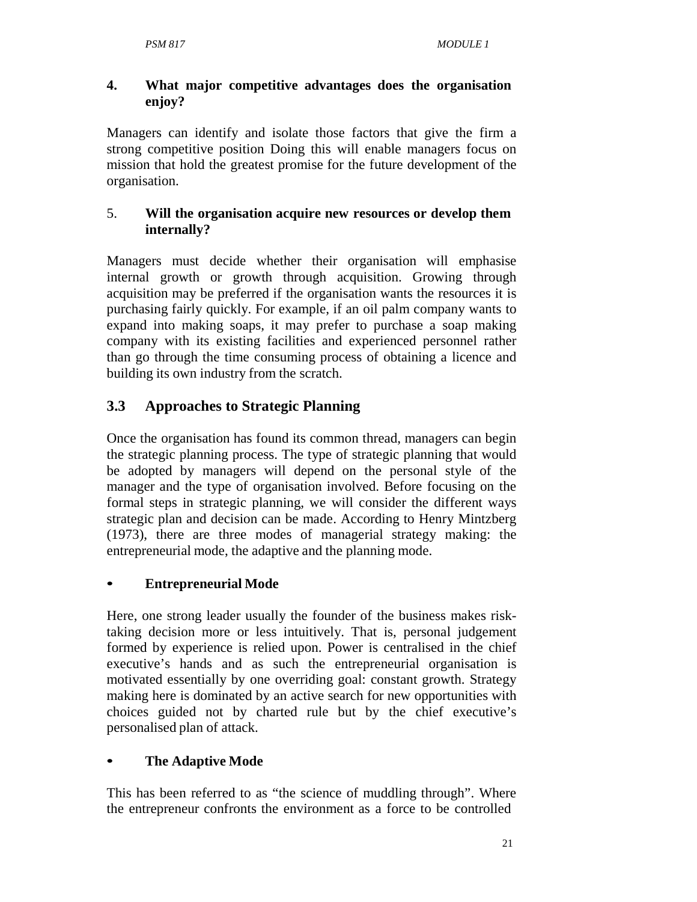**4. What major competitive advantages does the organisation enjoy?**

Managers can identify and isolate those factors that give the firm a strong competitive position Doing this will enable managers focus on mission that hold the greatest promise for the future development of the organisation.

5. **Will the organisation acquire new resources or develop them internally?**

Managers must decide whether their organisation will emphasise internal growth or growth through acquisition. Growing through acquisition may be preferred if the organisation wants the resources it is purchasing fairly quickly. For example, if an oil palm company wants to expand into making soaps, it may prefer to purchase a soap making company with its existing facilities and experienced personnel rather than go through the time consuming process of obtaining a licence and building its own industry from the scratch.

## 3.3 Approaches to Strategic Planning

Once the organisation has found its common thread, managers can begin the strategic planning process. The type of strategic planning that would be adopted by managers will depend on the personal style of the manager and the type of organisation involved. Before focusing on the formal steps in strategic planning, we will consider the different ways strategic plan and decision can be made. According to Henry Mintzberg (1973), there are three modes of managerial strategy making: the entrepreneurial mode, the adaptive and the planning mode.

- **Entrepreneurial Mode**

Here, one strong leader usually the founder of the business makes risk-taking decision more or less intuitively. That is, personal judgement formed by experience is relied upon. Power is centralised in the chief executive's hands and as such the entrepreneurial organisation is motivated essentially by one overriding goal: constant growth. Strategy making here is dominated by an active search for new opportunities with choices guided not by charted rule but by the chief executive's personalised plan of attack.

- **The Adaptive Mode**

This has been referred to as "the science of muddling through". Where the entrepreneur confronts the environment as a force to be controlled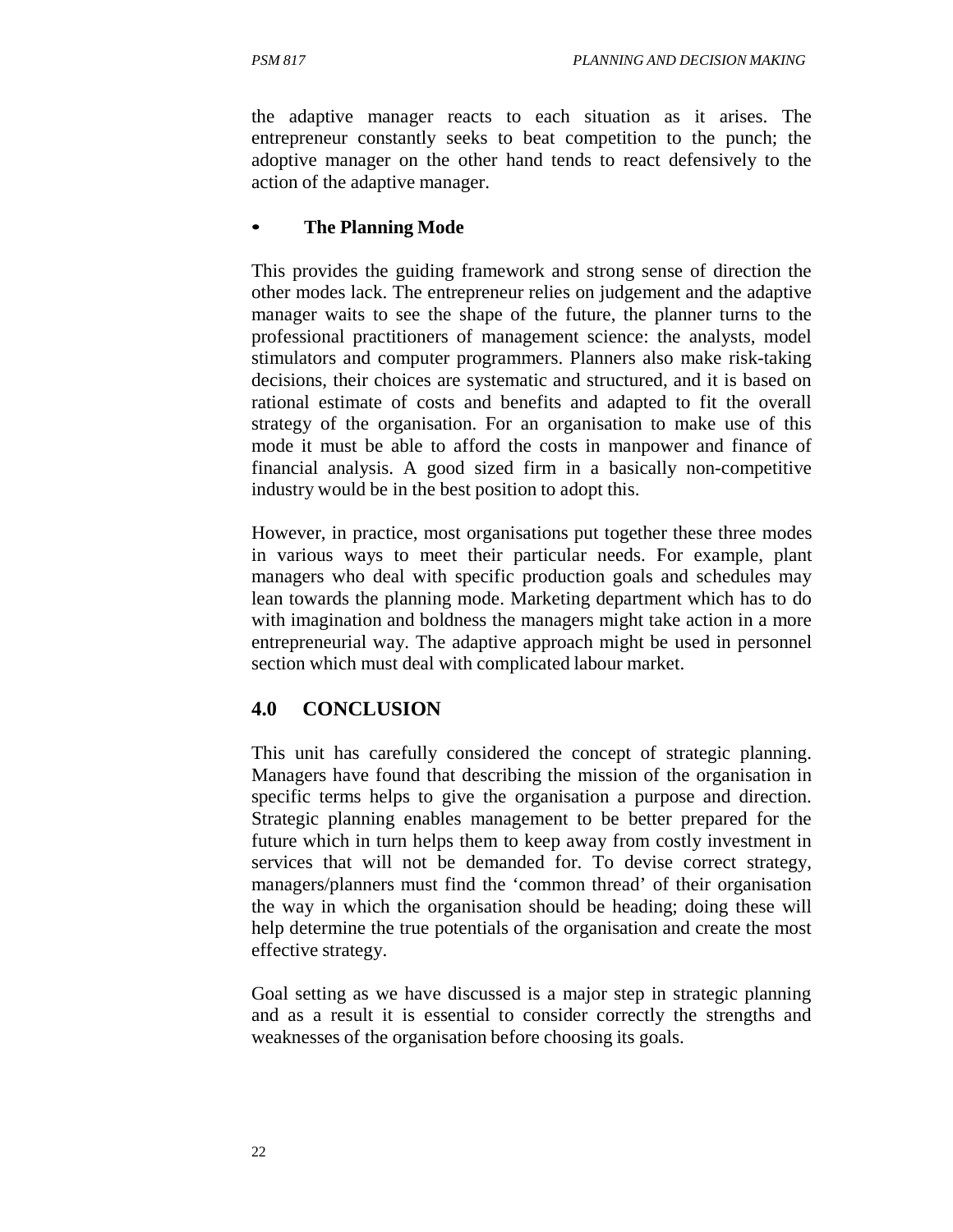the adaptive manager reacts to each situation as it arises. The entrepreneur constantly seeks to beat competition to the punch; the adoptive manager on the other hand tends to react defensively to the action of the adaptive manager.

- **The Planning Mode**

This provides the guiding framework and strong sense of direction the other modes lack. The entrepreneur relies on judgement and the adaptive manager waits to see the shape of the future, the planner turns to the professional practitioners of management science: the analysts, model stimulators and computer programmers. Planners also make risk-taking decisions, their choices are systematic and structured, and it is based on rational estimate of costs and benefits and adapted to fit the overall strategy of the organisation. For an organisation to make use of this mode it must be able to afford the costs in manpower and finance of financial analysis. A good sized firm in a basically non-competitive industry would be in the best position to adopt this.

However, in practice, most organisations put together these three modes in various ways to meet their particular needs. For example, plant managers who deal with specific production goals and schedules may lean towards the planning mode. Marketing department which has to do with imagination and boldness the managers might take action in a more entrepreneurial way. The adaptive approach might be used in personnel section which must deal with complicated labour market.

## 4.0 CONCLUSION

This unit has carefully considered the concept of strategic planning. Managers have found that describing the mission of the organisation in specific terms helps to give the organisation a purpose and direction. Strategic planning enables management to be better prepared for the future which in turn helps them to keep away from costly investment in services that will not be demanded for. To devise correct strategy, managers/planners must find the 'common thread' of their organisation the way in which the organisation should be heading; doing these will help determine the true potentials of the organisation and create the most effective strategy.

Goal setting as we have discussed is a major step in strategic planning and as a result it is essential to consider correctly the strengths and weaknesses of the organisation before choosing its goals.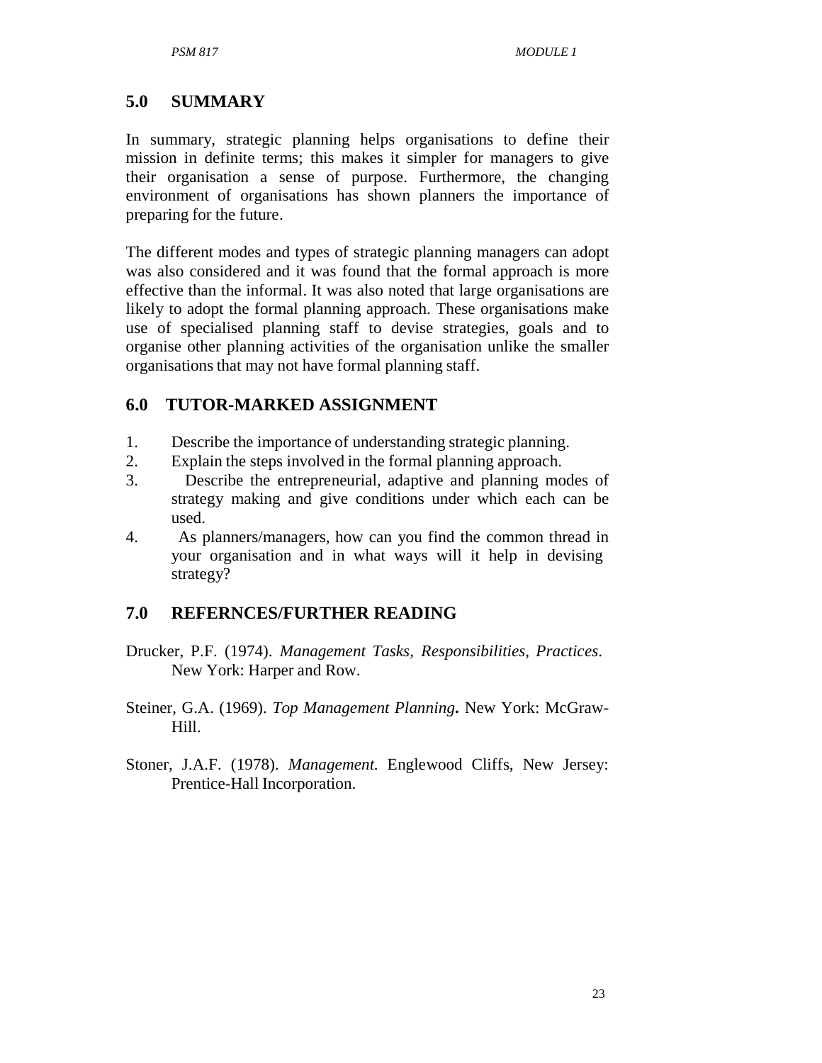## 5.0 SUMMARY

In summary, strategic planning helps organisations to define their mission in definite terms; this makes it simpler for managers to give their organisation a sense of purpose. Furthermore, the changing environment of organisations has shown planners the importance of preparing for the future.

The different modes and types of strategic planning managers can adopt was also considered and it was found that the formal approach is more effective than the informal. It was also noted that large organisations are likely to adopt the formal planning approach. These organisations make use of specialised planning staff to devise strategies, goals and to organise other planning activities of the organisation unlike the smaller organisations that may not have formal planning staff.

## 6.0 TUTOR-MARKED ASSIGNMENT

1. Describe the importance of understanding strategic planning.
2. Explain the steps involved in the formal planning approach.
3. Describe the entrepreneurial, adaptive and planning modes of strategy making and give conditions under which each can be used.
4. As planners/managers, how can you find the common thread in your organisation and in what ways will it help in devising strategy?

## 7.0 REFERNCES/FURTHER READING

Drucker, P.F. (1974). *Management Tasks, Responsibilities, Practices*. New York: Harper and Row.

Steiner, G.A. (1969). *Top Management Planning***.** New York: McGraw-Hill.

Stoner, J.A.F. (1978). *Management.* Englewood Cliffs, New Jersey: Prentice-Hall Incorporation.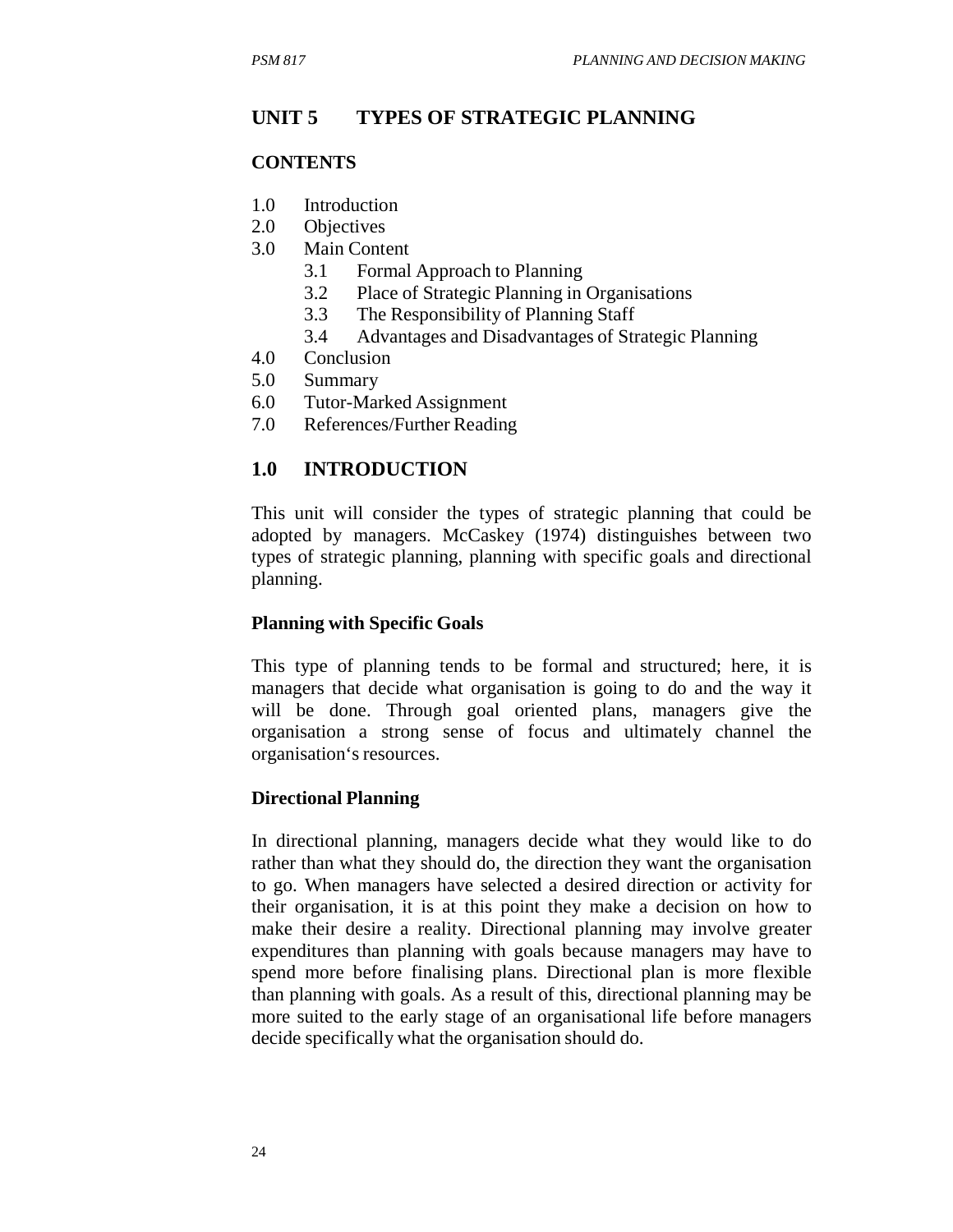## UNIT 5 TYPES OF STRATEGIC PLANNING

### CONTENTS

1.0 Introduction
2.0 Objectives
3.0 Main Content
 3.1 Formal Approach to Planning
 3.2 Place of Strategic Planning in Organisations
 3.3 The Responsibility of Planning Staff
 3.4 Advantages and Disadvantages of Strategic Planning
4.0 Conclusion
5.0 Summary
6.0 Tutor-Marked Assignment
7.0 References/Further Reading

### 1.0 INTRODUCTION

This unit will consider the types of strategic planning that could be adopted by managers. McCaskey (1974) distinguishes between two types of strategic planning, planning with specific goals and directional planning.

**Planning with Specific Goals**

This type of planning tends to be formal and structured; here, it is managers that decide what organisation is going to do and the way it will be done. Through goal oriented plans, managers give the organisation a strong sense of focus and ultimately channel the organisation's resources.

**Directional Planning**

In directional planning, managers decide what they would like to do rather than what they should do, the direction they want the organisation to go. When managers have selected a desired direction or activity for their organisation, it is at this point they make a decision on how to make their desire a reality. Directional planning may involve greater expenditures than planning with goals because managers may have to spend more before finalising plans. Directional plan is more flexible than planning with goals. As a result of this, directional planning may be more suited to the early stage of an organisational life before managers decide specifically what the organisation should do.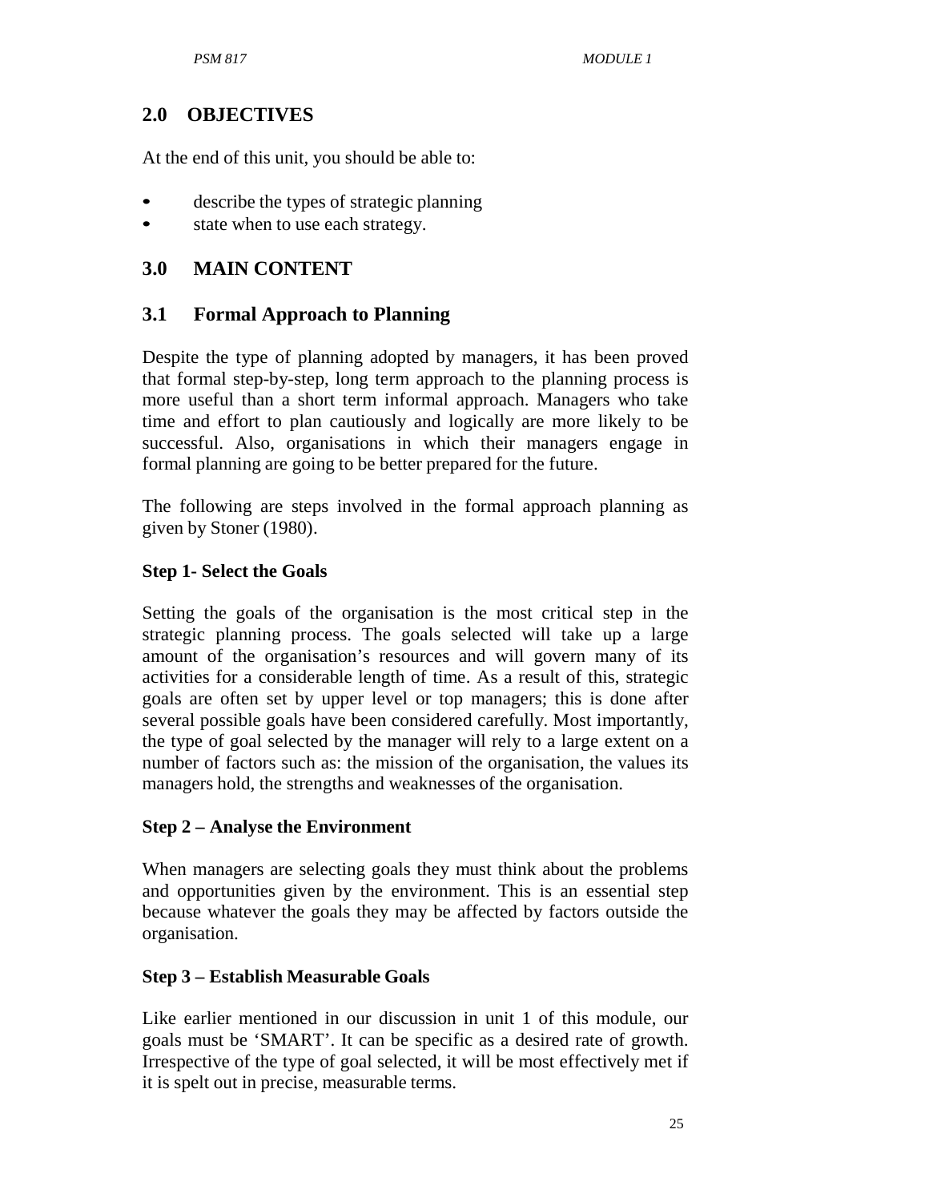## 2.0 OBJECTIVES

At the end of this unit, you should be able to:

- describe the types of strategic planning
- state when to use each strategy.

## 3.0 MAIN CONTENT

### 3.1 Formal Approach to Planning

Despite the type of planning adopted by managers, it has been proved that formal step-by-step, long term approach to the planning process is more useful than a short term informal approach. Managers who take time and effort to plan cautiously and logically are more likely to be successful. Also, organisations in which their managers engage in formal planning are going to be better prepared for the future.

The following are steps involved in the formal approach planning as given by Stoner (1980).

**Step 1- Select the Goals**

Setting the goals of the organisation is the most critical step in the strategic planning process. The goals selected will take up a large amount of the organisation's resources and will govern many of its activities for a considerable length of time. As a result of this, strategic goals are often set by upper level or top managers; this is done after several possible goals have been considered carefully. Most importantly, the type of goal selected by the manager will rely to a large extent on a number of factors such as: the mission of the organisation, the values its managers hold, the strengths and weaknesses of the organisation.

**Step 2 – Analyse the Environment**

When managers are selecting goals they must think about the problems and opportunities given by the environment. This is an essential step because whatever the goals they may be affected by factors outside the organisation.

**Step 3 – Establish Measurable Goals**

Like earlier mentioned in our discussion in unit 1 of this module, our goals must be 'SMART'. It can be specific as a desired rate of growth. Irrespective of the type of goal selected, it will be most effectively met if it is spelt out in precise, measurable terms.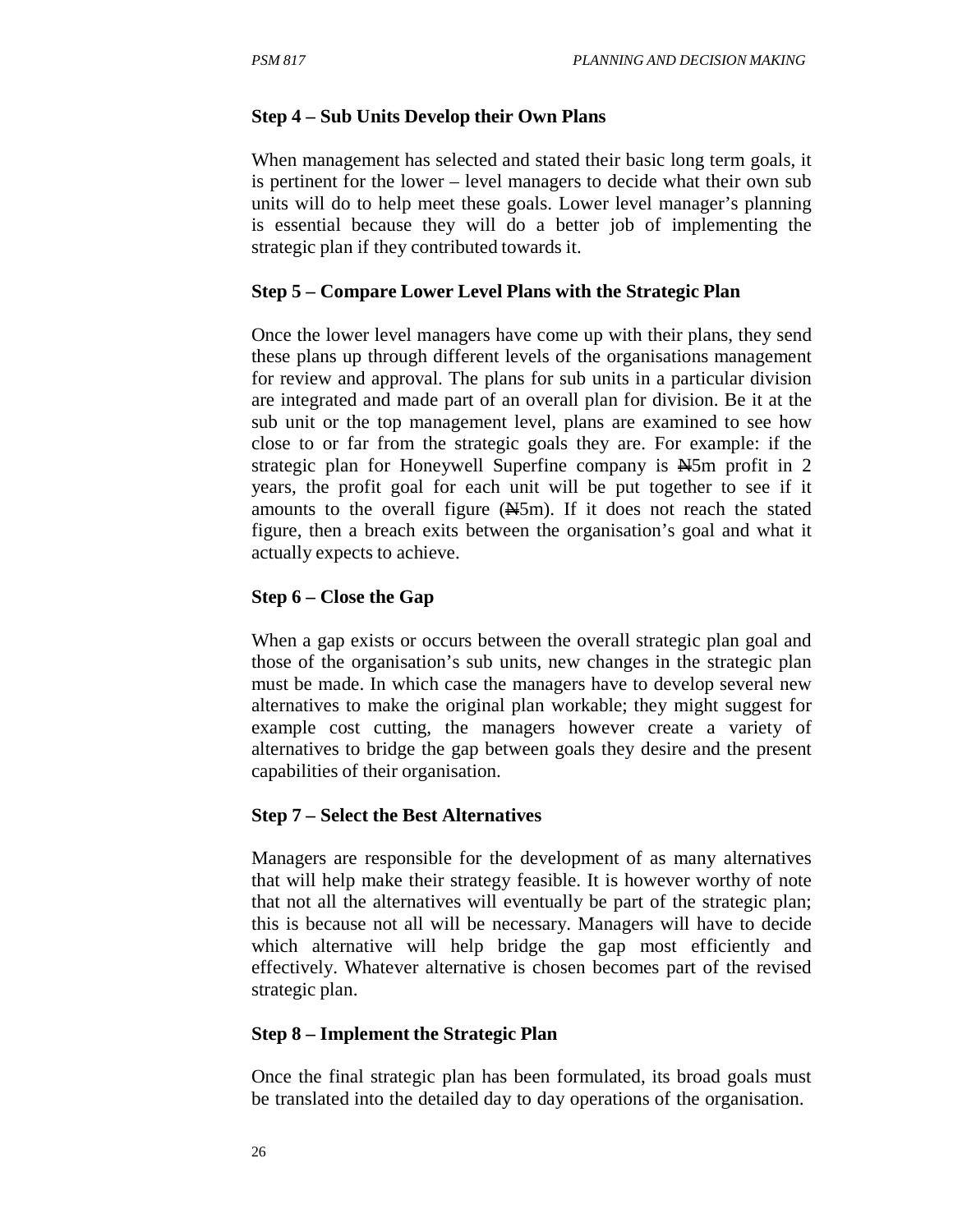**Step 4 – Sub Units Develop their Own Plans**

When management has selected and stated their basic long term goals, it is pertinent for the lower – level managers to decide what their own sub units will do to help meet these goals. Lower level manager's planning is essential because they will do a better job of implementing the strategic plan if they contributed towards it.

**Step 5 – Compare Lower Level Plans with the Strategic Plan**

Once the lower level managers have come up with their plans, they send these plans up through different levels of the organisations management for review and approval. The plans for sub units in a particular division are integrated and made part of an overall plan for division. Be it at the sub unit or the top management level, plans are examined to see how close to or far from the strategic goals they are. For example: if the strategic plan for Honeywell Superfine company is ₦5m profit in 2 years, the profit goal for each unit will be put together to see if it amounts to the overall figure (₦5m). If it does not reach the stated figure, then a breach exits between the organisation's goal and what it actually expects to achieve.

**Step 6 – Close the Gap**

When a gap exists or occurs between the overall strategic plan goal and those of the organisation's sub units, new changes in the strategic plan must be made. In which case the managers have to develop several new alternatives to make the original plan workable; they might suggest for example cost cutting, the managers however create a variety of alternatives to bridge the gap between goals they desire and the present capabilities of their organisation.

**Step 7 – Select the Best Alternatives**

Managers are responsible for the development of as many alternatives that will help make their strategy feasible. It is however worthy of note that not all the alternatives will eventually be part of the strategic plan; this is because not all will be necessary. Managers will have to decide which alternative will help bridge the gap most efficiently and effectively. Whatever alternative is chosen becomes part of the revised strategic plan.

**Step 8 – Implement the Strategic Plan**

Once the final strategic plan has been formulated, its broad goals must be translated into the detailed day to day operations of the organisation.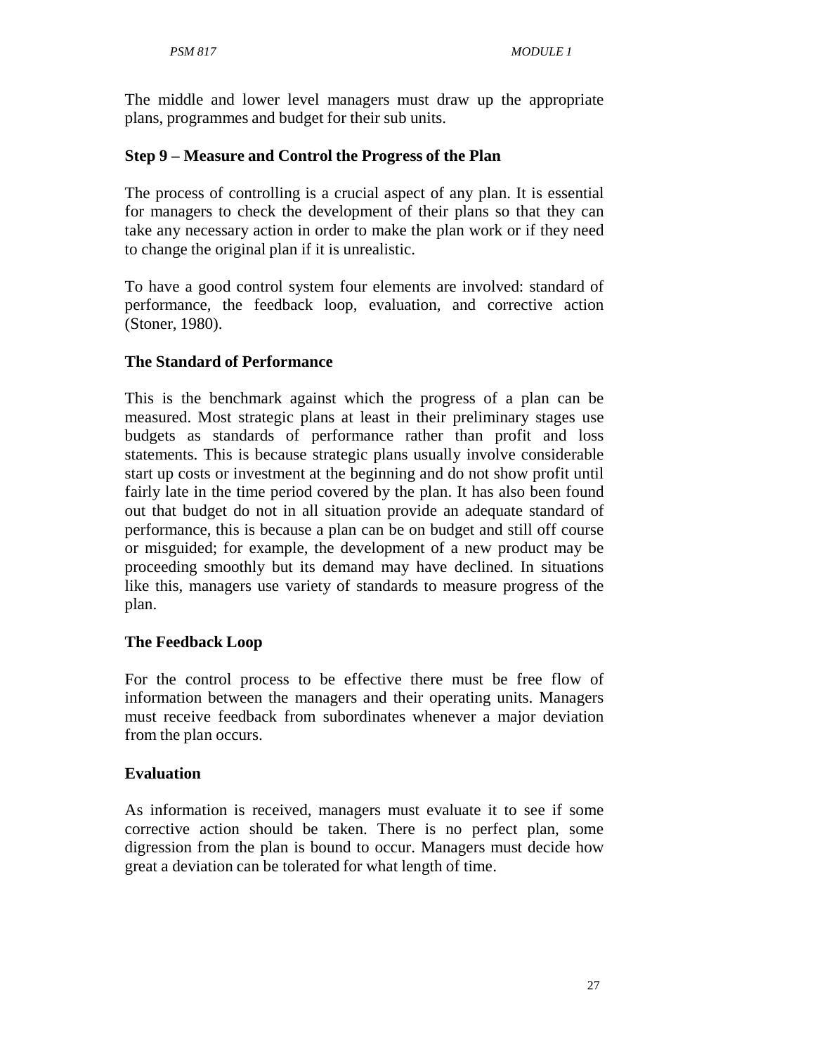The middle and lower level managers must draw up the appropriate plans, programmes and budget for their sub units.

### Step 9 – Measure and Control the Progress of the Plan

The process of controlling is a crucial aspect of any plan. It is essential for managers to check the development of their plans so that they can take any necessary action in order to make the plan work or if they need to change the original plan if it is unrealistic.

To have a good control system four elements are involved: standard of performance, the feedback loop, evaluation, and corrective action (Stoner, 1980).

### The Standard of Performance

This is the benchmark against which the progress of a plan can be measured. Most strategic plans at least in their preliminary stages use budgets as standards of performance rather than profit and loss statements. This is because strategic plans usually involve considerable start up costs or investment at the beginning and do not show profit until fairly late in the time period covered by the plan. It has also been found out that budget do not in all situation provide an adequate standard of performance, this is because a plan can be on budget and still off course or misguided; for example, the development of a new product may be proceeding smoothly but its demand may have declined. In situations like this, managers use variety of standards to measure progress of the plan.

### The Feedback Loop

For the control process to be effective there must be free flow of information between the managers and their operating units. Managers must receive feedback from subordinates whenever a major deviation from the plan occurs.

### Evaluation

As information is received, managers must evaluate it to see if some corrective action should be taken. There is no perfect plan, some digression from the plan is bound to occur. Managers must decide how great a deviation can be tolerated for what length of time.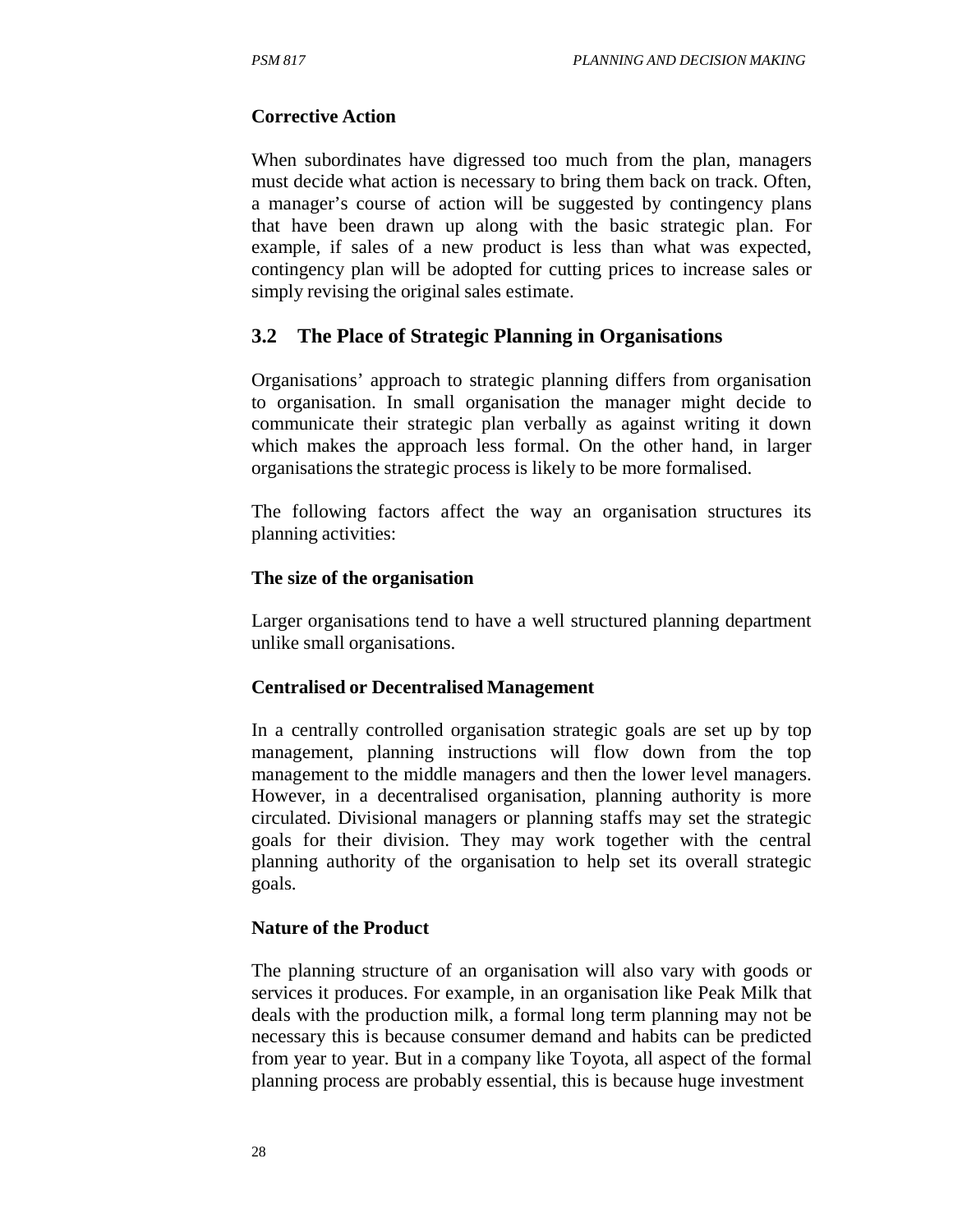**Corrective Action**

When subordinates have digressed too much from the plan, managers must decide what action is necessary to bring them back on track. Often, a manager's course of action will be suggested by contingency plans that have been drawn up along with the basic strategic plan. For example, if sales of a new product is less than what was expected, contingency plan will be adopted for cutting prices to increase sales or simply revising the original sales estimate.

## 3.2 The Place of Strategic Planning in Organisations

Organisations' approach to strategic planning differs from organisation to organisation. In small organisation the manager might decide to communicate their strategic plan verbally as against writing it down which makes the approach less formal. On the other hand, in larger organisations the strategic process is likely to be more formalised.

The following factors affect the way an organisation structures its planning activities:

**The size of the organisation**

Larger organisations tend to have a well structured planning department unlike small organisations.

**Centralised or Decentralised Management**

In a centrally controlled organisation strategic goals are set up by top management, planning instructions will flow down from the top management to the middle managers and then the lower level managers. However, in a decentralised organisation, planning authority is more circulated. Divisional managers or planning staffs may set the strategic goals for their division. They may work together with the central planning authority of the organisation to help set its overall strategic goals.

**Nature of the Product**

The planning structure of an organisation will also vary with goods or services it produces. For example, in an organisation like Peak Milk that deals with the production milk, a formal long term planning may not be necessary this is because consumer demand and habits can be predicted from year to year. But in a company like Toyota, all aspect of the formal planning process are probably essential, this is because huge investment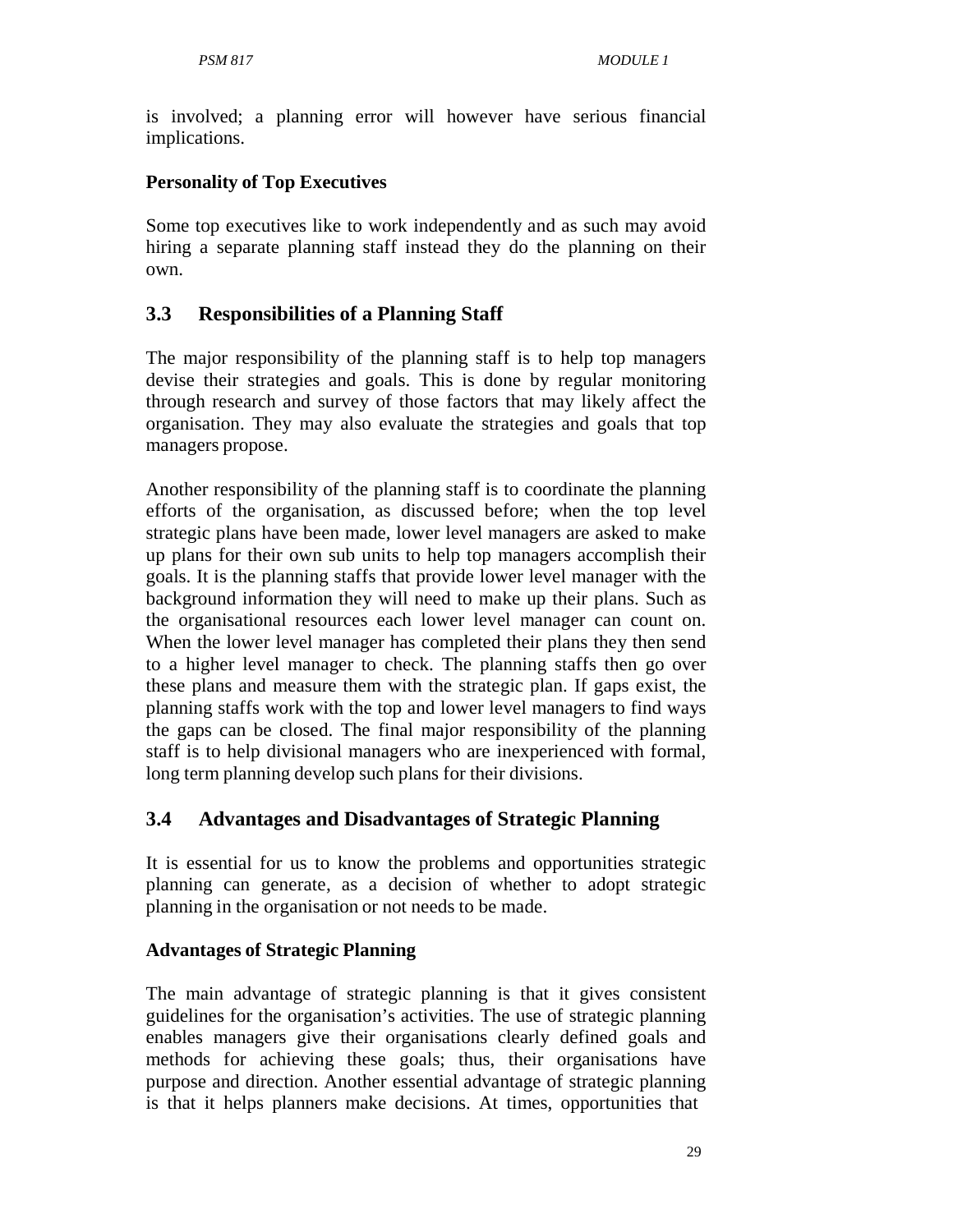is involved; a planning error will however have serious financial implications.

**Personality of Top Executives**

Some top executives like to work independently and as such may avoid hiring a separate planning staff instead they do the planning on their own.

## 3.3 Responsibilities of a Planning Staff

The major responsibility of the planning staff is to help top managers devise their strategies and goals. This is done by regular monitoring through research and survey of those factors that may likely affect the organisation. They may also evaluate the strategies and goals that top managers propose.

Another responsibility of the planning staff is to coordinate the planning efforts of the organisation, as discussed before; when the top level strategic plans have been made, lower level managers are asked to make up plans for their own sub units to help top managers accomplish their goals. It is the planning staffs that provide lower level manager with the background information they will need to make up their plans. Such as the organisational resources each lower level manager can count on. When the lower level manager has completed their plans they then send to a higher level manager to check. The planning staffs then go over these plans and measure them with the strategic plan. If gaps exist, the planning staffs work with the top and lower level managers to find ways the gaps can be closed. The final major responsibility of the planning staff is to help divisional managers who are inexperienced with formal, long term planning develop such plans for their divisions.

## 3.4 Advantages and Disadvantages of Strategic Planning

It is essential for us to know the problems and opportunities strategic planning can generate, as a decision of whether to adopt strategic planning in the organisation or not needs to be made.

**Advantages of Strategic Planning**

The main advantage of strategic planning is that it gives consistent guidelines for the organisation's activities. The use of strategic planning enables managers give their organisations clearly defined goals and methods for achieving these goals; thus, their organisations have purpose and direction. Another essential advantage of strategic planning is that it helps planners make decisions. At times, opportunities that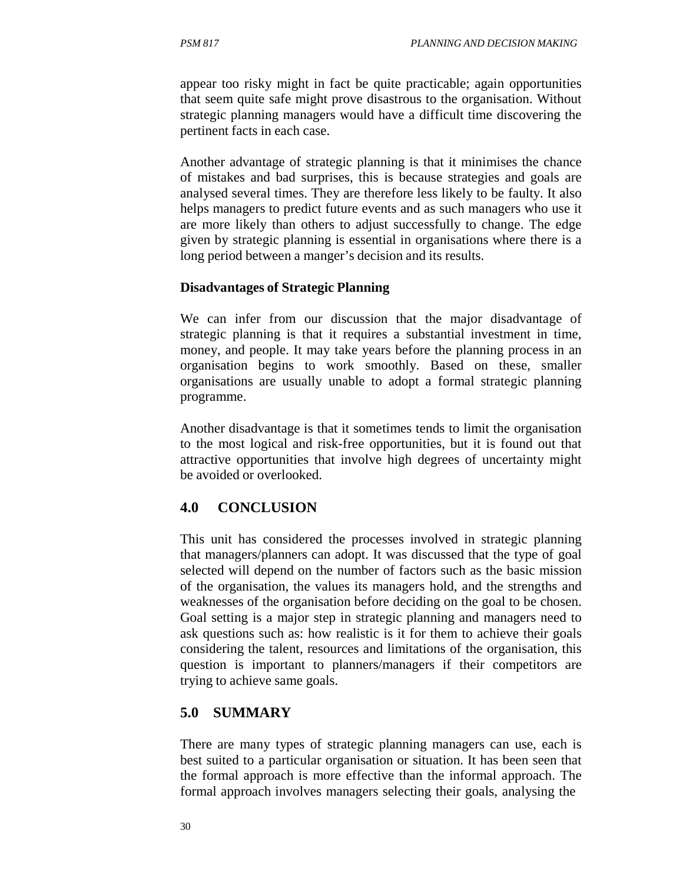appear too risky might in fact be quite practicable; again opportunities that seem quite safe might prove disastrous to the organisation. Without strategic planning managers would have a difficult time discovering the pertinent facts in each case.

Another advantage of strategic planning is that it minimises the chance of mistakes and bad surprises, this is because strategies and goals are analysed several times. They are therefore less likely to be faulty. It also helps managers to predict future events and as such managers who use it are more likely than others to adjust successfully to change. The edge given by strategic planning is essential in organisations where there is a long period between a manger's decision and its results.

**Disadvantages of Strategic Planning**

We can infer from our discussion that the major disadvantage of strategic planning is that it requires a substantial investment in time, money, and people. It may take years before the planning process in an organisation begins to work smoothly. Based on these, smaller organisations are usually unable to adopt a formal strategic planning programme.

Another disadvantage is that it sometimes tends to limit the organisation to the most logical and risk-free opportunities, but it is found out that attractive opportunities that involve high degrees of uncertainty might be avoided or overlooked.

## 4.0 CONCLUSION

This unit has considered the processes involved in strategic planning that managers/planners can adopt. It was discussed that the type of goal selected will depend on the number of factors such as the basic mission of the organisation, the values its managers hold, and the strengths and weaknesses of the organisation before deciding on the goal to be chosen. Goal setting is a major step in strategic planning and managers need to ask questions such as: how realistic is it for them to achieve their goals considering the talent, resources and limitations of the organisation, this question is important to planners/managers if their competitors are trying to achieve same goals.

## 5.0 SUMMARY

There are many types of strategic planning managers can use, each is best suited to a particular organisation or situation. It has been seen that the formal approach is more effective than the informal approach. The formal approach involves managers selecting their goals, analysing the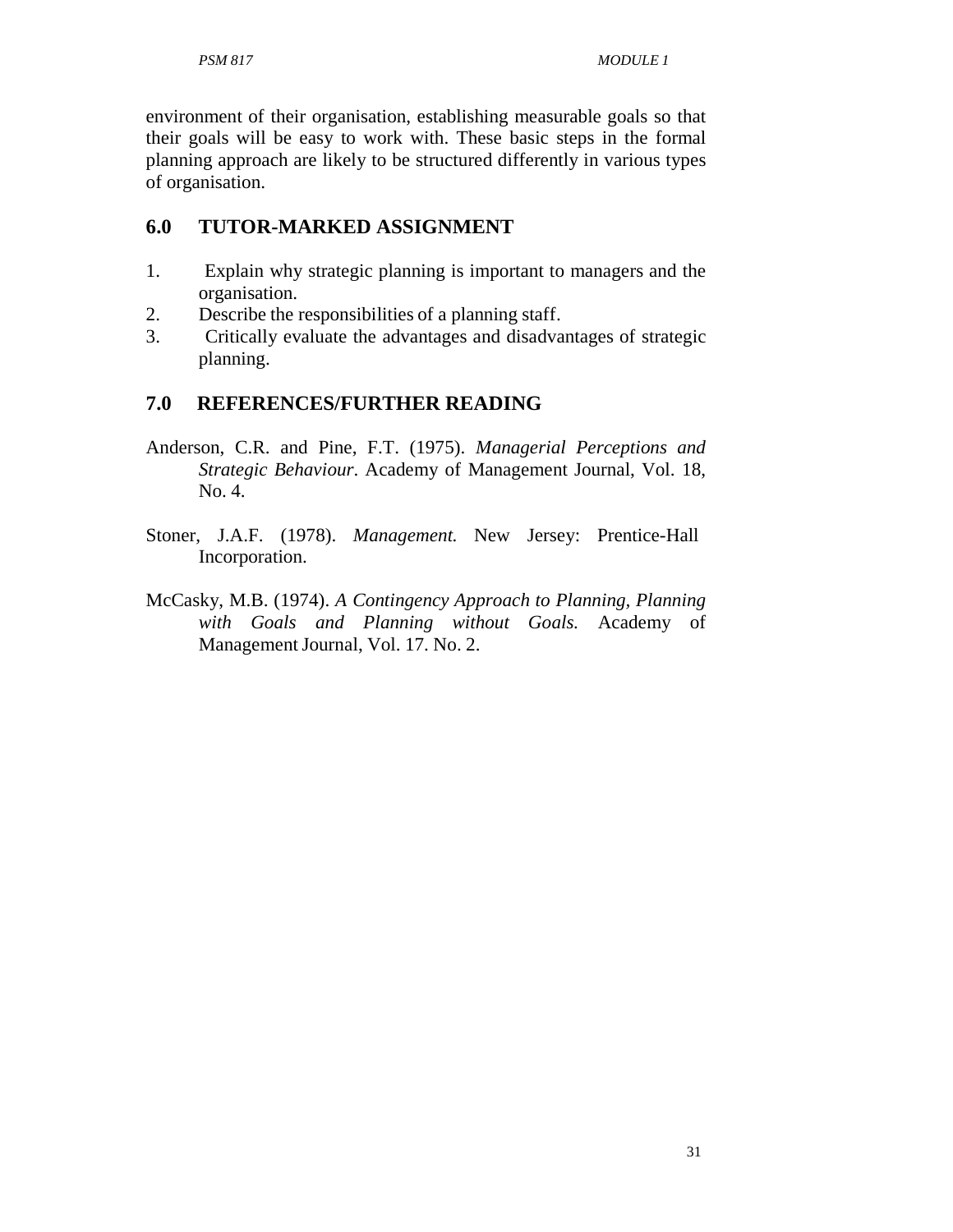environment of their organisation, establishing measurable goals so that their goals will be easy to work with. These basic steps in the formal planning approach are likely to be structured differently in various types of organisation.

## 6.0 TUTOR-MARKED ASSIGNMENT

1. Explain why strategic planning is important to managers and the organisation.
2. Describe the responsibilities of a planning staff.
3. Critically evaluate the advantages and disadvantages of strategic planning.

## 7.0 REFERENCES/FURTHER READING

Anderson, C.R. and Pine, F.T. (1975). *Managerial Perceptions and Strategic Behaviour*. Academy of Management Journal, Vol. 18, No. 4.

Stoner, J.A.F. (1978). *Management.* New Jersey: Prentice-Hall Incorporation.

McCasky, M.B. (1974). *A Contingency Approach to Planning, Planning with Goals and Planning without Goals.* Academy of Management Journal, Vol. 17. No. 2.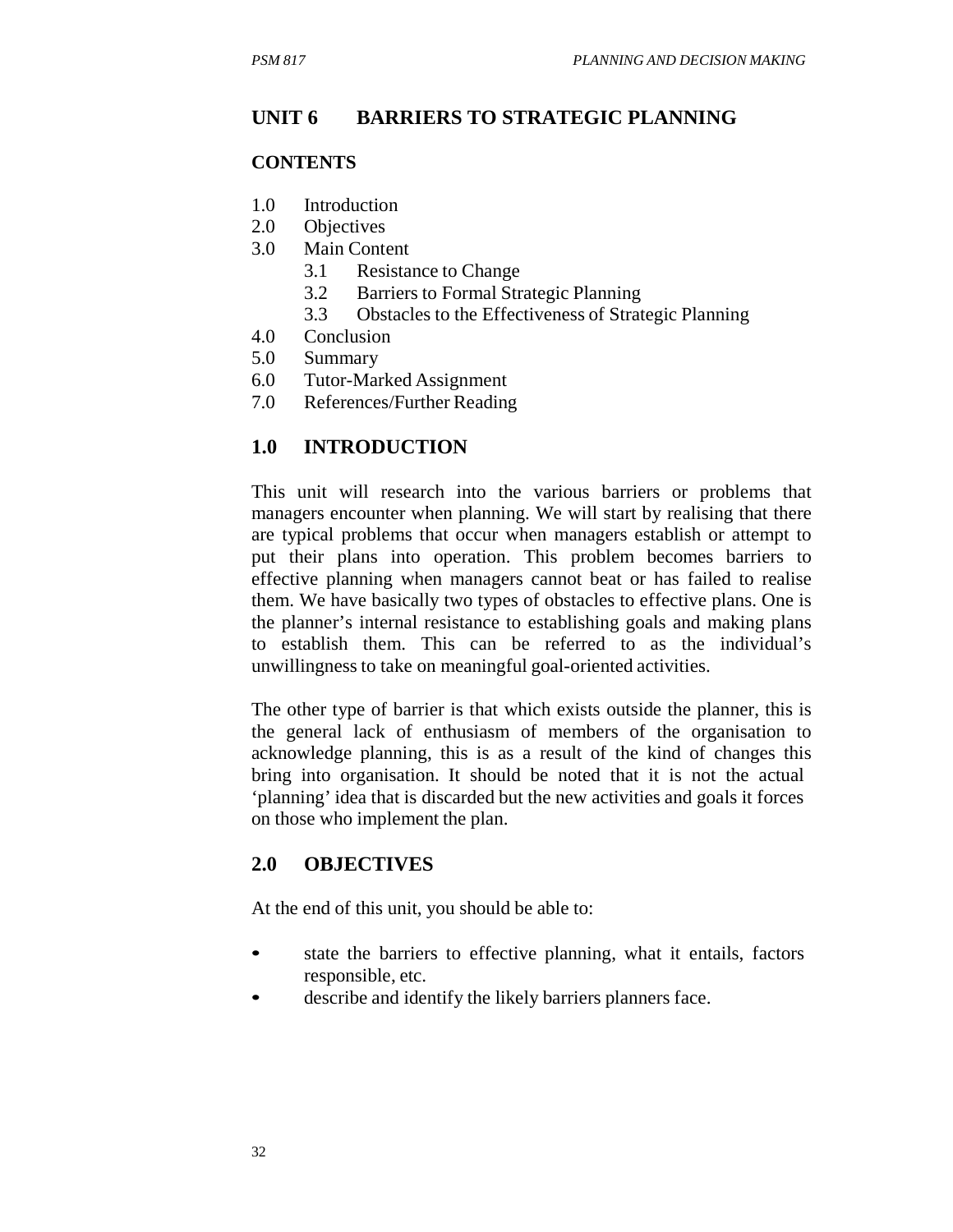## UNIT 6 BARRIERS TO STRATEGIC PLANNING

### CONTENTS

1.0 Introduction
2.0 Objectives
3.0 Main Content
  3.1 Resistance to Change
  3.2 Barriers to Formal Strategic Planning
  3.3 Obstacles to the Effectiveness of Strategic Planning
4.0 Conclusion
5.0 Summary
6.0 Tutor-Marked Assignment
7.0 References/Further Reading

### 1.0 INTRODUCTION

This unit will research into the various barriers or problems that managers encounter when planning. We will start by realising that there are typical problems that occur when managers establish or attempt to put their plans into operation. This problem becomes barriers to effective planning when managers cannot beat or has failed to realise them. We have basically two types of obstacles to effective plans. One is the planner's internal resistance to establishing goals and making plans to establish them. This can be referred to as the individual's unwillingness to take on meaningful goal-oriented activities.

The other type of barrier is that which exists outside the planner, this is the general lack of enthusiasm of members of the organisation to acknowledge planning, this is as a result of the kind of changes this bring into organisation. It should be noted that it is not the actual 'planning' idea that is discarded but the new activities and goals it forces on those who implement the plan.

### 2.0 OBJECTIVES

At the end of this unit, you should be able to:

- state the barriers to effective planning, what it entails, factors responsible, etc.
- describe and identify the likely barriers planners face.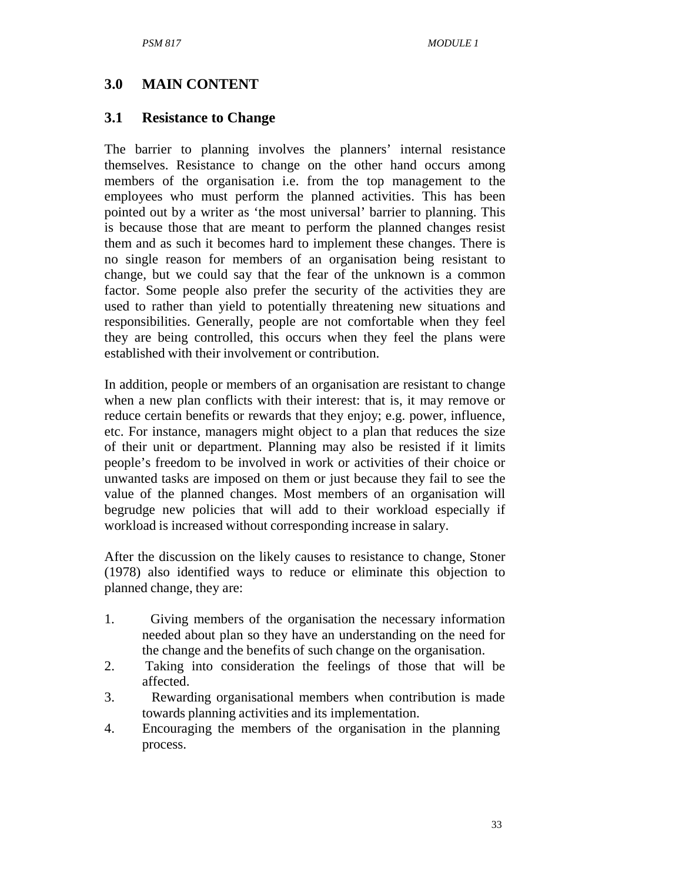## 3.0 MAIN CONTENT

### 3.1 Resistance to Change

The barrier to planning involves the planners' internal resistance themselves. Resistance to change on the other hand occurs among members of the organisation i.e. from the top management to the employees who must perform the planned activities. This has been pointed out by a writer as 'the most universal' barrier to planning. This is because those that are meant to perform the planned changes resist them and as such it becomes hard to implement these changes. There is no single reason for members of an organisation being resistant to change, but we could say that the fear of the unknown is a common factor. Some people also prefer the security of the activities they are used to rather than yield to potentially threatening new situations and responsibilities. Generally, people are not comfortable when they feel they are being controlled, this occurs when they feel the plans were established with their involvement or contribution.

In addition, people or members of an organisation are resistant to change when a new plan conflicts with their interest: that is, it may remove or reduce certain benefits or rewards that they enjoy; e.g. power, influence, etc. For instance, managers might object to a plan that reduces the size of their unit or department. Planning may also be resisted if it limits people's freedom to be involved in work or activities of their choice or unwanted tasks are imposed on them or just because they fail to see the value of the planned changes. Most members of an organisation will begrudge new policies that will add to their workload especially if workload is increased without corresponding increase in salary.

After the discussion on the likely causes to resistance to change, Stoner (1978) also identified ways to reduce or eliminate this objection to planned change, they are:

1. Giving members of the organisation the necessary information needed about plan so they have an understanding on the need for the change and the benefits of such change on the organisation.
2. Taking into consideration the feelings of those that will be affected.
3. Rewarding organisational members when contribution is made towards planning activities and its implementation.
4. Encouraging the members of the organisation in the planning process.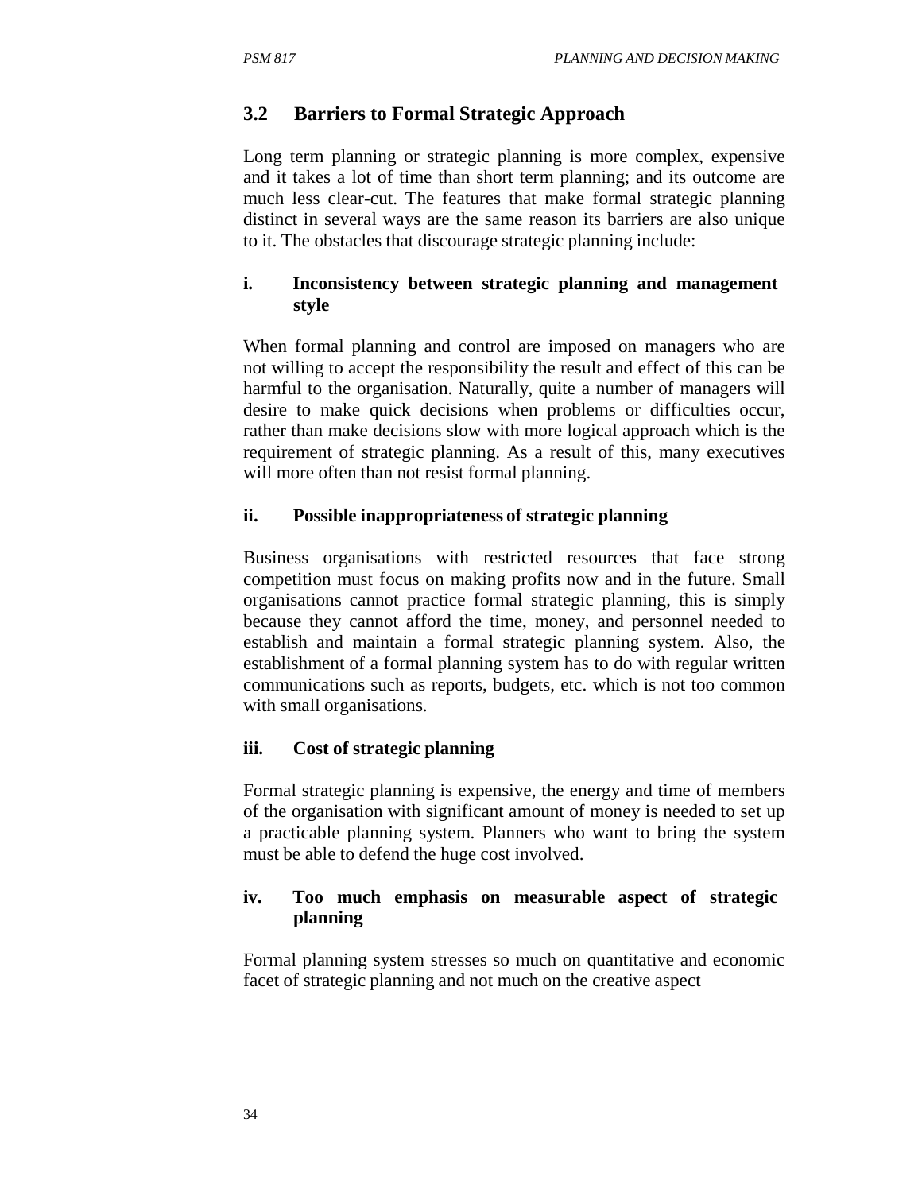## 3.2 Barriers to Formal Strategic Approach

Long term planning or strategic planning is more complex, expensive and it takes a lot of time than short term planning; and its outcome are much less clear-cut. The features that make formal strategic planning distinct in several ways are the same reason its barriers are also unique to it. The obstacles that discourage strategic planning include:

**i. Inconsistency between strategic planning and management style**

When formal planning and control are imposed on managers who are not willing to accept the responsibility the result and effect of this can be harmful to the organisation. Naturally, quite a number of managers will desire to make quick decisions when problems or difficulties occur, rather than make decisions slow with more logical approach which is the requirement of strategic planning. As a result of this, many executives will more often than not resist formal planning.

**ii. Possible inappropriateness of strategic planning**

Business organisations with restricted resources that face strong competition must focus on making profits now and in the future. Small organisations cannot practice formal strategic planning, this is simply because they cannot afford the time, money, and personnel needed to establish and maintain a formal strategic planning system. Also, the establishment of a formal planning system has to do with regular written communications such as reports, budgets, etc. which is not too common with small organisations.

**iii. Cost of strategic planning**

Formal strategic planning is expensive, the energy and time of members of the organisation with significant amount of money is needed to set up a practicable planning system. Planners who want to bring the system must be able to defend the huge cost involved.

**iv. Too much emphasis on measurable aspect of strategic planning**

Formal planning system stresses so much on quantitative and economic facet of strategic planning and not much on the creative aspect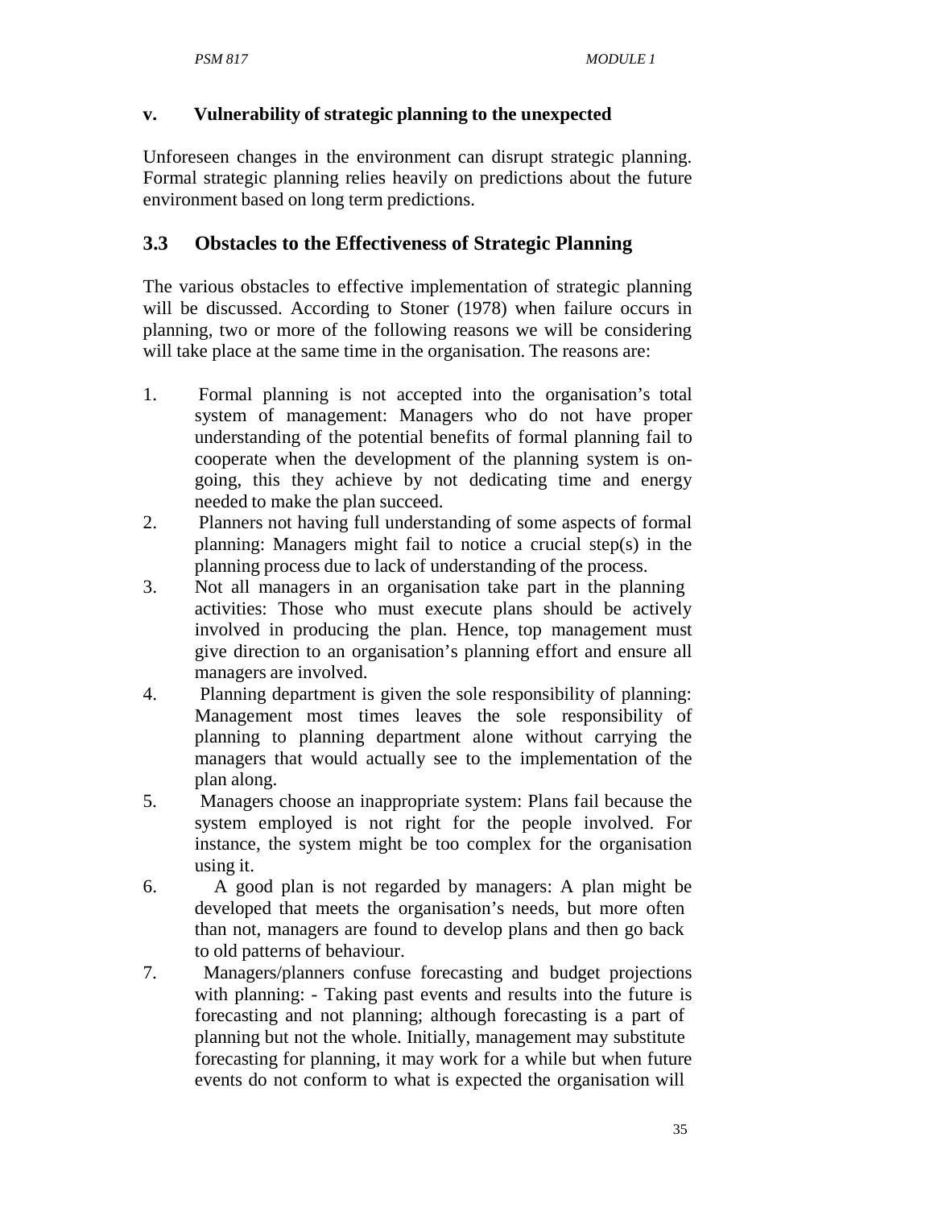### v. Vulnerability of strategic planning to the unexpected

Unforeseen changes in the environment can disrupt strategic planning. Formal strategic planning relies heavily on predictions about the future environment based on long term predictions.

## 3.3 Obstacles to the Effectiveness of Strategic Planning

The various obstacles to effective implementation of strategic planning will be discussed. According to Stoner (1978) when failure occurs in planning, two or more of the following reasons we will be considering will take place at the same time in the organisation. The reasons are:

1. Formal planning is not accepted into the organisation's total system of management: Managers who do not have proper understanding of the potential benefits of formal planning fail to cooperate when the development of the planning system is on-going, this they achieve by not dedicating time and energy needed to make the plan succeed.
2. Planners not having full understanding of some aspects of formal planning: Managers might fail to notice a crucial step(s) in the planning process due to lack of understanding of the process.
3. Not all managers in an organisation take part in the planning activities: Those who must execute plans should be actively involved in producing the plan. Hence, top management must give direction to an organisation's planning effort and ensure all managers are involved.
4. Planning department is given the sole responsibility of planning: Management most times leaves the sole responsibility of planning to planning department alone without carrying the managers that would actually see to the implementation of the plan along.
5. Managers choose an inappropriate system: Plans fail because the system employed is not right for the people involved. For instance, the system might be too complex for the organisation using it.
6. A good plan is not regarded by managers: A plan might be developed that meets the organisation's needs, but more often than not, managers are found to develop plans and then go back to old patterns of behaviour.
7. Managers/planners confuse forecasting and budget projections with planning: - Taking past events and results into the future is forecasting and not planning; although forecasting is a part of planning but not the whole. Initially, management may substitute forecasting for planning, it may work for a while but when future events do not conform to what is expected the organisation will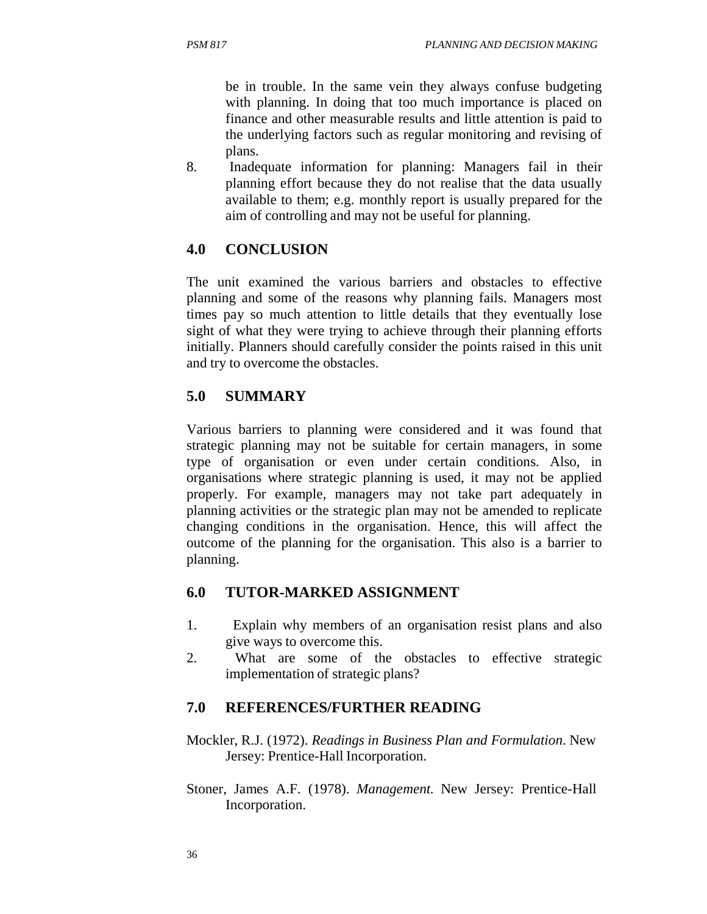be in trouble. In the same vein they always confuse budgeting with planning. In doing that too much importance is placed on finance and other measurable results and little attention is paid to the underlying factors such as regular monitoring and revising of plans.

8. Inadequate information for planning: Managers fail in their planning effort because they do not realise that the data usually available to them; e.g. monthly report is usually prepared for the aim of controlling and may not be useful for planning.

## 4.0 CONCLUSION

The unit examined the various barriers and obstacles to effective planning and some of the reasons why planning fails. Managers most times pay so much attention to little details that they eventually lose sight of what they were trying to achieve through their planning efforts initially. Planners should carefully consider the points raised in this unit and try to overcome the obstacles.

## 5.0 SUMMARY

Various barriers to planning were considered and it was found that strategic planning may not be suitable for certain managers, in some type of organisation or even under certain conditions. Also, in organisations where strategic planning is used, it may not be applied properly. For example, managers may not take part adequately in planning activities or the strategic plan may not be amended to replicate changing conditions in the organisation. Hence, this will affect the outcome of the planning for the organisation. This also is a barrier to planning.

## 6.0 TUTOR-MARKED ASSIGNMENT

1. Explain why members of an organisation resist plans and also give ways to overcome this.
2. What are some of the obstacles to effective strategic implementation of strategic plans?

## 7.0 REFERENCES/FURTHER READING

Mockler, R.J. (1972). *Readings in Business Plan and Formulation*. New Jersey: Prentice-Hall Incorporation.

Stoner, James A.F. (1978). *Management.* New Jersey: Prentice-Hall Incorporation.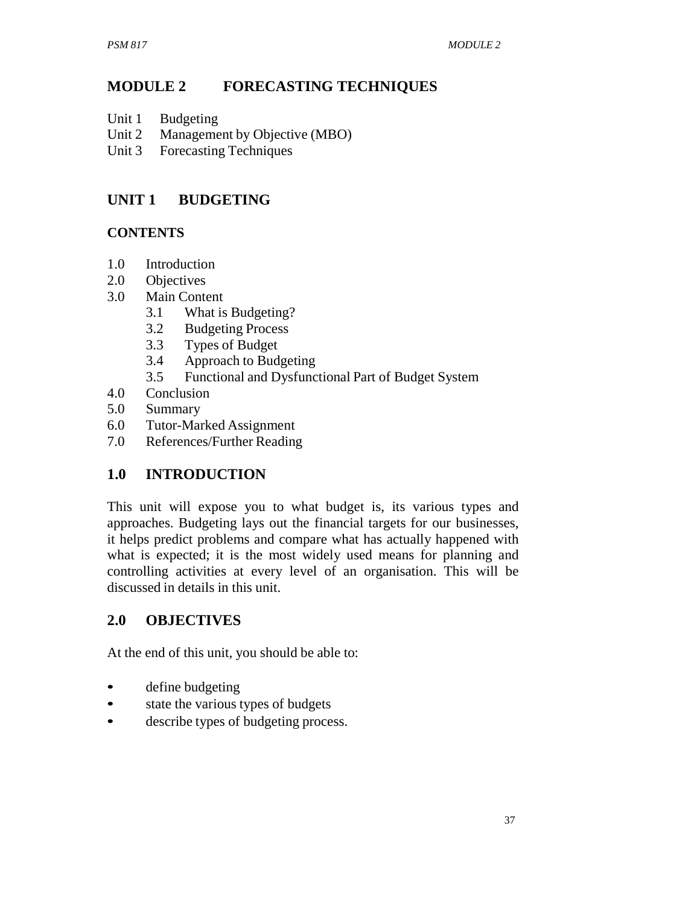# MODULE 2 FORECASTING TECHNIQUES

Unit 1 Budgeting
Unit 2 Management by Objective (MBO)
Unit 3 Forecasting Techniques

## UNIT 1 BUDGETING

### CONTENTS

1.0 Introduction
2.0 Objectives
3.0 Main Content
  3.1 What is Budgeting?
  3.2 Budgeting Process
  3.3 Types of Budget
  3.4 Approach to Budgeting
  3.5 Functional and Dysfunctional Part of Budget System
4.0 Conclusion
5.0 Summary
6.0 Tutor-Marked Assignment
7.0 References/Further Reading

## 1.0 INTRODUCTION

This unit will expose you to what budget is, its various types and approaches. Budgeting lays out the financial targets for our businesses, it helps predict problems and compare what has actually happened with what is expected; it is the most widely used means for planning and controlling activities at every level of an organisation. This will be discussed in details in this unit.

## 2.0 OBJECTIVES

At the end of this unit, you should be able to:

- define budgeting
- state the various types of budgets
- describe types of budgeting process.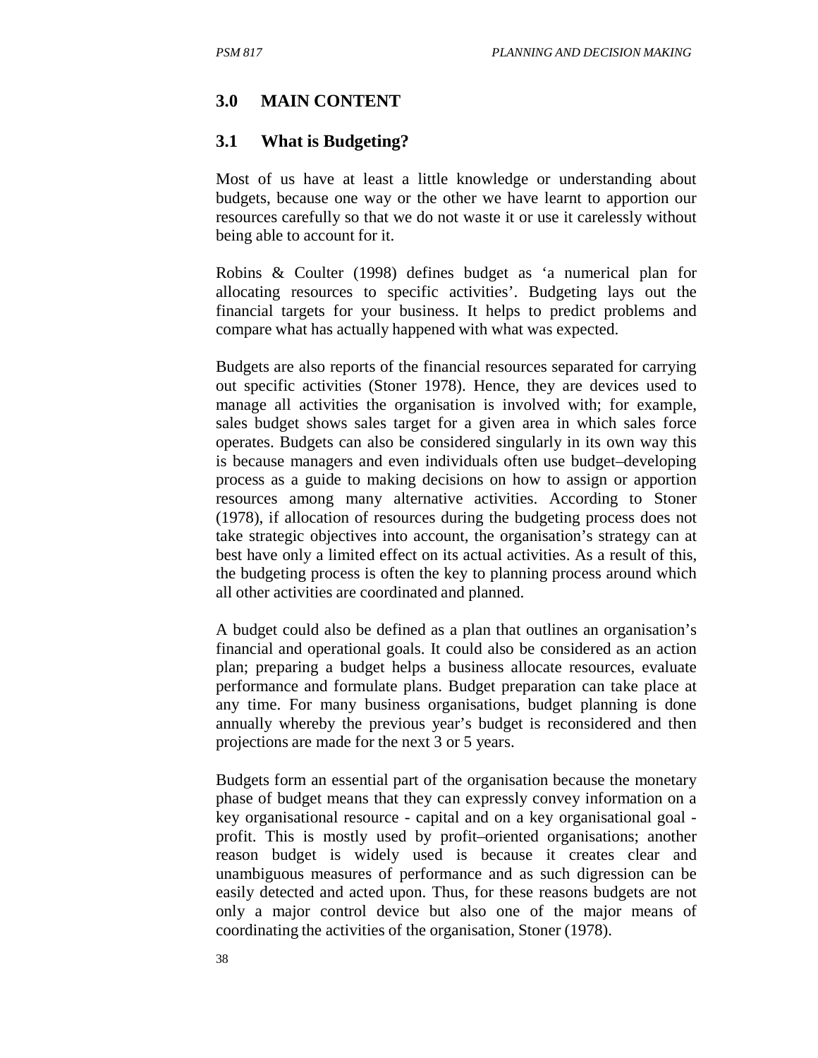## 3.0 MAIN CONTENT

### 3.1 What is Budgeting?

Most of us have at least a little knowledge or understanding about budgets, because one way or the other we have learnt to apportion our resources carefully so that we do not waste it or use it carelessly without being able to account for it.

Robins & Coulter (1998) defines budget as 'a numerical plan for allocating resources to specific activities'. Budgeting lays out the financial targets for your business. It helps to predict problems and compare what has actually happened with what was expected.

Budgets are also reports of the financial resources separated for carrying out specific activities (Stoner 1978). Hence, they are devices used to manage all activities the organisation is involved with; for example, sales budget shows sales target for a given area in which sales force operates. Budgets can also be considered singularly in its own way this is because managers and even individuals often use budget–developing process as a guide to making decisions on how to assign or apportion resources among many alternative activities. According to Stoner (1978), if allocation of resources during the budgeting process does not take strategic objectives into account, the organisation's strategy can at best have only a limited effect on its actual activities. As a result of this, the budgeting process is often the key to planning process around which all other activities are coordinated and planned.

A budget could also be defined as a plan that outlines an organisation's financial and operational goals. It could also be considered as an action plan; preparing a budget helps a business allocate resources, evaluate performance and formulate plans. Budget preparation can take place at any time. For many business organisations, budget planning is done annually whereby the previous year's budget is reconsidered and then projections are made for the next 3 or 5 years.

Budgets form an essential part of the organisation because the monetary phase of budget means that they can expressly convey information on a key organisational resource - capital and on a key organisational goal - profit. This is mostly used by profit–oriented organisations; another reason budget is widely used is because it creates clear and unambiguous measures of performance and as such digression can be easily detected and acted upon. Thus, for these reasons budgets are not only a major control device but also one of the major means of coordinating the activities of the organisation, Stoner (1978).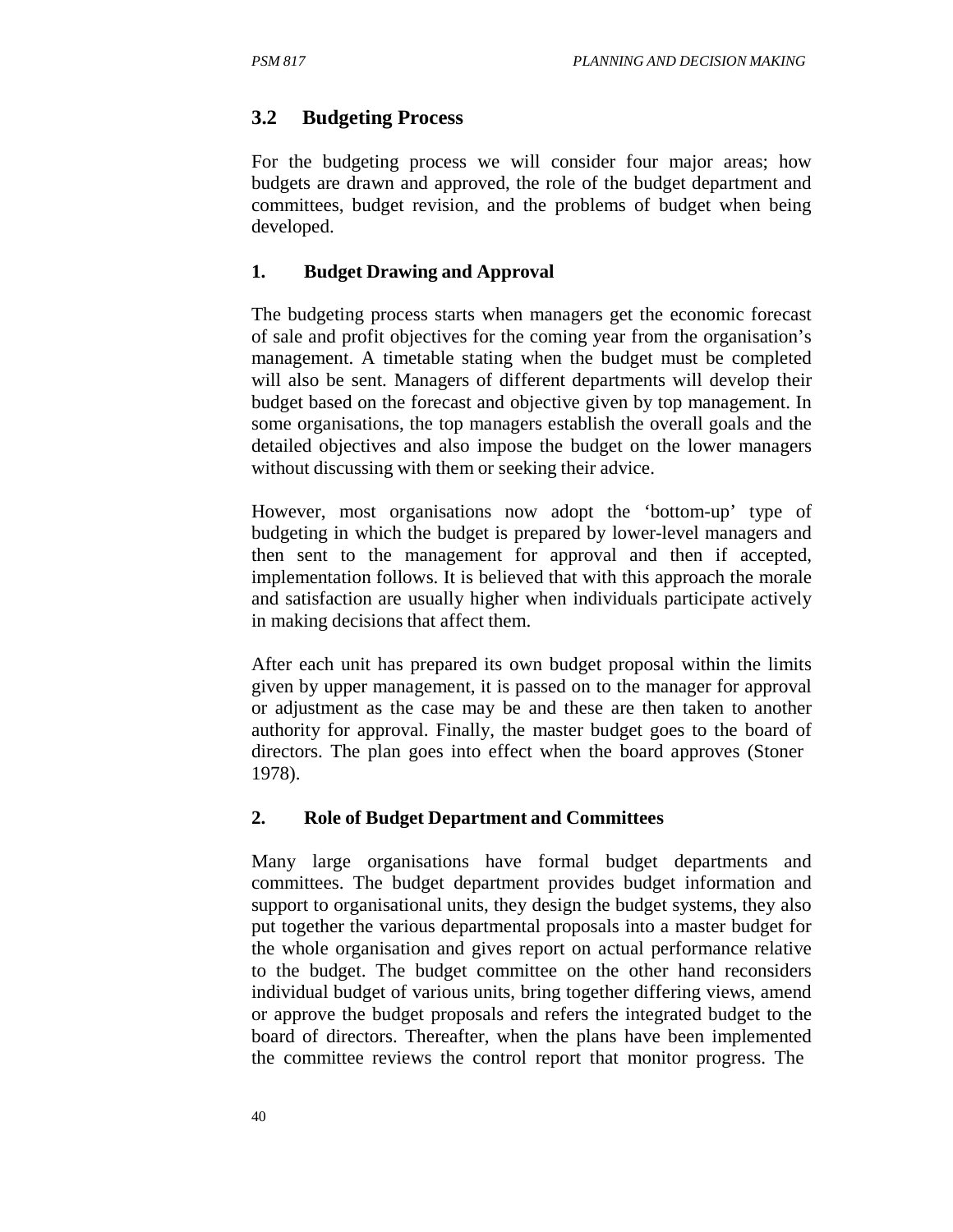## 3.2 Budgeting Process

For the budgeting process we will consider four major areas; how budgets are drawn and approved, the role of the budget department and committees, budget revision, and the problems of budget when being developed.

### 1. Budget Drawing and Approval

The budgeting process starts when managers get the economic forecast of sale and profit objectives for the coming year from the organisation's management. A timetable stating when the budget must be completed will also be sent. Managers of different departments will develop their budget based on the forecast and objective given by top management. In some organisations, the top managers establish the overall goals and the detailed objectives and also impose the budget on the lower managers without discussing with them or seeking their advice.

However, most organisations now adopt the 'bottom-up' type of budgeting in which the budget is prepared by lower-level managers and then sent to the management for approval and then if accepted, implementation follows. It is believed that with this approach the morale and satisfaction are usually higher when individuals participate actively in making decisions that affect them.

After each unit has prepared its own budget proposal within the limits given by upper management, it is passed on to the manager for approval or adjustment as the case may be and these are then taken to another authority for approval. Finally, the master budget goes to the board of directors. The plan goes into effect when the board approves (Stoner 1978).

### 2. Role of Budget Department and Committees

Many large organisations have formal budget departments and committees. The budget department provides budget information and support to organisational units, they design the budget systems, they also put together the various departmental proposals into a master budget for the whole organisation and gives report on actual performance relative to the budget. The budget committee on the other hand reconsiders individual budget of various units, bring together differing views, amend or approve the budget proposals and refers the integrated budget to the board of directors. Thereafter, when the plans have been implemented the committee reviews the control report that monitor progress. The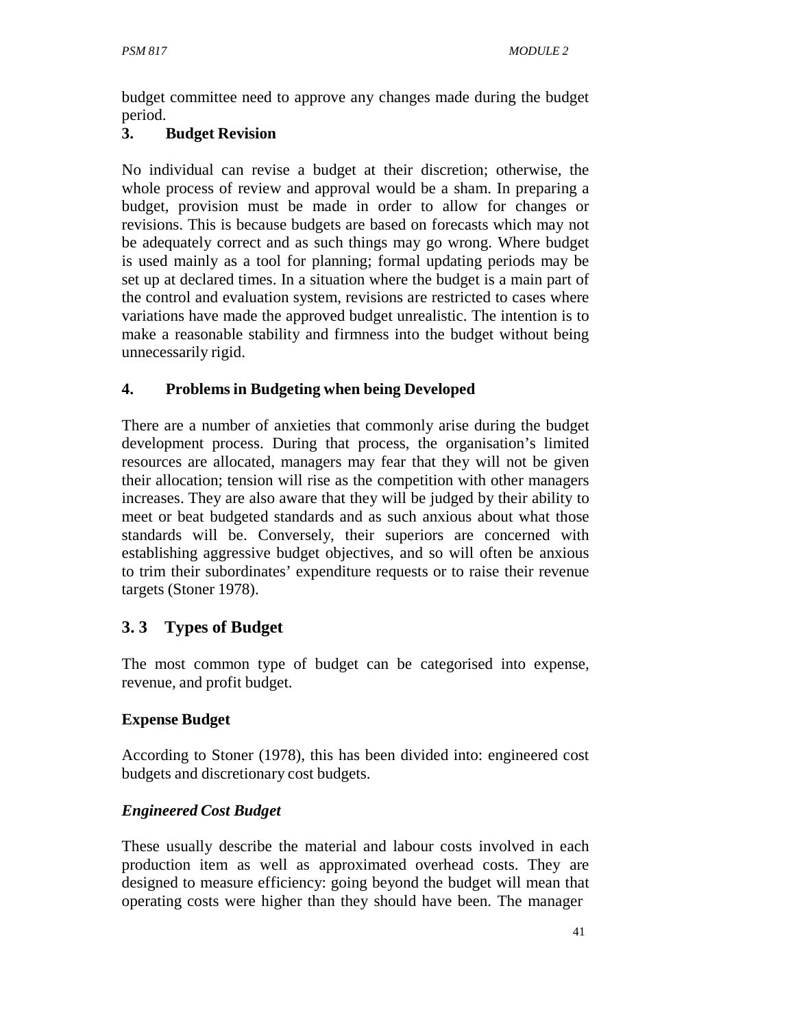budget committee need to approve any changes made during the budget period.

**3. Budget Revision**

No individual can revise a budget at their discretion; otherwise, the whole process of review and approval would be a sham. In preparing a budget, provision must be made in order to allow for changes or revisions. This is because budgets are based on forecasts which may not be adequately correct and as such things may go wrong. Where budget is used mainly as a tool for planning; formal updating periods may be set up at declared times. In a situation where the budget is a main part of the control and evaluation system, revisions are restricted to cases where variations have made the approved budget unrealistic. The intention is to make a reasonable stability and firmness into the budget without being unnecessarily rigid.

**4. Problems in Budgeting when being Developed**

There are a number of anxieties that commonly arise during the budget development process. During that process, the organisation's limited resources are allocated, managers may fear that they will not be given their allocation; tension will rise as the competition with other managers increases. They are also aware that they will be judged by their ability to meet or beat budgeted standards and as such anxious about what those standards will be. Conversely, their superiors are concerned with establishing aggressive budget objectives, and so will often be anxious to trim their subordinates' expenditure requests or to raise their revenue targets (Stoner 1978).

## 3. 3 Types of Budget

The most common type of budget can be categorised into expense, revenue, and profit budget.

**Expense Budget**

According to Stoner (1978), this has been divided into: engineered cost budgets and discretionary cost budgets.

***Engineered Cost Budget***

These usually describe the material and labour costs involved in each production item as well as approximated overhead costs. They are designed to measure efficiency: going beyond the budget will mean that operating costs were higher than they should have been. The manager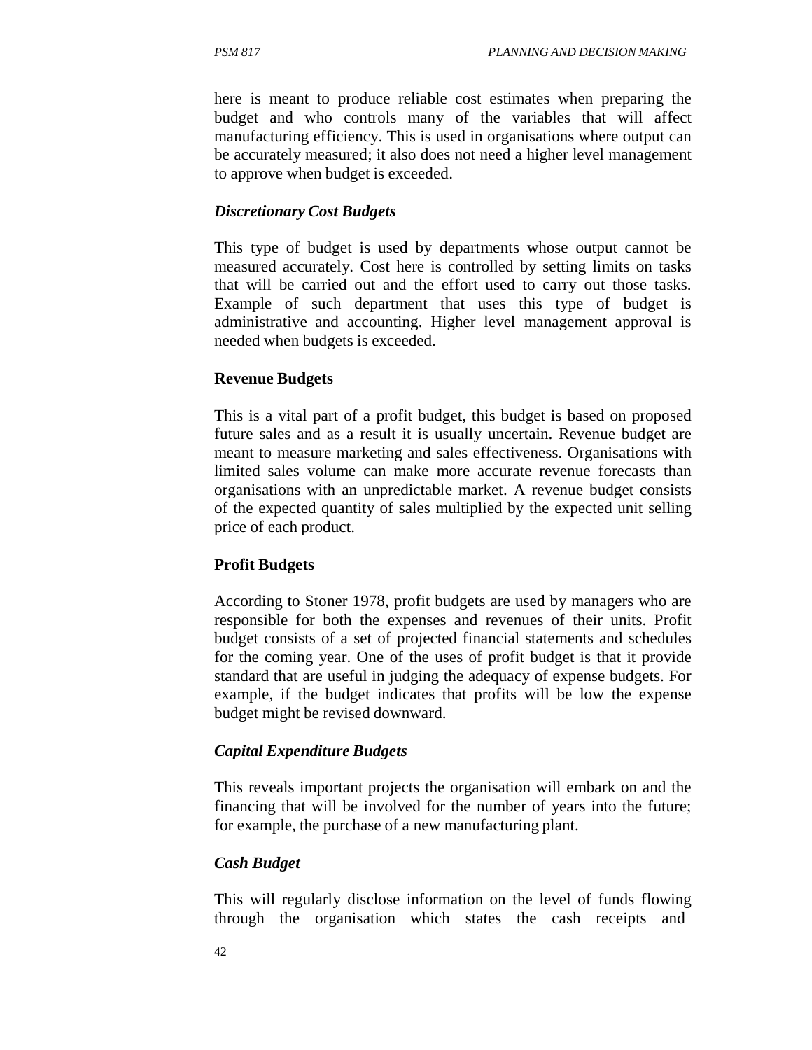here is meant to produce reliable cost estimates when preparing the budget and who controls many of the variables that will affect manufacturing efficiency. This is used in organisations where output can be accurately measured; it also does not need a higher level management to approve when budget is exceeded.

***Discretionary Cost Budgets***

This type of budget is used by departments whose output cannot be measured accurately. Cost here is controlled by setting limits on tasks that will be carried out and the effort used to carry out those tasks. Example of such department that uses this type of budget is administrative and accounting. Higher level management approval is needed when budgets is exceeded.

**Revenue Budgets**

This is a vital part of a profit budget, this budget is based on proposed future sales and as a result it is usually uncertain. Revenue budget are meant to measure marketing and sales effectiveness. Organisations with limited sales volume can make more accurate revenue forecasts than organisations with an unpredictable market. A revenue budget consists of the expected quantity of sales multiplied by the expected unit selling price of each product.

**Profit Budgets**

According to Stoner 1978, profit budgets are used by managers who are responsible for both the expenses and revenues of their units. Profit budget consists of a set of projected financial statements and schedules for the coming year. One of the uses of profit budget is that it provide standard that are useful in judging the adequacy of expense budgets. For example, if the budget indicates that profits will be low the expense budget might be revised downward.

***Capital Expenditure Budgets***

This reveals important projects the organisation will embark on and the financing that will be involved for the number of years into the future; for example, the purchase of a new manufacturing plant.

***Cash Budget***

This will regularly disclose information on the level of funds flowing through the organisation which states the cash receipts and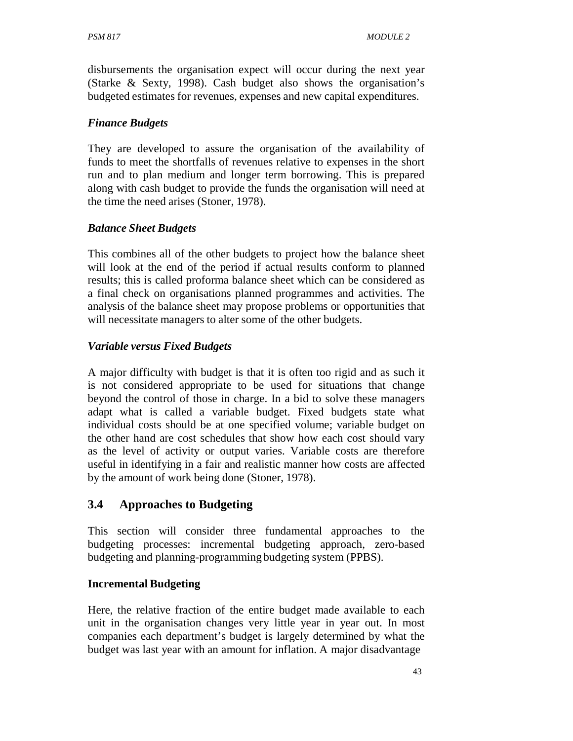disbursements the organisation expect will occur during the next year (Starke & Sexty, 1998). Cash budget also shows the organisation's budgeted estimates for revenues, expenses and new capital expenditures.

***Finance Budgets***

They are developed to assure the organisation of the availability of funds to meet the shortfalls of revenues relative to expenses in the short run and to plan medium and longer term borrowing. This is prepared along with cash budget to provide the funds the organisation will need at the time the need arises (Stoner, 1978).

***Balance Sheet Budgets***

This combines all of the other budgets to project how the balance sheet will look at the end of the period if actual results conform to planned results; this is called proforma balance sheet which can be considered as a final check on organisations planned programmes and activities. The analysis of the balance sheet may propose problems or opportunities that will necessitate managers to alter some of the other budgets.

***Variable versus Fixed Budgets***

A major difficulty with budget is that it is often too rigid and as such it is not considered appropriate to be used for situations that change beyond the control of those in charge. In a bid to solve these managers adapt what is called a variable budget. Fixed budgets state what individual costs should be at one specified volume; variable budget on the other hand are cost schedules that show how each cost should vary as the level of activity or output varies. Variable costs are therefore useful in identifying in a fair and realistic manner how costs are affected by the amount of work being done (Stoner, 1978).

## 3.4 Approaches to Budgeting

This section will consider three fundamental approaches to the budgeting processes: incremental budgeting approach, zero-based budgeting and planning-programming budgeting system (PPBS).

**Incremental Budgeting**

Here, the relative fraction of the entire budget made available to each unit in the organisation changes very little year in year out. In most companies each department's budget is largely determined by what the budget was last year with an amount for inflation. A major disadvantage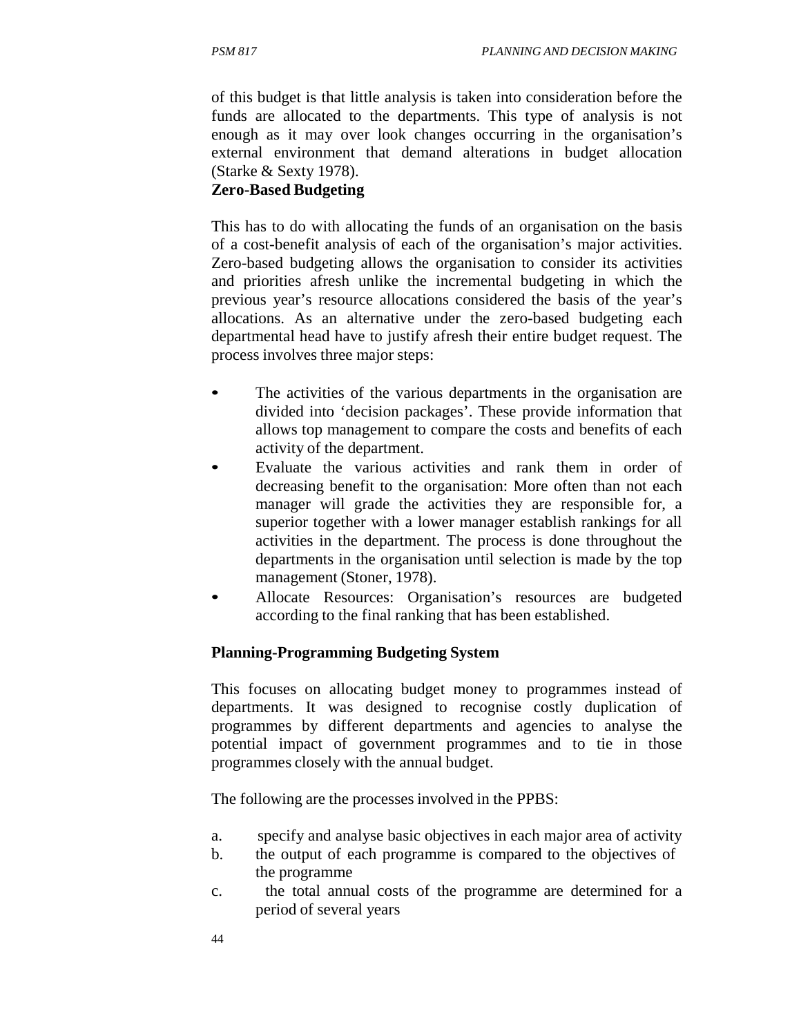of this budget is that little analysis is taken into consideration before the funds are allocated to the departments. This type of analysis is not enough as it may over look changes occurring in the organisation's external environment that demand alterations in budget allocation (Starke & Sexty 1978).

**Zero-Based Budgeting**

This has to do with allocating the funds of an organisation on the basis of a cost-benefit analysis of each of the organisation's major activities. Zero-based budgeting allows the organisation to consider its activities and priorities afresh unlike the incremental budgeting in which the previous year's resource allocations considered the basis of the year's allocations. As an alternative under the zero-based budgeting each departmental head have to justify afresh their entire budget request. The process involves three major steps:

- The activities of the various departments in the organisation are divided into 'decision packages'. These provide information that allows top management to compare the costs and benefits of each activity of the department.
- Evaluate the various activities and rank them in order of decreasing benefit to the organisation: More often than not each manager will grade the activities they are responsible for, a superior together with a lower manager establish rankings for all activities in the department. The process is done throughout the departments in the organisation until selection is made by the top management (Stoner, 1978).
- Allocate Resources: Organisation's resources are budgeted according to the final ranking that has been established.

**Planning-Programming Budgeting System**

This focuses on allocating budget money to programmes instead of departments. It was designed to recognise costly duplication of programmes by different departments and agencies to analyse the potential impact of government programmes and to tie in those programmes closely with the annual budget.

The following are the processes involved in the PPBS:

a. specify and analyse basic objectives in each major area of activity
b. the output of each programme is compared to the objectives of the programme
c. the total annual costs of the programme are determined for a period of several years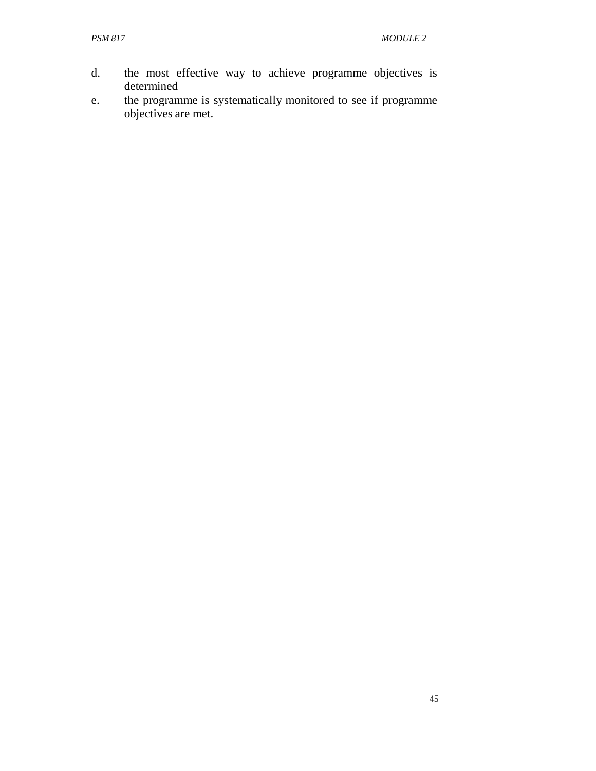d. the most effective way to achieve programme objectives is determined
e. the programme is systematically monitored to see if programme objectives are met.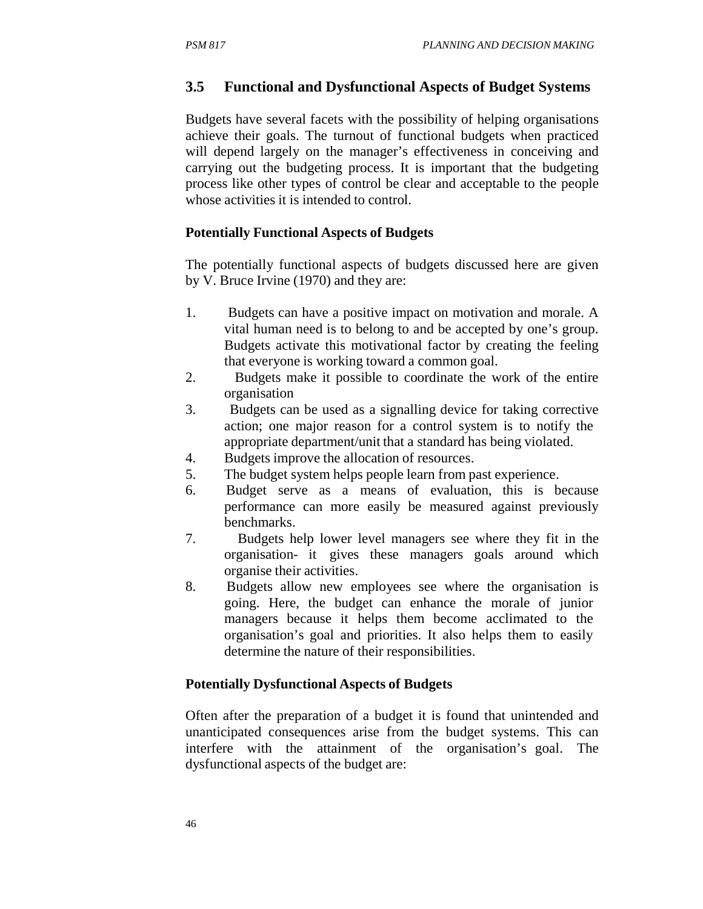## 3.5 Functional and Dysfunctional Aspects of Budget Systems

Budgets have several facets with the possibility of helping organisations achieve their goals. The turnout of functional budgets when practiced will depend largely on the manager's effectiveness in conceiving and carrying out the budgeting process. It is important that the budgeting process like other types of control be clear and acceptable to the people whose activities it is intended to control.

**Potentially Functional Aspects of Budgets**

The potentially functional aspects of budgets discussed here are given by V. Bruce Irvine (1970) and they are:

1. Budgets can have a positive impact on motivation and morale. A vital human need is to belong to and be accepted by one's group. Budgets activate this motivational factor by creating the feeling that everyone is working toward a common goal.
2. Budgets make it possible to coordinate the work of the entire organisation
3. Budgets can be used as a signalling device for taking corrective action; one major reason for a control system is to notify the appropriate department/unit that a standard has being violated.
4. Budgets improve the allocation of resources.
5. The budget system helps people learn from past experience.
6. Budget serve as a means of evaluation, this is because performance can more easily be measured against previously benchmarks.
7. Budgets help lower level managers see where they fit in the organisation- it gives these managers goals around which organise their activities.
8. Budgets allow new employees see where the organisation is going. Here, the budget can enhance the morale of junior managers because it helps them become acclimated to the organisation's goal and priorities. It also helps them to easily determine the nature of their responsibilities.

**Potentially Dysfunctional Aspects of Budgets**

Often after the preparation of a budget it is found that unintended and unanticipated consequences arise from the budget systems. This can interfere with the attainment of the organisation's goal. The dysfunctional aspects of the budget are: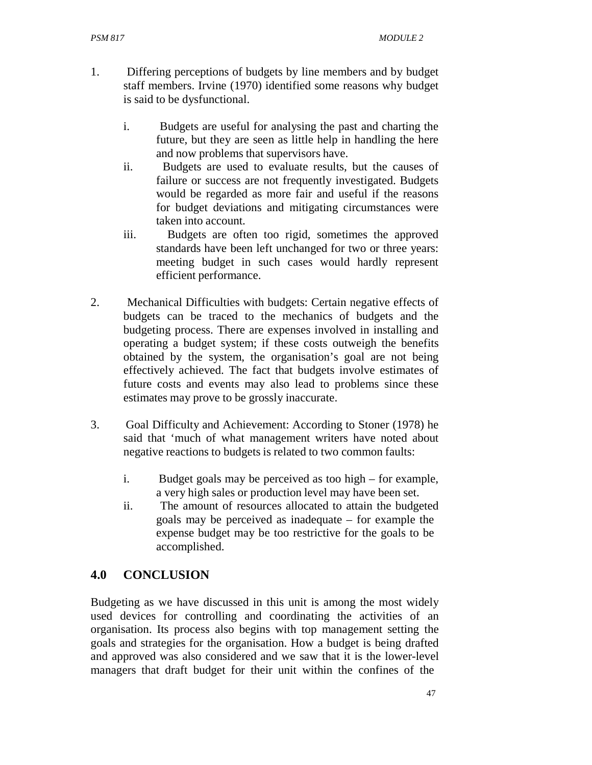1. Differing perceptions of budgets by line members and by budget staff members. Irvine (1970) identified some reasons why budget is said to be dysfunctional.

    i. Budgets are useful for analysing the past and charting the future, but they are seen as little help in handling the here and now problems that supervisors have.
    ii. Budgets are used to evaluate results, but the causes of failure or success are not frequently investigated. Budgets would be regarded as more fair and useful if the reasons for budget deviations and mitigating circumstances were taken into account.
    iii. Budgets are often too rigid, sometimes the approved standards have been left unchanged for two or three years: meeting budget in such cases would hardly represent efficient performance.

2. Mechanical Difficulties with budgets: Certain negative effects of budgets can be traced to the mechanics of budgets and the budgeting process. There are expenses involved in installing and operating a budget system; if these costs outweigh the benefits obtained by the system, the organisation's goal are not being effectively achieved. The fact that budgets involve estimates of future costs and events may also lead to problems since these estimates may prove to be grossly inaccurate.

3. Goal Difficulty and Achievement: According to Stoner (1978) he said that 'much of what management writers have noted about negative reactions to budgets is related to two common faults:

    i. Budget goals may be perceived as too high – for example, a very high sales or production level may have been set.
    ii. The amount of resources allocated to attain the budgeted goals may be perceived as inadequate – for example the expense budget may be too restrictive for the goals to be accomplished.

## 4.0 CONCLUSION

Budgeting as we have discussed in this unit is among the most widely used devices for controlling and coordinating the activities of an organisation. Its process also begins with top management setting the goals and strategies for the organisation. How a budget is being drafted and approved was also considered and we saw that it is the lower-level managers that draft budget for their unit within the confines of the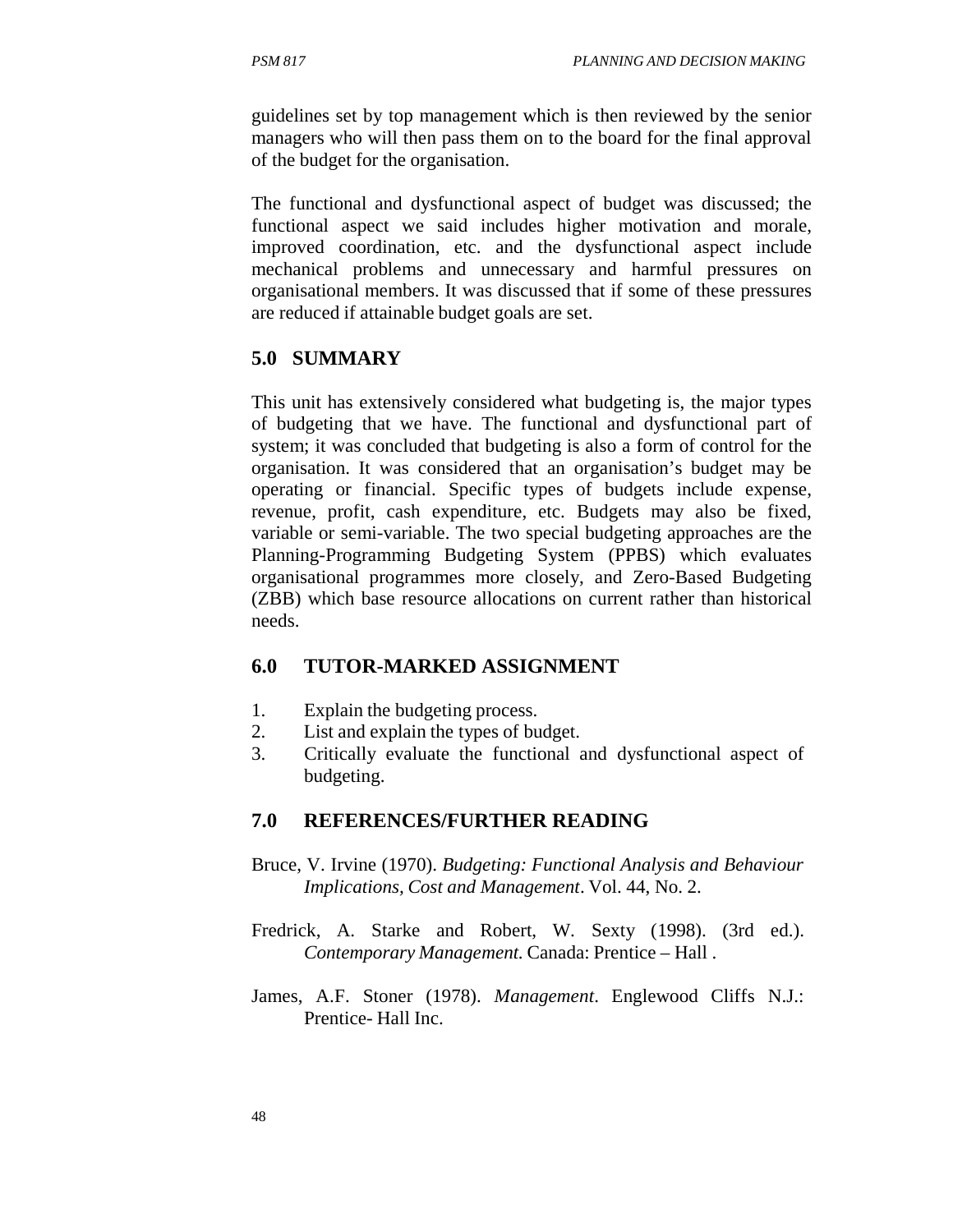guidelines set by top management which is then reviewed by the senior managers who will then pass them on to the board for the final approval of the budget for the organisation.

The functional and dysfunctional aspect of budget was discussed; the functional aspect we said includes higher motivation and morale, improved coordination, etc. and the dysfunctional aspect include mechanical problems and unnecessary and harmful pressures on organisational members. It was discussed that if some of these pressures are reduced if attainable budget goals are set.

## 5.0 SUMMARY

This unit has extensively considered what budgeting is, the major types of budgeting that we have. The functional and dysfunctional part of system; it was concluded that budgeting is also a form of control for the organisation. It was considered that an organisation's budget may be operating or financial. Specific types of budgets include expense, revenue, profit, cash expenditure, etc. Budgets may also be fixed, variable or semi-variable. The two special budgeting approaches are the Planning-Programming Budgeting System (PPBS) which evaluates organisational programmes more closely, and Zero-Based Budgeting (ZBB) which base resource allocations on current rather than historical needs.

## 6.0 TUTOR-MARKED ASSIGNMENT

1. Explain the budgeting process.
2. List and explain the types of budget.
3. Critically evaluate the functional and dysfunctional aspect of budgeting.

## 7.0 REFERENCES/FURTHER READING

Bruce, V. Irvine (1970). *Budgeting: Functional Analysis and Behaviour Implications, Cost and Management*. Vol. 44, No. 2.

Fredrick, A. Starke and Robert, W. Sexty (1998). (3rd ed.). *Contemporary Management.* Canada: Prentice – Hall .

James, A.F. Stoner (1978). *Management*. Englewood Cliffs N.J.: Prentice- Hall Inc.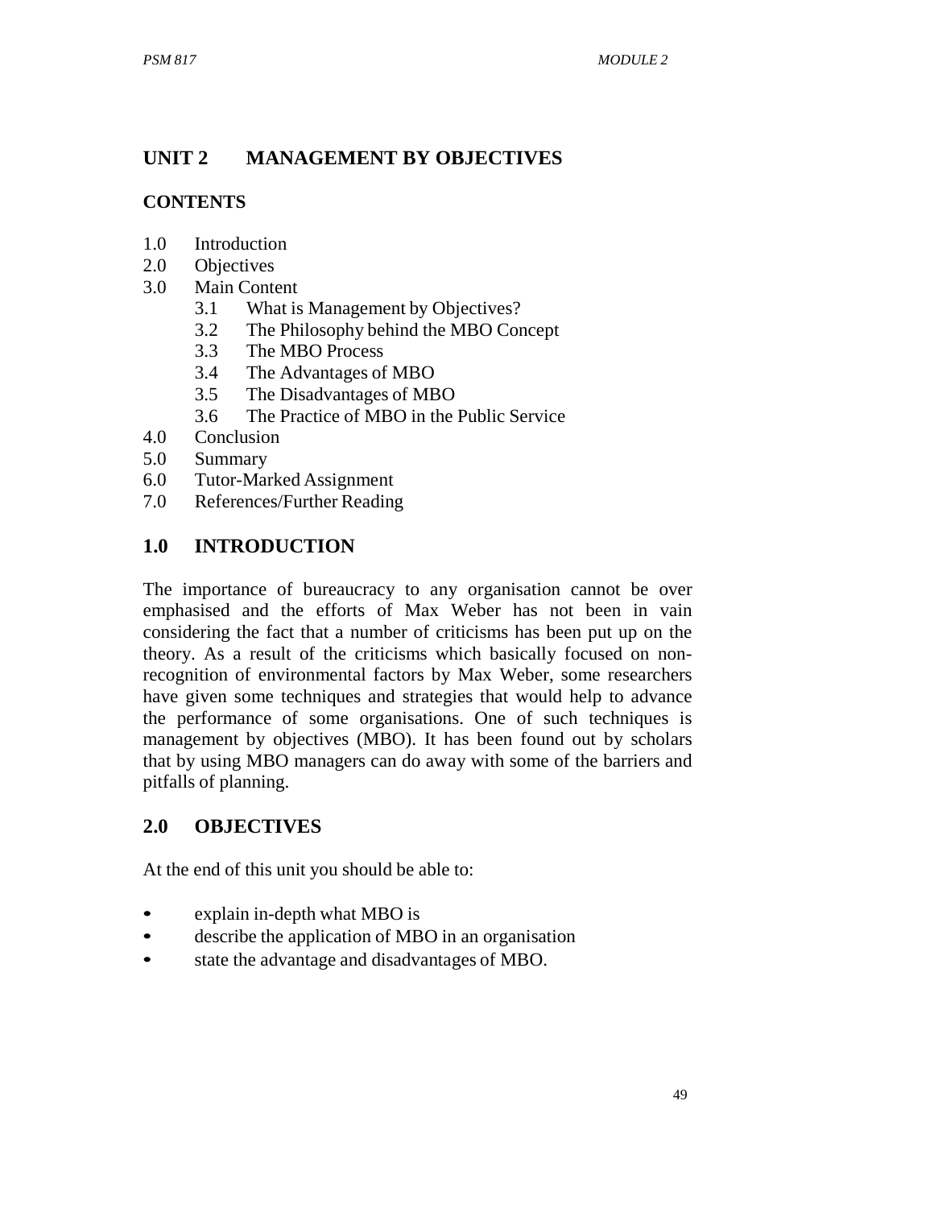## UNIT 2 MANAGEMENT BY OBJECTIVES

**CONTENTS**

1.0 Introduction
2.0 Objectives
3.0 Main Content
   3.1 What is Management by Objectives?
   3.2 The Philosophy behind the MBO Concept
   3.3 The MBO Process
   3.4 The Advantages of MBO
   3.5 The Disadvantages of MBO
   3.6 The Practice of MBO in the Public Service
4.0 Conclusion
5.0 Summary
6.0 Tutor-Marked Assignment
7.0 References/Further Reading

## 1.0 INTRODUCTION

The importance of bureaucracy to any organisation cannot be over emphasised and the efforts of Max Weber has not been in vain considering the fact that a number of criticisms has been put up on the theory. As a result of the criticisms which basically focused on non-recognition of environmental factors by Max Weber, some researchers have given some techniques and strategies that would help to advance the performance of some organisations. One of such techniques is management by objectives (MBO). It has been found out by scholars that by using MBO managers can do away with some of the barriers and pitfalls of planning.

## 2.0 OBJECTIVES

At the end of this unit you should be able to:

- explain in-depth what MBO is
- describe the application of MBO in an organisation
- state the advantage and disadvantages of MBO.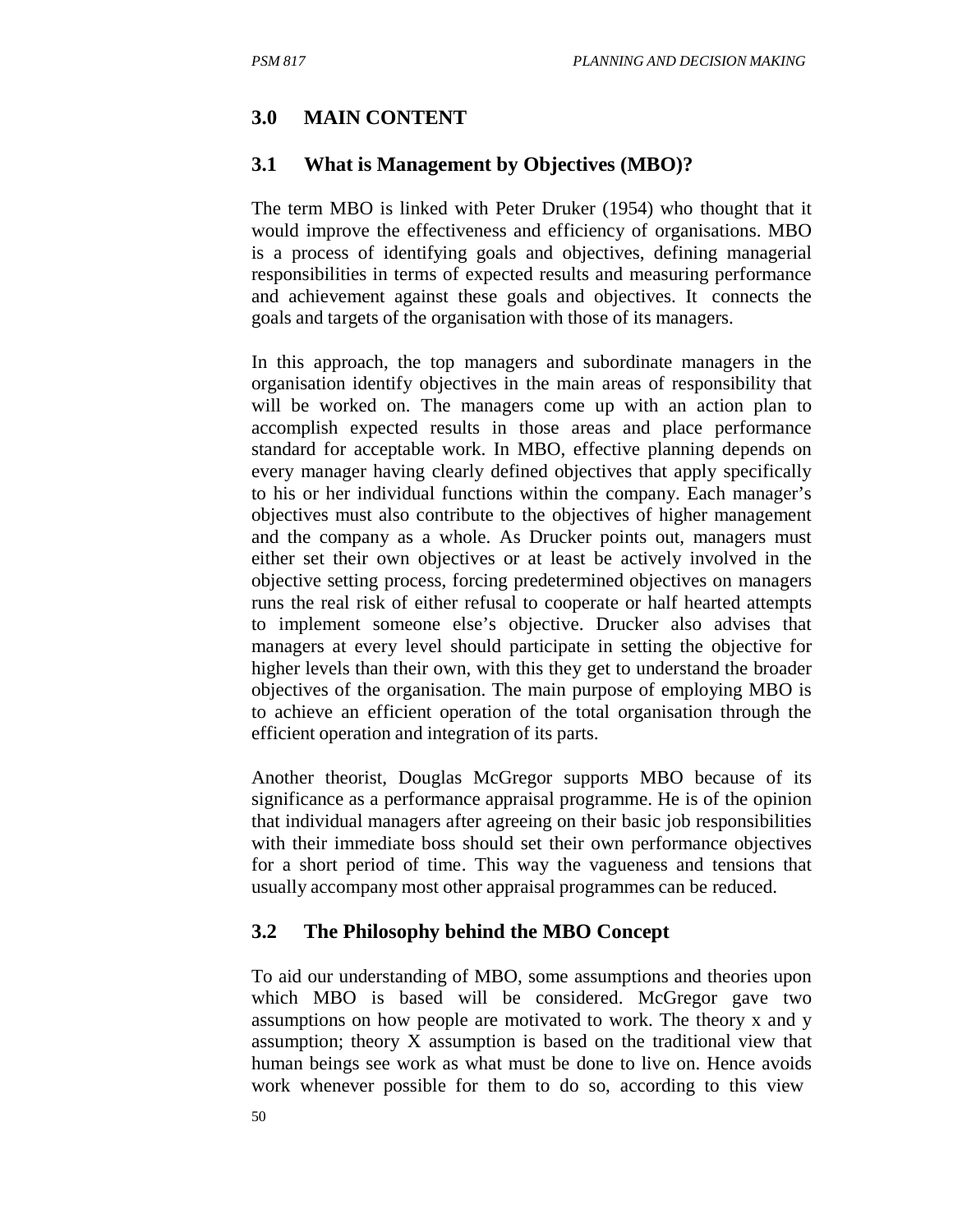## 3.0 MAIN CONTENT

### 3.1 What is Management by Objectives (MBO)?

The term MBO is linked with Peter Druker (1954) who thought that it would improve the effectiveness and efficiency of organisations. MBO is a process of identifying goals and objectives, defining managerial responsibilities in terms of expected results and measuring performance and achievement against these goals and objectives. It connects the goals and targets of the organisation with those of its managers.

In this approach, the top managers and subordinate managers in the organisation identify objectives in the main areas of responsibility that will be worked on. The managers come up with an action plan to accomplish expected results in those areas and place performance standard for acceptable work. In MBO, effective planning depends on every manager having clearly defined objectives that apply specifically to his or her individual functions within the company. Each manager's objectives must also contribute to the objectives of higher management and the company as a whole. As Drucker points out, managers must either set their own objectives or at least be actively involved in the objective setting process, forcing predetermined objectives on managers runs the real risk of either refusal to cooperate or half hearted attempts to implement someone else's objective. Drucker also advises that managers at every level should participate in setting the objective for higher levels than their own, with this they get to understand the broader objectives of the organisation. The main purpose of employing MBO is to achieve an efficient operation of the total organisation through the efficient operation and integration of its parts.

Another theorist, Douglas McGregor supports MBO because of its significance as a performance appraisal programme. He is of the opinion that individual managers after agreeing on their basic job responsibilities with their immediate boss should set their own performance objectives for a short period of time. This way the vagueness and tensions that usually accompany most other appraisal programmes can be reduced.

### 3.2 The Philosophy behind the MBO Concept

To aid our understanding of MBO, some assumptions and theories upon which MBO is based will be considered. McGregor gave two assumptions on how people are motivated to work. The theory x and y assumption; theory X assumption is based on the traditional view that human beings see work as what must be done to live on. Hence avoids work whenever possible for them to do so, according to this view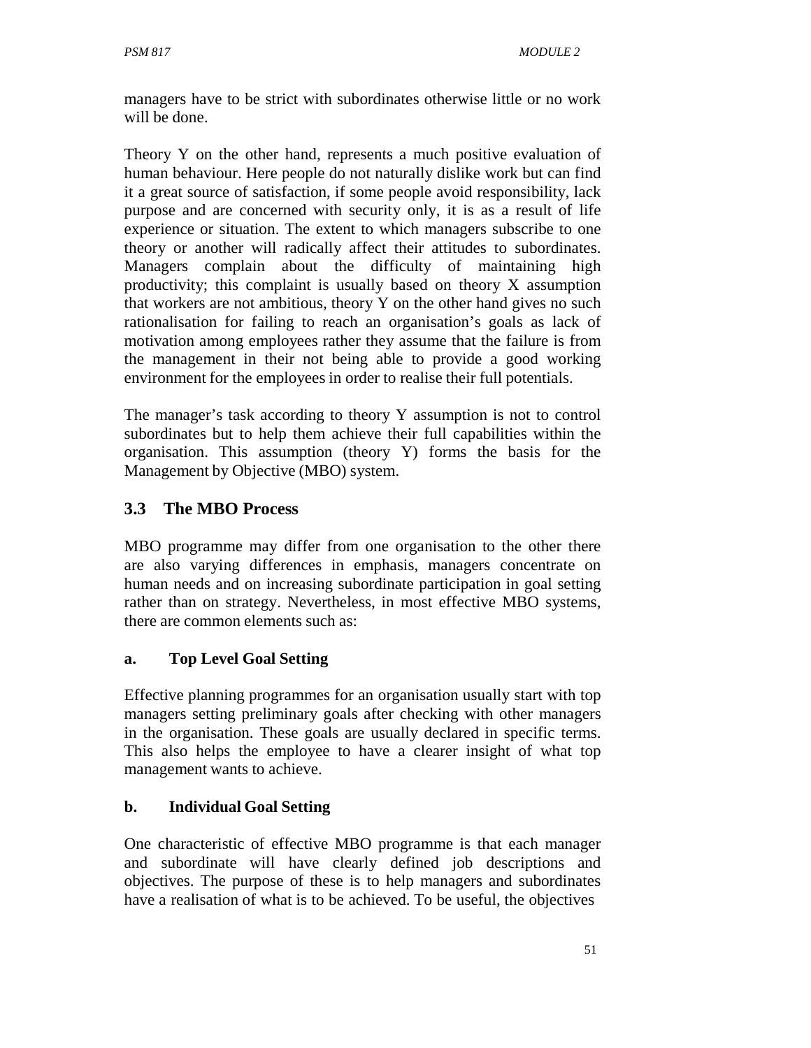managers have to be strict with subordinates otherwise little or no work will be done.

Theory Y on the other hand, represents a much positive evaluation of human behaviour. Here people do not naturally dislike work but can find it a great source of satisfaction, if some people avoid responsibility, lack purpose and are concerned with security only, it is as a result of life experience or situation. The extent to which managers subscribe to one theory or another will radically affect their attitudes to subordinates. Managers complain about the difficulty of maintaining high productivity; this complaint is usually based on theory X assumption that workers are not ambitious, theory Y on the other hand gives no such rationalisation for failing to reach an organisation's goals as lack of motivation among employees rather they assume that the failure is from the management in their not being able to provide a good working environment for the employees in order to realise their full potentials.

The manager's task according to theory Y assumption is not to control subordinates but to help them achieve their full capabilities within the organisation. This assumption (theory Y) forms the basis for the Management by Objective (MBO) system.

## 3.3 The MBO Process

MBO programme may differ from one organisation to the other there are also varying differences in emphasis, managers concentrate on human needs and on increasing subordinate participation in goal setting rather than on strategy. Nevertheless, in most effective MBO systems, there are common elements such as:

### a. Top Level Goal Setting

Effective planning programmes for an organisation usually start with top managers setting preliminary goals after checking with other managers in the organisation. These goals are usually declared in specific terms. This also helps the employee to have a clearer insight of what top management wants to achieve.

### b. Individual Goal Setting

One characteristic of effective MBO programme is that each manager and subordinate will have clearly defined job descriptions and objectives. The purpose of these is to help managers and subordinates have a realisation of what is to be achieved. To be useful, the objectives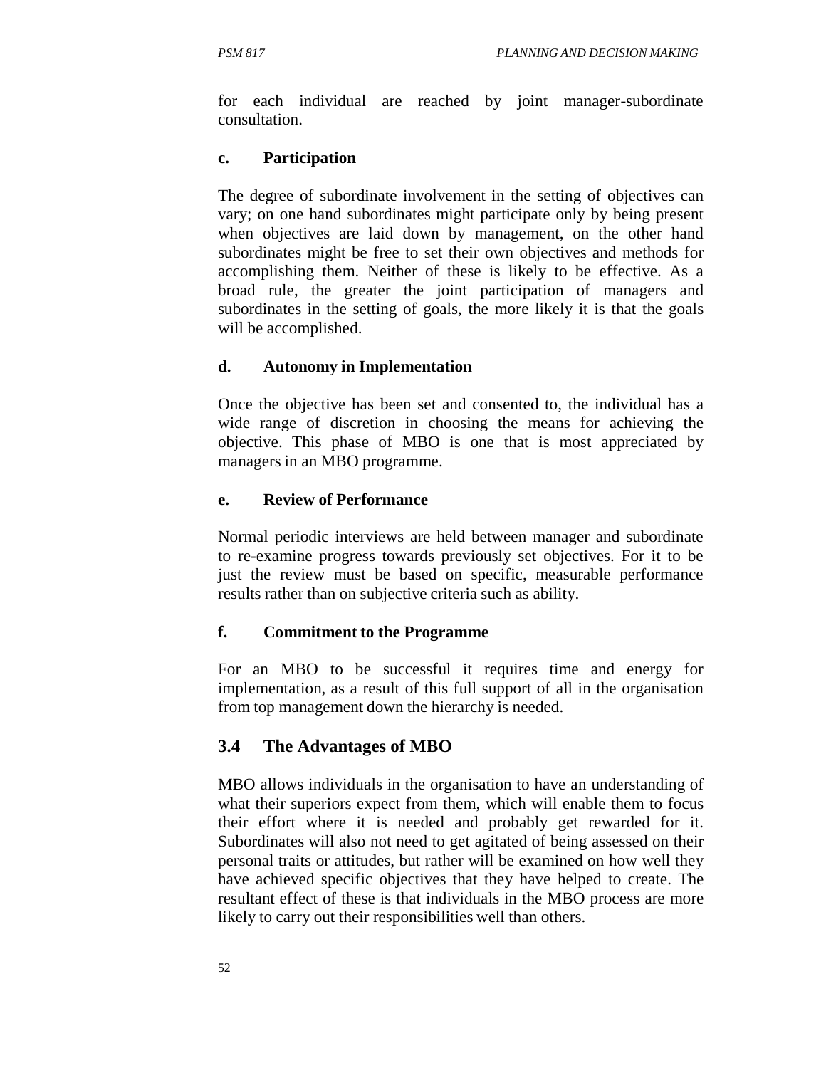for each individual are reached by joint manager-subordinate consultation.

**c. Participation**

The degree of subordinate involvement in the setting of objectives can vary; on one hand subordinates might participate only by being present when objectives are laid down by management, on the other hand subordinates might be free to set their own objectives and methods for accomplishing them. Neither of these is likely to be effective. As a broad rule, the greater the joint participation of managers and subordinates in the setting of goals, the more likely it is that the goals will be accomplished.

**d. Autonomy in Implementation**

Once the objective has been set and consented to, the individual has a wide range of discretion in choosing the means for achieving the objective. This phase of MBO is one that is most appreciated by managers in an MBO programme.

**e. Review of Performance**

Normal periodic interviews are held between manager and subordinate to re-examine progress towards previously set objectives. For it to be just the review must be based on specific, measurable performance results rather than on subjective criteria such as ability.

**f. Commitment to the Programme**

For an MBO to be successful it requires time and energy for implementation, as a result of this full support of all in the organisation from top management down the hierarchy is needed.

## 3.4 The Advantages of MBO

MBO allows individuals in the organisation to have an understanding of what their superiors expect from them, which will enable them to focus their effort where it is needed and probably get rewarded for it. Subordinates will also not need to get agitated of being assessed on their personal traits or attitudes, but rather will be examined on how well they have achieved specific objectives that they have helped to create. The resultant effect of these is that individuals in the MBO process are more likely to carry out their responsibilities well than others.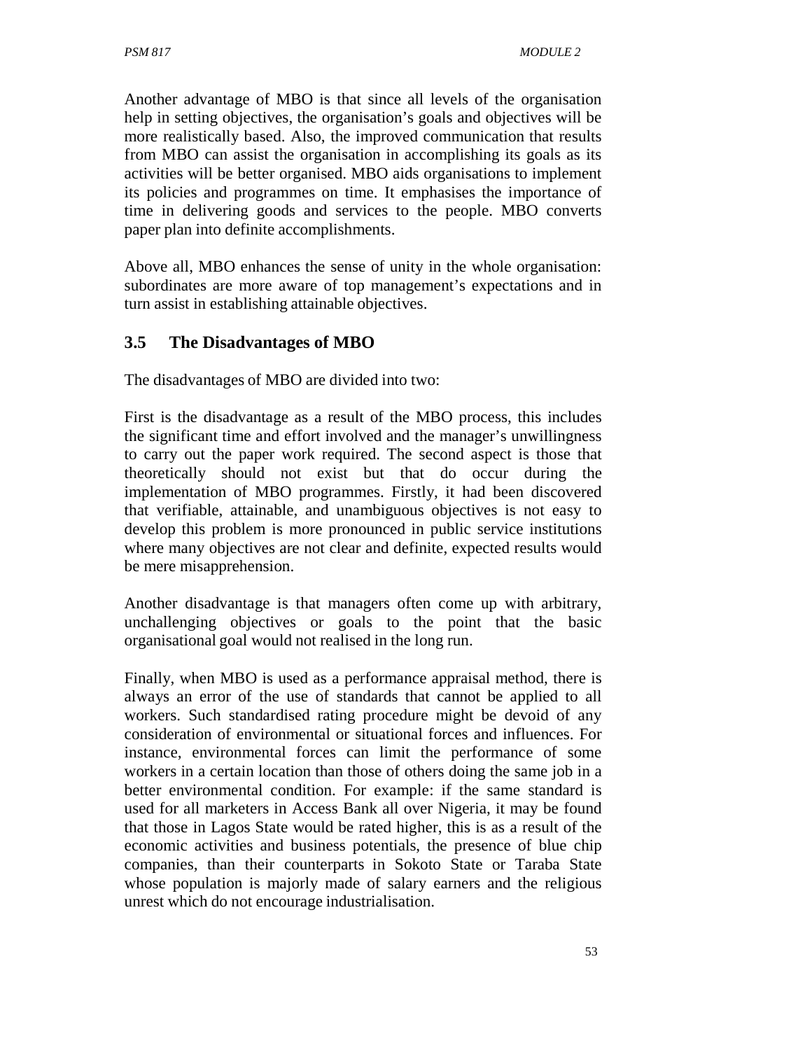Another advantage of MBO is that since all levels of the organisation help in setting objectives, the organisation's goals and objectives will be more realistically based. Also, the improved communication that results from MBO can assist the organisation in accomplishing its goals as its activities will be better organised. MBO aids organisations to implement its policies and programmes on time. It emphasises the importance of time in delivering goods and services to the people. MBO converts paper plan into definite accomplishments.

Above all, MBO enhances the sense of unity in the whole organisation: subordinates are more aware of top management's expectations and in turn assist in establishing attainable objectives.

## 3.5 The Disadvantages of MBO

The disadvantages of MBO are divided into two:

First is the disadvantage as a result of the MBO process, this includes the significant time and effort involved and the manager's unwillingness to carry out the paper work required. The second aspect is those that theoretically should not exist but that do occur during the implementation of MBO programmes. Firstly, it had been discovered that verifiable, attainable, and unambiguous objectives is not easy to develop this problem is more pronounced in public service institutions where many objectives are not clear and definite, expected results would be mere misapprehension.

Another disadvantage is that managers often come up with arbitrary, unchallenging objectives or goals to the point that the basic organisational goal would not realised in the long run.

Finally, when MBO is used as a performance appraisal method, there is always an error of the use of standards that cannot be applied to all workers. Such standardised rating procedure might be devoid of any consideration of environmental or situational forces and influences. For instance, environmental forces can limit the performance of some workers in a certain location than those of others doing the same job in a better environmental condition. For example: if the same standard is used for all marketers in Access Bank all over Nigeria, it may be found that those in Lagos State would be rated higher, this is as a result of the economic activities and business potentials, the presence of blue chip companies, than their counterparts in Sokoto State or Taraba State whose population is majorly made of salary earners and the religious unrest which do not encourage industrialisation.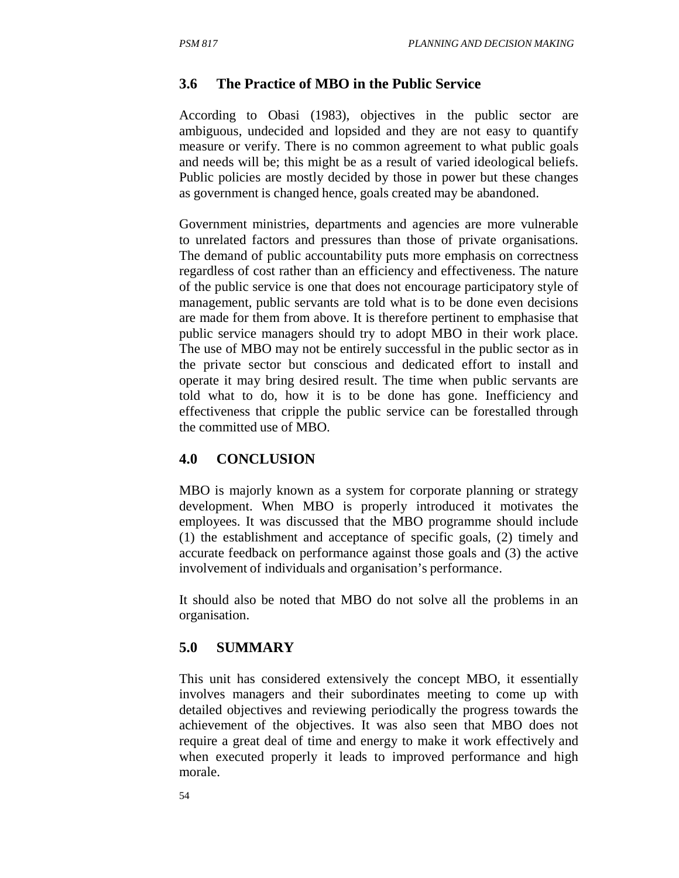## 3.6 The Practice of MBO in the Public Service

According to Obasi (1983), objectives in the public sector are ambiguous, undecided and lopsided and they are not easy to quantify measure or verify. There is no common agreement to what public goals and needs will be; this might be as a result of varied ideological beliefs. Public policies are mostly decided by those in power but these changes as government is changed hence, goals created may be abandoned.

Government ministries, departments and agencies are more vulnerable to unrelated factors and pressures than those of private organisations. The demand of public accountability puts more emphasis on correctness regardless of cost rather than an efficiency and effectiveness. The nature of the public service is one that does not encourage participatory style of management, public servants are told what is to be done even decisions are made for them from above. It is therefore pertinent to emphasise that public service managers should try to adopt MBO in their work place. The use of MBO may not be entirely successful in the public sector as in the private sector but conscious and dedicated effort to install and operate it may bring desired result. The time when public servants are told what to do, how it is to be done has gone. Inefficiency and effectiveness that cripple the public service can be forestalled through the committed use of MBO.

## 4.0 CONCLUSION

MBO is majorly known as a system for corporate planning or strategy development. When MBO is properly introduced it motivates the employees. It was discussed that the MBO programme should include (1) the establishment and acceptance of specific goals, (2) timely and accurate feedback on performance against those goals and (3) the active involvement of individuals and organisation's performance.

It should also be noted that MBO do not solve all the problems in an organisation.

## 5.0 SUMMARY

This unit has considered extensively the concept MBO, it essentially involves managers and their subordinates meeting to come up with detailed objectives and reviewing periodically the progress towards the achievement of the objectives. It was also seen that MBO does not require a great deal of time and energy to make it work effectively and when executed properly it leads to improved performance and high morale.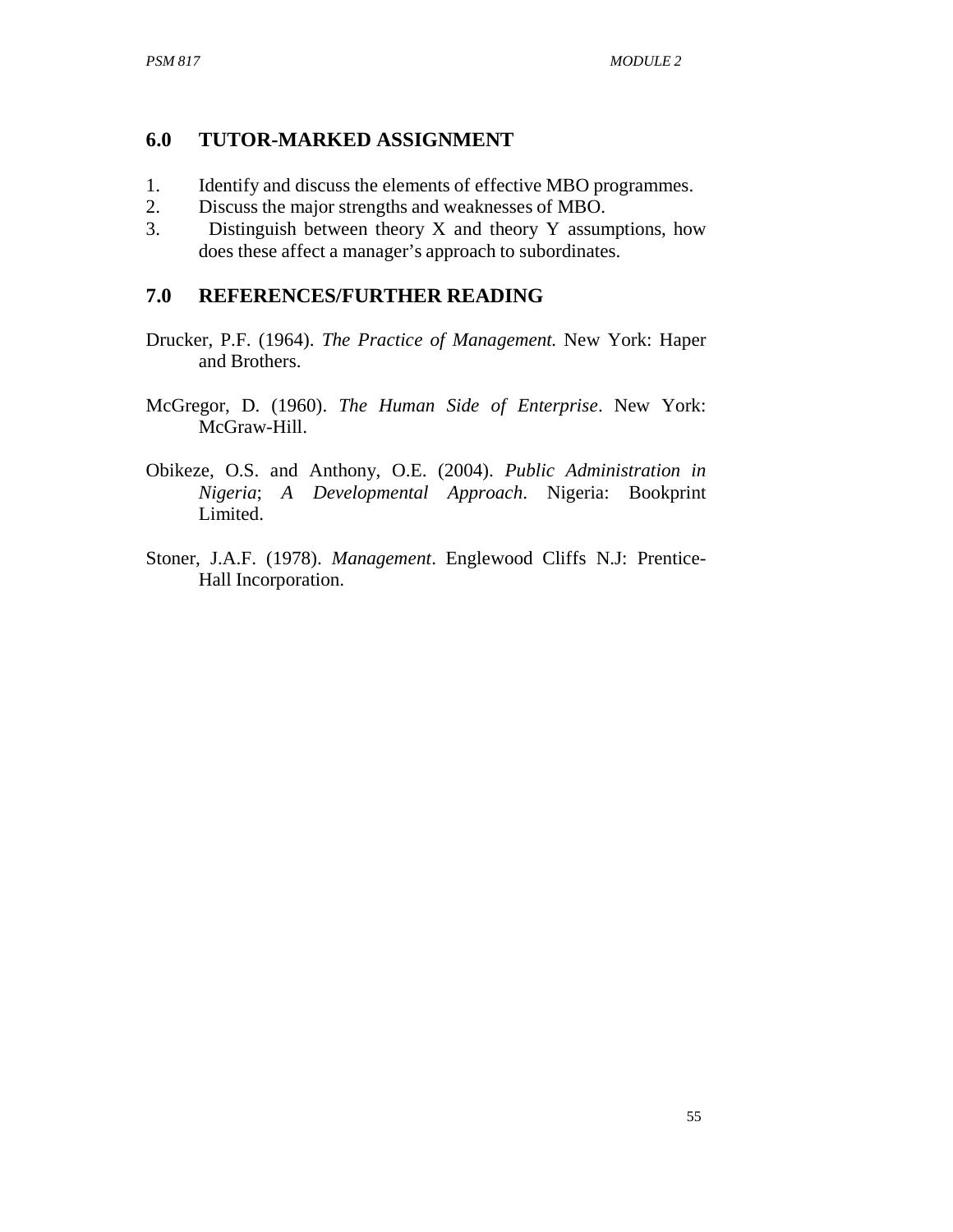## 6.0 TUTOR-MARKED ASSIGNMENT

1. Identify and discuss the elements of effective MBO programmes.
2. Discuss the major strengths and weaknesses of MBO.
3. Distinguish between theory X and theory Y assumptions, how does these affect a manager's approach to subordinates.

## 7.0 REFERENCES/FURTHER READING

Drucker, P.F. (1964). *The Practice of Management.* New York: Haper and Brothers.

McGregor, D. (1960). *The Human Side of Enterprise*. New York: McGraw-Hill.

Obikeze, O.S. and Anthony, O.E. (2004). *Public Administration in Nigeria*; *A Developmental Approach*. Nigeria: Bookprint Limited.

Stoner, J.A.F. (1978). *Management*. Englewood Cliffs N.J: Prentice-Hall Incorporation.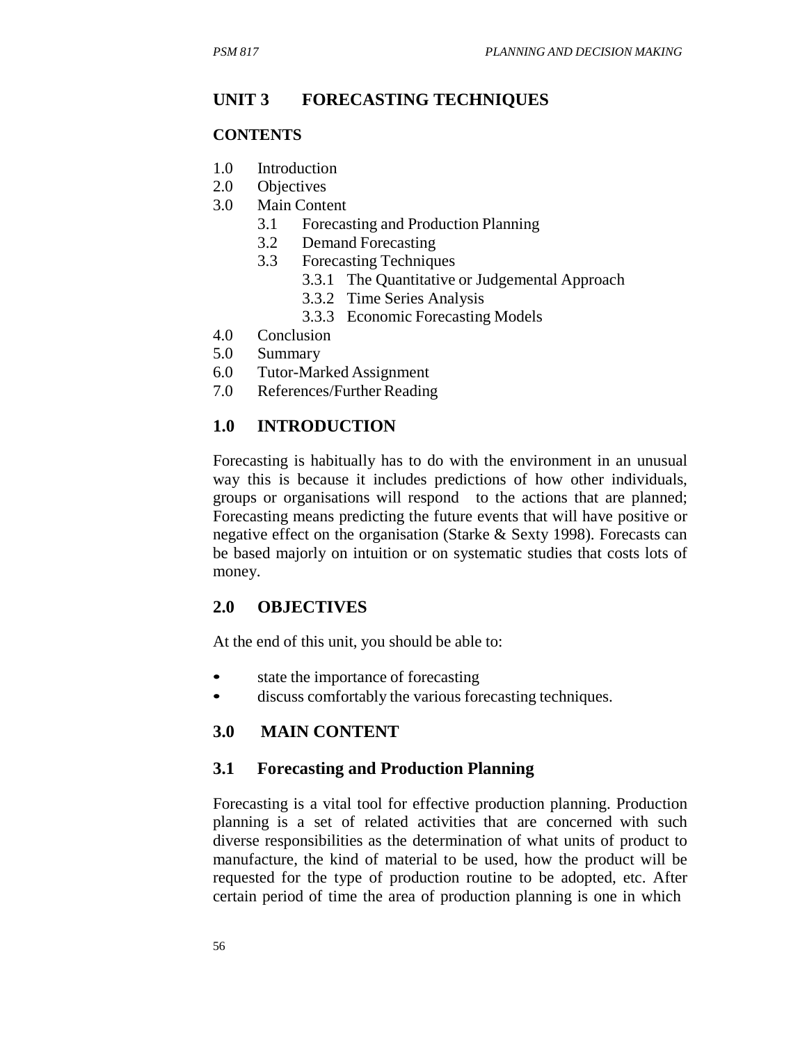## UNIT 3 FORECASTING TECHNIQUES

**CONTENTS**

1.0 Introduction
2.0 Objectives
3.0 Main Content
   3.1 Forecasting and Production Planning
   3.2 Demand Forecasting
   3.3 Forecasting Techniques
      3.3.1 The Quantitative or Judgemental Approach
      3.3.2 Time Series Analysis
      3.3.3 Economic Forecasting Models
4.0 Conclusion
5.0 Summary
6.0 Tutor-Marked Assignment
7.0 References/Further Reading

## 1.0 INTRODUCTION

Forecasting is habitually has to do with the environment in an unusual way this is because it includes predictions of how other individuals, groups or organisations will respond to the actions that are planned; Forecasting means predicting the future events that will have positive or negative effect on the organisation (Starke & Sexty 1998). Forecasts can be based majorly on intuition or on systematic studies that costs lots of money.

## 2.0 OBJECTIVES

At the end of this unit, you should be able to:

- state the importance of forecasting
- discuss comfortably the various forecasting techniques.

## 3.0 MAIN CONTENT

### 3.1 Forecasting and Production Planning

Forecasting is a vital tool for effective production planning. Production planning is a set of related activities that are concerned with such diverse responsibilities as the determination of what units of product to manufacture, the kind of material to be used, how the product will be requested for the type of production routine to be adopted, etc. After certain period of time the area of production planning is one in which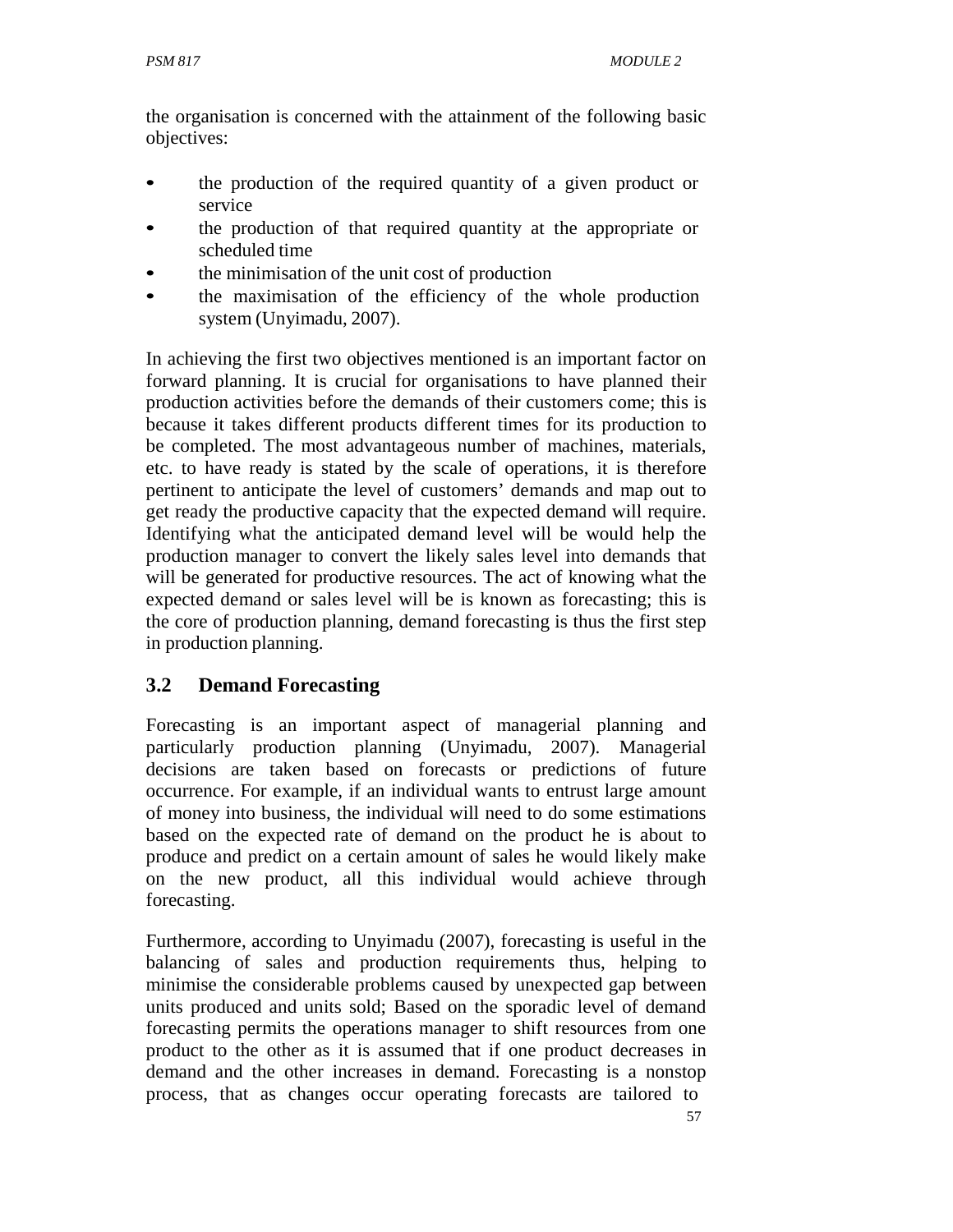the organisation is concerned with the attainment of the following basic objectives:

- the production of the required quantity of a given product or service
- the production of that required quantity at the appropriate or scheduled time
- the minimisation of the unit cost of production
- the maximisation of the efficiency of the whole production system (Unyimadu, 2007).

In achieving the first two objectives mentioned is an important factor on forward planning. It is crucial for organisations to have planned their production activities before the demands of their customers come; this is because it takes different products different times for its production to be completed. The most advantageous number of machines, materials, etc. to have ready is stated by the scale of operations, it is therefore pertinent to anticipate the level of customers' demands and map out to get ready the productive capacity that the expected demand will require. Identifying what the anticipated demand level will be would help the production manager to convert the likely sales level into demands that will be generated for productive resources. The act of knowing what the expected demand or sales level will be is known as forecasting; this is the core of production planning, demand forecasting is thus the first step in production planning.

## 3.2 Demand Forecasting

Forecasting is an important aspect of managerial planning and particularly production planning (Unyimadu, 2007). Managerial decisions are taken based on forecasts or predictions of future occurrence. For example, if an individual wants to entrust large amount of money into business, the individual will need to do some estimations based on the expected rate of demand on the product he is about to produce and predict on a certain amount of sales he would likely make on the new product, all this individual would achieve through forecasting.

Furthermore, according to Unyimadu (2007), forecasting is useful in the balancing of sales and production requirements thus, helping to minimise the considerable problems caused by unexpected gap between units produced and units sold; Based on the sporadic level of demand forecasting permits the operations manager to shift resources from one product to the other as it is assumed that if one product decreases in demand and the other increases in demand. Forecasting is a nonstop process, that as changes occur operating forecasts are tailored to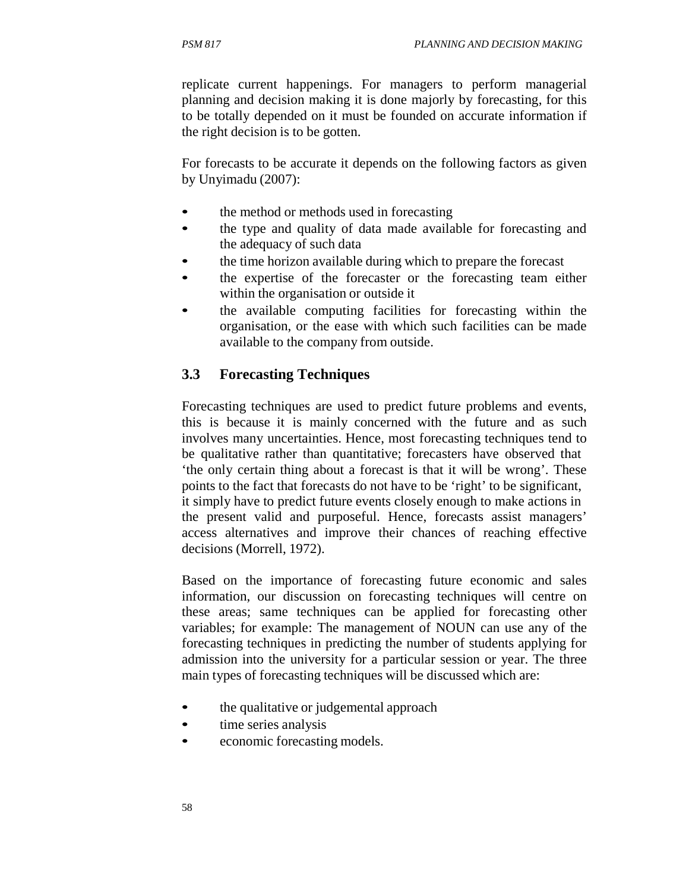replicate current happenings. For managers to perform managerial planning and decision making it is done majorly by forecasting, for this to be totally depended on it must be founded on accurate information if the right decision is to be gotten.

For forecasts to be accurate it depends on the following factors as given by Unyimadu (2007):

- the method or methods used in forecasting
- the type and quality of data made available for forecasting and the adequacy of such data
- the time horizon available during which to prepare the forecast
- the expertise of the forecaster or the forecasting team either within the organisation or outside it
- the available computing facilities for forecasting within the organisation, or the ease with which such facilities can be made available to the company from outside.

## 3.3 Forecasting Techniques

Forecasting techniques are used to predict future problems and events, this is because it is mainly concerned with the future and as such involves many uncertainties. Hence, most forecasting techniques tend to be qualitative rather than quantitative; forecasters have observed that 'the only certain thing about a forecast is that it will be wrong'. These points to the fact that forecasts do not have to be 'right' to be significant, it simply have to predict future events closely enough to make actions in the present valid and purposeful. Hence, forecasts assist managers' access alternatives and improve their chances of reaching effective decisions (Morrell, 1972).

Based on the importance of forecasting future economic and sales information, our discussion on forecasting techniques will centre on these areas; same techniques can be applied for forecasting other variables; for example: The management of NOUN can use any of the forecasting techniques in predicting the number of students applying for admission into the university for a particular session or year. The three main types of forecasting techniques will be discussed which are:

- the qualitative or judgemental approach
- time series analysis
- economic forecasting models.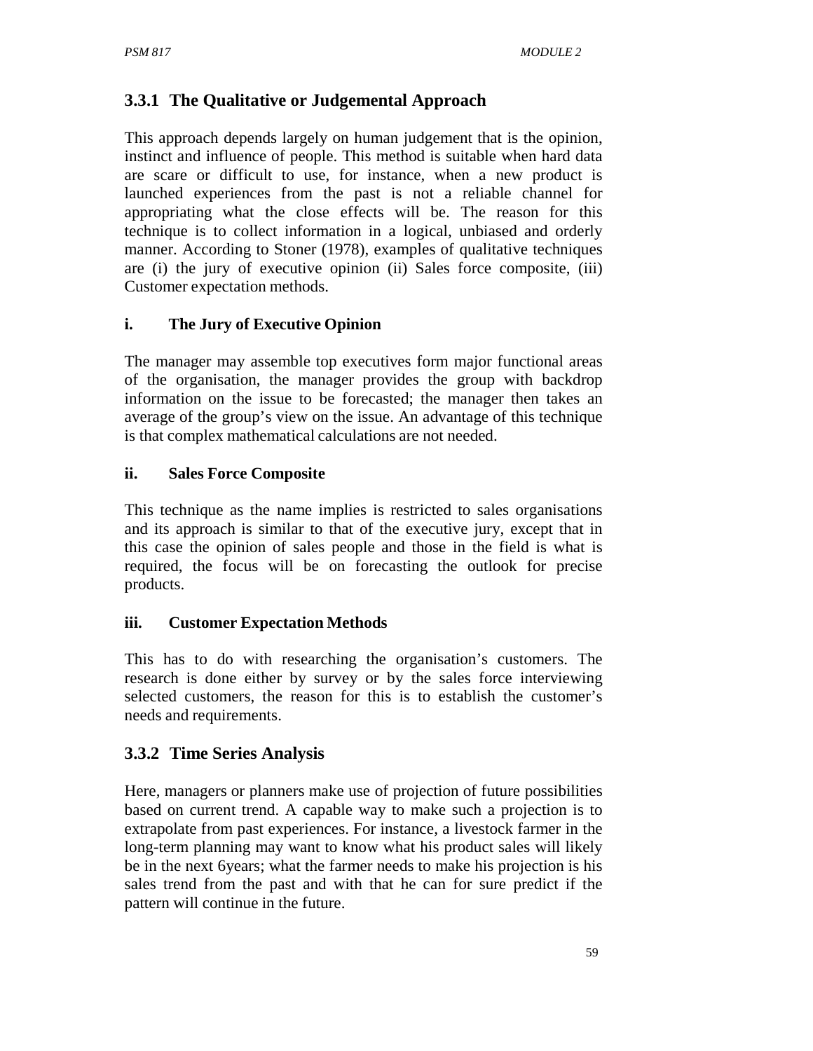### 3.3.1 The Qualitative or Judgemental Approach

This approach depends largely on human judgement that is the opinion, instinct and influence of people. This method is suitable when hard data are scare or difficult to use, for instance, when a new product is launched experiences from the past is not a reliable channel for appropriating what the close effects will be. The reason for this technique is to collect information in a logical, unbiased and orderly manner. According to Stoner (1978), examples of qualitative techniques are (i) the jury of executive opinion (ii) Sales force composite, (iii) Customer expectation methods.

**i. The Jury of Executive Opinion**

The manager may assemble top executives form major functional areas of the organisation, the manager provides the group with backdrop information on the issue to be forecasted; the manager then takes an average of the group's view on the issue. An advantage of this technique is that complex mathematical calculations are not needed.

**ii. Sales Force Composite**

This technique as the name implies is restricted to sales organisations and its approach is similar to that of the executive jury, except that in this case the opinion of sales people and those in the field is what is required, the focus will be on forecasting the outlook for precise products.

**iii. Customer Expectation Methods**

This has to do with researching the organisation's customers. The research is done either by survey or by the sales force interviewing selected customers, the reason for this is to establish the customer's needs and requirements.

### 3.3.2 Time Series Analysis

Here, managers or planners make use of projection of future possibilities based on current trend. A capable way to make such a projection is to extrapolate from past experiences. For instance, a livestock farmer in the long-term planning may want to know what his product sales will likely be in the next 6years; what the farmer needs to make his projection is his sales trend from the past and with that he can for sure predict if the pattern will continue in the future.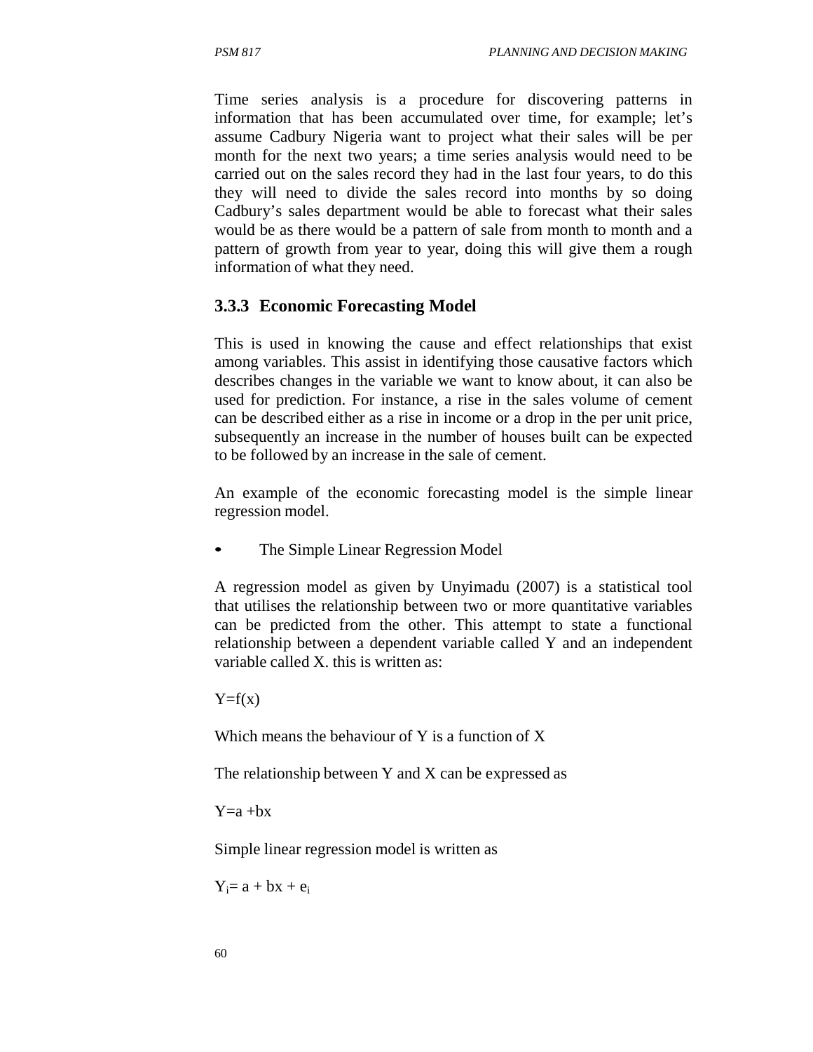Time series analysis is a procedure for discovering patterns in information that has been accumulated over time, for example; let's assume Cadbury Nigeria want to project what their sales will be per month for the next two years; a time series analysis would need to be carried out on the sales record they had in the last four years, to do this they will need to divide the sales record into months by so doing Cadbury's sales department would be able to forecast what their sales would be as there would be a pattern of sale from month to month and a pattern of growth from year to year, doing this will give them a rough information of what they need.

### 3.3.3 Economic Forecasting Model

This is used in knowing the cause and effect relationships that exist among variables. This assist in identifying those causative factors which describes changes in the variable we want to know about, it can also be used for prediction. For instance, a rise in the sales volume of cement can be described either as a rise in income or a drop in the per unit price, subsequently an increase in the number of houses built can be expected to be followed by an increase in the sale of cement.

An example of the economic forecasting model is the simple linear regression model.

- The Simple Linear Regression Model

A regression model as given by Unyimadu (2007) is a statistical tool that utilises the relationship between two or more quantitative variables can be predicted from the other. This attempt to state a functional relationship between a dependent variable called Y and an independent variable called X. this is written as:

$Y=f(x)$

Which means the behaviour of Y is a function of X

The relationship between Y and X can be expressed as

$Y=a+bx$

Simple linear regression model is written as

$Y_i= a + bx + e_i$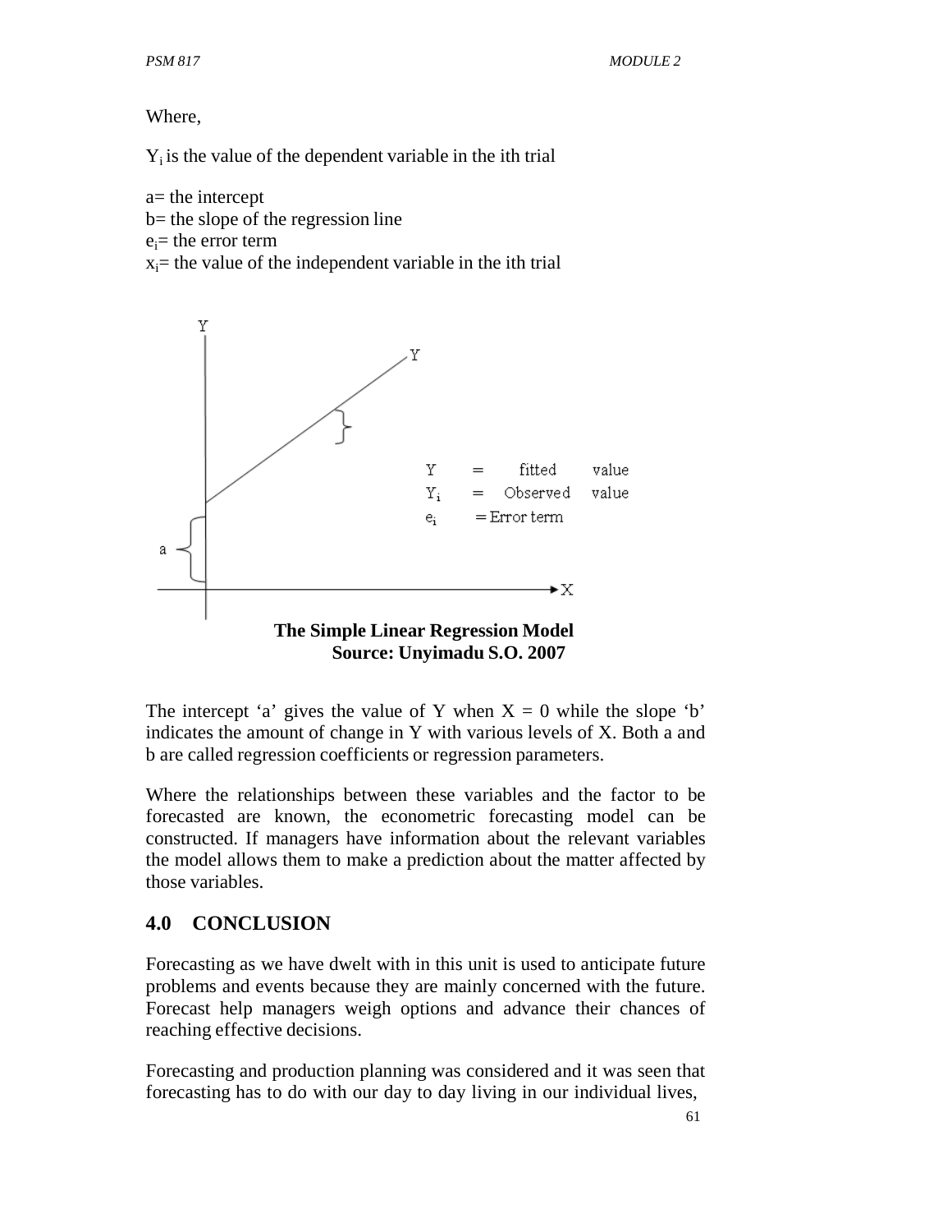Where,

$Y_i$ is the value of the dependent variable in the ith trial

a= the intercept
b= the slope of the regression line
$e_i$= the error term
$x_i$= the value of the independent variable in the ith trial

**The Simple Linear Regression Model**
**Source: Unyimadu S.O. 2007**

The intercept 'a' gives the value of Y when X = 0 while the slope 'b' indicates the amount of change in Y with various levels of X. Both a and b are called regression coefficients or regression parameters.

Where the relationships between these variables and the factor to be forecasted are known, the econometric forecasting model can be constructed. If managers have information about the relevant variables the model allows them to make a prediction about the matter affected by those variables.

## 4.0 CONCLUSION

Forecasting as we have dwelt with in this unit is used to anticipate future problems and events because they are mainly concerned with the future. Forecast help managers weigh options and advance their chances of reaching effective decisions.

Forecasting and production planning was considered and it was seen that forecasting has to do with our day to day living in our individual lives,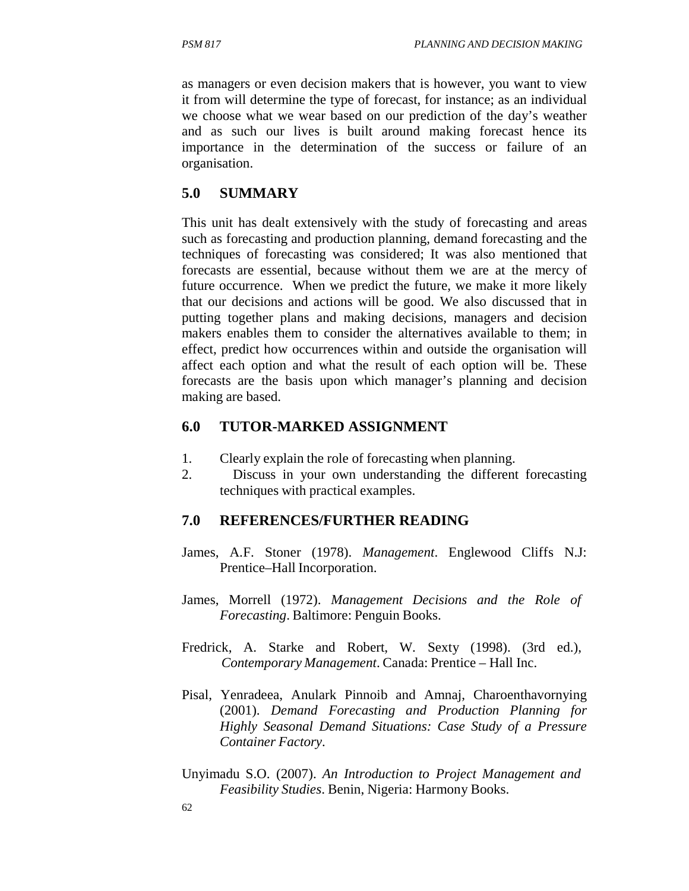as managers or even decision makers that is however, you want to view it from will determine the type of forecast, for instance; as an individual we choose what we wear based on our prediction of the day's weather and as such our lives is built around making forecast hence its importance in the determination of the success or failure of an organisation.

## 5.0 SUMMARY

This unit has dealt extensively with the study of forecasting and areas such as forecasting and production planning, demand forecasting and the techniques of forecasting was considered; It was also mentioned that forecasts are essential, because without them we are at the mercy of future occurrence. When we predict the future, we make it more likely that our decisions and actions will be good. We also discussed that in putting together plans and making decisions, managers and decision makers enables them to consider the alternatives available to them; in effect, predict how occurrences within and outside the organisation will affect each option and what the result of each option will be. These forecasts are the basis upon which manager's planning and decision making are based.

## 6.0 TUTOR-MARKED ASSIGNMENT

1. Clearly explain the role of forecasting when planning.
2. Discuss in your own understanding the different forecasting techniques with practical examples.

## 7.0 REFERENCES/FURTHER READING

James, A.F. Stoner (1978). *Management*. Englewood Cliffs N.J: Prentice–Hall Incorporation.

James, Morrell (1972). *Management Decisions and the Role of Forecasting*. Baltimore: Penguin Books.

Fredrick, A. Starke and Robert, W. Sexty (1998). (3rd ed.), *Contemporary Management*. Canada: Prentice – Hall Inc.

Pisal, Yenradeea, Anulark Pinnoib and Amnaj, Charoenthavornying (2001). *Demand Forecasting and Production Planning for Highly Seasonal Demand Situations: Case Study of a Pressure Container Factory*.

Unyimadu S.O. (2007). *An Introduction to Project Management and Feasibility Studies*. Benin, Nigeria: Harmony Books.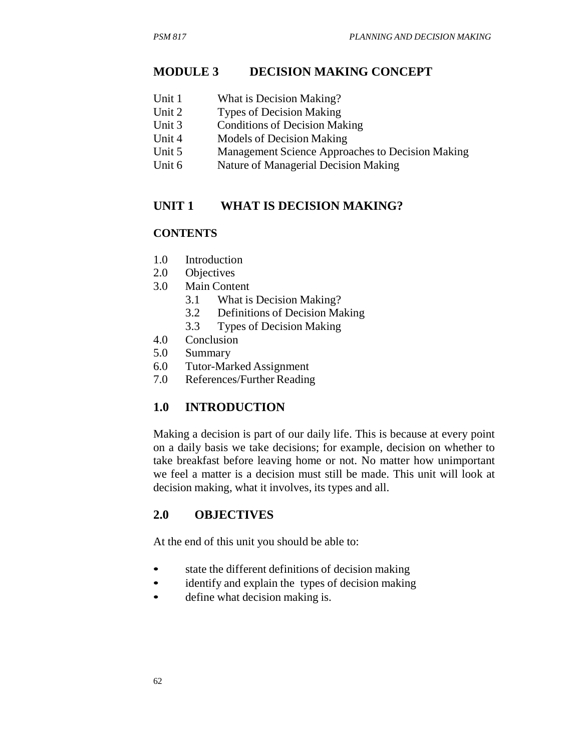# MODULE 3 DECISION MAKING CONCEPT

Unit 1 What is Decision Making?
Unit 2 Types of Decision Making
Unit 3 Conditions of Decision Making
Unit 4 Models of Decision Making
Unit 5 Management Science Approaches to Decision Making
Unit 6 Nature of Managerial Decision Making

## UNIT 1 WHAT IS DECISION MAKING?

### CONTENTS

1.0 Introduction
2.0 Objectives
3.0 Main Content
    3.1 What is Decision Making?
    3.2 Definitions of Decision Making
    3.3 Types of Decision Making
4.0 Conclusion
5.0 Summary
6.0 Tutor-Marked Assignment
7.0 References/Further Reading

## 1.0 INTRODUCTION

Making a decision is part of our daily life. This is because at every point on a daily basis we take decisions; for example, decision on whether to take breakfast before leaving home or not. No matter how unimportant we feel a matter is a decision must still be made. This unit will look at decision making, what it involves, its types and all.

## 2.0 OBJECTIVES

At the end of this unit you should be able to:

- state the different definitions of decision making
- identify and explain the types of decision making
- define what decision making is.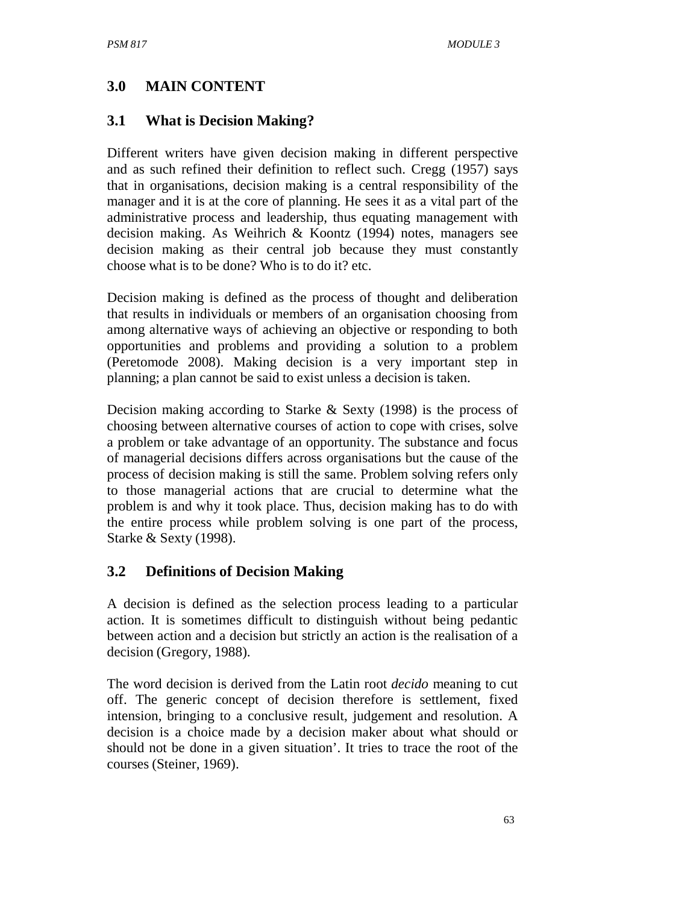## 3.0 MAIN CONTENT

### 3.1 What is Decision Making?

Different writers have given decision making in different perspective and as such refined their definition to reflect such. Cregg (1957) says that in organisations, decision making is a central responsibility of the manager and it is at the core of planning. He sees it as a vital part of the administrative process and leadership, thus equating management with decision making. As Weihrich & Koontz (1994) notes, managers see decision making as their central job because they must constantly choose what is to be done? Who is to do it? etc.

Decision making is defined as the process of thought and deliberation that results in individuals or members of an organisation choosing from among alternative ways of achieving an objective or responding to both opportunities and problems and providing a solution to a problem (Peretomode 2008). Making decision is a very important step in planning; a plan cannot be said to exist unless a decision is taken.

Decision making according to Starke & Sexty (1998) is the process of choosing between alternative courses of action to cope with crises, solve a problem or take advantage of an opportunity. The substance and focus of managerial decisions differs across organisations but the cause of the process of decision making is still the same. Problem solving refers only to those managerial actions that are crucial to determine what the problem is and why it took place. Thus, decision making has to do with the entire process while problem solving is one part of the process, Starke & Sexty (1998).

### 3.2 Definitions of Decision Making

A decision is defined as the selection process leading to a particular action. It is sometimes difficult to distinguish without being pedantic between action and a decision but strictly an action is the realisation of a decision (Gregory, 1988).

The word decision is derived from the Latin root *decido* meaning to cut off. The generic concept of decision therefore is settlement, fixed intension, bringing to a conclusive result, judgement and resolution. A decision is a choice made by a decision maker about what should or should not be done in a given situation'. It tries to trace the root of the courses (Steiner, 1969).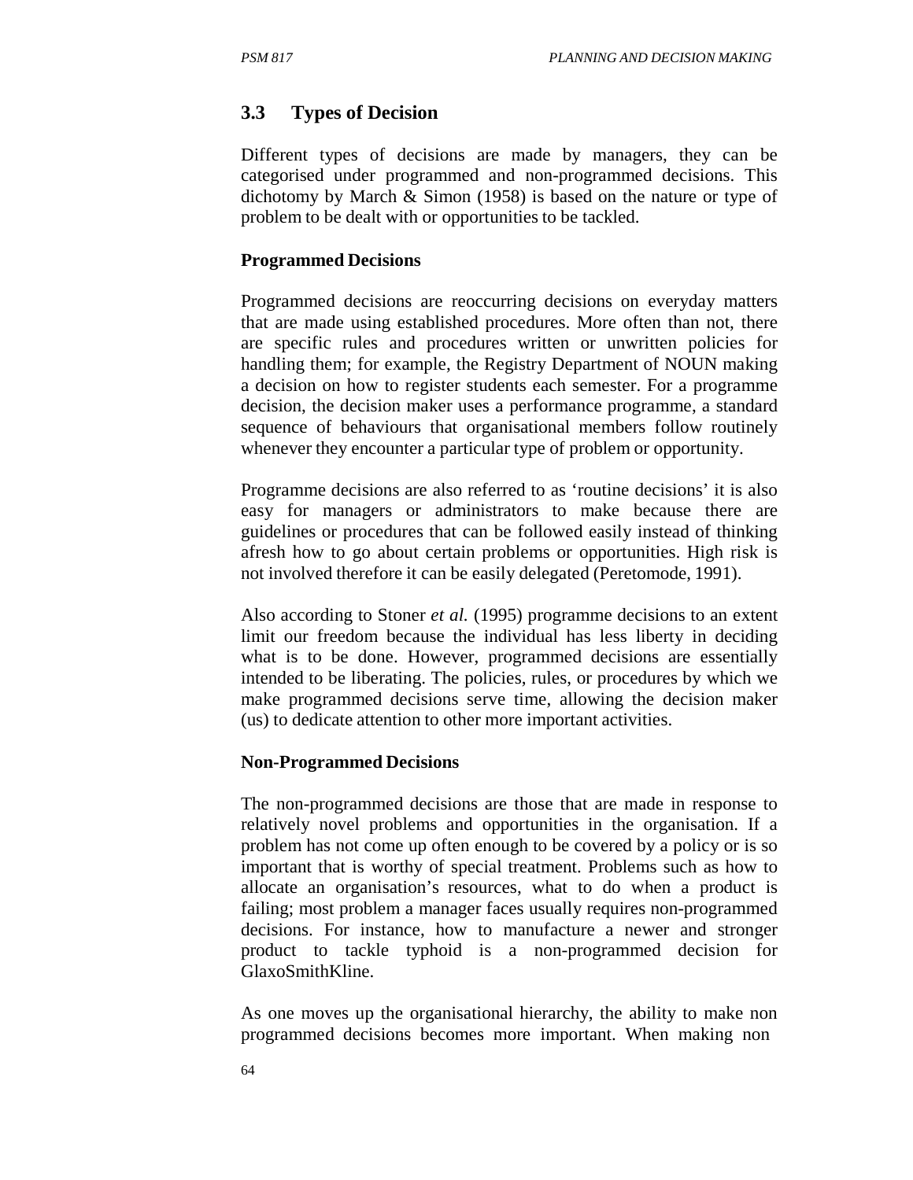## 3.3 Types of Decision

Different types of decisions are made by managers, they can be categorised under programmed and non-programmed decisions. This dichotomy by March & Simon (1958) is based on the nature or type of problem to be dealt with or opportunities to be tackled.

**Programmed Decisions**

Programmed decisions are reoccurring decisions on everyday matters that are made using established procedures. More often than not, there are specific rules and procedures written or unwritten policies for handling them; for example, the Registry Department of NOUN making a decision on how to register students each semester. For a programme decision, the decision maker uses a performance programme, a standard sequence of behaviours that organisational members follow routinely whenever they encounter a particular type of problem or opportunity.

Programme decisions are also referred to as 'routine decisions' it is also easy for managers or administrators to make because there are guidelines or procedures that can be followed easily instead of thinking afresh how to go about certain problems or opportunities. High risk is not involved therefore it can be easily delegated (Peretomode, 1991).

Also according to Stoner *et al.* (1995) programme decisions to an extent limit our freedom because the individual has less liberty in deciding what is to be done. However, programmed decisions are essentially intended to be liberating. The policies, rules, or procedures by which we make programmed decisions serve time, allowing the decision maker (us) to dedicate attention to other more important activities.

**Non-Programmed Decisions**

The non-programmed decisions are those that are made in response to relatively novel problems and opportunities in the organisation. If a problem has not come up often enough to be covered by a policy or is so important that is worthy of special treatment. Problems such as how to allocate an organisation's resources, what to do when a product is failing; most problem a manager faces usually requires non-programmed decisions. For instance, how to manufacture a newer and stronger product to tackle typhoid is a non-programmed decision for GlaxoSmithKline.

As one moves up the organisational hierarchy, the ability to make non programmed decisions becomes more important. When making non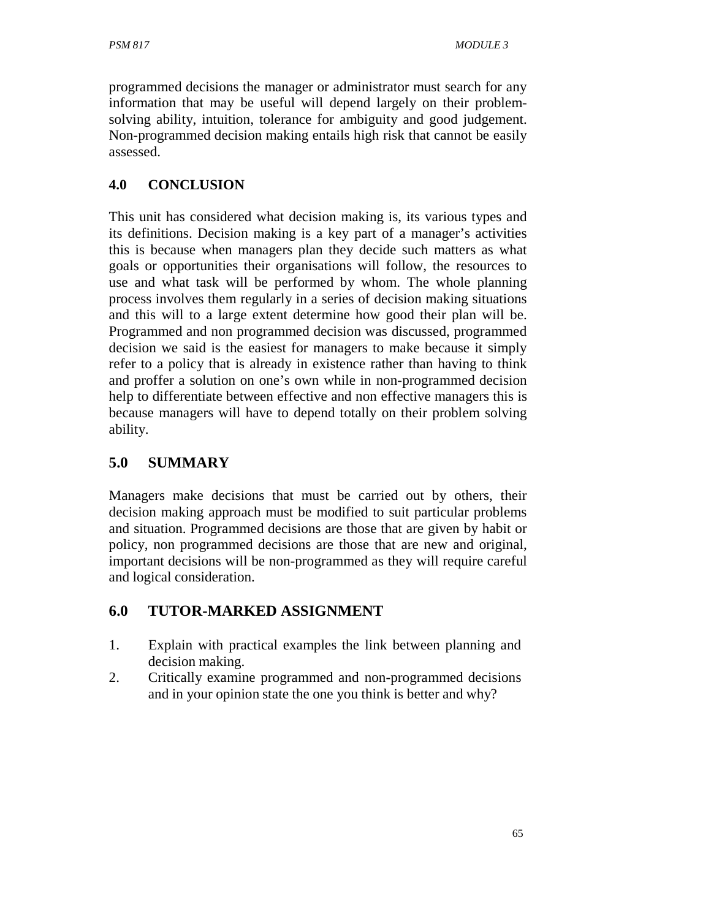programmed decisions the manager or administrator must search for any information that may be useful will depend largely on their problem-solving ability, intuition, tolerance for ambiguity and good judgement. Non-programmed decision making entails high risk that cannot be easily assessed.

## 4.0 CONCLUSION

This unit has considered what decision making is, its various types and its definitions. Decision making is a key part of a manager's activities this is because when managers plan they decide such matters as what goals or opportunities their organisations will follow, the resources to use and what task will be performed by whom. The whole planning process involves them regularly in a series of decision making situations and this will to a large extent determine how good their plan will be. Programmed and non programmed decision was discussed, programmed decision we said is the easiest for managers to make because it simply refer to a policy that is already in existence rather than having to think and proffer a solution on one's own while in non-programmed decision help to differentiate between effective and non effective managers this is because managers will have to depend totally on their problem solving ability.

## 5.0 SUMMARY

Managers make decisions that must be carried out by others, their decision making approach must be modified to suit particular problems and situation. Programmed decisions are those that are given by habit or policy, non programmed decisions are those that are new and original, important decisions will be non-programmed as they will require careful and logical consideration.

## 6.0 TUTOR-MARKED ASSIGNMENT

1. Explain with practical examples the link between planning and decision making.
2. Critically examine programmed and non-programmed decisions and in your opinion state the one you think is better and why?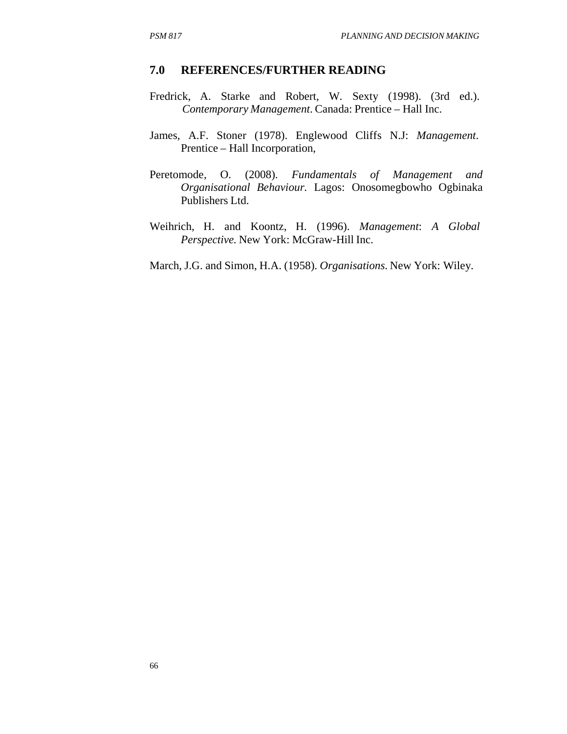## 7.0 REFERENCES/FURTHER READING

Fredrick, A. Starke and Robert, W. Sexty (1998). (3rd ed.). *Contemporary Management*. Canada: Prentice – Hall Inc.

James, A.F. Stoner (1978). Englewood Cliffs N.J: *Management*. Prentice – Hall Incorporation,

Peretomode, O. (2008). *Fundamentals of Management and Organisational Behaviour*. Lagos: Onosomegbowho Ogbinaka Publishers Ltd.

Weihrich, H. and Koontz, H. (1996). *Management*: *A Global Perspective.* New York: McGraw-Hill Inc.

March, J.G. and Simon, H.A. (1958). *Organisations*. New York: Wiley.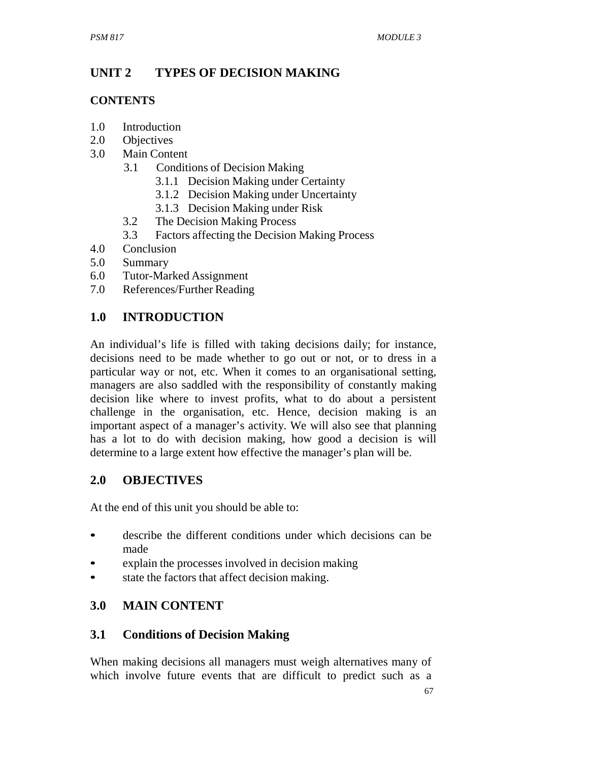# UNIT 2 TYPES OF DECISION MAKING

## CONTENTS

1.0 Introduction
2.0 Objectives
3.0 Main Content
   3.1 Conditions of Decision Making
      3.1.1 Decision Making under Certainty
      3.1.2 Decision Making under Uncertainty
      3.1.3 Decision Making under Risk
   3.2 The Decision Making Process
   3.3 Factors affecting the Decision Making Process
4.0 Conclusion
5.0 Summary
6.0 Tutor-Marked Assignment
7.0 References/Further Reading

## 1.0 INTRODUCTION

An individual's life is filled with taking decisions daily; for instance, decisions need to be made whether to go out or not, or to dress in a particular way or not, etc. When it comes to an organisational setting, managers are also saddled with the responsibility of constantly making decision like where to invest profits, what to do about a persistent challenge in the organisation, etc. Hence, decision making is an important aspect of a manager's activity. We will also see that planning has a lot to do with decision making, how good a decision is will determine to a large extent how effective the manager's plan will be.

## 2.0 OBJECTIVES

At the end of this unit you should be able to:

- describe the different conditions under which decisions can be made
- explain the processes involved in decision making
- state the factors that affect decision making.

## 3.0 MAIN CONTENT

### 3.1 Conditions of Decision Making

When making decisions all managers must weigh alternatives many of which involve future events that are difficult to predict such as a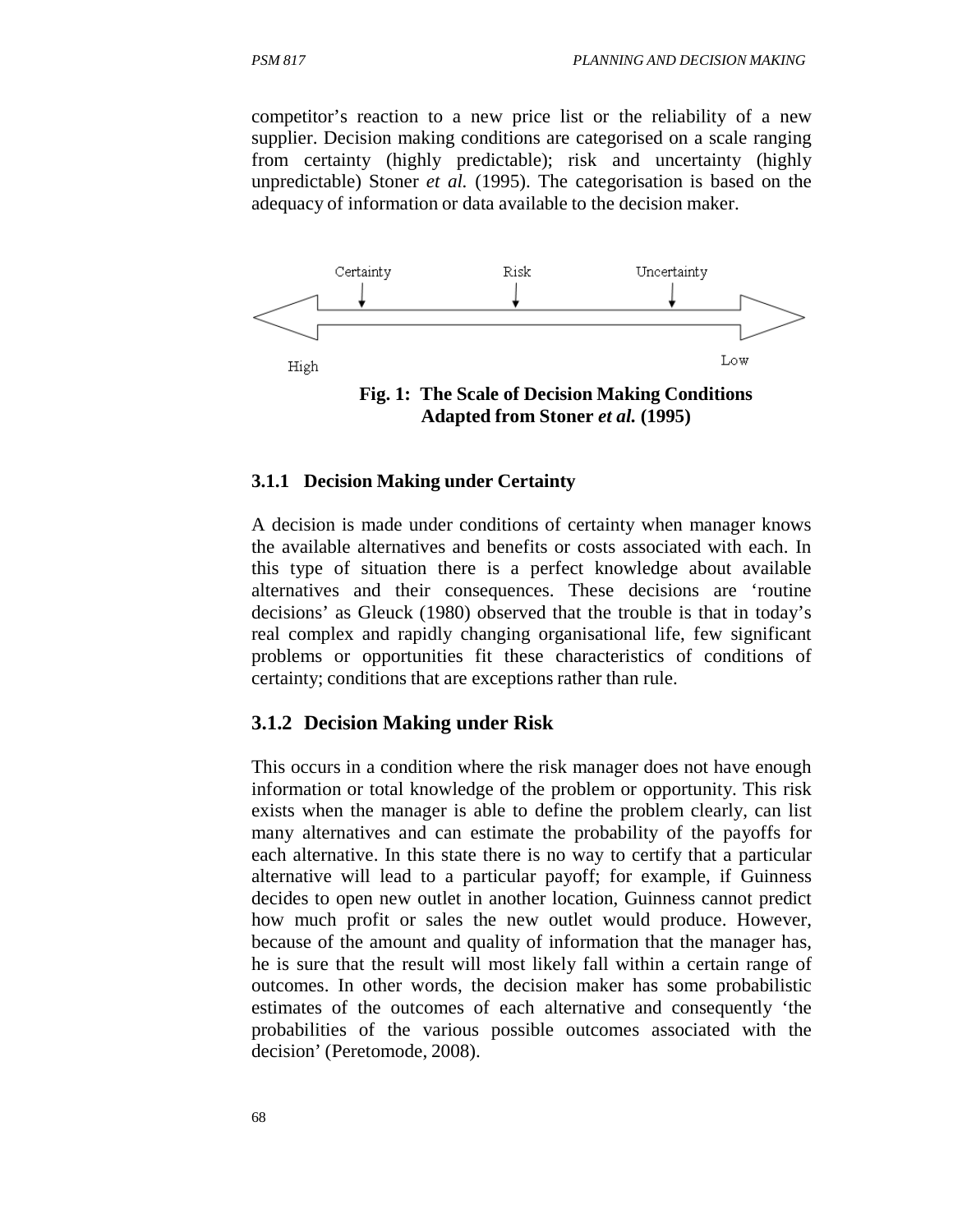competitor's reaction to a new price list or the reliability of a new supplier. Decision making conditions are categorised on a scale ranging from certainty (highly predictable); risk and uncertainty (highly unpredictable) Stoner *et al.* (1995). The categorisation is based on the adequacy of information or data available to the decision maker.

Certainty — Risk — Uncertainty

High — Low

**Fig. 1: The Scale of Decision Making Conditions Adapted from Stoner *et al.* (1995)**

### 3.1.1 Decision Making under Certainty

A decision is made under conditions of certainty when manager knows the available alternatives and benefits or costs associated with each. In this type of situation there is a perfect knowledge about available alternatives and their consequences. These decisions are 'routine decisions' as Gleuck (1980) observed that the trouble is that in today's real complex and rapidly changing organisational life, few significant problems or opportunities fit these characteristics of conditions of certainty; conditions that are exceptions rather than rule.

### 3.1.2 Decision Making under Risk

This occurs in a condition where the risk manager does not have enough information or total knowledge of the problem or opportunity. This risk exists when the manager is able to define the problem clearly, can list many alternatives and can estimate the probability of the payoffs for each alternative. In this state there is no way to certify that a particular alternative will lead to a particular payoff; for example, if Guinness decides to open new outlet in another location, Guinness cannot predict how much profit or sales the new outlet would produce. However, because of the amount and quality of information that the manager has, he is sure that the result will most likely fall within a certain range of outcomes. In other words, the decision maker has some probabilistic estimates of the outcomes of each alternative and consequently 'the probabilities of the various possible outcomes associated with the decision' (Peretomode, 2008).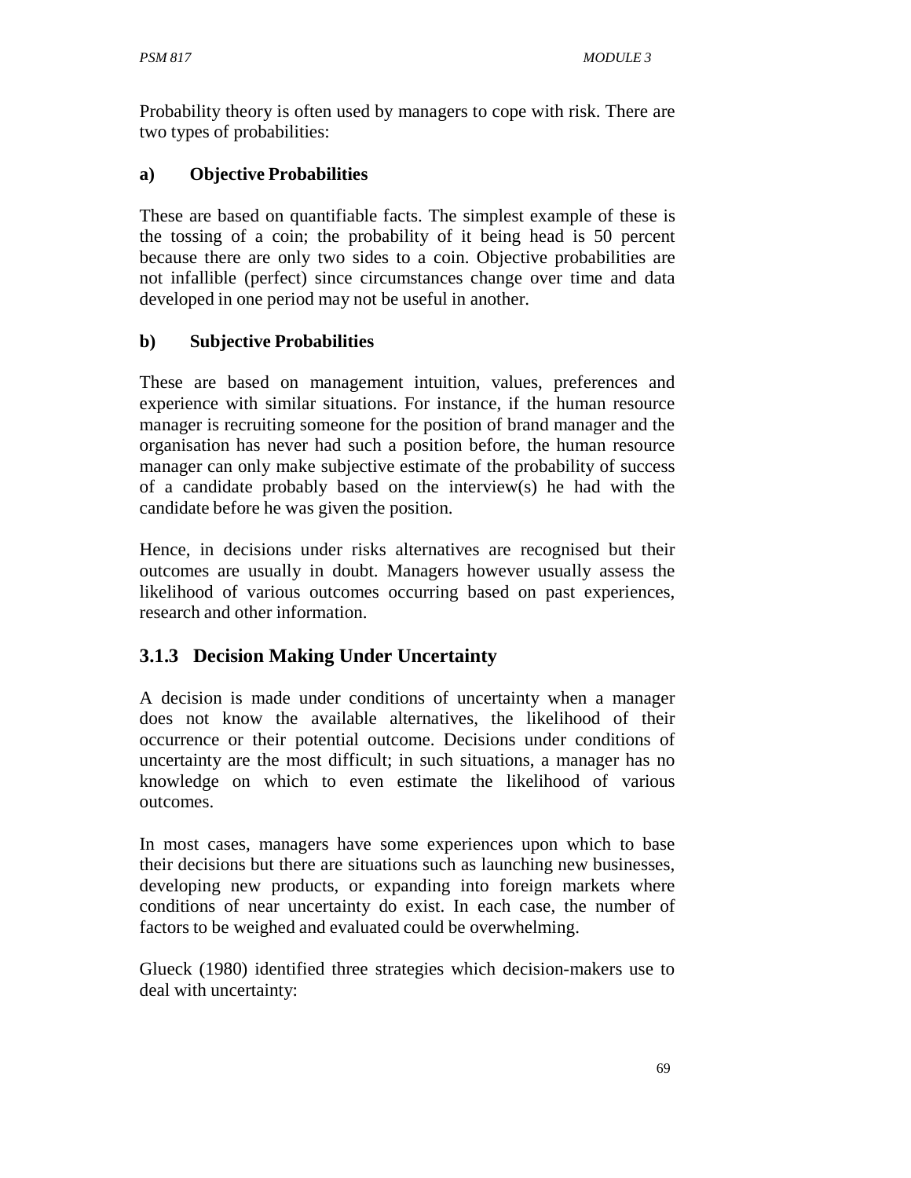Probability theory is often used by managers to cope with risk. There are two types of probabilities:

**a) Objective Probabilities**

These are based on quantifiable facts. The simplest example of these is the tossing of a coin; the probability of it being head is 50 percent because there are only two sides to a coin. Objective probabilities are not infallible (perfect) since circumstances change over time and data developed in one period may not be useful in another.

**b) Subjective Probabilities**

These are based on management intuition, values, preferences and experience with similar situations. For instance, if the human resource manager is recruiting someone for the position of brand manager and the organisation has never had such a position before, the human resource manager can only make subjective estimate of the probability of success of a candidate probably based on the interview(s) he had with the candidate before he was given the position.

Hence, in decisions under risks alternatives are recognised but their outcomes are usually in doubt. Managers however usually assess the likelihood of various outcomes occurring based on past experiences, research and other information.

### 3.1.3 Decision Making Under Uncertainty

A decision is made under conditions of uncertainty when a manager does not know the available alternatives, the likelihood of their occurrence or their potential outcome. Decisions under conditions of uncertainty are the most difficult; in such situations, a manager has no knowledge on which to even estimate the likelihood of various outcomes.

In most cases, managers have some experiences upon which to base their decisions but there are situations such as launching new businesses, developing new products, or expanding into foreign markets where conditions of near uncertainty do exist. In each case, the number of factors to be weighed and evaluated could be overwhelming.

Glueck (1980) identified three strategies which decision-makers use to deal with uncertainty: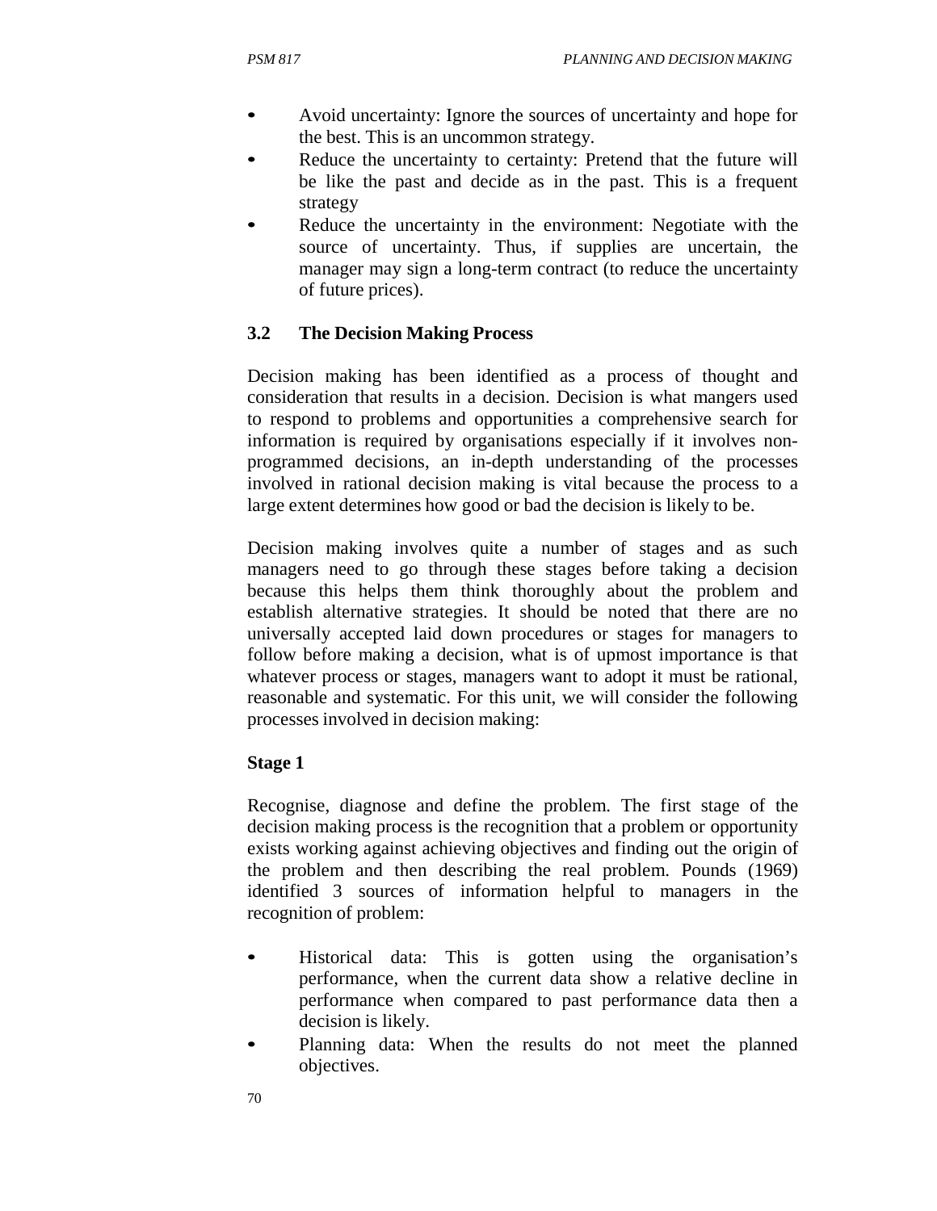- Avoid uncertainty: Ignore the sources of uncertainty and hope for the best. This is an uncommon strategy.
- Reduce the uncertainty to certainty: Pretend that the future will be like the past and decide as in the past. This is a frequent strategy
- Reduce the uncertainty in the environment: Negotiate with the source of uncertainty. Thus, if supplies are uncertain, the manager may sign a long-term contract (to reduce the uncertainty of future prices).

### 3.2 The Decision Making Process

Decision making has been identified as a process of thought and consideration that results in a decision. Decision is what mangers used to respond to problems and opportunities a comprehensive search for information is required by organisations especially if it involves non-programmed decisions, an in-depth understanding of the processes involved in rational decision making is vital because the process to a large extent determines how good or bad the decision is likely to be.

Decision making involves quite a number of stages and as such managers need to go through these stages before taking a decision because this helps them think thoroughly about the problem and establish alternative strategies. It should be noted that there are no universally accepted laid down procedures or stages for managers to follow before making a decision, what is of upmost importance is that whatever process or stages, managers want to adopt it must be rational, reasonable and systematic. For this unit, we will consider the following processes involved in decision making:

**Stage 1**

Recognise, diagnose and define the problem. The first stage of the decision making process is the recognition that a problem or opportunity exists working against achieving objectives and finding out the origin of the problem and then describing the real problem. Pounds (1969) identified 3 sources of information helpful to managers in the recognition of problem:

- Historical data: This is gotten using the organisation's performance, when the current data show a relative decline in performance when compared to past performance data then a decision is likely.
- Planning data: When the results do not meet the planned objectives.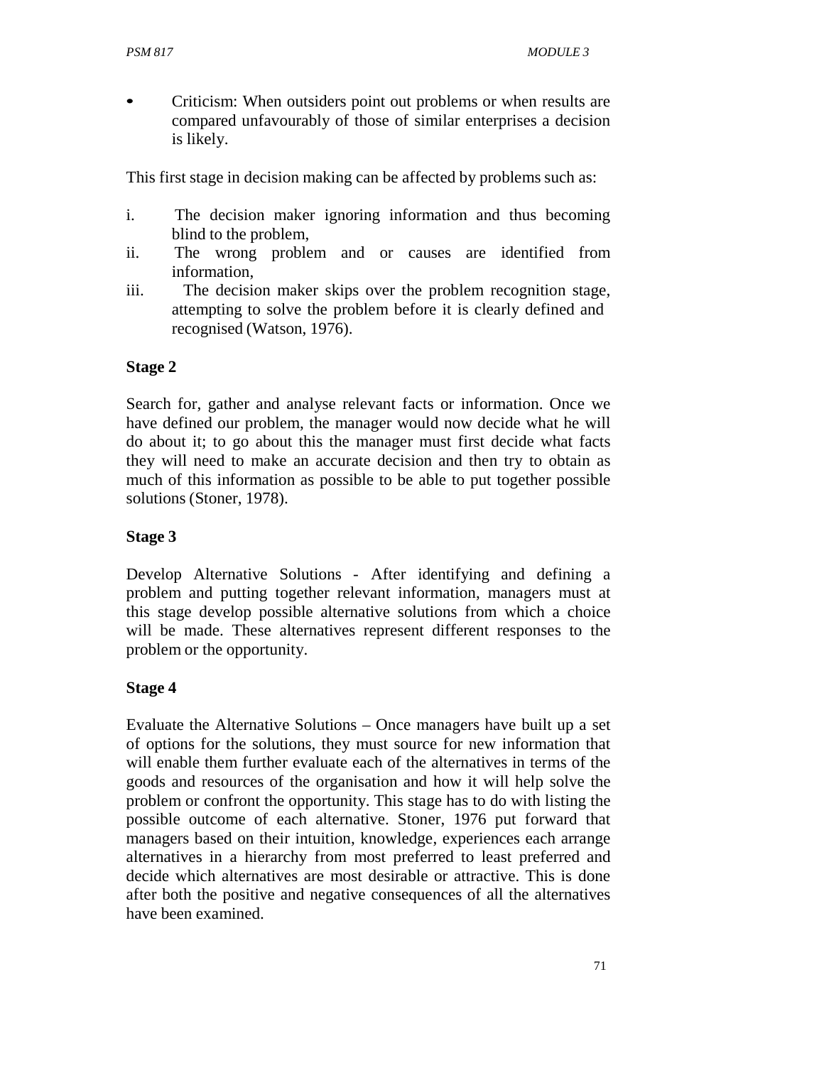- Criticism: When outsiders point out problems or when results are compared unfavourably of those of similar enterprises a decision is likely.

This first stage in decision making can be affected by problems such as:

i. The decision maker ignoring information and thus becoming blind to the problem,
ii. The wrong problem and or causes are identified from information,
iii. The decision maker skips over the problem recognition stage, attempting to solve the problem before it is clearly defined and recognised (Watson, 1976).

**Stage 2**

Search for, gather and analyse relevant facts or information. Once we have defined our problem, the manager would now decide what he will do about it; to go about this the manager must first decide what facts they will need to make an accurate decision and then try to obtain as much of this information as possible to be able to put together possible solutions (Stoner, 1978).

**Stage 3**

Develop Alternative Solutions - After identifying and defining a problem and putting together relevant information, managers must at this stage develop possible alternative solutions from which a choice will be made. These alternatives represent different responses to the problem or the opportunity.

**Stage 4**

Evaluate the Alternative Solutions – Once managers have built up a set of options for the solutions, they must source for new information that will enable them further evaluate each of the alternatives in terms of the goods and resources of the organisation and how it will help solve the problem or confront the opportunity. This stage has to do with listing the possible outcome of each alternative. Stoner, 1976 put forward that managers based on their intuition, knowledge, experiences each arrange alternatives in a hierarchy from most preferred to least preferred and decide which alternatives are most desirable or attractive. This is done after both the positive and negative consequences of all the alternatives have been examined.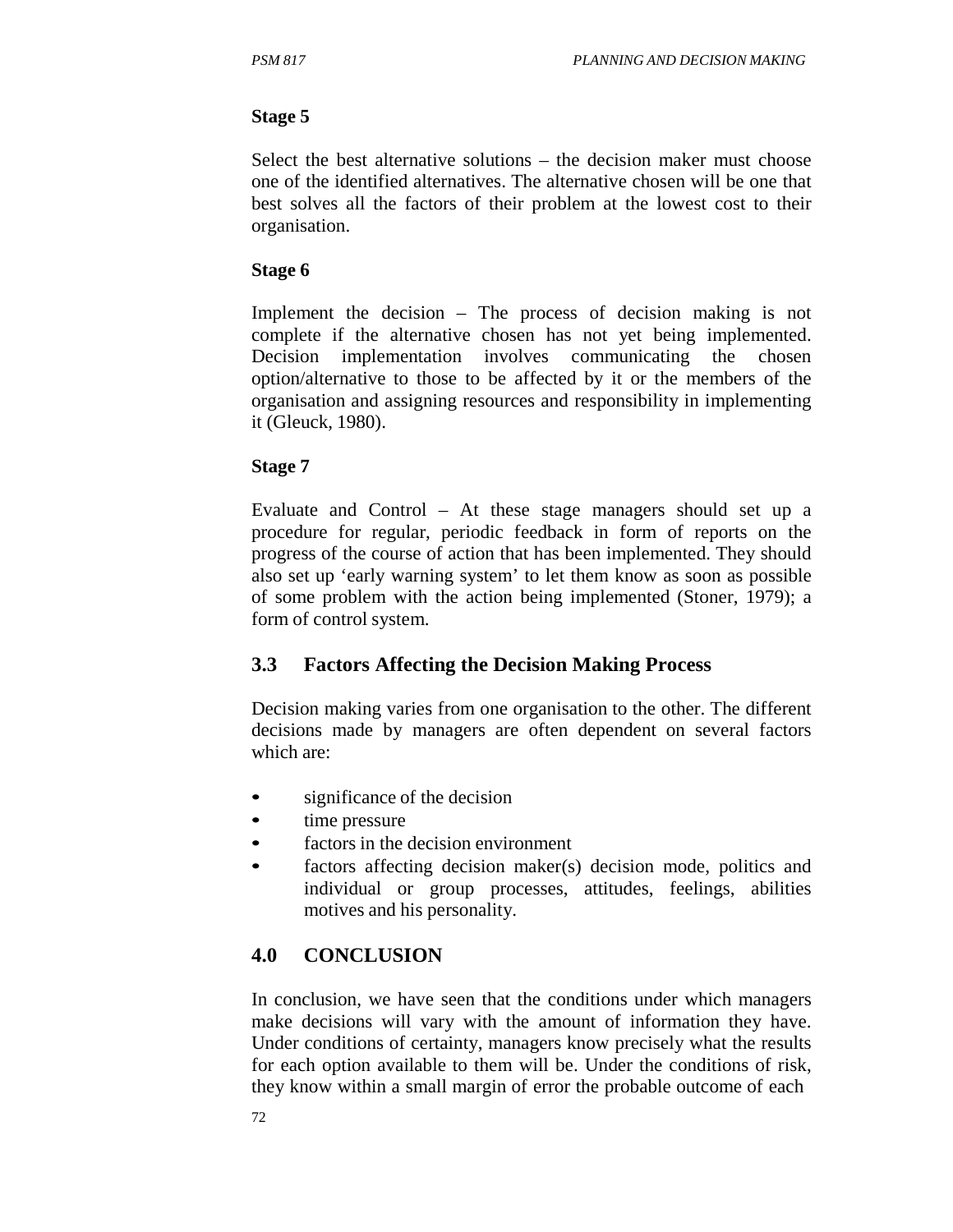**Stage 5**

Select the best alternative solutions – the decision maker must choose one of the identified alternatives. The alternative chosen will be one that best solves all the factors of their problem at the lowest cost to their organisation.

**Stage 6**

Implement the decision – The process of decision making is not complete if the alternative chosen has not yet being implemented. Decision implementation involves communicating the chosen option/alternative to those to be affected by it or the members of the organisation and assigning resources and responsibility in implementing it (Gleuck, 1980).

**Stage 7**

Evaluate and Control – At these stage managers should set up a procedure for regular, periodic feedback in form of reports on the progress of the course of action that has been implemented. They should also set up 'early warning system' to let them know as soon as possible of some problem with the action being implemented (Stoner, 1979); a form of control system.

## 3.3 Factors Affecting the Decision Making Process

Decision making varies from one organisation to the other. The different decisions made by managers are often dependent on several factors which are:

- significance of the decision
- time pressure
- factors in the decision environment
- factors affecting decision maker(s) decision mode, politics and individual or group processes, attitudes, feelings, abilities motives and his personality.

## 4.0 CONCLUSION

In conclusion, we have seen that the conditions under which managers make decisions will vary with the amount of information they have. Under conditions of certainty, managers know precisely what the results for each option available to them will be. Under the conditions of risk, they know within a small margin of error the probable outcome of each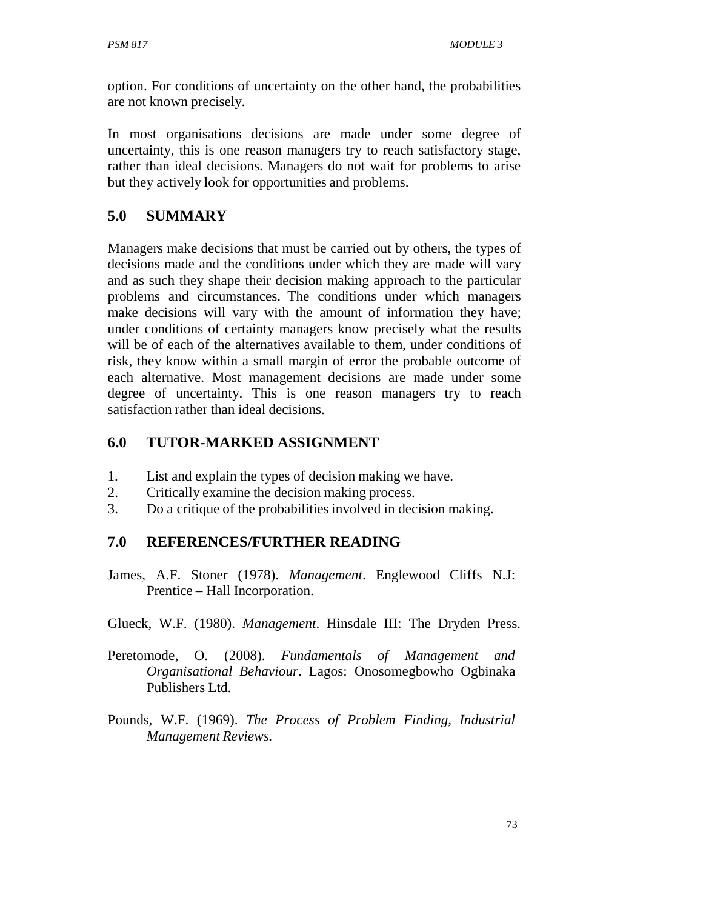option. For conditions of uncertainty on the other hand, the probabilities are not known precisely.

In most organisations decisions are made under some degree of uncertainty, this is one reason managers try to reach satisfactory stage, rather than ideal decisions. Managers do not wait for problems to arise but they actively look for opportunities and problems.

## 5.0 SUMMARY

Managers make decisions that must be carried out by others, the types of decisions made and the conditions under which they are made will vary and as such they shape their decision making approach to the particular problems and circumstances. The conditions under which managers make decisions will vary with the amount of information they have; under conditions of certainty managers know precisely what the results will be of each of the alternatives available to them, under conditions of risk, they know within a small margin of error the probable outcome of each alternative. Most management decisions are made under some degree of uncertainty. This is one reason managers try to reach satisfaction rather than ideal decisions.

## 6.0 TUTOR-MARKED ASSIGNMENT

1. List and explain the types of decision making we have.
2. Critically examine the decision making process.
3. Do a critique of the probabilities involved in decision making.

## 7.0 REFERENCES/FURTHER READING

James, A.F. Stoner (1978). *Management*. Englewood Cliffs N.J: Prentice – Hall Incorporation.

Glueck, W.F. (1980). *Management*. Hinsdale III: The Dryden Press.

Peretomode, O. (2008). *Fundamentals of Management and Organisational Behaviour*. Lagos: Onosomegbowho Ogbinaka Publishers Ltd.

Pounds, W.F. (1969). *The Process of Problem Finding, Industrial Management Reviews.*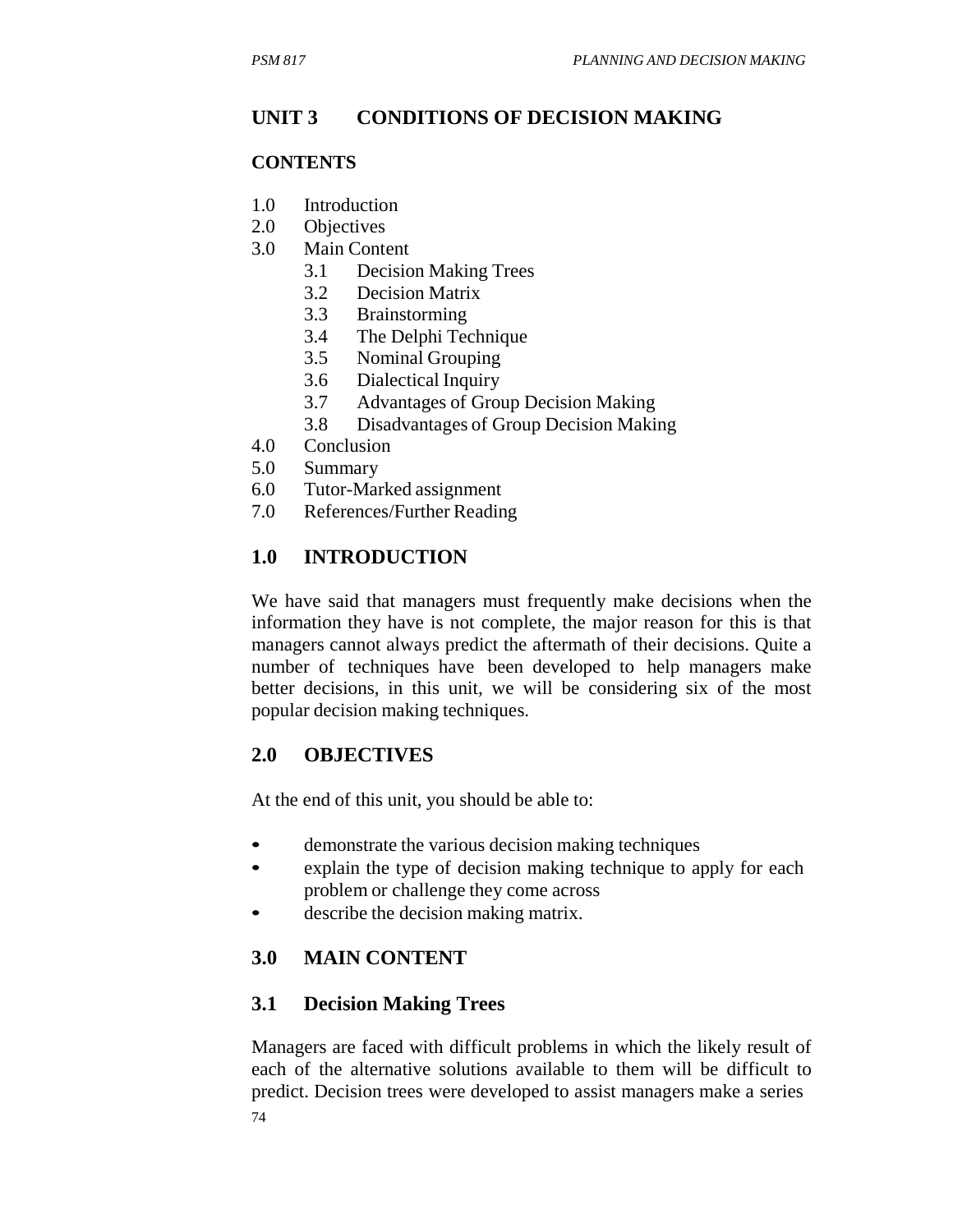## UNIT 3 CONDITIONS OF DECISION MAKING

### CONTENTS

1.0 Introduction
2.0 Objectives
3.0 Main Content
    3.1 Decision Making Trees
    3.2 Decision Matrix
    3.3 Brainstorming
    3.4 The Delphi Technique
    3.5 Nominal Grouping
    3.6 Dialectical Inquiry
    3.7 Advantages of Group Decision Making
    3.8 Disadvantages of Group Decision Making
4.0 Conclusion
5.0 Summary
6.0 Tutor-Marked assignment
7.0 References/Further Reading

### 1.0 INTRODUCTION

We have said that managers must frequently make decisions when the information they have is not complete, the major reason for this is that managers cannot always predict the aftermath of their decisions. Quite a number of techniques have been developed to help managers make better decisions, in this unit, we will be considering six of the most popular decision making techniques.

### 2.0 OBJECTIVES

At the end of this unit, you should be able to:

- demonstrate the various decision making techniques
- explain the type of decision making technique to apply for each problem or challenge they come across
- describe the decision making matrix.

### 3.0 MAIN CONTENT

### 3.1 Decision Making Trees

Managers are faced with difficult problems in which the likely result of each of the alternative solutions available to them will be difficult to predict. Decision trees were developed to assist managers make a series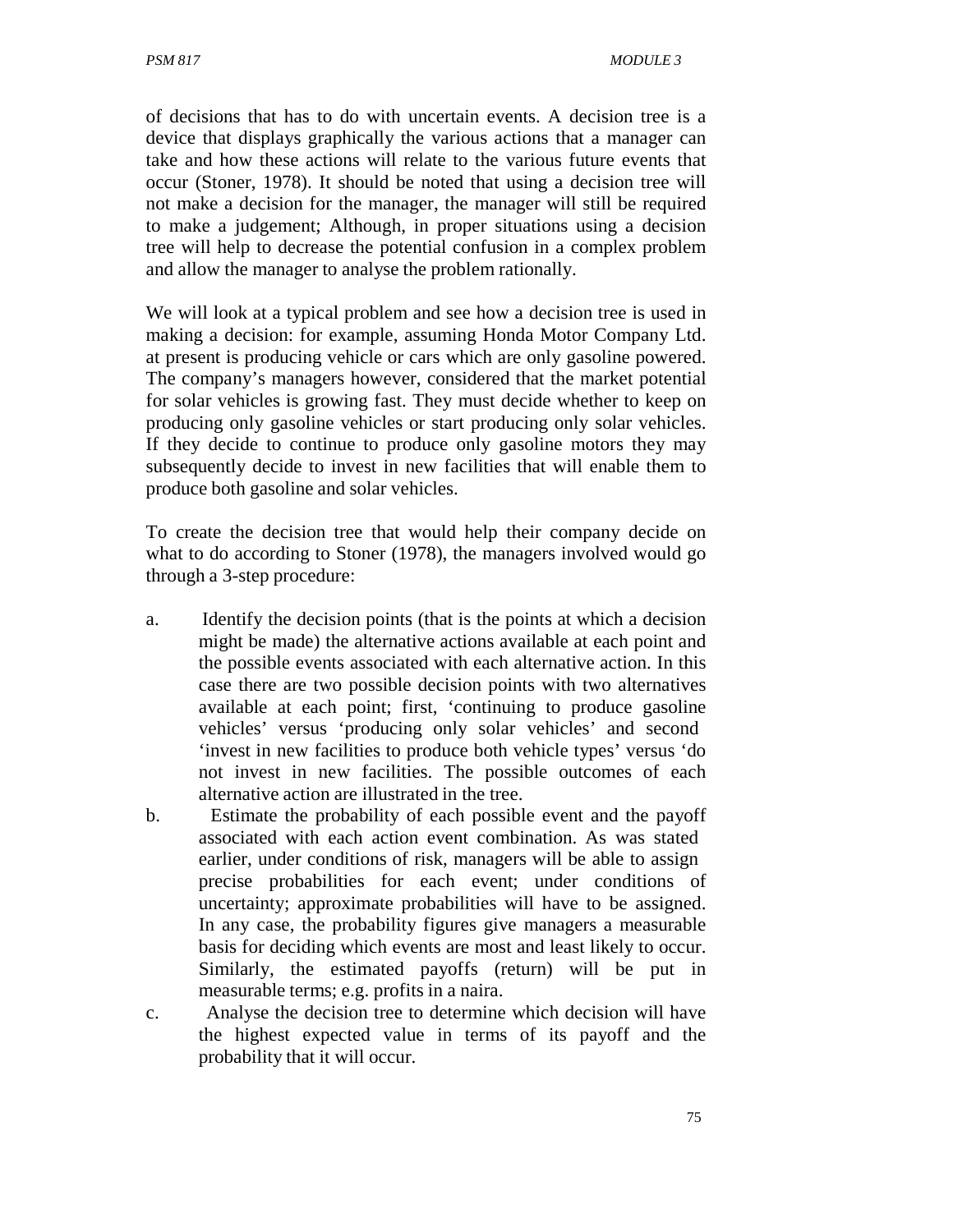of decisions that has to do with uncertain events. A decision tree is a device that displays graphically the various actions that a manager can take and how these actions will relate to the various future events that occur (Stoner, 1978). It should be noted that using a decision tree will not make a decision for the manager, the manager will still be required to make a judgement; Although, in proper situations using a decision tree will help to decrease the potential confusion in a complex problem and allow the manager to analyse the problem rationally.

We will look at a typical problem and see how a decision tree is used in making a decision: for example, assuming Honda Motor Company Ltd. at present is producing vehicle or cars which are only gasoline powered. The company's managers however, considered that the market potential for solar vehicles is growing fast. They must decide whether to keep on producing only gasoline vehicles or start producing only solar vehicles. If they decide to continue to produce only gasoline motors they may subsequently decide to invest in new facilities that will enable them to produce both gasoline and solar vehicles.

To create the decision tree that would help their company decide on what to do according to Stoner (1978), the managers involved would go through a 3-step procedure:

a. Identify the decision points (that is the points at which a decision might be made) the alternative actions available at each point and the possible events associated with each alternative action. In this case there are two possible decision points with two alternatives available at each point; first, 'continuing to produce gasoline vehicles' versus 'producing only solar vehicles' and second 'invest in new facilities to produce both vehicle types' versus 'do not invest in new facilities. The possible outcomes of each alternative action are illustrated in the tree.

b. Estimate the probability of each possible event and the payoff associated with each action event combination. As was stated earlier, under conditions of risk, managers will be able to assign precise probabilities for each event; under conditions of uncertainty; approximate probabilities will have to be assigned. In any case, the probability figures give managers a measurable basis for deciding which events are most and least likely to occur. Similarly, the estimated payoffs (return) will be put in measurable terms; e.g. profits in a naira.

c. Analyse the decision tree to determine which decision will have the highest expected value in terms of its payoff and the probability that it will occur.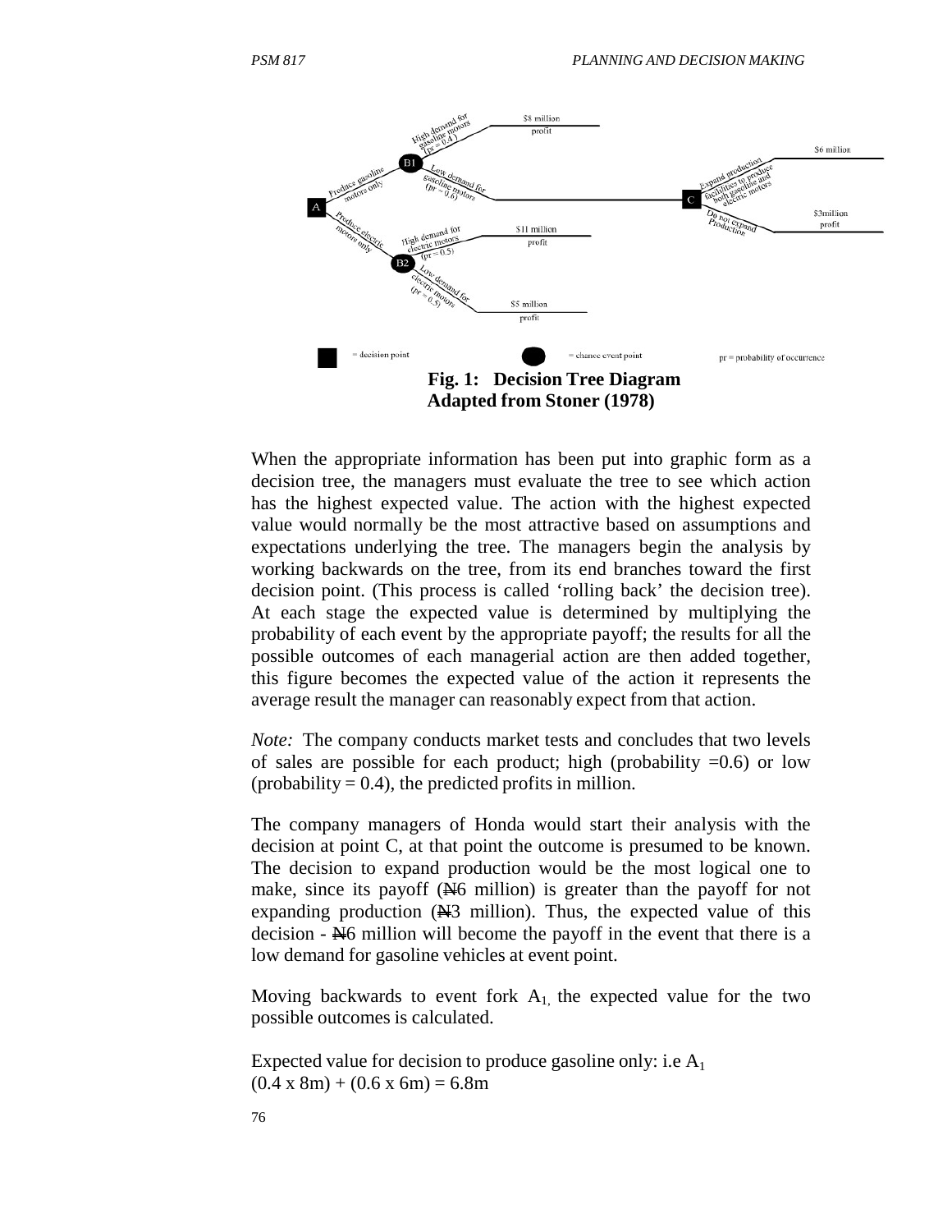**Fig. 1: Decision Tree Diagram Adapted from Stoner (1978)**

When the appropriate information has been put into graphic form as a decision tree, the managers must evaluate the tree to see which action has the highest expected value. The action with the highest expected value would normally be the most attractive based on assumptions and expectations underlying the tree. The managers begin the analysis by working backwards on the tree, from its end branches toward the first decision point. (This process is called 'rolling back' the decision tree). At each stage the expected value is determined by multiplying the probability of each event by the appropriate payoff; the results for all the possible outcomes of each managerial action are then added together, this figure becomes the expected value of the action it represents the average result the manager can reasonably expect from that action.

*Note:* The company conducts market tests and concludes that two levels of sales are possible for each product; high (probability =0.6) or low (probability = 0.4), the predicted profits in million.

The company managers of Honda would start their analysis with the decision at point C, at that point the outcome is presumed to be known. The decision to expand production would be the most logical one to make, since its payoff (₦6 million) is greater than the payoff for not expanding production (₦3 million). Thus, the expected value of this decision - ₦6 million will become the payoff in the event that there is a low demand for gasoline vehicles at event point.

Moving backwards to event fork $A_1$, the expected value for the two possible outcomes is calculated.

Expected value for decision to produce gasoline only: i.e $A_1$

$(0.4 \times 8m) + (0.6 \times 6m) = 6.8m$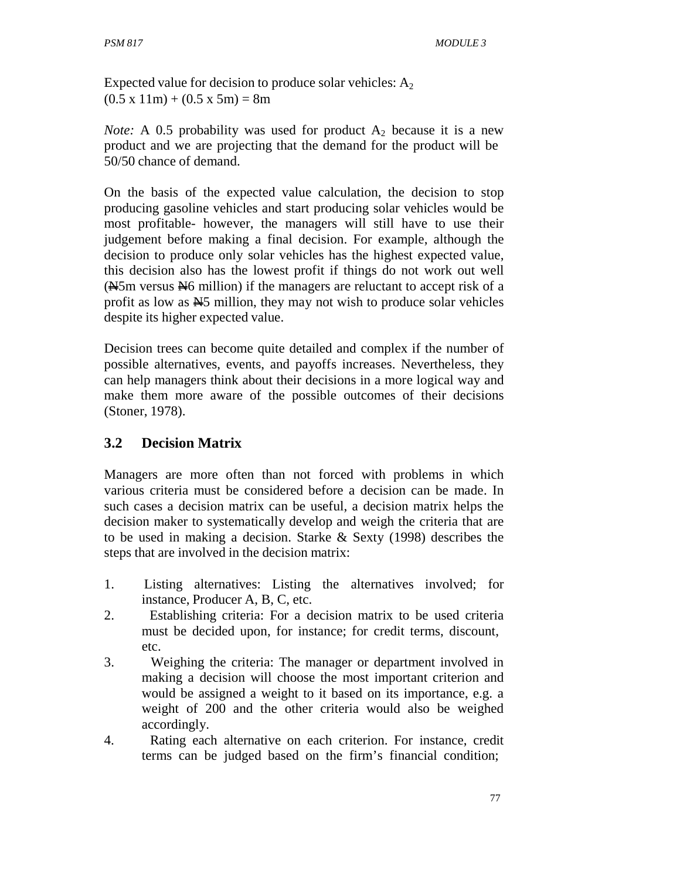Expected value for decision to produce solar vehicles: $A_2$
(0.5 x 11m) + (0.5 x 5m) = 8m

*Note:* A 0.5 probability was used for product $A_2$ because it is a new product and we are projecting that the demand for the product will be 50/50 chance of demand.

On the basis of the expected value calculation, the decision to stop producing gasoline vehicles and start producing solar vehicles would be most profitable- however, the managers will still have to use their judgement before making a final decision. For example, although the decision to produce only solar vehicles has the highest expected value, this decision also has the lowest profit if things do not work out well (₦5m versus ₦6 million) if the managers are reluctant to accept risk of a profit as low as ₦5 million, they may not wish to produce solar vehicles despite its higher expected value.

Decision trees can become quite detailed and complex if the number of possible alternatives, events, and payoffs increases. Nevertheless, they can help managers think about their decisions in a more logical way and make them more aware of the possible outcomes of their decisions (Stoner, 1978).

## 3.2 Decision Matrix

Managers are more often than not forced with problems in which various criteria must be considered before a decision can be made. In such cases a decision matrix can be useful, a decision matrix helps the decision maker to systematically develop and weigh the criteria that are to be used in making a decision. Starke & Sexty (1998) describes the steps that are involved in the decision matrix:

1. Listing alternatives: Listing the alternatives involved; for instance, Producer A, B, C, etc.
2. Establishing criteria: For a decision matrix to be used criteria must be decided upon, for instance; for credit terms, discount, etc.
3. Weighing the criteria: The manager or department involved in making a decision will choose the most important criterion and would be assigned a weight to it based on its importance, e.g. a weight of 200 and the other criteria would also be weighed accordingly.
4. Rating each alternative on each criterion. For instance, credit terms can be judged based on the firm's financial condition;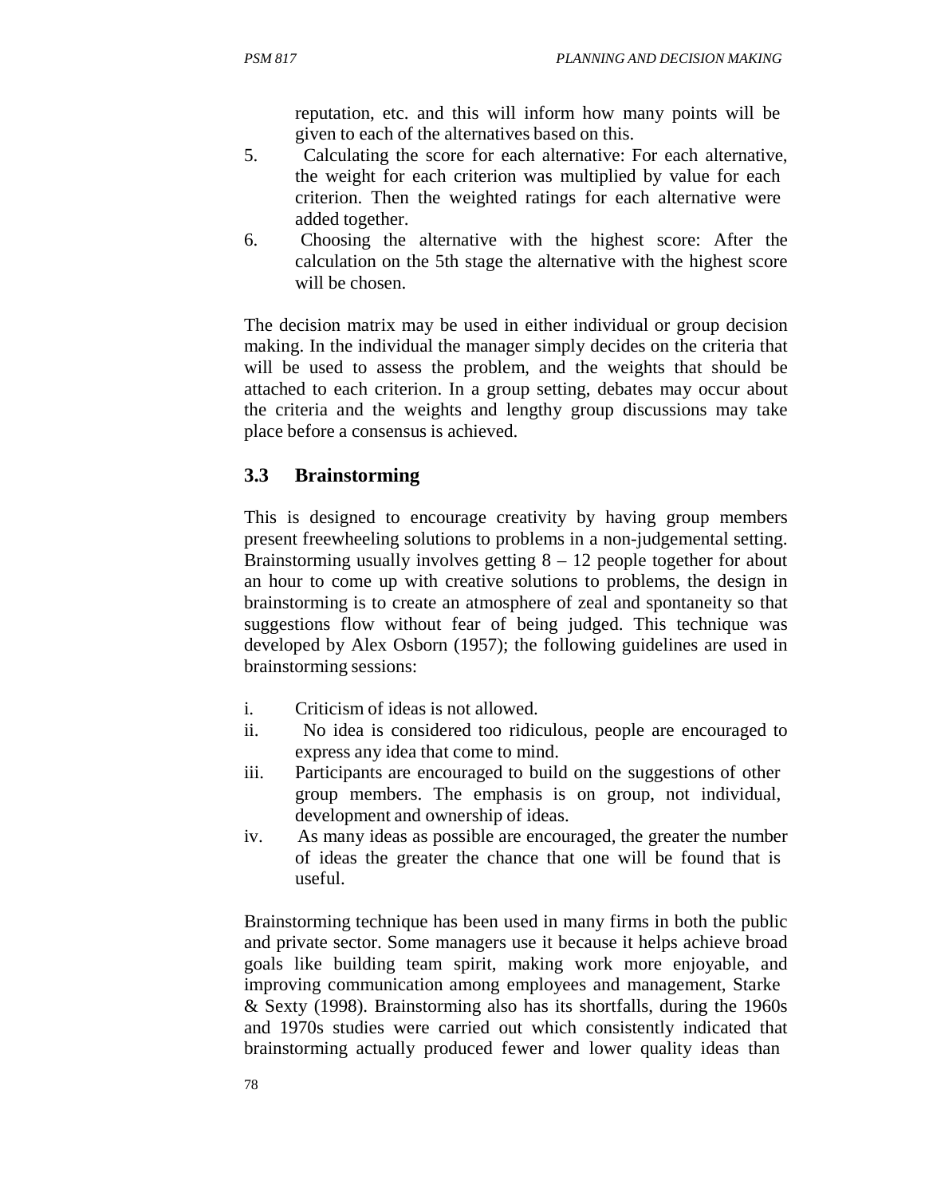reputation, etc. and this will inform how many points will be given to each of the alternatives based on this.

5. Calculating the score for each alternative: For each alternative, the weight for each criterion was multiplied by value for each criterion. Then the weighted ratings for each alternative were added together.
6. Choosing the alternative with the highest score: After the calculation on the 5th stage the alternative with the highest score will be chosen.

The decision matrix may be used in either individual or group decision making. In the individual the manager simply decides on the criteria that will be used to assess the problem, and the weights that should be attached to each criterion. In a group setting, debates may occur about the criteria and the weights and lengthy group discussions may take place before a consensus is achieved.

## 3.3 Brainstorming

This is designed to encourage creativity by having group members present freewheeling solutions to problems in a non-judgemental setting. Brainstorming usually involves getting 8 – 12 people together for about an hour to come up with creative solutions to problems, the design in brainstorming is to create an atmosphere of zeal and spontaneity so that suggestions flow without fear of being judged. This technique was developed by Alex Osborn (1957); the following guidelines are used in brainstorming sessions:

i. Criticism of ideas is not allowed.
ii. No idea is considered too ridiculous, people are encouraged to express any idea that come to mind.
iii. Participants are encouraged to build on the suggestions of other group members. The emphasis is on group, not individual, development and ownership of ideas.
iv. As many ideas as possible are encouraged, the greater the number of ideas the greater the chance that one will be found that is useful.

Brainstorming technique has been used in many firms in both the public and private sector. Some managers use it because it helps achieve broad goals like building team spirit, making work more enjoyable, and improving communication among employees and management, Starke & Sexty (1998). Brainstorming also has its shortfalls, during the 1960s and 1970s studies were carried out which consistently indicated that brainstorming actually produced fewer and lower quality ideas than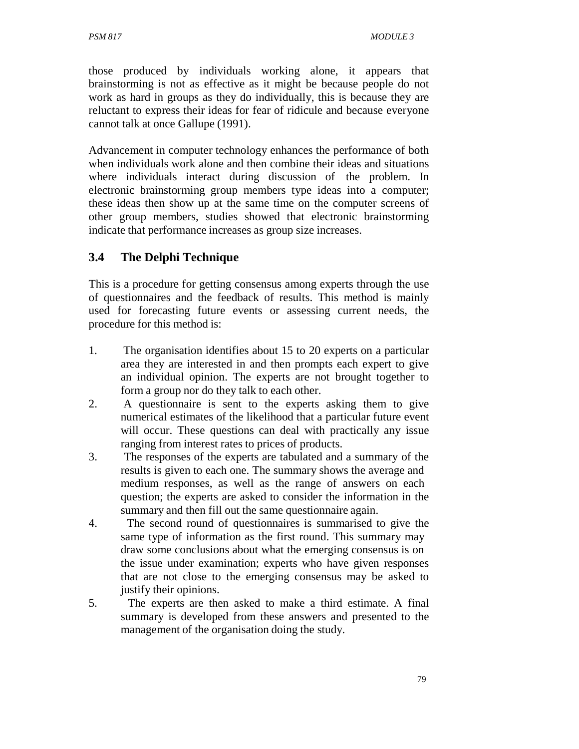those produced by individuals working alone, it appears that brainstorming is not as effective as it might be because people do not work as hard in groups as they do individually, this is because they are reluctant to express their ideas for fear of ridicule and because everyone cannot talk at once Gallupe (1991).

Advancement in computer technology enhances the performance of both when individuals work alone and then combine their ideas and situations where individuals interact during discussion of the problem. In electronic brainstorming group members type ideas into a computer; these ideas then show up at the same time on the computer screens of other group members, studies showed that electronic brainstorming indicate that performance increases as group size increases.

## 3.4 The Delphi Technique

This is a procedure for getting consensus among experts through the use of questionnaires and the feedback of results. This method is mainly used for forecasting future events or assessing current needs, the procedure for this method is:

1. The organisation identifies about 15 to 20 experts on a particular area they are interested in and then prompts each expert to give an individual opinion. The experts are not brought together to form a group nor do they talk to each other.
2. A questionnaire is sent to the experts asking them to give numerical estimates of the likelihood that a particular future event will occur. These questions can deal with practically any issue ranging from interest rates to prices of products.
3. The responses of the experts are tabulated and a summary of the results is given to each one. The summary shows the average and medium responses, as well as the range of answers on each question; the experts are asked to consider the information in the summary and then fill out the same questionnaire again.
4. The second round of questionnaires is summarised to give the same type of information as the first round. This summary may draw some conclusions about what the emerging consensus is on the issue under examination; experts who have given responses that are not close to the emerging consensus may be asked to justify their opinions.
5. The experts are then asked to make a third estimate. A final summary is developed from these answers and presented to the management of the organisation doing the study.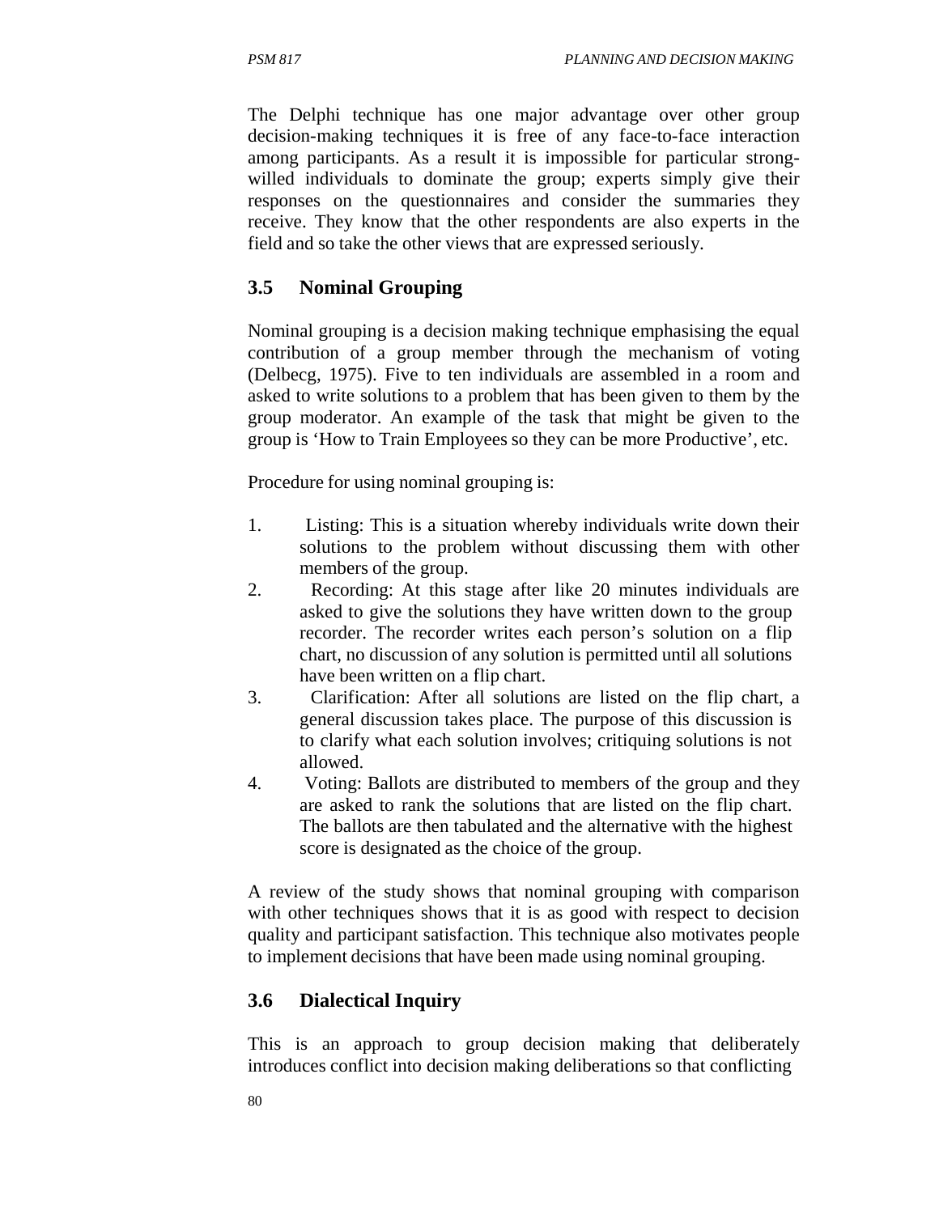The Delphi technique has one major advantage over other group decision-making techniques it is free of any face-to-face interaction among participants. As a result it is impossible for particular strong-willed individuals to dominate the group; experts simply give their responses on the questionnaires and consider the summaries they receive. They know that the other respondents are also experts in the field and so take the other views that are expressed seriously.

### 3.5 Nominal Grouping

Nominal grouping is a decision making technique emphasising the equal contribution of a group member through the mechanism of voting (Delbecg, 1975). Five to ten individuals are assembled in a room and asked to write solutions to a problem that has been given to them by the group moderator. An example of the task that might be given to the group is 'How to Train Employees so they can be more Productive', etc.

Procedure for using nominal grouping is:

1. Listing: This is a situation whereby individuals write down their solutions to the problem without discussing them with other members of the group.
2. Recording: At this stage after like 20 minutes individuals are asked to give the solutions they have written down to the group recorder. The recorder writes each person's solution on a flip chart, no discussion of any solution is permitted until all solutions have been written on a flip chart.
3. Clarification: After all solutions are listed on the flip chart, a general discussion takes place. The purpose of this discussion is to clarify what each solution involves; critiquing solutions is not allowed.
4. Voting: Ballots are distributed to members of the group and they are asked to rank the solutions that are listed on the flip chart. The ballots are then tabulated and the alternative with the highest score is designated as the choice of the group.

A review of the study shows that nominal grouping with comparison with other techniques shows that it is as good with respect to decision quality and participant satisfaction. This technique also motivates people to implement decisions that have been made using nominal grouping.

### 3.6 Dialectical Inquiry

This is an approach to group decision making that deliberately introduces conflict into decision making deliberations so that conflicting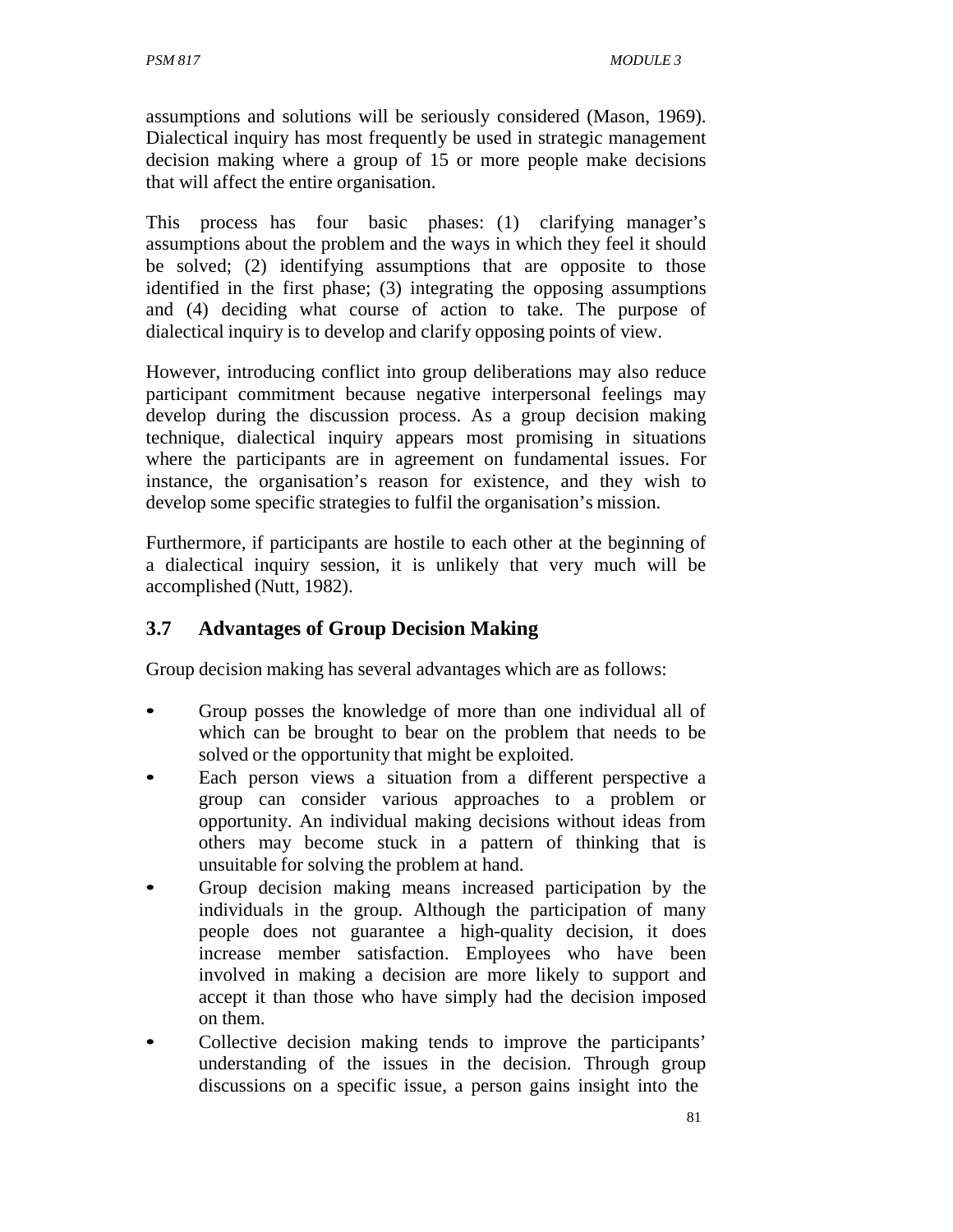assumptions and solutions will be seriously considered (Mason, 1969). Dialectical inquiry has most frequently be used in strategic management decision making where a group of 15 or more people make decisions that will affect the entire organisation.

This process has four basic phases: (1) clarifying manager's assumptions about the problem and the ways in which they feel it should be solved; (2) identifying assumptions that are opposite to those identified in the first phase; (3) integrating the opposing assumptions and (4) deciding what course of action to take. The purpose of dialectical inquiry is to develop and clarify opposing points of view.

However, introducing conflict into group deliberations may also reduce participant commitment because negative interpersonal feelings may develop during the discussion process. As a group decision making technique, dialectical inquiry appears most promising in situations where the participants are in agreement on fundamental issues. For instance, the organisation's reason for existence, and they wish to develop some specific strategies to fulfil the organisation's mission.

Furthermore, if participants are hostile to each other at the beginning of a dialectical inquiry session, it is unlikely that very much will be accomplished (Nutt, 1982).

## 3.7 Advantages of Group Decision Making

Group decision making has several advantages which are as follows:

- Group posses the knowledge of more than one individual all of which can be brought to bear on the problem that needs to be solved or the opportunity that might be exploited.
- Each person views a situation from a different perspective a group can consider various approaches to a problem or opportunity. An individual making decisions without ideas from others may become stuck in a pattern of thinking that is unsuitable for solving the problem at hand.
- Group decision making means increased participation by the individuals in the group. Although the participation of many people does not guarantee a high-quality decision, it does increase member satisfaction. Employees who have been involved in making a decision are more likely to support and accept it than those who have simply had the decision imposed on them.
- Collective decision making tends to improve the participants' understanding of the issues in the decision. Through group discussions on a specific issue, a person gains insight into the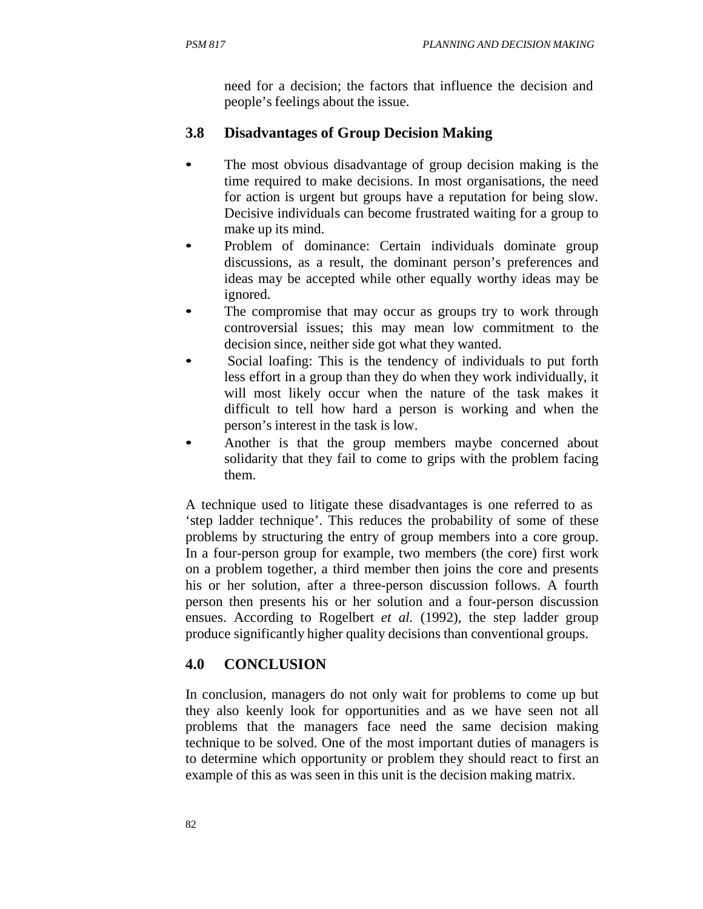need for a decision; the factors that influence the decision and people's feelings about the issue.

## 3.8 Disadvantages of Group Decision Making

- The most obvious disadvantage of group decision making is the time required to make decisions. In most organisations, the need for action is urgent but groups have a reputation for being slow. Decisive individuals can become frustrated waiting for a group to make up its mind.
- Problem of dominance: Certain individuals dominate group discussions, as a result, the dominant person's preferences and ideas may be accepted while other equally worthy ideas may be ignored.
- The compromise that may occur as groups try to work through controversial issues; this may mean low commitment to the decision since, neither side got what they wanted.
- Social loafing: This is the tendency of individuals to put forth less effort in a group than they do when they work individually, it will most likely occur when the nature of the task makes it difficult to tell how hard a person is working and when the person's interest in the task is low.
- Another is that the group members maybe concerned about solidarity that they fail to come to grips with the problem facing them.

A technique used to litigate these disadvantages is one referred to as 'step ladder technique'. This reduces the probability of some of these problems by structuring the entry of group members into a core group. In a four-person group for example, two members (the core) first work on a problem together, a third member then joins the core and presents his or her solution, after a three-person discussion follows. A fourth person then presents his or her solution and a four-person discussion ensues. According to Rogelbert *et al.* (1992), the step ladder group produce significantly higher quality decisions than conventional groups.

# 4.0 CONCLUSION

In conclusion, managers do not only wait for problems to come up but they also keenly look for opportunities and as we have seen not all problems that the managers face need the same decision making technique to be solved. One of the most important duties of managers is to determine which opportunity or problem they should react to first an example of this as was seen in this unit is the decision making matrix.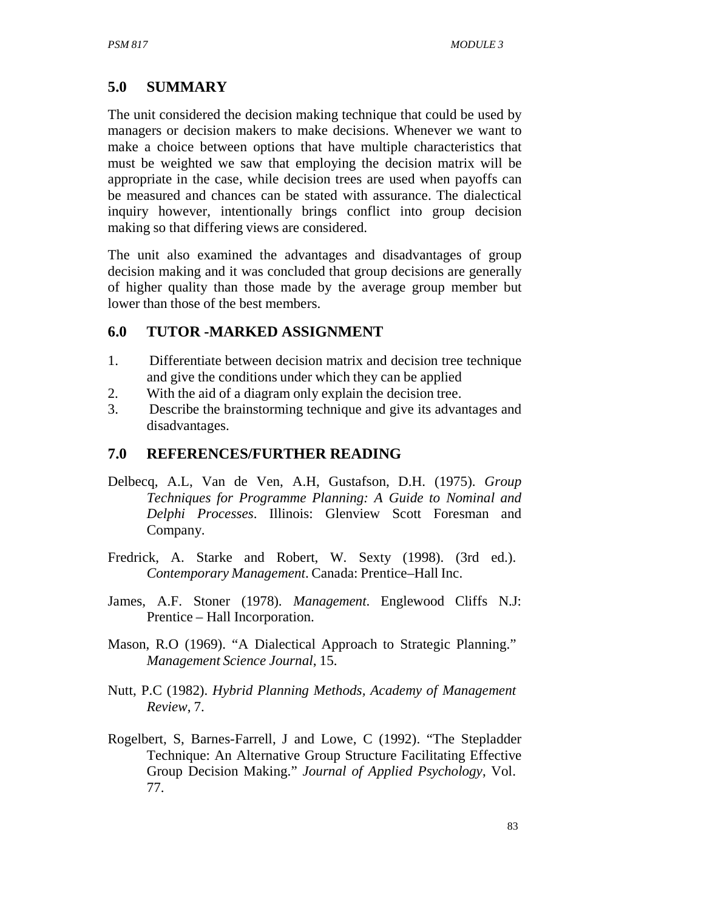## 5.0 SUMMARY

The unit considered the decision making technique that could be used by managers or decision makers to make decisions. Whenever we want to make a choice between options that have multiple characteristics that must be weighted we saw that employing the decision matrix will be appropriate in the case, while decision trees are used when payoffs can be measured and chances can be stated with assurance. The dialectical inquiry however, intentionally brings conflict into group decision making so that differing views are considered.

The unit also examined the advantages and disadvantages of group decision making and it was concluded that group decisions are generally of higher quality than those made by the average group member but lower than those of the best members.

## 6.0 TUTOR -MARKED ASSIGNMENT

1. Differentiate between decision matrix and decision tree technique and give the conditions under which they can be applied
2. With the aid of a diagram only explain the decision tree.
3. Describe the brainstorming technique and give its advantages and disadvantages.

## 7.0 REFERENCES/FURTHER READING

Delbecq, A.L, Van de Ven, A.H, Gustafson, D.H. (1975). *Group Techniques for Programme Planning: A Guide to Nominal and Delphi Processes*. Illinois: Glenview Scott Foresman and Company.

Fredrick, A. Starke and Robert, W. Sexty (1998). (3rd ed.). *Contemporary Management*. Canada: Prentice–Hall Inc.

James, A.F. Stoner (1978). *Management*. Englewood Cliffs N.J: Prentice – Hall Incorporation.

Mason, R.O (1969). "A Dialectical Approach to Strategic Planning." *Management Science Journal*, 15.

Nutt, P.C (1982). *Hybrid Planning Methods, Academy of Management Review*, 7.

Rogelbert, S, Barnes-Farrell, J and Lowe, C (1992). "The Stepladder Technique: An Alternative Group Structure Facilitating Effective Group Decision Making." *Journal of Applied Psychology*, Vol. 77.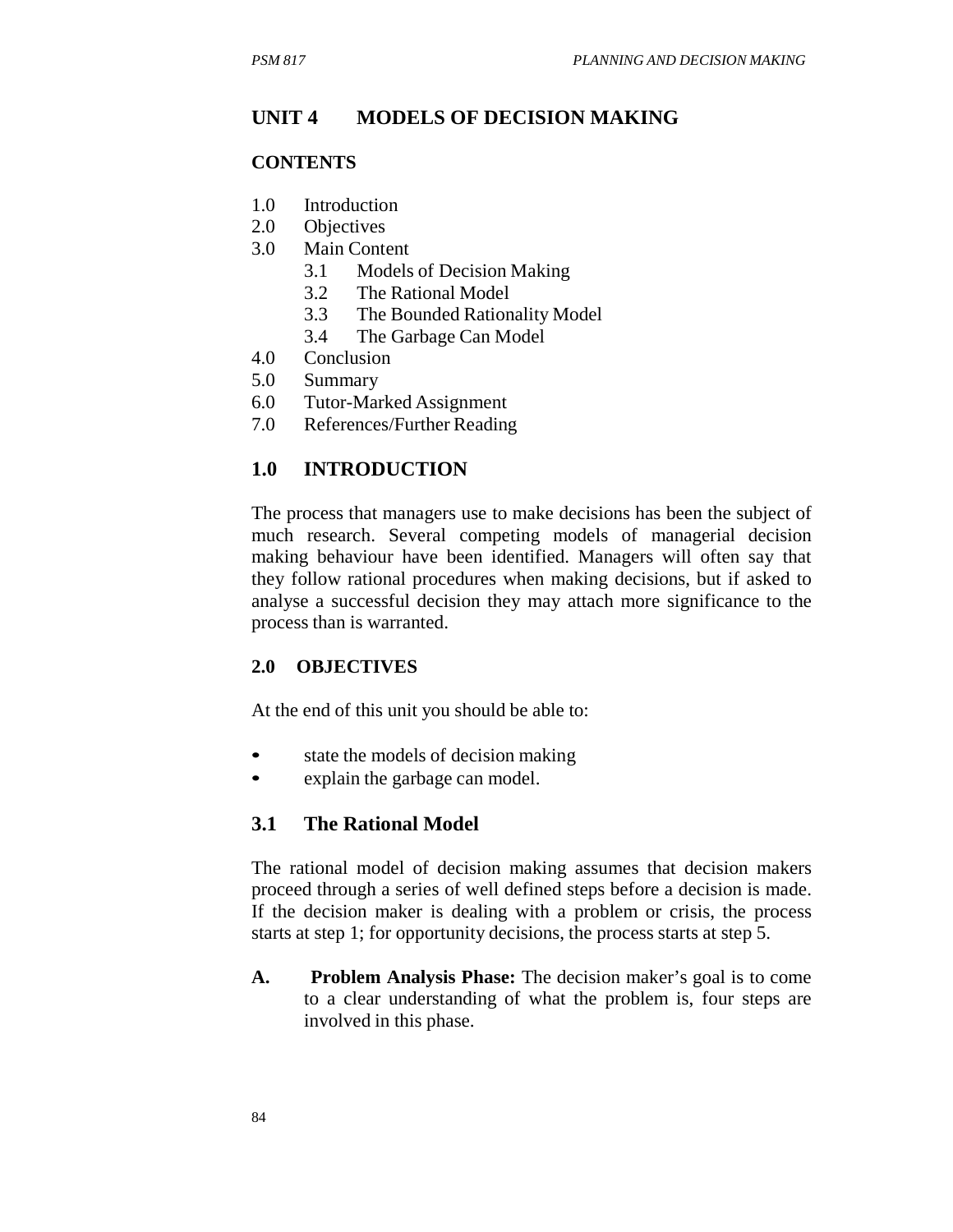# UNIT 4 MODELS OF DECISION MAKING

## CONTENTS

1.0 Introduction
2.0 Objectives
3.0 Main Content
    3.1 Models of Decision Making
    3.2 The Rational Model
    3.3 The Bounded Rationality Model
    3.4 The Garbage Can Model
4.0 Conclusion
5.0 Summary
6.0 Tutor-Marked Assignment
7.0 References/Further Reading

## 1.0 INTRODUCTION

The process that managers use to make decisions has been the subject of much research. Several competing models of managerial decision making behaviour have been identified. Managers will often say that they follow rational procedures when making decisions, but if asked to analyse a successful decision they may attach more significance to the process than is warranted.

## 2.0 OBJECTIVES

At the end of this unit you should be able to:

- state the models of decision making
- explain the garbage can model.

## 3.1 The Rational Model

The rational model of decision making assumes that decision makers proceed through a series of well defined steps before a decision is made. If the decision maker is dealing with a problem or crisis, the process starts at step 1; for opportunity decisions, the process starts at step 5.

**A. Problem Analysis Phase:** The decision maker's goal is to come to a clear understanding of what the problem is, four steps are involved in this phase.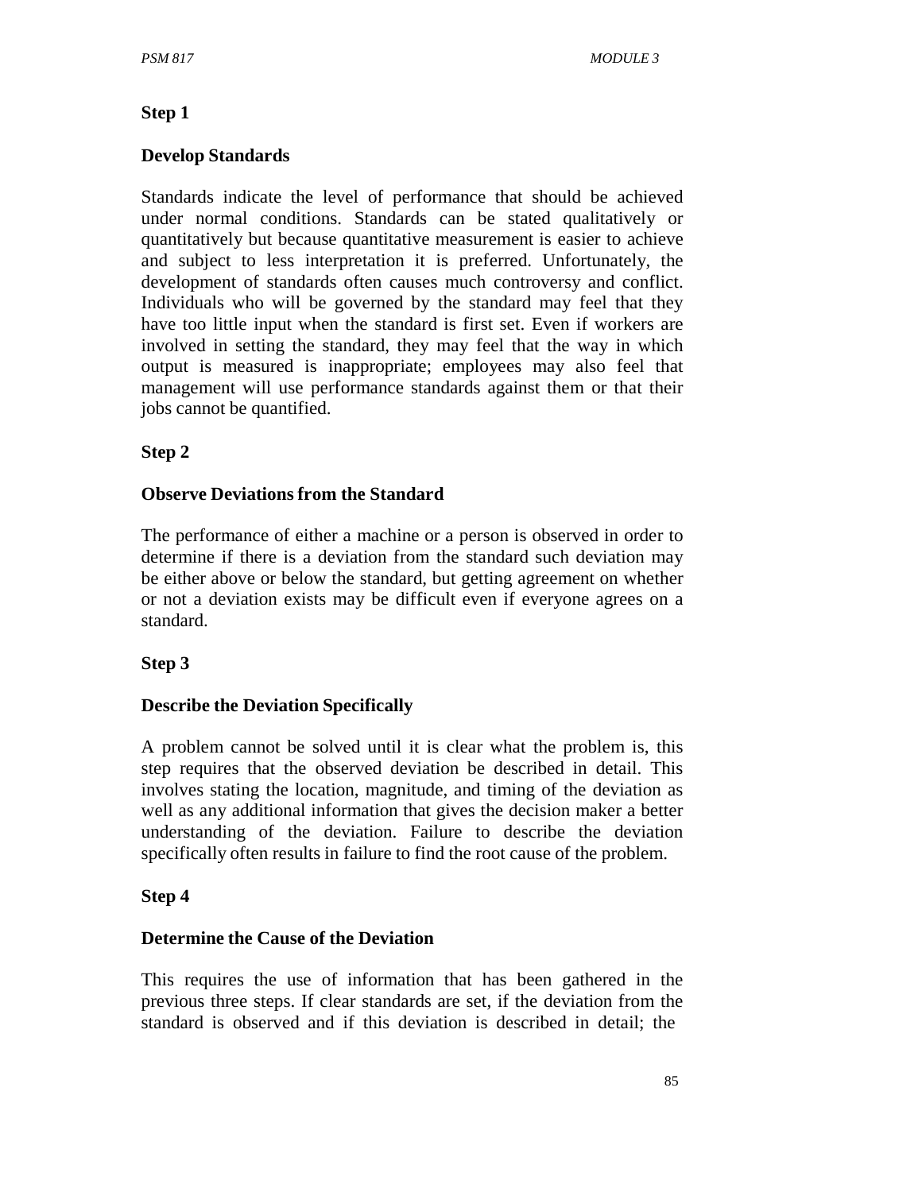**Step 1**

**Develop Standards**

Standards indicate the level of performance that should be achieved under normal conditions. Standards can be stated qualitatively or quantitatively but because quantitative measurement is easier to achieve and subject to less interpretation it is preferred. Unfortunately, the development of standards often causes much controversy and conflict. Individuals who will be governed by the standard may feel that they have too little input when the standard is first set. Even if workers are involved in setting the standard, they may feel that the way in which output is measured is inappropriate; employees may also feel that management will use performance standards against them or that their jobs cannot be quantified.

**Step 2**

**Observe Deviations from the Standard**

The performance of either a machine or a person is observed in order to determine if there is a deviation from the standard such deviation may be either above or below the standard, but getting agreement on whether or not a deviation exists may be difficult even if everyone agrees on a standard.

**Step 3**

**Describe the Deviation Specifically**

A problem cannot be solved until it is clear what the problem is, this step requires that the observed deviation be described in detail. This involves stating the location, magnitude, and timing of the deviation as well as any additional information that gives the decision maker a better understanding of the deviation. Failure to describe the deviation specifically often results in failure to find the root cause of the problem.

**Step 4**

**Determine the Cause of the Deviation**

This requires the use of information that has been gathered in the previous three steps. If clear standards are set, if the deviation from the standard is observed and if this deviation is described in detail; the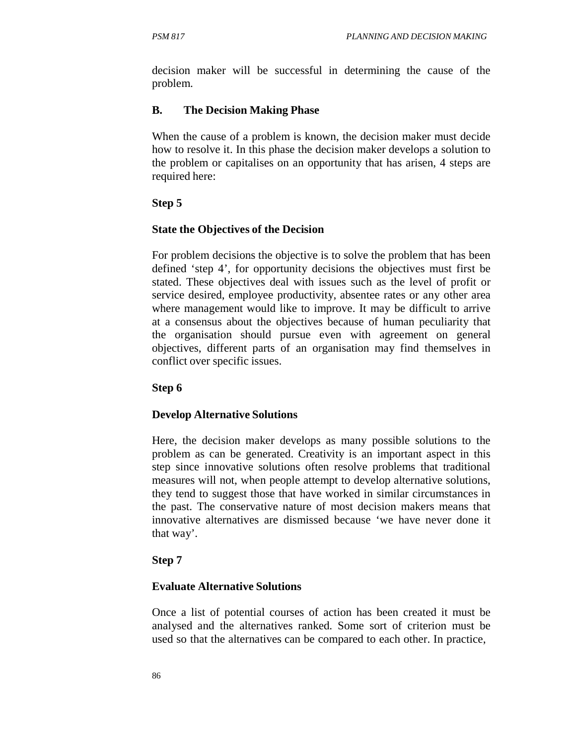decision maker will be successful in determining the cause of the problem.

**B. The Decision Making Phase**

When the cause of a problem is known, the decision maker must decide how to resolve it. In this phase the decision maker develops a solution to the problem or capitalises on an opportunity that has arisen, 4 steps are required here:

**Step 5**

**State the Objectives of the Decision**

For problem decisions the objective is to solve the problem that has been defined 'step 4', for opportunity decisions the objectives must first be stated. These objectives deal with issues such as the level of profit or service desired, employee productivity, absentee rates or any other area where management would like to improve. It may be difficult to arrive at a consensus about the objectives because of human peculiarity that the organisation should pursue even with agreement on general objectives, different parts of an organisation may find themselves in conflict over specific issues.

**Step 6**

**Develop Alternative Solutions**

Here, the decision maker develops as many possible solutions to the problem as can be generated. Creativity is an important aspect in this step since innovative solutions often resolve problems that traditional measures will not, when people attempt to develop alternative solutions, they tend to suggest those that have worked in similar circumstances in the past. The conservative nature of most decision makers means that innovative alternatives are dismissed because 'we have never done it that way'.

**Step 7**

**Evaluate Alternative Solutions**

Once a list of potential courses of action has been created it must be analysed and the alternatives ranked. Some sort of criterion must be used so that the alternatives can be compared to each other. In practice,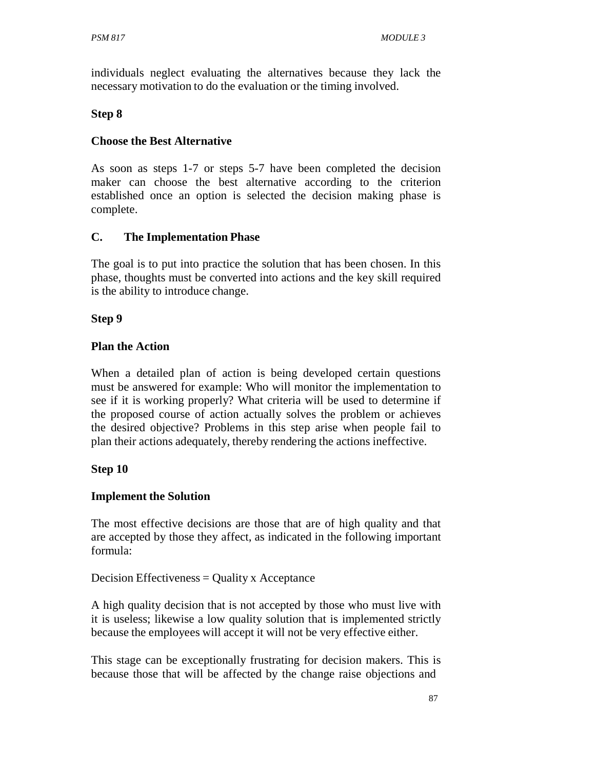individuals neglect evaluating the alternatives because they lack the necessary motivation to do the evaluation or the timing involved.

**Step 8**

**Choose the Best Alternative**

As soon as steps 1-7 or steps 5-7 have been completed the decision maker can choose the best alternative according to the criterion established once an option is selected the decision making phase is complete.

### C. The Implementation Phase

The goal is to put into practice the solution that has been chosen. In this phase, thoughts must be converted into actions and the key skill required is the ability to introduce change.

**Step 9**

**Plan the Action**

When a detailed plan of action is being developed certain questions must be answered for example: Who will monitor the implementation to see if it is working properly? What criteria will be used to determine if the proposed course of action actually solves the problem or achieves the desired objective? Problems in this step arise when people fail to plan their actions adequately, thereby rendering the actions ineffective.

**Step 10**

**Implement the Solution**

The most effective decisions are those that are of high quality and that are accepted by those they affect, as indicated in the following important formula:

Decision Effectiveness = Quality x Acceptance

A high quality decision that is not accepted by those who must live with it is useless; likewise a low quality solution that is implemented strictly because the employees will accept it will not be very effective either.

This stage can be exceptionally frustrating for decision makers. This is because those that will be affected by the change raise objections and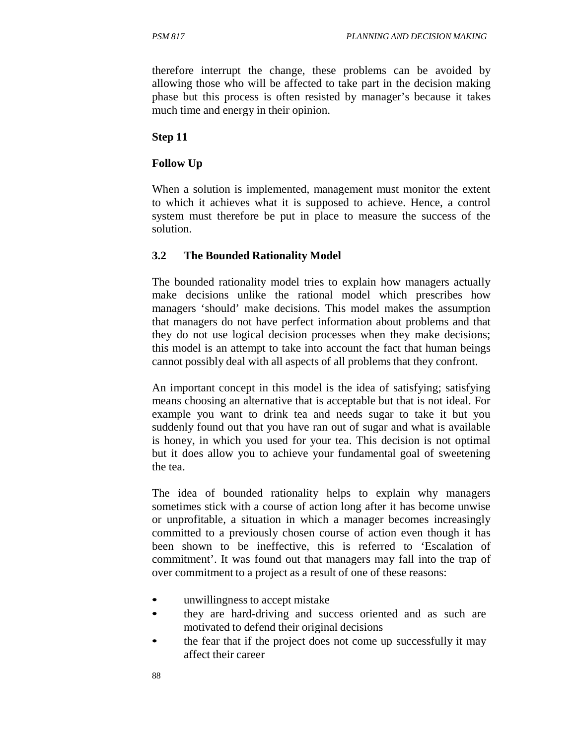therefore interrupt the change, these problems can be avoided by allowing those who will be affected to take part in the decision making phase but this process is often resisted by manager's because it takes much time and energy in their opinion.

**Step 11**

**Follow Up**

When a solution is implemented, management must monitor the extent to which it achieves what it is supposed to achieve. Hence, a control system must therefore be put in place to measure the success of the solution.

### 3.2 The Bounded Rationality Model

The bounded rationality model tries to explain how managers actually make decisions unlike the rational model which prescribes how managers 'should' make decisions. This model makes the assumption that managers do not have perfect information about problems and that they do not use logical decision processes when they make decisions; this model is an attempt to take into account the fact that human beings cannot possibly deal with all aspects of all problems that they confront.

An important concept in this model is the idea of satisfying; satisfying means choosing an alternative that is acceptable but that is not ideal. For example you want to drink tea and needs sugar to take it but you suddenly found out that you have ran out of sugar and what is available is honey, in which you used for your tea. This decision is not optimal but it does allow you to achieve your fundamental goal of sweetening the tea.

The idea of bounded rationality helps to explain why managers sometimes stick with a course of action long after it has become unwise or unprofitable, a situation in which a manager becomes increasingly committed to a previously chosen course of action even though it has been shown to be ineffective, this is referred to 'Escalation of commitment'. It was found out that managers may fall into the trap of over commitment to a project as a result of one of these reasons:

- unwillingness to accept mistake
- they are hard-driving and success oriented and as such are motivated to defend their original decisions
- the fear that if the project does not come up successfully it may affect their career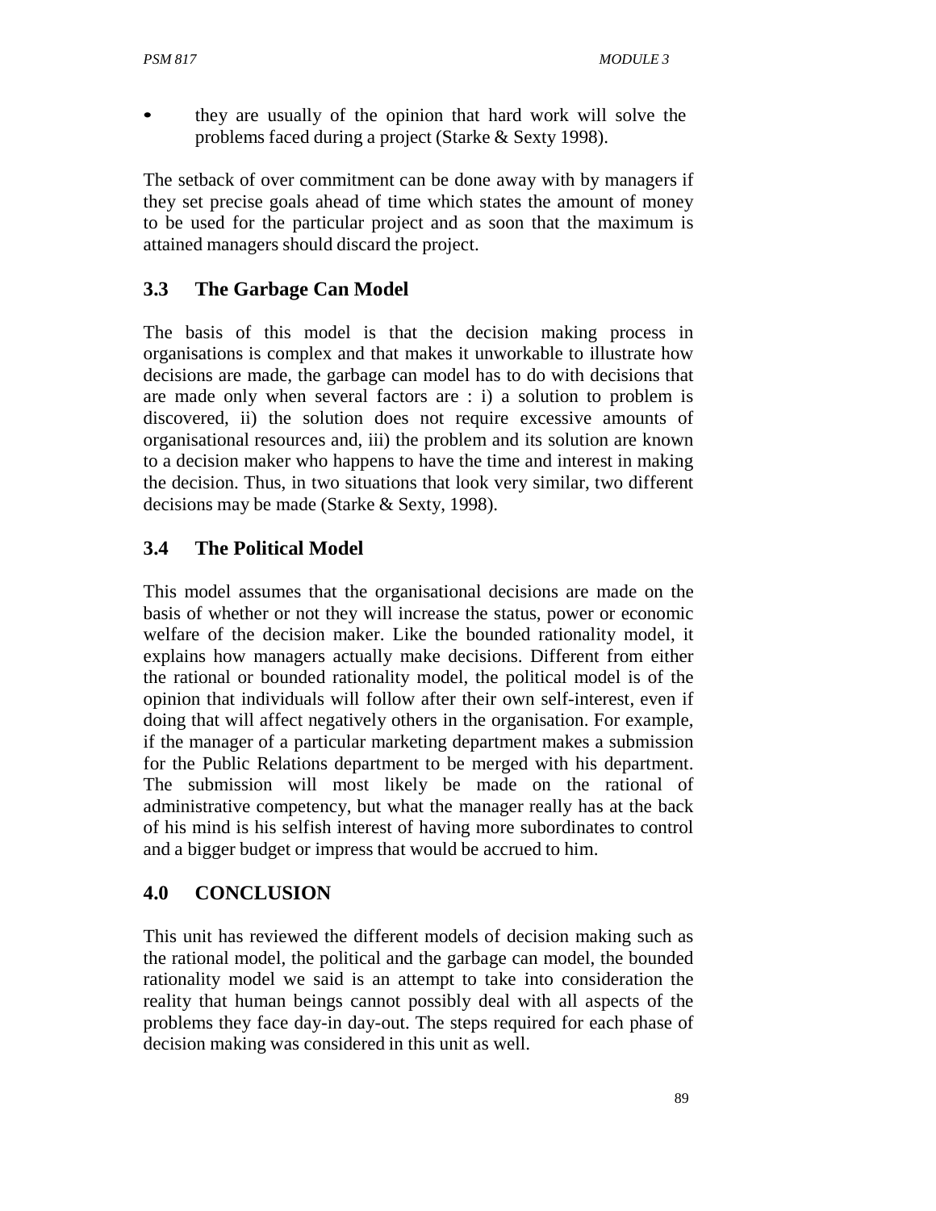- they are usually of the opinion that hard work will solve the problems faced during a project (Starke & Sexty 1998).

The setback of over commitment can be done away with by managers if they set precise goals ahead of time which states the amount of money to be used for the particular project and as soon that the maximum is attained managers should discard the project.

## 3.3 The Garbage Can Model

The basis of this model is that the decision making process in organisations is complex and that makes it unworkable to illustrate how decisions are made, the garbage can model has to do with decisions that are made only when several factors are : i) a solution to problem is discovered, ii) the solution does not require excessive amounts of organisational resources and, iii) the problem and its solution are known to a decision maker who happens to have the time and interest in making the decision. Thus, in two situations that look very similar, two different decisions may be made (Starke & Sexty, 1998).

## 3.4 The Political Model

This model assumes that the organisational decisions are made on the basis of whether or not they will increase the status, power or economic welfare of the decision maker. Like the bounded rationality model, it explains how managers actually make decisions. Different from either the rational or bounded rationality model, the political model is of the opinion that individuals will follow after their own self-interest, even if doing that will affect negatively others in the organisation. For example, if the manager of a particular marketing department makes a submission for the Public Relations department to be merged with his department. The submission will most likely be made on the rational of administrative competency, but what the manager really has at the back of his mind is his selfish interest of having more subordinates to control and a bigger budget or impress that would be accrued to him.

# 4.0 CONCLUSION

This unit has reviewed the different models of decision making such as the rational model, the political and the garbage can model, the bounded rationality model we said is an attempt to take into consideration the reality that human beings cannot possibly deal with all aspects of the problems they face day-in day-out. The steps required for each phase of decision making was considered in this unit as well.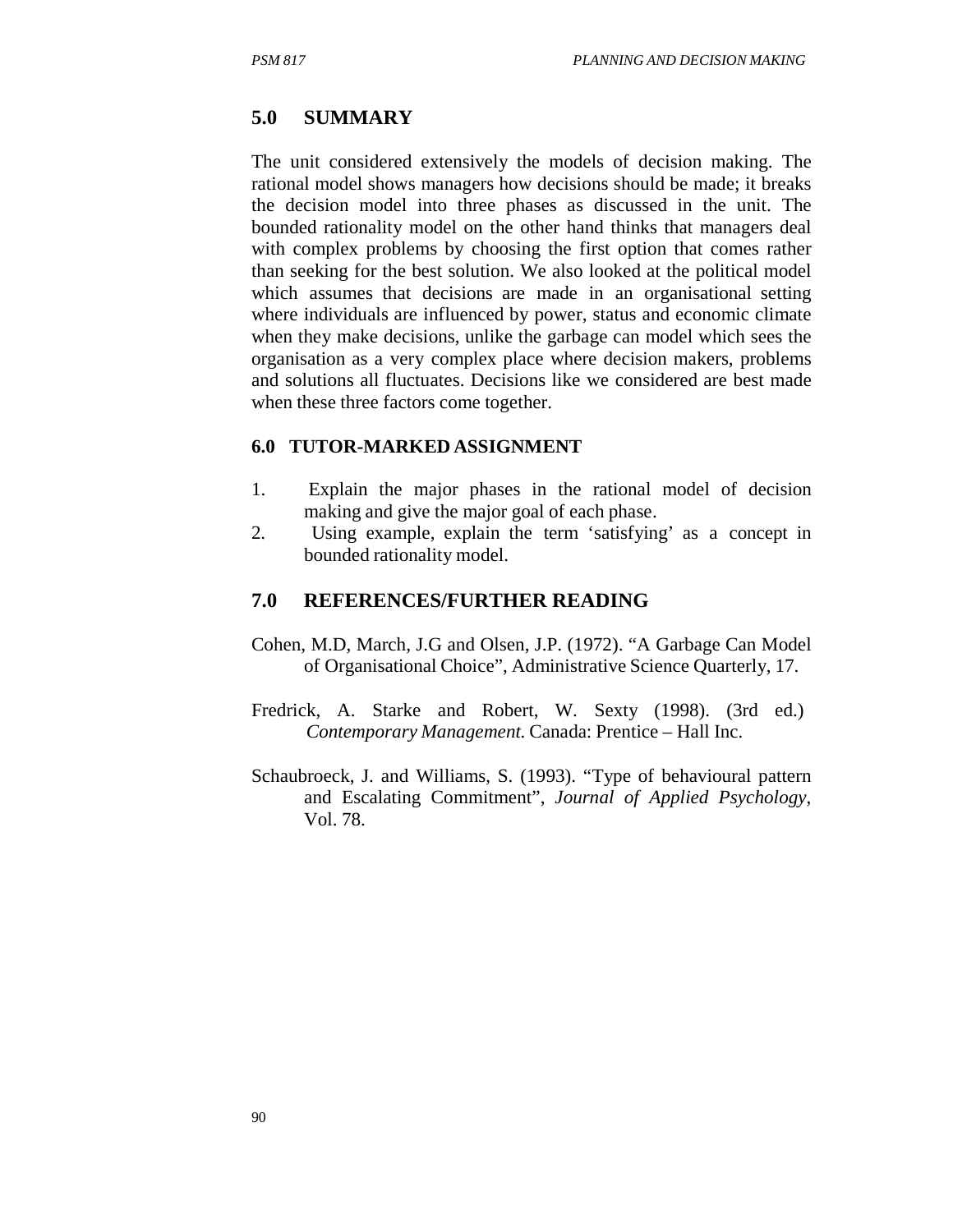## 5.0 SUMMARY

The unit considered extensively the models of decision making. The rational model shows managers how decisions should be made; it breaks the decision model into three phases as discussed in the unit. The bounded rationality model on the other hand thinks that managers deal with complex problems by choosing the first option that comes rather than seeking for the best solution. We also looked at the political model which assumes that decisions are made in an organisational setting where individuals are influenced by power, status and economic climate when they make decisions, unlike the garbage can model which sees the organisation as a very complex place where decision makers, problems and solutions all fluctuates. Decisions like we considered are best made when these three factors come together.

### 6.0 TUTOR-MARKED ASSIGNMENT

1. Explain the major phases in the rational model of decision making and give the major goal of each phase.
2. Using example, explain the term 'satisfying' as a concept in bounded rationality model.

## 7.0 REFERENCES/FURTHER READING

Cohen, M.D, March, J.G and Olsen, J.P. (1972). "A Garbage Can Model of Organisational Choice", Administrative Science Quarterly, 17.

Fredrick, A. Starke and Robert, W. Sexty (1998). (3rd ed.) *Contemporary Management.* Canada: Prentice – Hall Inc.

Schaubroeck, J. and Williams, S. (1993). "Type of behavioural pattern and Escalating Commitment", *Journal of Applied Psychology*, Vol. 78.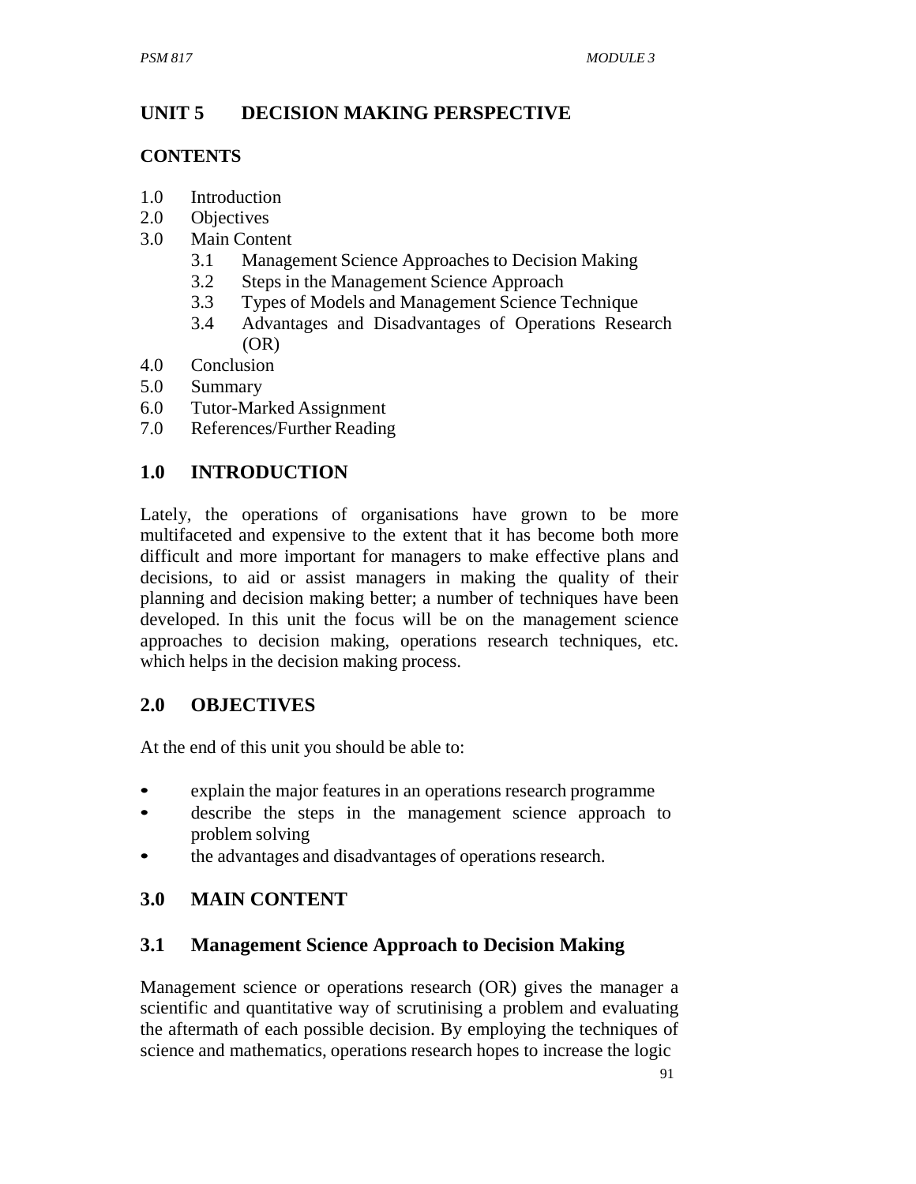# UNIT 5 DECISION MAKING PERSPECTIVE

## CONTENTS

1.0 Introduction
2.0 Objectives
3.0 Main Content
  3.1 Management Science Approaches to Decision Making
  3.2 Steps in the Management Science Approach
  3.3 Types of Models and Management Science Technique
  3.4 Advantages and Disadvantages of Operations Research (OR)
4.0 Conclusion
5.0 Summary
6.0 Tutor-Marked Assignment
7.0 References/Further Reading

## 1.0 INTRODUCTION

Lately, the operations of organisations have grown to be more multifaceted and expensive to the extent that it has become both more difficult and more important for managers to make effective plans and decisions, to aid or assist managers in making the quality of their planning and decision making better; a number of techniques have been developed. In this unit the focus will be on the management science approaches to decision making, operations research techniques, etc. which helps in the decision making process.

## 2.0 OBJECTIVES

At the end of this unit you should be able to:

- explain the major features in an operations research programme
- describe the steps in the management science approach to problem solving
- the advantages and disadvantages of operations research.

## 3.0 MAIN CONTENT

### 3.1 Management Science Approach to Decision Making

Management science or operations research (OR) gives the manager a scientific and quantitative way of scrutinising a problem and evaluating the aftermath of each possible decision. By employing the techniques of science and mathematics, operations research hopes to increase the logic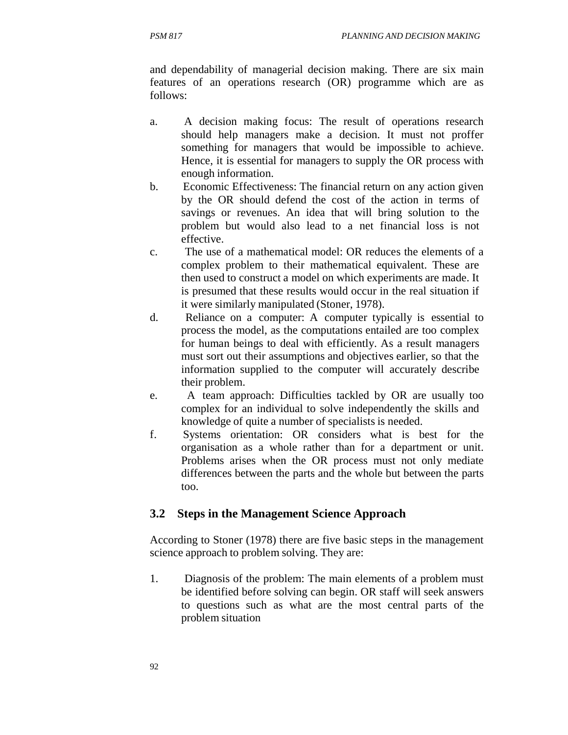and dependability of managerial decision making. There are six main features of an operations research (OR) programme which are as follows:

a. A decision making focus: The result of operations research should help managers make a decision. It must not proffer something for managers that would be impossible to achieve. Hence, it is essential for managers to supply the OR process with enough information.
b. Economic Effectiveness: The financial return on any action given by the OR should defend the cost of the action in terms of savings or revenues. An idea that will bring solution to the problem but would also lead to a net financial loss is not effective.
c. The use of a mathematical model: OR reduces the elements of a complex problem to their mathematical equivalent. These are then used to construct a model on which experiments are made. It is presumed that these results would occur in the real situation if it were similarly manipulated (Stoner, 1978).
d. Reliance on a computer: A computer typically is essential to process the model, as the computations entailed are too complex for human beings to deal with efficiently. As a result managers must sort out their assumptions and objectives earlier, so that the information supplied to the computer will accurately describe their problem.
e. A team approach: Difficulties tackled by OR are usually too complex for an individual to solve independently the skills and knowledge of quite a number of specialists is needed.
f. Systems orientation: OR considers what is best for the organisation as a whole rather than for a department or unit. Problems arises when the OR process must not only mediate differences between the parts and the whole but between the parts too.

## 3.2 Steps in the Management Science Approach

According to Stoner (1978) there are five basic steps in the management science approach to problem solving. They are:

1. Diagnosis of the problem: The main elements of a problem must be identified before solving can begin. OR staff will seek answers to questions such as what are the most central parts of the problem situation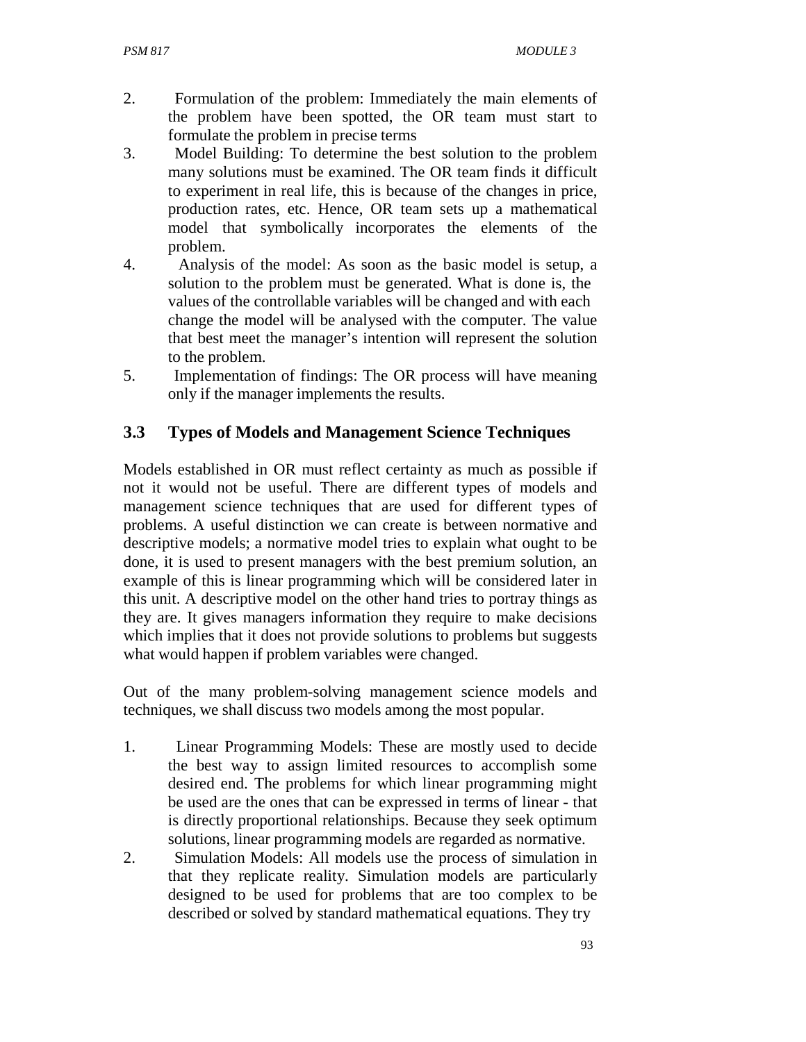2. Formulation of the problem: Immediately the main elements of the problem have been spotted, the OR team must start to formulate the problem in precise terms
3. Model Building: To determine the best solution to the problem many solutions must be examined. The OR team finds it difficult to experiment in real life, this is because of the changes in price, production rates, etc. Hence, OR team sets up a mathematical model that symbolically incorporates the elements of the problem.
4. Analysis of the model: As soon as the basic model is setup, a solution to the problem must be generated. What is done is, the values of the controllable variables will be changed and with each change the model will be analysed with the computer. The value that best meet the manager's intention will represent the solution to the problem.
5. Implementation of findings: The OR process will have meaning only if the manager implements the results.

## 3.3 Types of Models and Management Science Techniques

Models established in OR must reflect certainty as much as possible if not it would not be useful. There are different types of models and management science techniques that are used for different types of problems. A useful distinction we can create is between normative and descriptive models; a normative model tries to explain what ought to be done, it is used to present managers with the best premium solution, an example of this is linear programming which will be considered later in this unit. A descriptive model on the other hand tries to portray things as they are. It gives managers information they require to make decisions which implies that it does not provide solutions to problems but suggests what would happen if problem variables were changed.

Out of the many problem-solving management science models and techniques, we shall discuss two models among the most popular.

1. Linear Programming Models: These are mostly used to decide the best way to assign limited resources to accomplish some desired end. The problems for which linear programming might be used are the ones that can be expressed in terms of linear - that is directly proportional relationships. Because they seek optimum solutions, linear programming models are regarded as normative.
2. Simulation Models: All models use the process of simulation in that they replicate reality. Simulation models are particularly designed to be used for problems that are too complex to be described or solved by standard mathematical equations. They try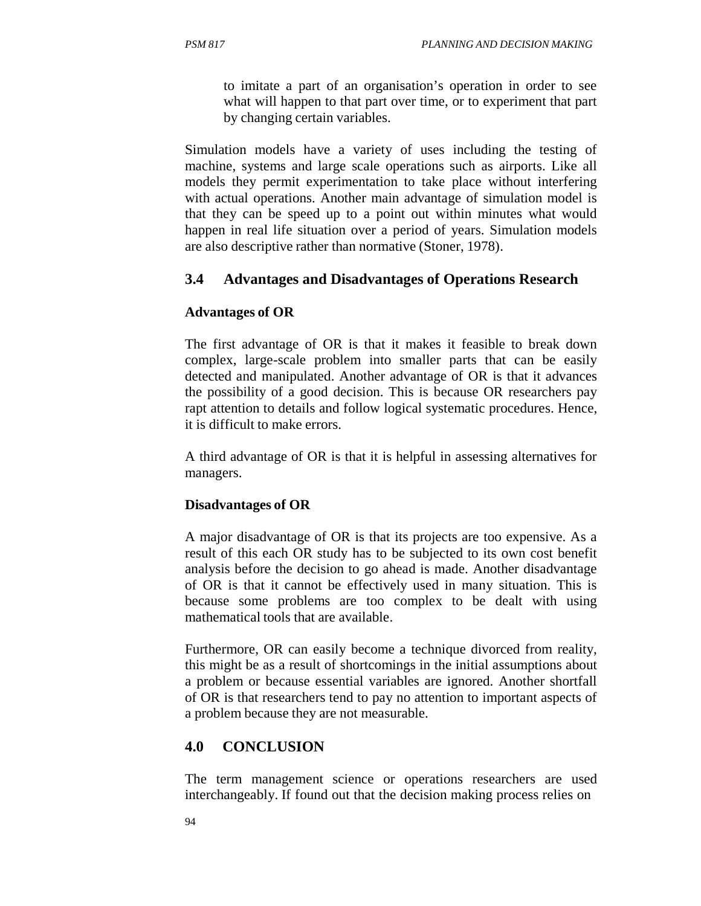to imitate a part of an organisation's operation in order to see what will happen to that part over time, or to experiment that part by changing certain variables.

Simulation models have a variety of uses including the testing of machine, systems and large scale operations such as airports. Like all models they permit experimentation to take place without interfering with actual operations. Another main advantage of simulation model is that they can be speed up to a point out within minutes what would happen in real life situation over a period of years. Simulation models are also descriptive rather than normative (Stoner, 1978).

## 3.4 Advantages and Disadvantages of Operations Research

**Advantages of OR**

The first advantage of OR is that it makes it feasible to break down complex, large-scale problem into smaller parts that can be easily detected and manipulated. Another advantage of OR is that it advances the possibility of a good decision. This is because OR researchers pay rapt attention to details and follow logical systematic procedures. Hence, it is difficult to make errors.

A third advantage of OR is that it is helpful in assessing alternatives for managers.

**Disadvantages of OR**

A major disadvantage of OR is that its projects are too expensive. As a result of this each OR study has to be subjected to its own cost benefit analysis before the decision to go ahead is made. Another disadvantage of OR is that it cannot be effectively used in many situation. This is because some problems are too complex to be dealt with using mathematical tools that are available.

Furthermore, OR can easily become a technique divorced from reality, this might be as a result of shortcomings in the initial assumptions about a problem or because essential variables are ignored. Another shortfall of OR is that researchers tend to pay no attention to important aspects of a problem because they are not measurable.

## 4.0 CONCLUSION

The term management science or operations researchers are used interchangeably. If found out that the decision making process relies on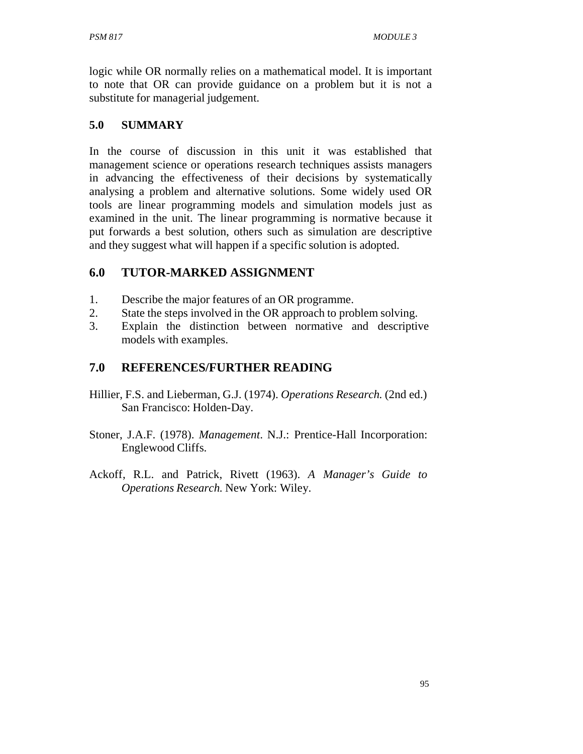logic while OR normally relies on a mathematical model. It is important to note that OR can provide guidance on a problem but it is not a substitute for managerial judgement.

## 5.0 SUMMARY

In the course of discussion in this unit it was established that management science or operations research techniques assists managers in advancing the effectiveness of their decisions by systematically analysing a problem and alternative solutions. Some widely used OR tools are linear programming models and simulation models just as examined in the unit. The linear programming is normative because it put forwards a best solution, others such as simulation are descriptive and they suggest what will happen if a specific solution is adopted.

## 6.0 TUTOR-MARKED ASSIGNMENT

1. Describe the major features of an OR programme.
2. State the steps involved in the OR approach to problem solving.
3. Explain the distinction between normative and descriptive models with examples.

## 7.0 REFERENCES/FURTHER READING

Hillier, F.S. and Lieberman, G.J. (1974). *Operations Research.* (2nd ed.) San Francisco: Holden-Day.

Stoner, J.A.F. (1978). *Management*. N.J.: Prentice-Hall Incorporation: Englewood Cliffs.

Ackoff, R.L. and Patrick, Rivett (1963). *A Manager's Guide to Operations Research.* New York: Wiley.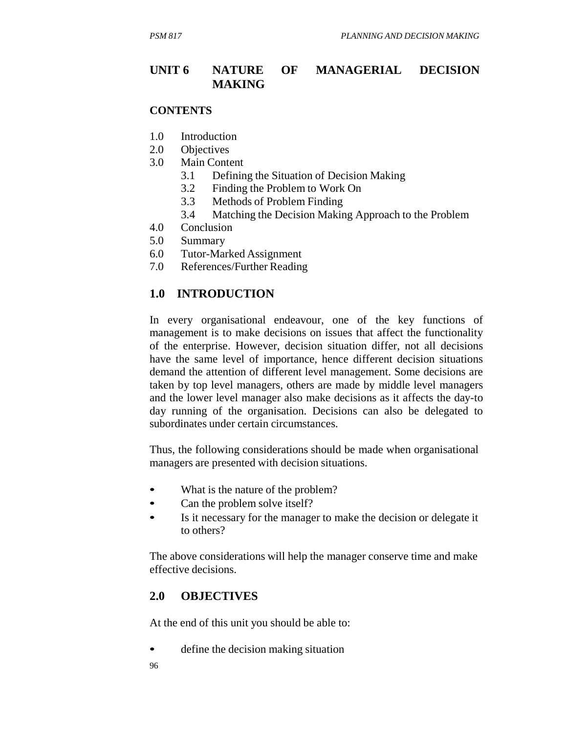# UNIT 6 NATURE OF MANAGERIAL DECISION MAKING

**CONTENTS**

1.0 Introduction
2.0 Objectives
3.0 Main Content
 3.1 Defining the Situation of Decision Making
 3.2 Finding the Problem to Work On
 3.3 Methods of Problem Finding
 3.4 Matching the Decision Making Approach to the Problem
4.0 Conclusion
5.0 Summary
6.0 Tutor-Marked Assignment
7.0 References/Further Reading

## 1.0 INTRODUCTION

In every organisational endeavour, one of the key functions of management is to make decisions on issues that affect the functionality of the enterprise. However, decision situation differ, not all decisions have the same level of importance, hence different decision situations demand the attention of different level management. Some decisions are taken by top level managers, others are made by middle level managers and the lower level manager also make decisions as it affects the day-to day running of the organisation. Decisions can also be delegated to subordinates under certain circumstances.

Thus, the following considerations should be made when organisational managers are presented with decision situations.

- What is the nature of the problem?
- Can the problem solve itself?
- Is it necessary for the manager to make the decision or delegate it to others?

The above considerations will help the manager conserve time and make effective decisions.

## 2.0 OBJECTIVES

At the end of this unit you should be able to:

- define the decision making situation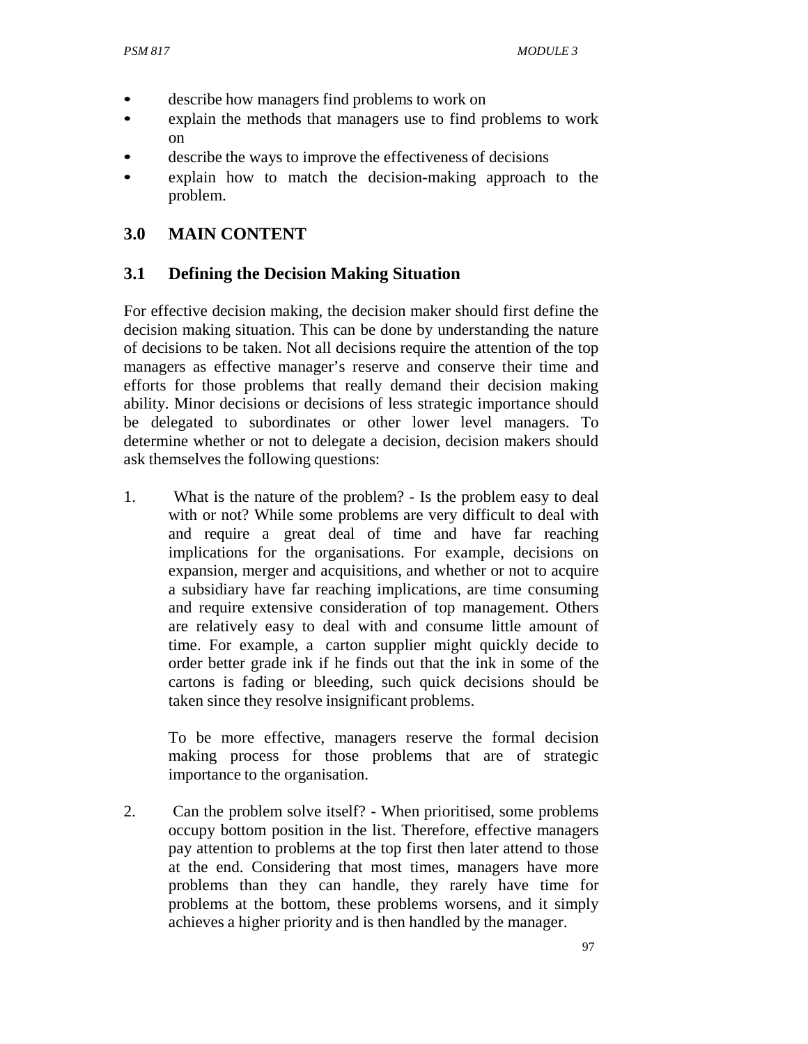- describe how managers find problems to work on
- explain the methods that managers use to find problems to work on
- describe the ways to improve the effectiveness of decisions
- explain how to match the decision-making approach to the problem.

## 3.0 MAIN CONTENT

### 3.1 Defining the Decision Making Situation

For effective decision making, the decision maker should first define the decision making situation. This can be done by understanding the nature of decisions to be taken. Not all decisions require the attention of the top managers as effective manager's reserve and conserve their time and efforts for those problems that really demand their decision making ability. Minor decisions or decisions of less strategic importance should be delegated to subordinates or other lower level managers. To determine whether or not to delegate a decision, decision makers should ask themselves the following questions:

1. What is the nature of the problem? - Is the problem easy to deal with or not? While some problems are very difficult to deal with and require a great deal of time and have far reaching implications for the organisations. For example, decisions on expansion, merger and acquisitions, and whether or not to acquire a subsidiary have far reaching implications, are time consuming and require extensive consideration of top management. Others are relatively easy to deal with and consume little amount of time. For example, a carton supplier might quickly decide to order better grade ink if he finds out that the ink in some of the cartons is fading or bleeding, such quick decisions should be taken since they resolve insignificant problems.

   To be more effective, managers reserve the formal decision making process for those problems that are of strategic importance to the organisation.

2. Can the problem solve itself? - When prioritised, some problems occupy bottom position in the list. Therefore, effective managers pay attention to problems at the top first then later attend to those at the end. Considering that most times, managers have more problems than they can handle, they rarely have time for problems at the bottom, these problems worsens, and it simply achieves a higher priority and is then handled by the manager.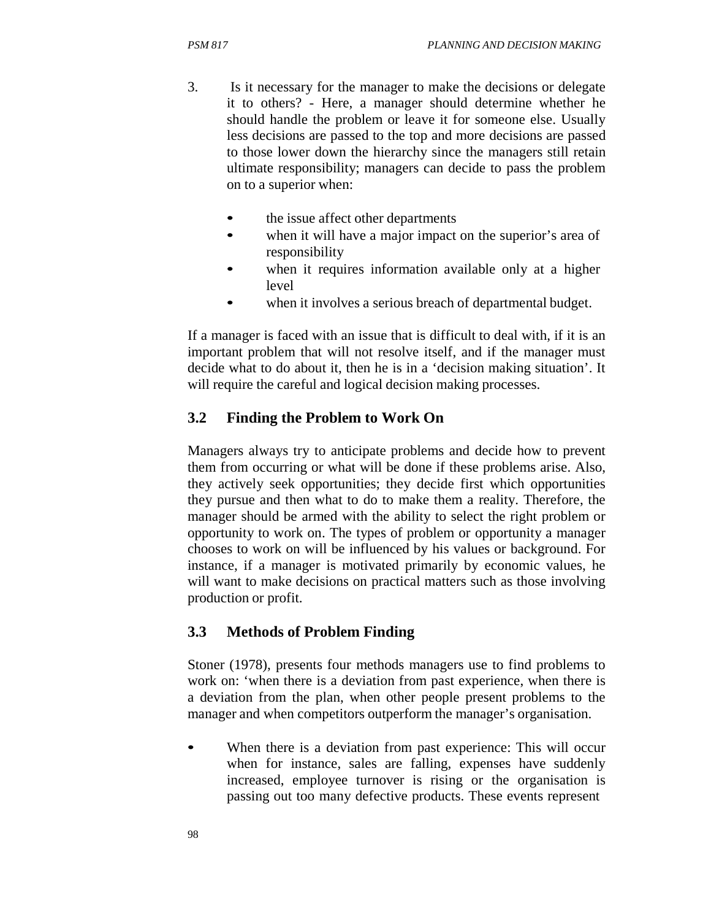3. Is it necessary for the manager to make the decisions or delegate it to others? - Here, a manager should determine whether he should handle the problem or leave it for someone else. Usually less decisions are passed to the top and more decisions are passed to those lower down the hierarchy since the managers still retain ultimate responsibility; managers can decide to pass the problem on to a superior when:

    - the issue affect other departments
    - when it will have a major impact on the superior's area of responsibility
    - when it requires information available only at a higher level
    - when it involves a serious breach of departmental budget.

If a manager is faced with an issue that is difficult to deal with, if it is an important problem that will not resolve itself, and if the manager must decide what to do about it, then he is in a 'decision making situation'. It will require the careful and logical decision making processes.

## 3.2 Finding the Problem to Work On

Managers always try to anticipate problems and decide how to prevent them from occurring or what will be done if these problems arise. Also, they actively seek opportunities; they decide first which opportunities they pursue and then what to do to make them a reality. Therefore, the manager should be armed with the ability to select the right problem or opportunity to work on. The types of problem or opportunity a manager chooses to work on will be influenced by his values or background. For instance, if a manager is motivated primarily by economic values, he will want to make decisions on practical matters such as those involving production or profit.

## 3.3 Methods of Problem Finding

Stoner (1978), presents four methods managers use to find problems to work on: 'when there is a deviation from past experience, when there is a deviation from the plan, when other people present problems to the manager and when competitors outperform the manager's organisation.

- When there is a deviation from past experience: This will occur when for instance, sales are falling, expenses have suddenly increased, employee turnover is rising or the organisation is passing out too many defective products. These events represent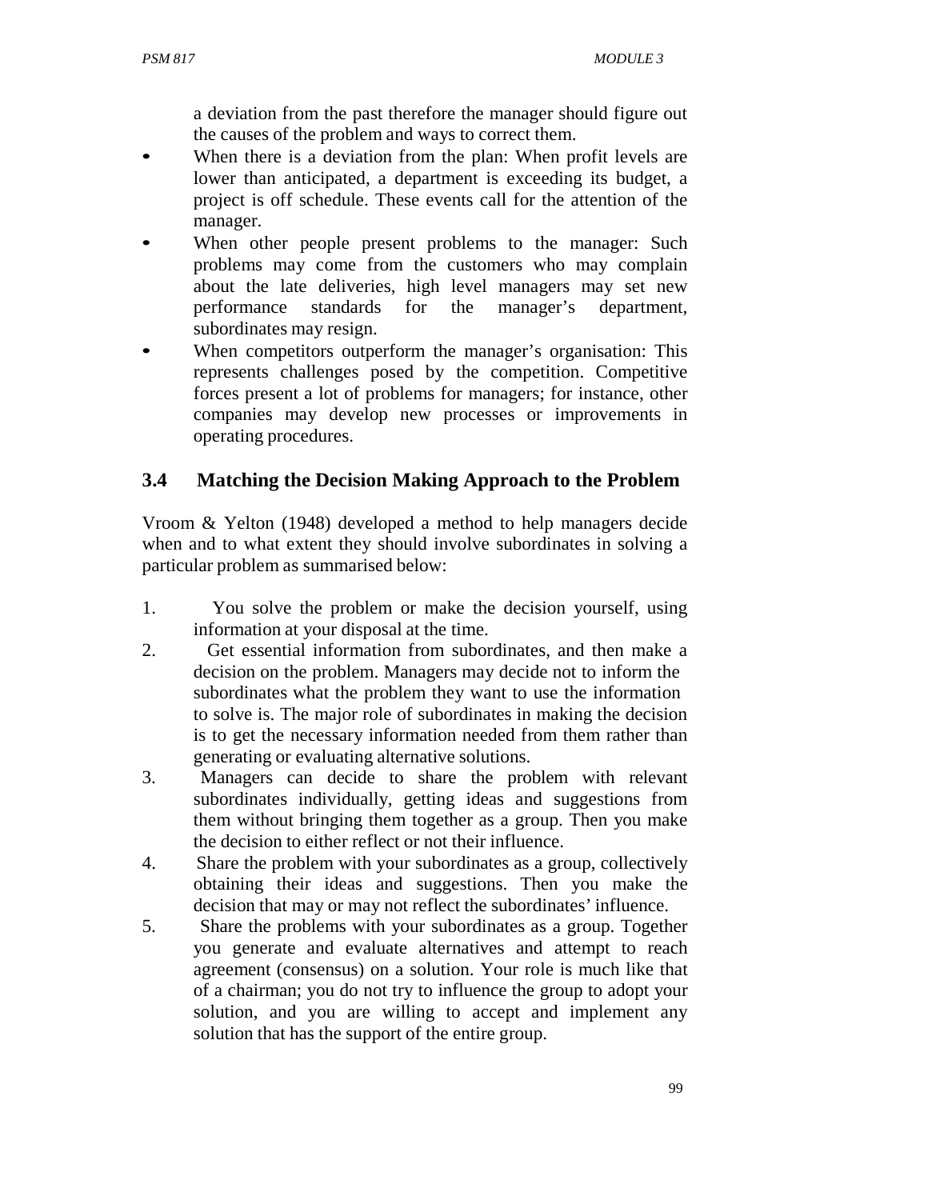a deviation from the past therefore the manager should figure out the causes of the problem and ways to correct them.

- When there is a deviation from the plan: When profit levels are lower than anticipated, a department is exceeding its budget, a project is off schedule. These events call for the attention of the manager.
- When other people present problems to the manager: Such problems may come from the customers who may complain about the late deliveries, high level managers may set new performance standards for the manager's department, subordinates may resign.
- When competitors outperform the manager's organisation: This represents challenges posed by the competition. Competitive forces present a lot of problems for managers; for instance, other companies may develop new processes or improvements in operating procedures.

## 3.4 Matching the Decision Making Approach to the Problem

Vroom & Yelton (1948) developed a method to help managers decide when and to what extent they should involve subordinates in solving a particular problem as summarised below:

1. You solve the problem or make the decision yourself, using information at your disposal at the time.
2. Get essential information from subordinates, and then make a decision on the problem. Managers may decide not to inform the subordinates what the problem they want to use the information to solve is. The major role of subordinates in making the decision is to get the necessary information needed from them rather than generating or evaluating alternative solutions.
3. Managers can decide to share the problem with relevant subordinates individually, getting ideas and suggestions from them without bringing them together as a group. Then you make the decision to either reflect or not their influence.
4. Share the problem with your subordinates as a group, collectively obtaining their ideas and suggestions. Then you make the decision that may or may not reflect the subordinates' influence.
5. Share the problems with your subordinates as a group. Together you generate and evaluate alternatives and attempt to reach agreement (consensus) on a solution. Your role is much like that of a chairman; you do not try to influence the group to adopt your solution, and you are willing to accept and implement any solution that has the support of the entire group.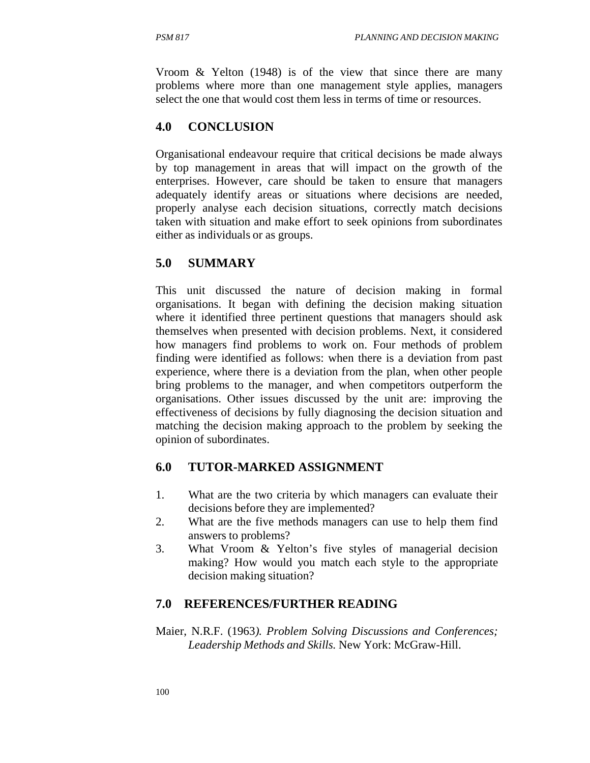Vroom & Yelton (1948) is of the view that since there are many problems where more than one management style applies, managers select the one that would cost them less in terms of time or resources.

## 4.0 CONCLUSION

Organisational endeavour require that critical decisions be made always by top management in areas that will impact on the growth of the enterprises. However, care should be taken to ensure that managers adequately identify areas or situations where decisions are needed, properly analyse each decision situations, correctly match decisions taken with situation and make effort to seek opinions from subordinates either as individuals or as groups.

## 5.0 SUMMARY

This unit discussed the nature of decision making in formal organisations. It began with defining the decision making situation where it identified three pertinent questions that managers should ask themselves when presented with decision problems. Next, it considered how managers find problems to work on. Four methods of problem finding were identified as follows: when there is a deviation from past experience, where there is a deviation from the plan, when other people bring problems to the manager, and when competitors outperform the organisations. Other issues discussed by the unit are: improving the effectiveness of decisions by fully diagnosing the decision situation and matching the decision making approach to the problem by seeking the opinion of subordinates.

## 6.0 TUTOR-MARKED ASSIGNMENT

1. What are the two criteria by which managers can evaluate their decisions before they are implemented?
2. What are the five methods managers can use to help them find answers to problems?
3. What Vroom & Yelton's five styles of managerial decision making? How would you match each style to the appropriate decision making situation?

## 7.0 REFERENCES/FURTHER READING

Maier, N.R.F. (1963*). Problem Solving Discussions and Conferences; Leadership Methods and Skills.* New York: McGraw-Hill.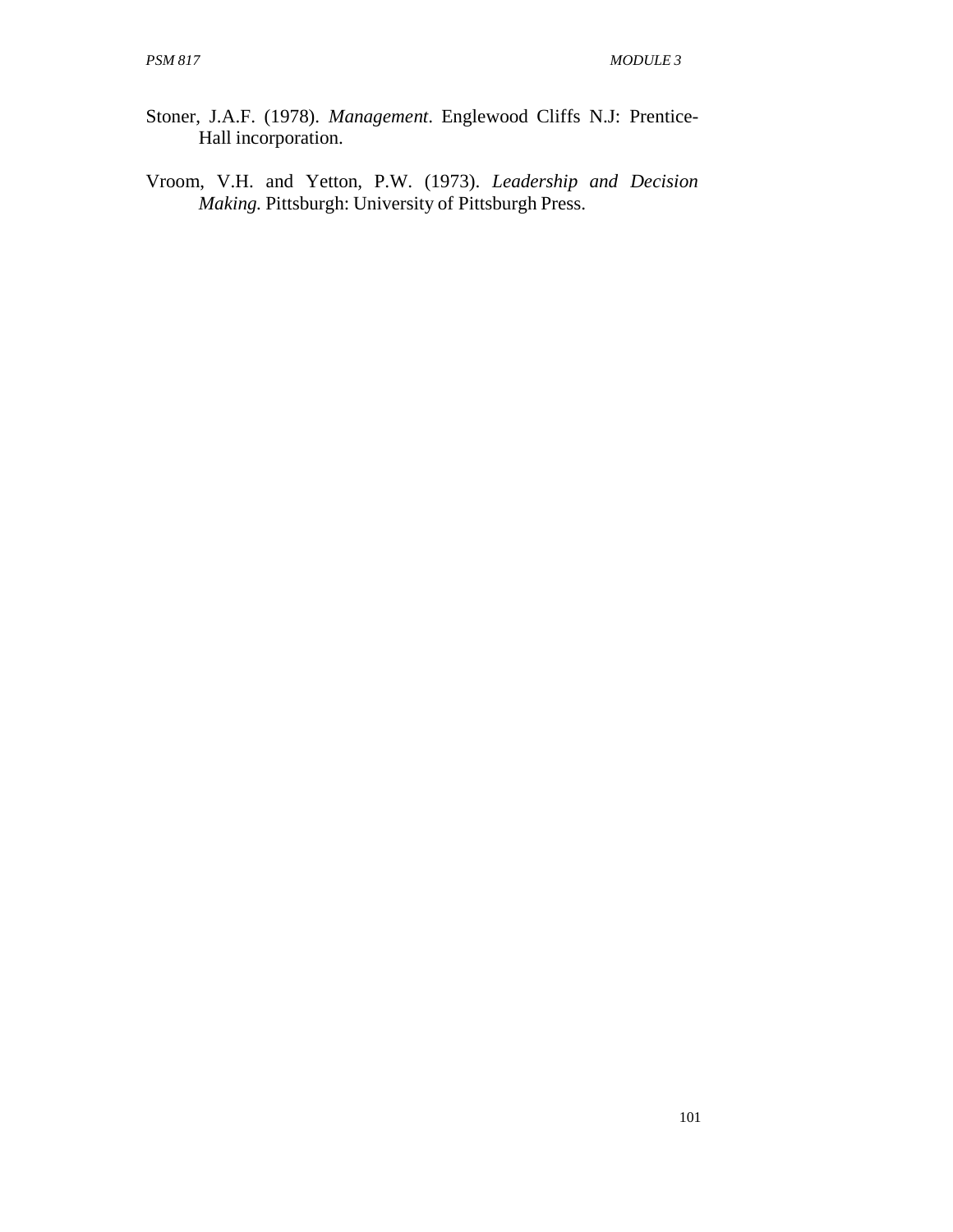Stoner, J.A.F. (1978). *Management*. Englewood Cliffs N.J: Prentice-Hall incorporation.

Vroom, V.H. and Yetton, P.W. (1973). *Leadership and Decision Making.* Pittsburgh: University of Pittsburgh Press.